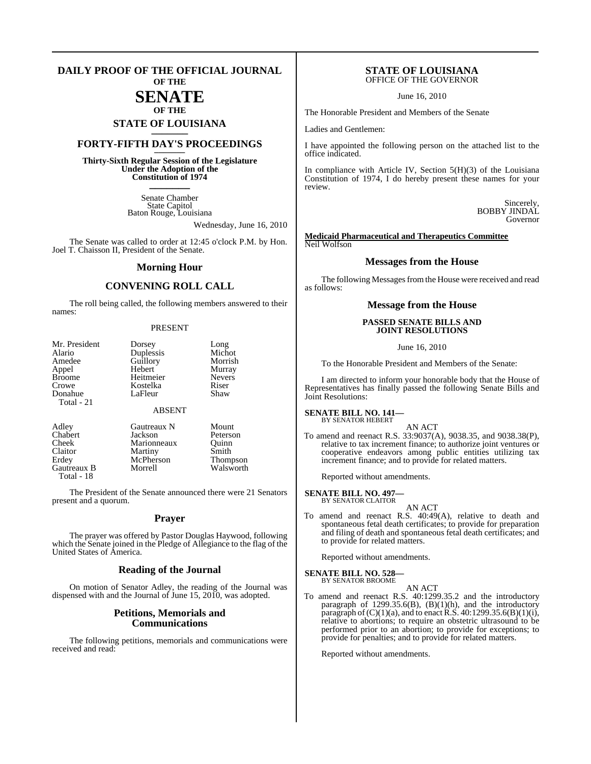# DAILY PROOF OF THE OFFICIAL JOURNAL OF THE SENATE OF THE STATE OF LOUISIANA

## FORTY-FIFTH DAY'S PROCEEDINGS

**Thirty-Sixth Regular Session of the Legislature Under the Adoption of the Constitution of 1974**

Senate Chamber
State Capitol
Baton Rouge, Louisiana

Wednesday, June 16, 2010

The Senate was called to order at 12:45 o'clock P.M. by Hon. Joel T. Chaisson II, President of the Senate.

## Morning Hour

## CONVENING ROLL CALL

The roll being called, the following members answered to their names:

PRESENT

| | | |
|---|---|---|
| Mr. President | Dorsey | Long |
| Alario | Duplessis | Michot |
| Amedee | Guillory | Morrish |
| Appel | Hebert | Murray |
| Broome | Heitmeier | Nevers |
| Crowe | Kostelka | Riser |
| Donahue | LaFleur | Shaw |

Total - 21

ABSENT

| | | |
|---|---|---|
| Adley | Gautreaux N | Mount |
| Chabert | Jackson | Peterson |
| Cheek | Marionneaux | Quinn |
| Claitor | Martiny | Smith |
| Erdey | McPherson | Thompson |
| Gautreaux B | Morrell | Walsworth |

Total - 18

The President of the Senate announced there were 21 Senators present and a quorum.

## Prayer

The prayer was offered by Pastor Douglas Haywood, following which the Senate joined in the Pledge of Allegiance to the flag of the United States of America.

## Reading of the Journal

On motion of Senator Adley, the reading of the Journal was dispensed with and the Journal of June 15, 2010, was adopted.

## Petitions, Memorials and Communications

The following petitions, memorials and communications were received and read:

**STATE OF LOUISIANA**
OFFICE OF THE GOVERNOR

June 16, 2010

The Honorable President and Members of the Senate

Ladies and Gentlemen:

I have appointed the following person on the attached list to the office indicated.

In compliance with Article IV, Section 5(H)(3) of the Louisiana Constitution of 1974, I do hereby present these names for your review.

Sincerely,
BOBBY JINDAL
Governor

**Medicaid Pharmaceutical and Therapeutics Committee**
Neil Wolfson

## Messages from the House

The following Messages from the House were received and read as follows:

## Message from the House

**PASSED SENATE BILLS AND JOINT RESOLUTIONS**

June 16, 2010

To the Honorable President and Members of the Senate:

I am directed to inform your honorable body that the House of Representatives has finally passed the following Senate Bills and Joint Resolutions:

**SENATE BILL NO. 141—**
BY SENATOR HEBERT

AN ACT

To amend and reenact R.S. 33:9037(A), 9038.35, and 9038.38(P), relative to tax increment finance; to authorize joint ventures or cooperative endeavors among public entities utilizing tax increment finance; and to provide for related matters.

Reported without amendments.

**SENATE BILL NO. 497—**
BY SENATOR CLAITOR

AN ACT

To amend and reenact R.S. 40:49(A), relative to death and spontaneous fetal death certificates; to provide for preparation and filing of death and spontaneous fetal death certificates; and to provide for related matters.

Reported without amendments.

**SENATE BILL NO. 528—**
BY SENATOR BROOME

AN ACT

To amend and reenact R.S. 40:1299.35.2 and the introductory paragraph of 1299.35.6(B), (B)(1)(h), and the introductory paragraph of (C)(1)(a), and to enact R.S. 40:1299.35.6(B)(1)(i), relative to abortions; to require an obstetric ultrasound to be performed prior to an abortion; to provide for exceptions; to provide for penalties; and to provide for related matters.

Reported without amendments.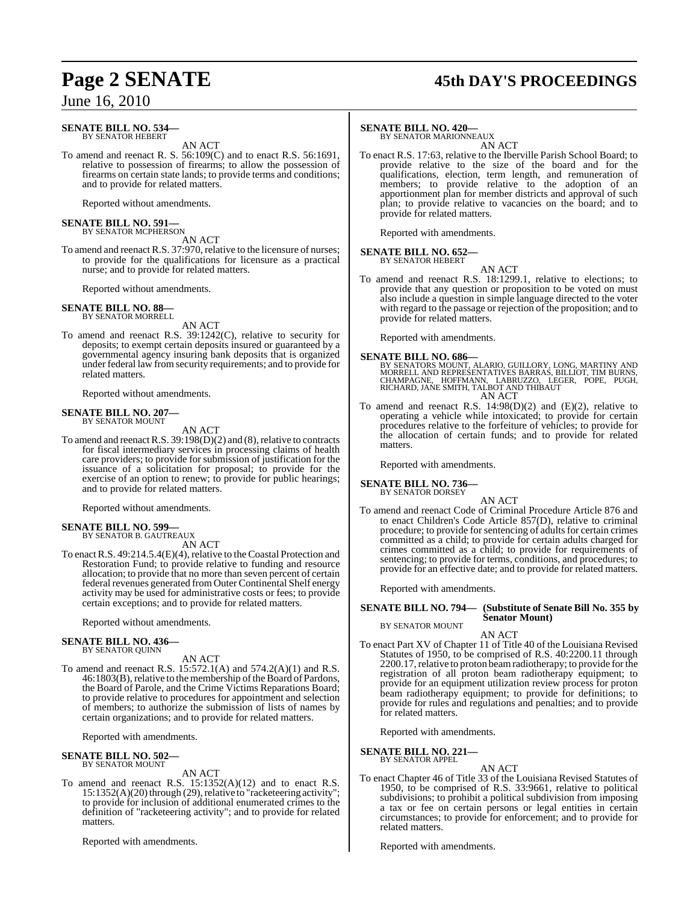**SENATE BILL NO. 534—**
BY SENATOR HEBERT

AN ACT

To amend and reenact R. S. 56:109(C) and to enact R.S. 56:1691, relative to possession of firearms; to allow the possession of firearms on certain state lands; to provide terms and conditions; and to provide for related matters.

Reported without amendments.

**SENATE BILL NO. 591—**
BY SENATOR MCPHERSON

AN ACT

To amend and reenact R.S. 37:970, relative to the licensure of nurses; to provide for the qualifications for licensure as a practical nurse; and to provide for related matters.

Reported without amendments.

**SENATE BILL NO. 88—**
BY SENATOR MORRELL

AN ACT

To amend and reenact R.S. 39:1242(C), relative to security for deposits; to exempt certain deposits insured or guaranteed by a governmental agency insuring bank deposits that is organized under federal law from security requirements; and to provide for related matters.

Reported without amendments.

**SENATE BILL NO. 207—**
BY SENATOR MOUNT

AN ACT

To amend and reenact R.S. 39:198(D)(2) and (8), relative to contracts for fiscal intermediary services in processing claims of health care providers; to provide for submission of justification for the issuance of a solicitation for proposal; to provide for the exercise of an option to renew; to provide for public hearings; and to provide for related matters.

Reported without amendments.

**SENATE BILL NO. 599—**
BY SENATOR B. GAUTREAUX

AN ACT

To enact R.S. 49:214.5.4(E)(4), relative to the Coastal Protection and Restoration Fund; to provide relative to funding and resource allocation; to provide that no more than seven percent of certain federal revenues generated from Outer Continental Shelf energy activity may be used for administrative costs or fees; to provide certain exceptions; and to provide for related matters.

Reported without amendments.

**SENATE BILL NO. 436—**
BY SENATOR QUINN

AN ACT

To amend and reenact R.S. 15:572.1(A) and 574.2(A)(1) and R.S. 46:1803(B), relative to the membership of the Board of Pardons, the Board of Parole, and the Crime Victims Reparations Board; to provide relative to procedures for appointment and selection of members; to authorize the submission of lists of names by certain organizations; and to provide for related matters.

Reported with amendments.

**SENATE BILL NO. 502—**
BY SENATOR MOUNT

AN ACT

To amend and reenact R.S. 15:1352(A)(12) and to enact R.S. 15:1352(A)(20) through (29), relative to "racketeering activity"; to provide for inclusion of additional enumerated crimes to the definition of "racketeering activity"; and to provide for related matters.

Reported with amendments.

**SENATE BILL NO. 420—**
BY SENATOR MARIONNEAUX

AN ACT

To enact R.S. 17:63, relative to the Iberville Parish School Board; to provide relative to the size of the board and for the qualifications, election, term length, and remuneration of members; to provide relative to the adoption of an apportionment plan for member districts and approval of such plan; to provide relative to vacancies on the board; and to provide for related matters.

Reported with amendments.

**SENATE BILL NO. 652—**
BY SENATOR HEBERT

AN ACT

To amend and reenact R.S. 18:1299.1, relative to elections; to provide that any question or proposition to be voted on must also include a question in simple language directed to the voter with regard to the passage or rejection of the proposition; and to provide for related matters.

Reported with amendments.

**SENATE BILL NO. 686—**
BY SENATORS MOUNT, ALARIO, GUILLORY, LONG, MARTINY AND MORRELL AND REPRESENTATIVES BARRAS, BILLIOT, TIM BURNS, CHAMPAGNE, HOFFMANN, LABRUZZO, LEGER, POPE, PUGH, RICHARD, JANE SMITH, TALBOT AND THIBAUT

AN ACT

To amend and reenact R.S. 14:98(D)(2) and (E)(2), relative to operating a vehicle while intoxicated; to provide for certain procedures relative to the forfeiture of vehicles; to provide for the allocation of certain funds; and to provide for related matters.

Reported with amendments.

**SENATE BILL NO. 736—**
BY SENATOR DORSEY

AN ACT

To amend and reenact Code of Criminal Procedure Article 876 and to enact Children's Code Article 857(D), relative to criminal procedure; to provide for sentencing of adults for certain crimes committed as a child; to provide for certain adults charged for crimes committed as a child; to provide for requirements of sentencing; to provide for terms, conditions, and procedures; to provide for an effective date; and to provide for related matters.

Reported with amendments.

**SENATE BILL NO. 794— (Substitute of Senate Bill No. 355 by Senator Mount)**
BY SENATOR MOUNT

AN ACT

To enact Part XV of Chapter 11 of Title 40 of the Louisiana Revised Statutes of 1950, to be comprised of R.S. 40:2200.11 through 2200.17, relative to proton beam radiotherapy; to provide for the registration of all proton beam radiotherapy equipment; to provide for an equipment utilization review process for proton beam radiotherapy equipment; to provide for definitions; to provide for rules and regulations and penalties; and to provide for related matters.

Reported with amendments.

**SENATE BILL NO. 221—**
BY SENATOR APPEL

AN ACT

To enact Chapter 46 of Title 33 of the Louisiana Revised Statutes of 1950, to be comprised of R.S. 33:9661, relative to political subdivisions; to prohibit a political subdivision from imposing a tax or fee on certain persons or legal entities in certain circumstances; to provide for enforcement; and to provide for related matters.

Reported with amendments.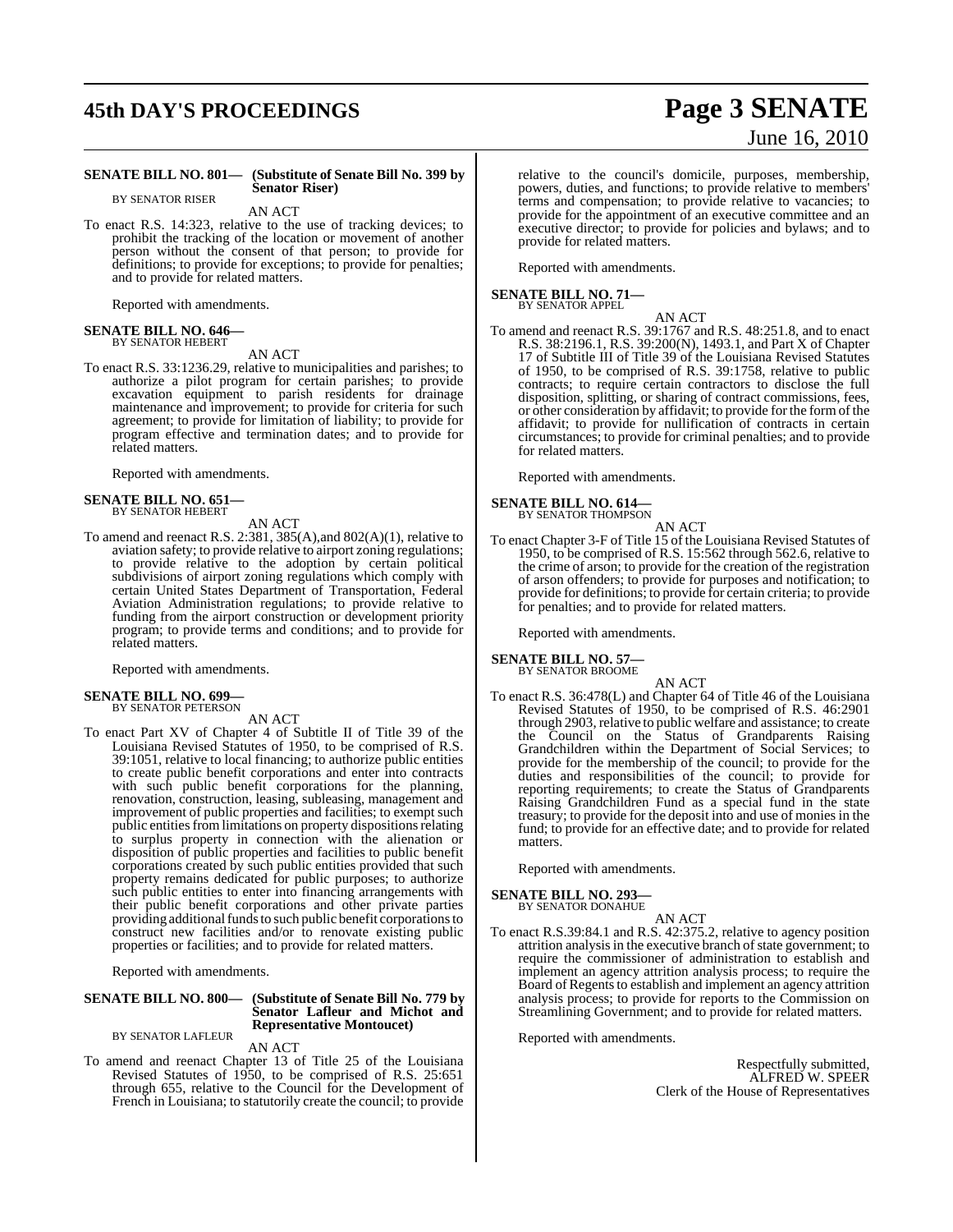**SENATE BILL NO. 801— (Substitute of Senate Bill No. 399 by Senator Riser)**
BY SENATOR RISER

AN ACT

To enact R.S. 14:323, relative to the use of tracking devices; to prohibit the tracking of the location or movement of another person without the consent of that person; to provide for definitions; to provide for exceptions; to provide for penalties; and to provide for related matters.

Reported with amendments.

**SENATE BILL NO. 646—**
BY SENATOR HEBERT

AN ACT

To enact R.S. 33:1236.29, relative to municipalities and parishes; to authorize a pilot program for certain parishes; to provide excavation equipment to parish residents for drainage maintenance and improvement; to provide for criteria for such agreement; to provide for limitation of liability; to provide for program effective and termination dates; and to provide for related matters.

Reported with amendments.

**SENATE BILL NO. 651—**
BY SENATOR HEBERT

AN ACT

To amend and reenact R.S. 2:381, 385(A),and 802(A)(1), relative to aviation safety; to provide relative to airport zoning regulations; to provide relative to the adoption by certain political subdivisions of airport zoning regulations which comply with certain United States Department of Transportation, Federal Aviation Administration regulations; to provide relative to funding from the airport construction or development priority program; to provide terms and conditions; and to provide for related matters.

Reported with amendments.

**SENATE BILL NO. 699—**
BY SENATOR PETERSON

AN ACT

To enact Part XV of Chapter 4 of Subtitle II of Title 39 of the Louisiana Revised Statutes of 1950, to be comprised of R.S. 39:1051, relative to local financing; to authorize public entities to create public benefit corporations and enter into contracts with such public benefit corporations for the planning, renovation, construction, leasing, subleasing, management and improvement of public properties and facilities; to exempt such public entities from limitations on property dispositions relating to surplus property in connection with the alienation or disposition of public properties and facilities to public benefit corporations created by such public entities provided that such property remains dedicated for public purposes; to authorize such public entities to enter into financing arrangements with their public benefit corporations and other private parties providing additional funds to such public benefit corporations to construct new facilities and/or to renovate existing public properties or facilities; and to provide for related matters.

Reported with amendments.

**SENATE BILL NO. 800— (Substitute of Senate Bill No. 779 by Senator Lafleur and Michot and Representative Montoucet)**
BY SENATOR LAFLEUR

AN ACT

To amend and reenact Chapter 13 of Title 25 of the Louisiana Revised Statutes of 1950, to be comprised of R.S. 25:651 through 655, relative to the Council for the Development of French in Louisiana; to statutorily create the council; to provide relative to the council's domicile, purposes, membership, powers, duties, and functions; to provide relative to members' terms and compensation; to provide relative to vacancies; to provide for the appointment of an executive committee and an executive director; to provide for policies and bylaws; and to provide for related matters.

Reported with amendments.

**SENATE BILL NO. 71—**
BY SENATOR APPEL

AN ACT

To amend and reenact R.S. 39:1767 and R.S. 48:251.8, and to enact R.S. 38:2196.1, R.S. 39:200(N), 1493.1, and Part X of Chapter 17 of Subtitle III of Title 39 of the Louisiana Revised Statutes of 1950, to be comprised of R.S. 39:1758, relative to public contracts; to require certain contractors to disclose the full disposition, splitting, or sharing of contract commissions, fees, or other consideration by affidavit; to provide for the form of the affidavit; to provide for nullification of contracts in certain circumstances; to provide for criminal penalties; and to provide for related matters.

Reported with amendments.

**SENATE BILL NO. 614—**
BY SENATOR THOMPSON

AN ACT

To enact Chapter 3-F of Title 15 of the Louisiana Revised Statutes of 1950, to be comprised of R.S. 15:562 through 562.6, relative to the crime of arson; to provide for the creation of the registration of arson offenders; to provide for purposes and notification; to provide for definitions; to provide for certain criteria; to provide for penalties; and to provide for related matters.

Reported with amendments.

**SENATE BILL NO. 57—**
BY SENATOR BROOME

AN ACT

To enact R.S. 36:478(L) and Chapter 64 of Title 46 of the Louisiana Revised Statutes of 1950, to be comprised of R.S. 46:2901 through 2903, relative to public welfare and assistance; to create the Council on the Status of Grandparents Raising Grandchildren within the Department of Social Services; to provide for the membership of the council; to provide for the duties and responsibilities of the council; to provide for reporting requirements; to create the Status of Grandparents Raising Grandchildren Fund as a special fund in the state treasury; to provide for the deposit into and use of monies in the fund; to provide for an effective date; and to provide for related matters.

Reported with amendments.

**SENATE BILL NO. 293—**
BY SENATOR DONAHUE

AN ACT

To enact R.S.39:84.1 and R.S. 42:375.2, relative to agency position attrition analysis in the executive branch of state government; to require the commissioner of administration to establish and implement an agency attrition analysis process; to require the Board of Regents to establish and implement an agency attrition analysis process; to provide for reports to the Commission on Streamlining Government; and to provide for related matters.

Reported with amendments.

Respectfully submitted,
ALFRED W. SPEER
Clerk of the House of Representatives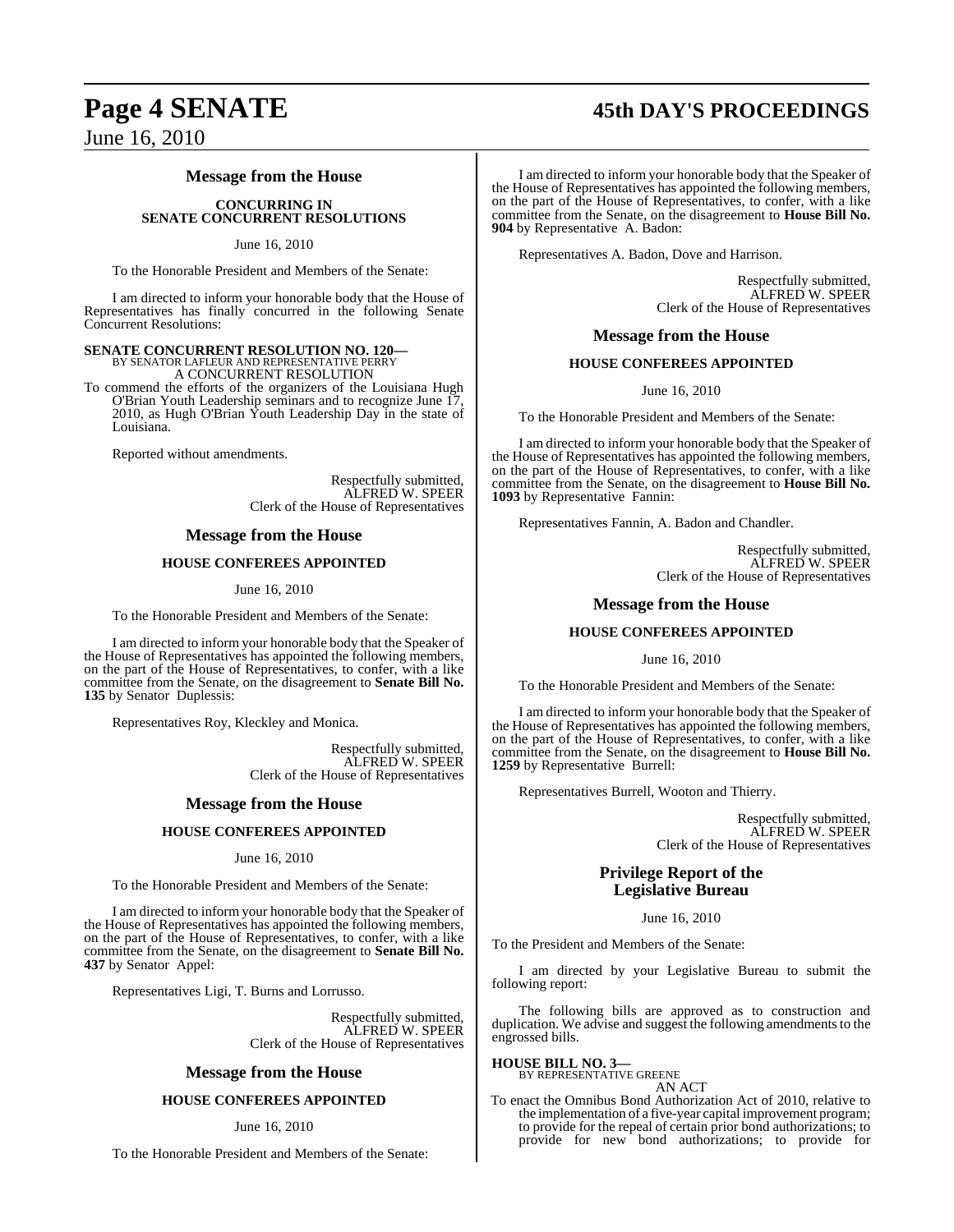### Message from the House

**CONCURRING IN SENATE CONCURRENT RESOLUTIONS**

June 16, 2010

To the Honorable President and Members of the Senate:

I am directed to inform your honorable body that the House of Representatives has finally concurred in the following Senate Concurrent Resolutions:

**SENATE CONCURRENT RESOLUTION NO. 120—**
BY SENATOR LAFLEUR AND REPRESENTATIVE PERRY
A CONCURRENT RESOLUTION

To commend the efforts of the organizers of the Louisiana Hugh O'Brian Youth Leadership seminars and to recognize June 17, 2010, as Hugh O'Brian Youth Leadership Day in the state of Louisiana.

Reported without amendments.

Respectfully submitted,
ALFRED W. SPEER
Clerk of the House of Representatives

### Message from the House

**HOUSE CONFEREES APPOINTED**

June 16, 2010

To the Honorable President and Members of the Senate:

I am directed to inform your honorable body that the Speaker of the House of Representatives has appointed the following members, on the part of the House of Representatives, to confer, with a like committee from the Senate, on the disagreement to **Senate Bill No. 135** by Senator Duplessis:

Representatives Roy, Kleckley and Monica.

Respectfully submitted,
ALFRED W. SPEER
Clerk of the House of Representatives

### Message from the House

**HOUSE CONFEREES APPOINTED**

June 16, 2010

To the Honorable President and Members of the Senate:

I am directed to inform your honorable body that the Speaker of the House of Representatives has appointed the following members, on the part of the House of Representatives, to confer, with a like committee from the Senate, on the disagreement to **Senate Bill No. 437** by Senator Appel:

Representatives Ligi, T. Burns and Lorrusso.

Respectfully submitted,
ALFRED W. SPEER
Clerk of the House of Representatives

### Message from the House

**HOUSE CONFEREES APPOINTED**

June 16, 2010

To the Honorable President and Members of the Senate:

I am directed to inform your honorable body that the Speaker of the House of Representatives has appointed the following members, on the part of the House of Representatives, to confer, with a like committee from the Senate, on the disagreement to **House Bill No. 904** by Representative A. Badon:

Representatives A. Badon, Dove and Harrison.

Respectfully submitted,
ALFRED W. SPEER
Clerk of the House of Representatives

### Message from the House

**HOUSE CONFEREES APPOINTED**

June 16, 2010

To the Honorable President and Members of the Senate:

I am directed to inform your honorable body that the Speaker of the House of Representatives has appointed the following members, on the part of the House of Representatives, to confer, with a like committee from the Senate, on the disagreement to **House Bill No. 1093** by Representative Fannin:

Representatives Fannin, A. Badon and Chandler.

Respectfully submitted,
ALFRED W. SPEER
Clerk of the House of Representatives

### Message from the House

**HOUSE CONFEREES APPOINTED**

June 16, 2010

To the Honorable President and Members of the Senate:

I am directed to inform your honorable body that the Speaker of the House of Representatives has appointed the following members, on the part of the House of Representatives, to confer, with a like committee from the Senate, on the disagreement to **House Bill No. 1259** by Representative Burrell:

Representatives Burrell, Wooton and Thierry.

Respectfully submitted,
ALFRED W. SPEER
Clerk of the House of Representatives

### Privilege Report of the Legislative Bureau

June 16, 2010

To the President and Members of the Senate:

I am directed by your Legislative Bureau to submit the following report:

The following bills are approved as to construction and duplication. We advise and suggest the following amendments to the engrossed bills.

**HOUSE BILL NO. 3—**
BY REPRESENTATIVE GREENE
AN ACT

To enact the Omnibus Bond Authorization Act of 2010, relative to the implementation of a five-year capital improvement program; to provide for the repeal of certain prior bond authorizations; to provide for new bond authorizations; to provide for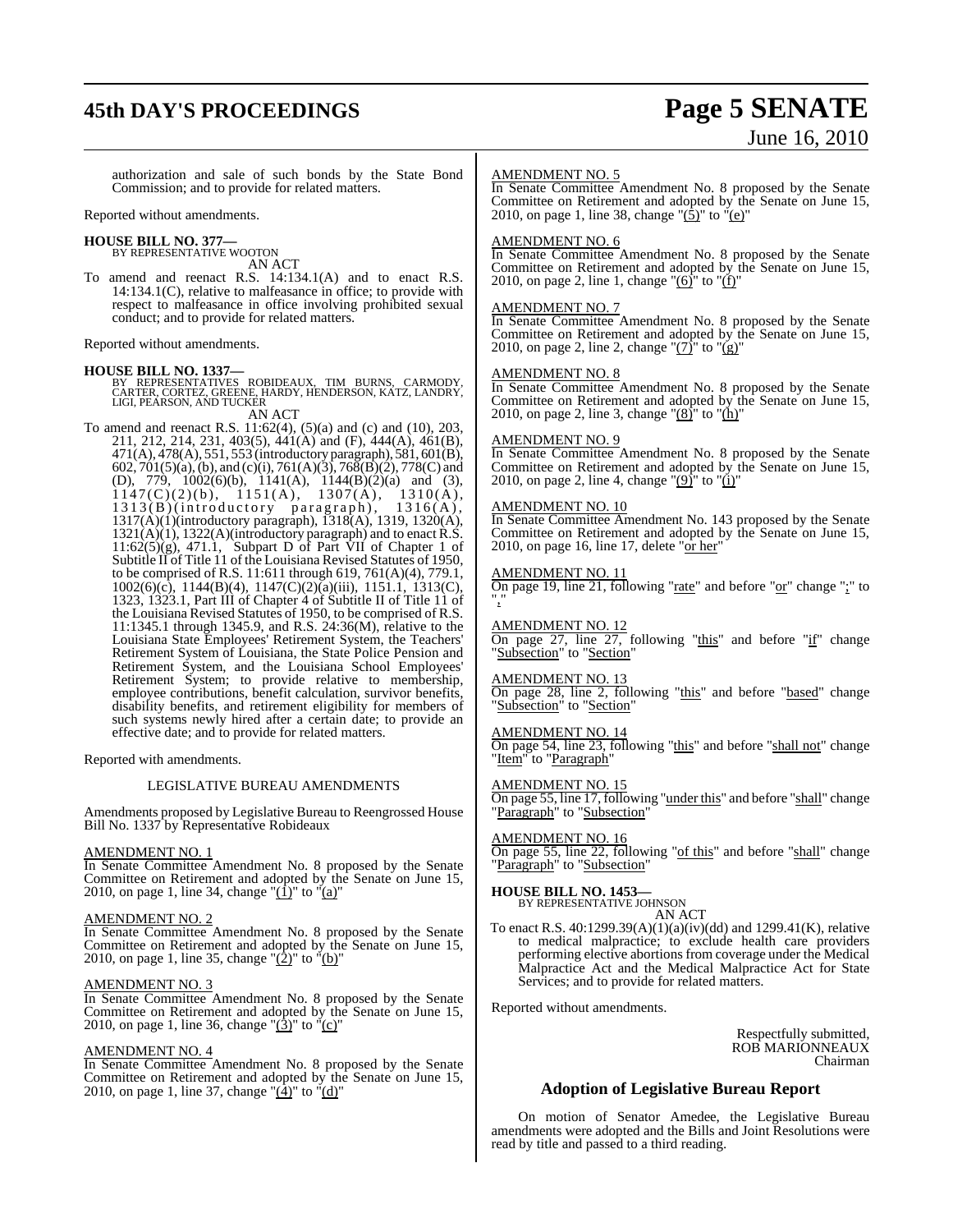authorization and sale of such bonds by the State Bond Commission; and to provide for related matters.

Reported without amendments.

**HOUSE BILL NO. 377—**
BY REPRESENTATIVE WOOTON
AN ACT

To amend and reenact R.S. 14:134.1(A) and to enact R.S. 14:134.1(C), relative to malfeasance in office; to provide with respect to malfeasance in office involving prohibited sexual conduct; and to provide for related matters.

Reported without amendments.

**HOUSE BILL NO. 1337—**
BY REPRESENTATIVES ROBIDEAUX, TIM BURNS, CARMODY, CARTER, CORTEZ, GREENE, HARDY, HENDERSON, KATZ, LANDRY, LIGI, PEARSON, AND TUCKER
AN ACT

To amend and reenact R.S. 11:62(4), (5)(a) and (c) and (10), 203, 211, 212, 214, 231, 403(5), 441(A) and (F), 444(A), 461(B), 471(A), 478(A), 551, 553 (introductory paragraph), 581, 601(B), 602, 701(5)(a), (b), and (c)(i), 761(A)(3), 768(B)(2), 778(C) and (D), 779, 1002(6)(b), 1141(A), 1144(B)(2)(a) and (3), 1147(C)(2)(b), 1151(A), 1307(A), 1310(A), 1313(B)(introductory paragraph), 1316(A), 1317(A)(1)(introductory paragraph), 1318(A), 1319, 1320(A), 1321(A)(1), 1322(A)(introductory paragraph) and to enact R.S. 11:62(5)(g), 471.1, Subpart D of Part VII of Chapter 1 of Subtitle II of Title 11 of the Louisiana Revised Statutes of 1950, to be comprised of R.S. 11:611 through 619, 761(A)(4), 779.1, 1002(6)(c), 1144(B)(4), 1147(C)(2)(a)(iii), 1151.1, 1313(C), 1323, 1323.1, Part III of Chapter 4 of Subtitle II of Title 11 of the Louisiana Revised Statutes of 1950, to be comprised of R.S. 11:1345.1 through 1345.9, and R.S. 24:36(M), relative to the Louisiana State Employees' Retirement System, the Teachers' Retirement System of Louisiana, the State Police Pension and Retirement System, and the Louisiana School Employees' Retirement System; to provide relative to membership, employee contributions, benefit calculation, survivor benefits, disability benefits, and retirement eligibility for members of such systems newly hired after a certain date; to provide an effective date; and to provide for related matters.

Reported with amendments.

LEGISLATIVE BUREAU AMENDMENTS

Amendments proposed by Legislative Bureau to Reengrossed House Bill No. 1337 by Representative Robideaux

AMENDMENT NO. 1
In Senate Committee Amendment No. 8 proposed by the Senate Committee on Retirement and adopted by the Senate on June 15, 2010, on page 1, line 34, change "(1)" to "(a)"

AMENDMENT NO. 2
In Senate Committee Amendment No. 8 proposed by the Senate Committee on Retirement and adopted by the Senate on June 15, 2010, on page 1, line 35, change "(2)" to "(b)"

AMENDMENT NO. 3
In Senate Committee Amendment No. 8 proposed by the Senate Committee on Retirement and adopted by the Senate on June 15, 2010, on page 1, line 36, change "(3)" to "(c)"

AMENDMENT NO. 4
In Senate Committee Amendment No. 8 proposed by the Senate Committee on Retirement and adopted by the Senate on June 15, 2010, on page 1, line 37, change "(4)" to "(d)"

AMENDMENT NO. 5
In Senate Committee Amendment No. 8 proposed by the Senate Committee on Retirement and adopted by the Senate on June 15, 2010, on page 1, line 38, change "(5)" to "(e)"

AMENDMENT NO. 6
In Senate Committee Amendment No. 8 proposed by the Senate Committee on Retirement and adopted by the Senate on June 15, 2010, on page 2, line 1, change "(6)" to "(f)"

AMENDMENT NO. 7
In Senate Committee Amendment No. 8 proposed by the Senate Committee on Retirement and adopted by the Senate on June 15, 2010, on page 2, line 2, change "(7)" to "(g)"

AMENDMENT NO. 8
In Senate Committee Amendment No. 8 proposed by the Senate Committee on Retirement and adopted by the Senate on June 15, 2010, on page 2, line 3, change "(8)" to "(h)"

AMENDMENT NO. 9
In Senate Committee Amendment No. 8 proposed by the Senate Committee on Retirement and adopted by the Senate on June 15, 2010, on page 2, line 4, change "(9)" to "(i)"

AMENDMENT NO. 10
In Senate Committee Amendment No. 143 proposed by the Senate Committee on Retirement and adopted by the Senate on June 15, 2010, on page 16, line 17, delete "or her"

AMENDMENT NO. 11
On page 19, line 21, following "rate" and before "or" change ";" to ","

AMENDMENT NO. 12
On page 27, line 27, following "this" and before "if" change "Subsection" to "Section"

AMENDMENT NO. 13
On page 28, line 2, following "this" and before "based" change "Subsection" to "Section"

AMENDMENT NO. 14
On page 54, line 23, following "this" and before "shall not" change "Item" to "Paragraph"

AMENDMENT NO. 15
On page 55, line 17, following "under this" and before "shall" change "Paragraph" to "Subsection"

AMENDMENT NO. 16
On page 55, line 22, following "of this" and before "shall" change "Paragraph" to "Subsection"

**HOUSE BILL NO. 1453—**
BY REPRESENTATIVE JOHNSON
AN ACT

To enact R.S. 40:1299.39(A)(1)(a)(iv)(dd) and 1299.41(K), relative to medical malpractice; to exclude health care providers performing elective abortions from coverage under the Medical Malpractice Act and the Medical Malpractice Act for State Services; and to provide for related matters.

Reported without amendments.

Respectfully submitted,
ROB MARIONNEAUX
Chairman

## Adoption of Legislative Bureau Report

On motion of Senator Amedee, the Legislative Bureau amendments were adopted and the Bills and Joint Resolutions were read by title and passed to a third reading.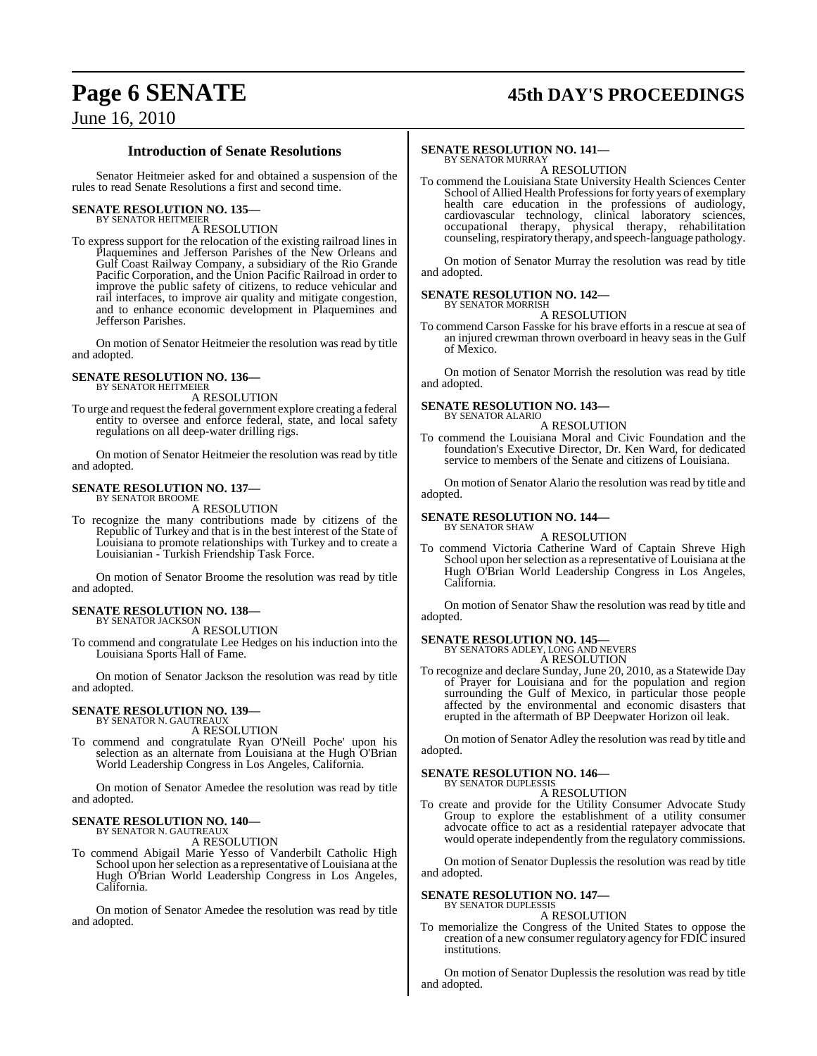## Introduction of Senate Resolutions

Senator Heitmeier asked for and obtained a suspension of the rules to read Senate Resolutions a first and second time.

**SENATE RESOLUTION NO. 135—**
BY SENATOR HEITMEIER

A RESOLUTION

To express support for the relocation of the existing railroad lines in Plaquemines and Jefferson Parishes of the New Orleans and Gulf Coast Railway Company, a subsidiary of the Rio Grande Pacific Corporation, and the Union Pacific Railroad in order to improve the public safety of citizens, to reduce vehicular and rail interfaces, to improve air quality and mitigate congestion, and to enhance economic development in Plaquemines and Jefferson Parishes.

On motion of Senator Heitmeier the resolution was read by title and adopted.

**SENATE RESOLUTION NO. 136—**
BY SENATOR HEITMEIER

A RESOLUTION

To urge and request the federal government explore creating a federal entity to oversee and enforce federal, state, and local safety regulations on all deep-water drilling rigs.

On motion of Senator Heitmeier the resolution was read by title and adopted.

**SENATE RESOLUTION NO. 137—**
BY SENATOR BROOME

A RESOLUTION

To recognize the many contributions made by citizens of the Republic of Turkey and that is in the best interest of the State of Louisiana to promote relationships with Turkey and to create a Louisianian - Turkish Friendship Task Force.

On motion of Senator Broome the resolution was read by title and adopted.

**SENATE RESOLUTION NO. 138—**
BY SENATOR JACKSON

A RESOLUTION

To commend and congratulate Lee Hedges on his induction into the Louisiana Sports Hall of Fame.

On motion of Senator Jackson the resolution was read by title and adopted.

**SENATE RESOLUTION NO. 139—**
BY SENATOR N. GAUTREAUX

A RESOLUTION

To commend and congratulate Ryan O'Neill Poche' upon his selection as an alternate from Louisiana at the Hugh O'Brian World Leadership Congress in Los Angeles, California.

On motion of Senator Amedee the resolution was read by title and adopted.

**SENATE RESOLUTION NO. 140—**
BY SENATOR N. GAUTREAUX

A RESOLUTION

To commend Abigail Marie Yesso of Vanderbilt Catholic High School upon her selection as a representative of Louisiana at the Hugh O'Brian World Leadership Congress in Los Angeles, California.

On motion of Senator Amedee the resolution was read by title and adopted.

**SENATE RESOLUTION NO. 141—**
BY SENATOR MURRAY

A RESOLUTION

To commend the Louisiana State University Health Sciences Center School of Allied Health Professions for forty years of exemplary health care education in the professions of audiology, cardiovascular technology, clinical laboratory sciences, occupational therapy, physical therapy, rehabilitation counseling, respiratory therapy, and speech-language pathology.

On motion of Senator Murray the resolution was read by title and adopted.

**SENATE RESOLUTION NO. 142—**
BY SENATOR MORRISH

A RESOLUTION

To commend Carson Fasske for his brave efforts in a rescue at sea of an injured crewman thrown overboard in heavy seas in the Gulf of Mexico.

On motion of Senator Morrish the resolution was read by title and adopted.

**SENATE RESOLUTION NO. 143—**
BY SENATOR ALARIO

A RESOLUTION

To commend the Louisiana Moral and Civic Foundation and the foundation's Executive Director, Dr. Ken Ward, for dedicated service to members of the Senate and citizens of Louisiana.

On motion of Senator Alario the resolution was read by title and adopted.

**SENATE RESOLUTION NO. 144—**
BY SENATOR SHAW

A RESOLUTION

To commend Victoria Catherine Ward of Captain Shreve High School upon her selection as a representative of Louisiana at the Hugh O'Brian World Leadership Congress in Los Angeles, California.

On motion of Senator Shaw the resolution was read by title and adopted.

**SENATE RESOLUTION NO. 145—**
BY SENATORS ADLEY, LONG AND NEVERS

A RESOLUTION

To recognize and declare Sunday, June 20, 2010, as a Statewide Day of Prayer for Louisiana and for the population and region surrounding the Gulf of Mexico, in particular those people affected by the environmental and economic disasters that erupted in the aftermath of BP Deepwater Horizon oil leak.

On motion of Senator Adley the resolution was read by title and adopted.

**SENATE RESOLUTION NO. 146—**
BY SENATOR DUPLESSIS

A RESOLUTION

To create and provide for the Utility Consumer Advocate Study Group to explore the establishment of a utility consumer advocate office to act as a residential ratepayer advocate that would operate independently from the regulatory commissions.

On motion of Senator Duplessis the resolution was read by title and adopted.

**SENATE RESOLUTION NO. 147—**
BY SENATOR DUPLESSIS

A RESOLUTION

To memorialize the Congress of the United States to oppose the creation of a new consumer regulatory agency for FDIC insured institutions.

On motion of Senator Duplessis the resolution was read by title and adopted.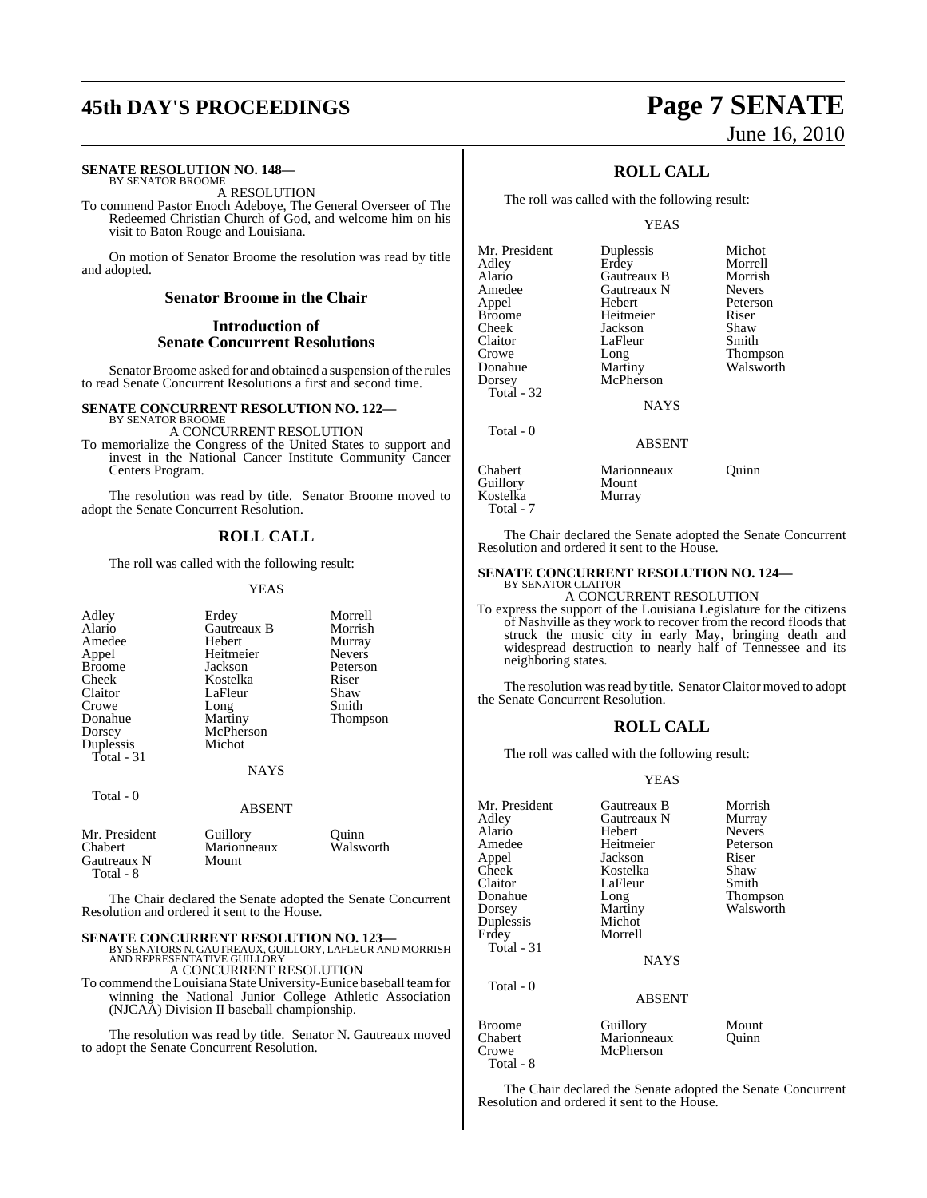**SENATE RESOLUTION NO. 148—**
BY SENATOR BROOME

A RESOLUTION

To commend Pastor Enoch Adeboye, The General Overseer of The Redeemed Christian Church of God, and welcome him on his visit to Baton Rouge and Louisiana.

On motion of Senator Broome the resolution was read by title and adopted.

## Senator Broome in the Chair

## Introduction of Senate Concurrent Resolutions

Senator Broome asked for and obtained a suspension of the rules to read Senate Concurrent Resolutions a first and second time.

**SENATE CONCURRENT RESOLUTION NO. 122—**
BY SENATOR BROOME

A CONCURRENT RESOLUTION

To memorialize the Congress of the United States to support and invest in the National Cancer Institute Community Cancer Centers Program.

The resolution was read by title. Senator Broome moved to adopt the Senate Concurrent Resolution.

## ROLL CALL

The roll was called with the following result:

YEAS

| | | |
|---|---|---|
| Adley | Erdey | Morrell |
| Alario | Gautreaux B | Morrish |
| Amedee | Hebert | Murray |
| Appel | Heitmeier | Nevers |
| Broome | Jackson | Peterson |
| Cheek | Kostelka | Riser |
| Claitor | LaFleur | Shaw |
| Crowe | Long | Smith |
| Donahue | Martiny | Thompson |
| Dorsey | McPherson | |
| Duplessis | Michot | |

Total - 31

NAYS

Total - 0

ABSENT

| | | |
|---|---|---|
| Mr. President | Guillory | Quinn |
| Chabert | Marionneaux | Walsworth |
| Gautreaux N | Mount | |

Total - 8

The Chair declared the Senate adopted the Senate Concurrent Resolution and ordered it sent to the House.

**SENATE CONCURRENT RESOLUTION NO. 123—**
BY SENATORS N. GAUTREAUX, GUILLORY, LAFLEUR AND MORRISH AND REPRESENTATIVE GUILLORY

A CONCURRENT RESOLUTION

To commend the Louisiana State University-Eunice baseball team for winning the National Junior College Athletic Association (NJCAA) Division II baseball championship.

The resolution was read by title. Senator N. Gautreaux moved to adopt the Senate Concurrent Resolution.

## ROLL CALL

The roll was called with the following result:

YEAS

| | | |
|---|---|---|
| Mr. President | Duplessis | Michot |
| Adley | Erdey | Morrell |
| Alario | Gautreaux B | Morrish |
| Amedee | Gautreaux N | Nevers |
| Appel | Hebert | Peterson |
| Broome | Heitmeier | Riser |
| Cheek | Jackson | Shaw |
| Claitor | LaFleur | Smith |
| Crowe | Long | Thompson |
| Donahue | Martiny | Walsworth |
| Dorsey | McPherson | |

Total - 32

NAYS

Total - 0

ABSENT

| | | |
|---|---|---|
| Chabert | Marionneaux | Quinn |
| Guillory | Mount | |
| Kostelka | Murray | |

Total - 7

The Chair declared the Senate adopted the Senate Concurrent Resolution and ordered it sent to the House.

**SENATE CONCURRENT RESOLUTION NO. 124—**
BY SENATOR CLAITOR

A CONCURRENT RESOLUTION

To express the support of the Louisiana Legislature for the citizens of Nashville as they work to recover from the record floods that struck the music city in early May, bringing death and widespread destruction to nearly half of Tennessee and its neighboring states.

The resolution was read by title. Senator Claitor moved to adopt the Senate Concurrent Resolution.

## ROLL CALL

The roll was called with the following result:

YEAS

| | | |
|---|---|---|
| Mr. President | Gautreaux B | Morrish |
| Adley | Gautreaux N | Murray |
| Alario | Hebert | Nevers |
| Amedee | Heitmeier | Peterson |
| Appel | Jackson | Riser |
| Cheek | Kostelka | Shaw |
| Claitor | LaFleur | Smith |
| Donahue | Long | Thompson |
| Dorsey | Martiny | Walsworth |
| Duplessis | Michot | |
| Erdey | Morrell | |

Total - 31

NAYS

Total - 0

ABSENT

| | | |
|---|---|---|
| Broome | Guillory | Mount |
| Chabert | Marionneaux | Quinn |
| Crowe | McPherson | |

Total - 8

The Chair declared the Senate adopted the Senate Concurrent Resolution and ordered it sent to the House.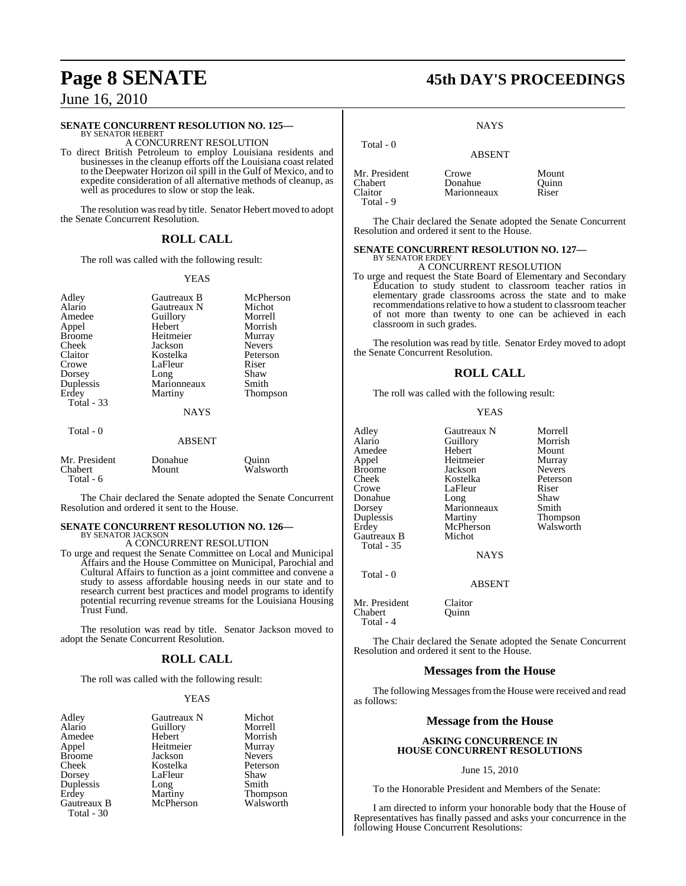**SENATE CONCURRENT RESOLUTION NO. 125—**
BY SENATOR HEBERT

A CONCURRENT RESOLUTION

To direct British Petroleum to employ Louisiana residents and businesses in the cleanup efforts off the Louisiana coast related to the Deepwater Horizon oil spill in the Gulf of Mexico, and to expedite consideration of all alternative methods of cleanup, as well as procedures to slow or stop the leak.

The resolution was read by title. Senator Hebert moved to adopt the Senate Concurrent Resolution.

## ROLL CALL

The roll was called with the following result:

YEAS

| | | |
|---|---|---|
| Adley | Gautreaux B | McPherson |
| Alario | Gautreaux N | Michot |
| Amedee | Guillory | Morrell |
| Appel | Hebert | Morrish |
| Broome | Heitmeier | Murray |
| Cheek | Jackson | Nevers |
| Claitor | Kostelka | Peterson |
| Crowe | LaFleur | Riser |
| Dorsey | Long | Shaw |
| Duplessis | Marionneaux | Smith |
| Erdey | Martiny | Thompson |
| Total - 33 | | |

NAYS

Total - 0

ABSENT

| | | |
|---|---|---|
| Mr. President | Donahue | Quinn |
| Chabert | Mount | Walsworth |
| Total - 6 | | |

The Chair declared the Senate adopted the Senate Concurrent Resolution and ordered it sent to the House.

**SENATE CONCURRENT RESOLUTION NO. 126—**
BY SENATOR JACKSON

A CONCURRENT RESOLUTION

To urge and request the Senate Committee on Local and Municipal Affairs and the House Committee on Municipal, Parochial and Cultural Affairs to function as a joint committee and convene a study to assess affordable housing needs in our state and to research current best practices and model programs to identify potential recurring revenue streams for the Louisiana Housing Trust Fund.

The resolution was read by title. Senator Jackson moved to adopt the Senate Concurrent Resolution.

## ROLL CALL

The roll was called with the following result:

YEAS

| | | |
|---|---|---|
| Adley | Gautreaux N | Michot |
| Alario | Guillory | Morrell |
| Amedee | Hebert | Morrish |
| Appel | Heitmeier | Murray |
| Broome | Jackson | Nevers |
| Cheek | Kostelka | Peterson |
| Dorsey | LaFleur | Shaw |
| Duplessis | Long | Smith |
| Erdey | Martiny | Thompson |
| Gautreaux B | McPherson | Walsworth |
| Total - 30 | | |

NAYS

Total - 0

ABSENT

| | | |
|---|---|---|
| Mr. President | Crowe | Mount |
| Chabert | Donahue | Quinn |
| Claitor | Marionneaux | Riser |
| Total - 9 | | |

The Chair declared the Senate adopted the Senate Concurrent Resolution and ordered it sent to the House.

**SENATE CONCURRENT RESOLUTION NO. 127—**
BY SENATOR ERDEY

A CONCURRENT RESOLUTION

To urge and request the State Board of Elementary and Secondary Education to study student to classroom teacher ratios in elementary grade classrooms across the state and to make recommendations relative to how a student to classroom teacher of not more than twenty to one can be achieved in each classroom in such grades.

The resolution was read by title. Senator Erdey moved to adopt the Senate Concurrent Resolution.

## ROLL CALL

The roll was called with the following result:

YEAS

| | | |
|---|---|---|
| Adley | Gautreaux N | Morrell |
| Alario | Guillory | Morrish |
| Amedee | Hebert | Mount |
| Appel | Heitmeier | Murray |
| Broome | Jackson | Nevers |
| Cheek | Kostelka | Peterson |
| Crowe | LaFleur | Riser |
| Donahue | Long | Shaw |
| Dorsey | Marionneaux | Smith |
| Duplessis | Martiny | Thompson |
| Erdey | McPherson | Walsworth |
| Gautreaux B | Michot | |
| Total - 35 | | |

NAYS

Total - 0

ABSENT

| | |
|---|---|
| Mr. President | Claitor |
| Chabert | Quinn |
| Total - 4 | |

The Chair declared the Senate adopted the Senate Concurrent Resolution and ordered it sent to the House.

## Messages from the House

The following Messages from the House were received and read as follows:

## Message from the House

**ASKING CONCURRENCE IN HOUSE CONCURRENT RESOLUTIONS**

June 15, 2010

To the Honorable President and Members of the Senate:

I am directed to inform your honorable body that the House of Representatives has finally passed and asks your concurrence in the following House Concurrent Resolutions: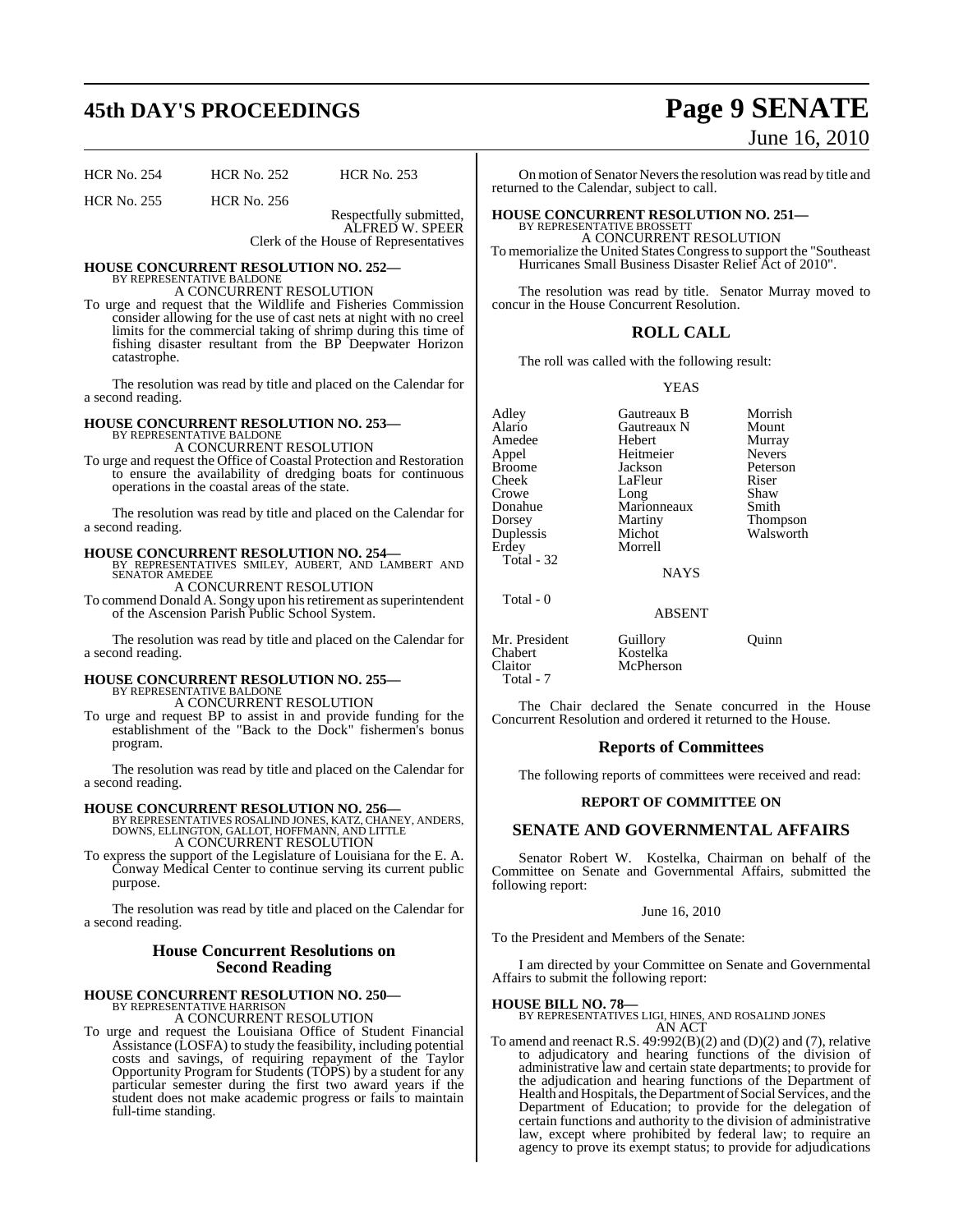| HCR No. 254 | HCR No. 252 | HCR No. 253 |
|---|---|---|
| HCR No. 255 | HCR No. 256 | |

Respectfully submitted,
ALFRED W. SPEER
Clerk of the House of Representatives

**HOUSE CONCURRENT RESOLUTION NO. 252—**
BY REPRESENTATIVE BALDONE
A CONCURRENT RESOLUTION

To urge and request that the Wildlife and Fisheries Commission consider allowing for the use of cast nets at night with no creel limits for the commercial taking of shrimp during this time of fishing disaster resultant from the BP Deepwater Horizon catastrophe.

The resolution was read by title and placed on the Calendar for a second reading.

**HOUSE CONCURRENT RESOLUTION NO. 253—**
BY REPRESENTATIVE BALDONE
A CONCURRENT RESOLUTION

To urge and request the Office of Coastal Protection and Restoration to ensure the availability of dredging boats for continuous operations in the coastal areas of the state.

The resolution was read by title and placed on the Calendar for a second reading.

**HOUSE CONCURRENT RESOLUTION NO. 254—**
BY REPRESENTATIVES SMILEY, AUBERT, AND LAMBERT AND SENATOR AMEDEE
A CONCURRENT RESOLUTION

To commend Donald A. Songy upon his retirement as superintendent of the Ascension Parish Public School System.

The resolution was read by title and placed on the Calendar for a second reading.

**HOUSE CONCURRENT RESOLUTION NO. 255—**
BY REPRESENTATIVE BALDONE
A CONCURRENT RESOLUTION

To urge and request BP to assist in and provide funding for the establishment of the "Back to the Dock" fishermen's bonus program.

The resolution was read by title and placed on the Calendar for a second reading.

**HOUSE CONCURRENT RESOLUTION NO. 256—**
BY REPRESENTATIVES ROSALIND JONES, KATZ, CHANEY, ANDERS, DOWNS, ELLINGTON, GALLOT, HOFFMANN, AND LITTLE
A CONCURRENT RESOLUTION

To express the support of the Legislature of Louisiana for the E. A. Conway Medical Center to continue serving its current public purpose.

The resolution was read by title and placed on the Calendar for a second reading.

## House Concurrent Resolutions on Second Reading

**HOUSE CONCURRENT RESOLUTION NO. 250—**
BY REPRESENTATIVE HARRISON
A CONCURRENT RESOLUTION

To urge and request the Louisiana Office of Student Financial Assistance (LOSFA) to study the feasibility, including potential costs and savings, of requiring repayment of the Taylor Opportunity Program for Students (TOPS) by a student for any particular semester during the first two award years if the student does not make academic progress or fails to maintain full-time standing.

On motion of Senator Nevers the resolution was read by title and returned to the Calendar, subject to call.

**HOUSE CONCURRENT RESOLUTION NO. 251—**
BY REPRESENTATIVE BROSSETT
A CONCURRENT RESOLUTION

To memorialize the United States Congress to support the "Southeast Hurricanes Small Business Disaster Relief Act of 2010".

The resolution was read by title. Senator Murray moved to concur in the House Concurrent Resolution.

## ROLL CALL

The roll was called with the following result:

YEAS

| | | |
|---|---|---|
| Adley | Gautreaux B | Morrish |
| Alario | Gautreaux N | Mount |
| Amedee | Hebert | Murray |
| Appel | Heitmeier | Nevers |
| Broome | Jackson | Peterson |
| Cheek | LaFleur | Riser |
| Crowe | Long | Shaw |
| Donahue | Marionneaux | Smith |
| Dorsey | Martiny | Thompson |
| Duplessis | Michot | Walsworth |
| Erdey | Morrell | |

Total - 32

NAYS

Total - 0

ABSENT

| | | |
|---|---|---|
| Mr. President | Guillory | Quinn |
| Chabert | Kostelka | |
| Claitor | McPherson | |

Total - 7

The Chair declared the Senate concurred in the House Concurrent Resolution and ordered it returned to the House.

## Reports of Committees

The following reports of committees were received and read:

**REPORT OF COMMITTEE ON**

## SENATE AND GOVERNMENTAL AFFAIRS

Senator Robert W. Kostelka, Chairman on behalf of the Committee on Senate and Governmental Affairs, submitted the following report:

June 16, 2010

To the President and Members of the Senate:

I am directed by your Committee on Senate and Governmental Affairs to submit the following report:

**HOUSE BILL NO. 78—**
BY REPRESENTATIVES LIGI, HINES, AND ROSALIND JONES
AN ACT

To amend and reenact R.S. 49:992(B)(2) and (D)(2) and (7), relative to adjudicatory and hearing functions of the division of administrative law and certain state departments; to provide for the adjudication and hearing functions of the Department of Health and Hospitals, the Department of Social Services, and the Department of Education; to provide for the delegation of certain functions and authority to the division of administrative law, except where prohibited by federal law; to require an agency to prove its exempt status; to provide for adjudications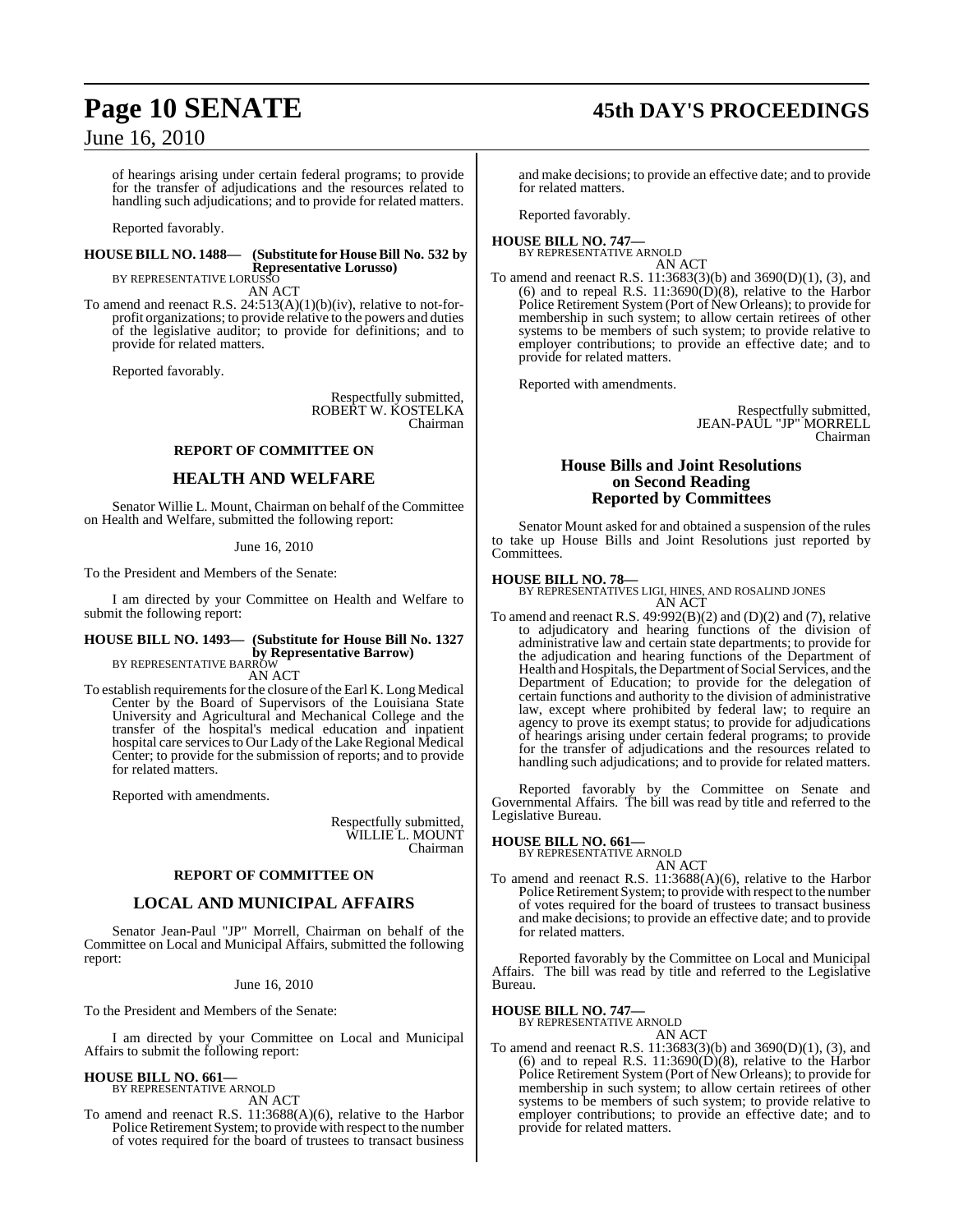of hearings arising under certain federal programs; to provide for the transfer of adjudications and the resources related to handling such adjudications; and to provide for related matters.

Reported favorably.

**HOUSE BILL NO. 1488— (Substitute for House Bill No. 532 by Representative Lorusso)**
BY REPRESENTATIVE LORUSSO
AN ACT

To amend and reenact R.S. 24:513(A)(1)(b)(iv), relative to not-for-profit organizations; to provide relative to the powers and duties of the legislative auditor; to provide for definitions; and to provide for related matters.

Reported favorably.

Respectfully submitted,
ROBERT W. KOSTELKA
Chairman

## REPORT OF COMMITTEE ON

## HEALTH AND WELFARE

Senator Willie L. Mount, Chairman on behalf of the Committee on Health and Welfare, submitted the following report:

June 16, 2010

To the President and Members of the Senate:

I am directed by your Committee on Health and Welfare to submit the following report:

**HOUSE BILL NO. 1493— (Substitute for House Bill No. 1327 by Representative Barrow)**
BY REPRESENTATIVE BARROW
AN ACT

To establish requirements for the closure of the Earl K. Long Medical Center by the Board of Supervisors of the Louisiana State University and Agricultural and Mechanical College and the transfer of the hospital's medical education and inpatient hospital care services to Our Lady of the Lake Regional Medical Center; to provide for the submission of reports; and to provide for related matters.

Reported with amendments.

Respectfully submitted,
WILLIE L. MOUNT
Chairman

## REPORT OF COMMITTEE ON

## LOCAL AND MUNICIPAL AFFAIRS

Senator Jean-Paul "JP" Morrell, Chairman on behalf of the Committee on Local and Municipal Affairs, submitted the following report:

June 16, 2010

To the President and Members of the Senate:

I am directed by your Committee on Local and Municipal Affairs to submit the following report:

**HOUSE BILL NO. 661—**
BY REPRESENTATIVE ARNOLD
AN ACT

To amend and reenact R.S. 11:3688(A)(6), relative to the Harbor Police Retirement System; to provide with respect to the number of votes required for the board of trustees to transact business and make decisions; to provide an effective date; and to provide for related matters.

Reported favorably.

**HOUSE BILL NO. 747—**
BY REPRESENTATIVE ARNOLD
AN ACT

To amend and reenact R.S. 11:3683(3)(b) and 3690(D)(1), (3), and (6) and to repeal R.S. 11:3690(D)(8), relative to the Harbor Police Retirement System (Port of New Orleans); to provide for membership in such system; to allow certain retirees of other systems to be members of such system; to provide relative to employer contributions; to provide an effective date; and to provide for related matters.

Reported with amendments.

Respectfully submitted,
JEAN-PAUL "JP" MORRELL
Chairman

## House Bills and Joint Resolutions on Second Reading Reported by Committees

Senator Mount asked for and obtained a suspension of the rules to take up House Bills and Joint Resolutions just reported by Committees.

**HOUSE BILL NO. 78—**
BY REPRESENTATIVES LIGI, HINES, AND ROSALIND JONES
AN ACT

To amend and reenact R.S. 49:992(B)(2) and (D)(2) and (7), relative to adjudicatory and hearing functions of the division of administrative law and certain state departments; to provide for the adjudication and hearing functions of the Department of Health and Hospitals, the Department of Social Services, and the Department of Education; to provide for the delegation of certain functions and authority to the division of administrative law, except where prohibited by federal law; to require an agency to prove its exempt status; to provide for adjudications of hearings arising under certain federal programs; to provide for the transfer of adjudications and the resources related to handling such adjudications; and to provide for related matters.

Reported favorably by the Committee on Senate and Governmental Affairs. The bill was read by title and referred to the Legislative Bureau.

**HOUSE BILL NO. 661—**
BY REPRESENTATIVE ARNOLD
AN ACT

To amend and reenact R.S. 11:3688(A)(6), relative to the Harbor Police Retirement System; to provide with respect to the number of votes required for the board of trustees to transact business and make decisions; to provide an effective date; and to provide for related matters.

Reported favorably by the Committee on Local and Municipal Affairs. The bill was read by title and referred to the Legislative Bureau.

**HOUSE BILL NO. 747—**
BY REPRESENTATIVE ARNOLD
AN ACT

To amend and reenact R.S. 11:3683(3)(b) and 3690(D)(1), (3), and (6) and to repeal R.S. 11:3690(D)(8), relative to the Harbor Police Retirement System (Port of New Orleans); to provide for membership in such system; to allow certain retirees of other systems to be members of such system; to provide relative to employer contributions; to provide an effective date; and to provide for related matters.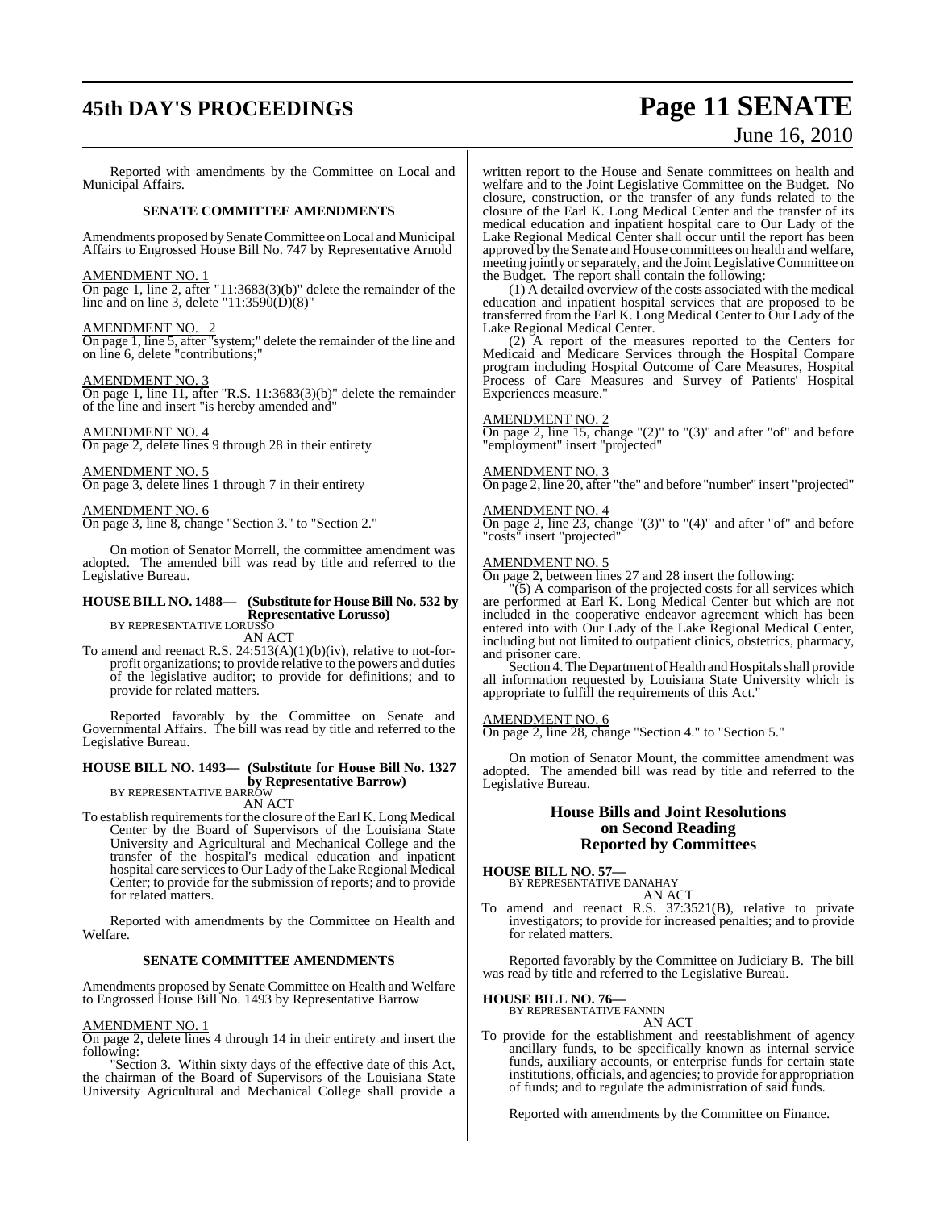Reported with amendments by the Committee on Local and Municipal Affairs.

**SENATE COMMITTEE AMENDMENTS**

Amendments proposed by Senate Committee on Local and Municipal Affairs to Engrossed House Bill No. 747 by Representative Arnold

AMENDMENT NO. 1
On page 1, line 2, after "11:3683(3)(b)" delete the remainder of the line and on line 3, delete "11:3590(D)(8)"

AMENDMENT NO. 2
On page 1, line 5, after "system;" delete the remainder of the line and on line 6, delete "contributions;"

AMENDMENT NO. 3
On page 1, line 11, after "R.S. 11:3683(3)(b)" delete the remainder of the line and insert "is hereby amended and"

AMENDMENT NO. 4
On page 2, delete lines 9 through 28 in their entirety

AMENDMENT NO. 5
On page 3, delete lines 1 through 7 in their entirety

AMENDMENT NO. 6
On page 3, line 8, change "Section 3." to "Section 2."

On motion of Senator Morrell, the committee amendment was adopted. The amended bill was read by title and referred to the Legislative Bureau.

**HOUSE BILL NO. 1488— (Substitute for House Bill No. 532 by Representative Lorusso)**
BY REPRESENTATIVE LORUSSO
AN ACT
To amend and reenact R.S. 24:513(A)(1)(b)(iv), relative to not-for-profit organizations; to provide relative to the powers and duties of the legislative auditor; to provide for definitions; and to provide for related matters.

Reported favorably by the Committee on Senate and Governmental Affairs. The bill was read by title and referred to the Legislative Bureau.

**HOUSE BILL NO. 1493— (Substitute for House Bill No. 1327 by Representative Barrow)**
BY REPRESENTATIVE BARROW
AN ACT
To establish requirements for the closure of the Earl K. Long Medical Center by the Board of Supervisors of the Louisiana State University and Agricultural and Mechanical College and the transfer of the hospital's medical education and inpatient hospital care services to Our Lady of the Lake Regional Medical Center; to provide for the submission of reports; and to provide for related matters.

Reported with amendments by the Committee on Health and Welfare.

**SENATE COMMITTEE AMENDMENTS**

Amendments proposed by Senate Committee on Health and Welfare to Engrossed House Bill No. 1493 by Representative Barrow

AMENDMENT NO. 1
On page 2, delete lines 4 through 14 in their entirety and insert the following:

"Section 3. Within sixty days of the effective date of this Act, the chairman of the Board of Supervisors of the Louisiana State University Agricultural and Mechanical College shall provide a written report to the House and Senate committees on health and welfare and to the Joint Legislative Committee on the Budget. No closure, construction, or the transfer of any funds related to the closure of the Earl K. Long Medical Center and the transfer of its medical education and inpatient hospital care to Our Lady of the Lake Regional Medical Center shall occur until the report has been approved by the Senate and House committees on health and welfare, meeting jointly or separately, and the Joint Legislative Committee on the Budget. The report shall contain the following:

(1) A detailed overview of the costs associated with the medical education and inpatient hospital services that are proposed to be transferred from the Earl K. Long Medical Center to Our Lady of the Lake Regional Medical Center.

(2) A report of the measures reported to the Centers for Medicaid and Medicare Services through the Hospital Compare program including Hospital Outcome of Care Measures, Hospital Process of Care Measures and Survey of Patients' Hospital Experiences measure."

AMENDMENT NO. 2
On page 2, line 15, change "(2)" to "(3)" and after "of" and before "employment" insert "projected"

AMENDMENT NO. 3
On page 2, line 20, after "the" and before "number" insert "projected"

AMENDMENT NO. 4
On page 2, line 23, change "(3)" to "(4)" and after "of" and before "costs" insert "projected"

AMENDMENT NO. 5
On page 2, between lines 27 and 28 insert the following:

"(5) A comparison of the projected costs for all services which are performed at Earl K. Long Medical Center but which are not included in the cooperative endeavor agreement which has been entered into with Our Lady of the Lake Regional Medical Center, including but not limited to outpatient clinics, obstetrics, pharmacy, and prisoner care.

Section 4. The Department of Health and Hospitals shall provide all information requested by Louisiana State University which is appropriate to fulfill the requirements of this Act."

AMENDMENT NO. 6
On page 2, line 28, change "Section 4." to "Section 5."

On motion of Senator Mount, the committee amendment was adopted. The amended bill was read by title and referred to the Legislative Bureau.

## House Bills and Joint Resolutions on Second Reading Reported by Committees

**HOUSE BILL NO. 57—**
BY REPRESENTATIVE DANAHAY
AN ACT
To amend and reenact R.S. 37:3521(B), relative to private investigators; to provide for increased penalties; and to provide for related matters.

Reported favorably by the Committee on Judiciary B. The bill was read by title and referred to the Legislative Bureau.

**HOUSE BILL NO. 76—**
BY REPRESENTATIVE FANNIN
AN ACT
To provide for the establishment and reestablishment of agency ancillary funds, to be specifically known as internal service funds, auxiliary accounts, or enterprise funds for certain state institutions, officials, and agencies; to provide for appropriation of funds; and to regulate the administration of said funds.

Reported with amendments by the Committee on Finance.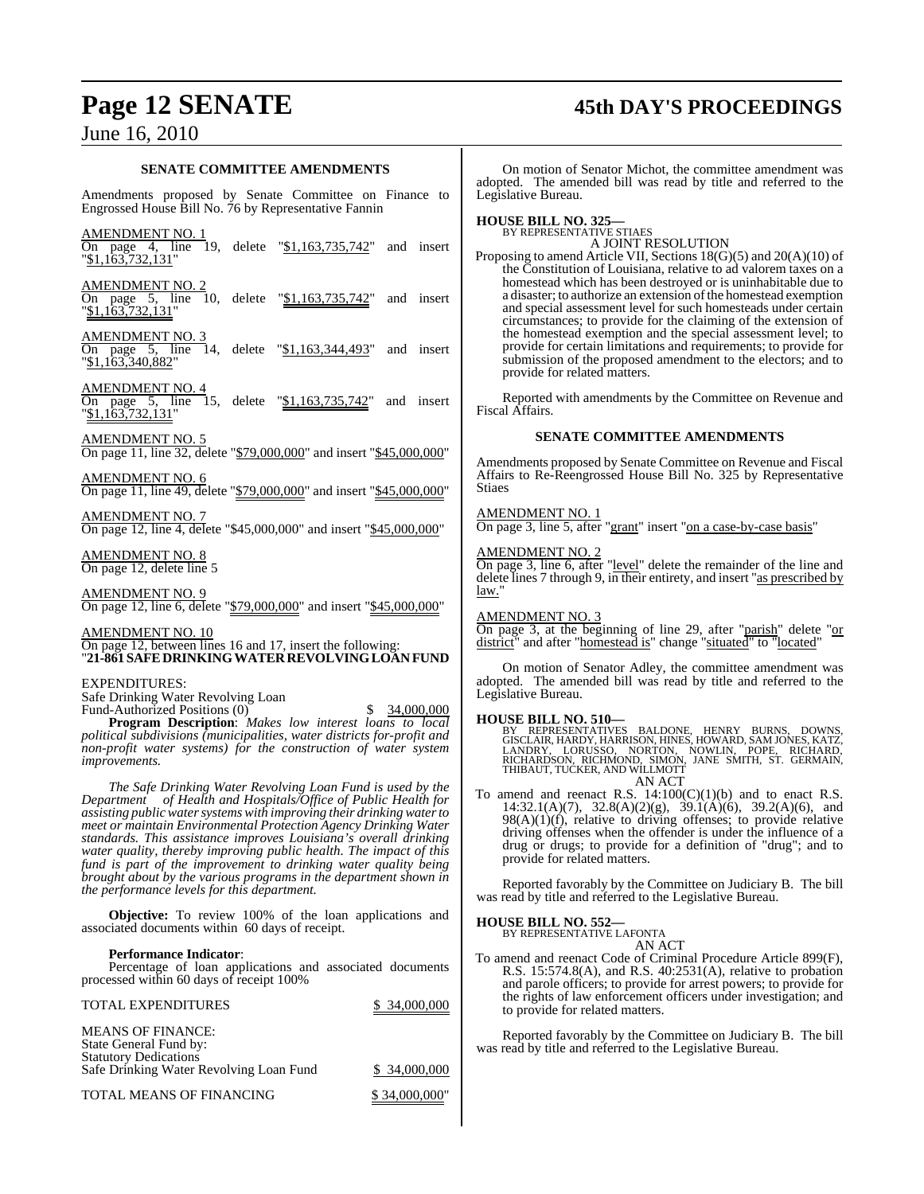**SENATE COMMITTEE AMENDMENTS**

Amendments proposed by Senate Committee on Finance to Engrossed House Bill No. 76 by Representative Fannin

AMENDMENT NO. 1
On page 4, line 19, delete "$1,163,735,742" and insert "$1,163,732,131"

AMENDMENT NO. 2
On page 5, line 10, delete "$1,163,735,742" and insert "$1,163,732,131"

AMENDMENT NO. 3
On page 5, line 14, delete "$1,163,344,493" and insert "$1,163,340,882"

AMENDMENT NO. 4
On page 5, line 15, delete "$1,163,735,742" and insert "$1,163,732,131"

AMENDMENT NO. 5
On page 11, line 32, delete "$79,000,000" and insert "$45,000,000"

AMENDMENT NO. 6
On page 11, line 49, delete "$79,000,000" and insert "$45,000,000"

AMENDMENT NO. 7
On page 12, line 4, delete "$45,000,000" and insert "$45,000,000"

AMENDMENT NO. 8
On page 12, delete line 5

AMENDMENT NO. 9
On page 12, line 6, delete "$79,000,000" and insert "$45,000,000"

AMENDMENT NO. 10
On page 12, between lines 16 and 17, insert the following:
"**21-861 SAFE DRINKING WATER REVOLVING LOAN FUND**

EXPENDITURES:
Safe Drinking Water Revolving Loan
Fund-Authorized Positions (0) $ 34,000,000

**Program Description**: *Makes low interest loans to local political subdivisions (municipalities, water districts for-profit and non-profit water systems) for the construction of water system improvements.*

*The Safe Drinking Water Revolving Loan Fund is used by the Department of Health and Hospitals/Office of Public Health for assisting public water systems with improving their drinking water to meet or maintain Environmental Protection Agency Drinking Water standards. This assistance improves Louisiana's overall drinking water quality, thereby improving public health. The impact of this fund is part of the improvement to drinking water quality being brought about by the various programs in the department shown in the performance levels for this department.*

**Objective:** To review 100% of the loan applications and associated documents within 60 days of receipt.

**Performance Indicator**:
Percentage of loan applications and associated documents processed within 60 days of receipt 100%

TOTAL EXPENDITURES $ 34,000,000

MEANS OF FINANCE:
State General Fund by:
Statutory Dedications
Safe Drinking Water Revolving Loan Fund $ 34,000,000

TOTAL MEANS OF FINANCING $ 34,000,000"

On motion of Senator Michot, the committee amendment was adopted. The amended bill was read by title and referred to the Legislative Bureau.

**HOUSE BILL NO. 325—**
BY REPRESENTATIVE STIAES
A JOINT RESOLUTION

Proposing to amend Article VII, Sections 18(G)(5) and 20(A)(10) of the Constitution of Louisiana, relative to ad valorem taxes on a homestead which has been destroyed or is uninhabitable due to a disaster; to authorize an extension of the homestead exemption and special assessment level for such homesteads under certain circumstances; to provide for the claiming of the extension of the homestead exemption and the special assessment level; to provide for certain limitations and requirements; to provide for submission of the proposed amendment to the electors; and to provide for related matters.

Reported with amendments by the Committee on Revenue and Fiscal Affairs.

**SENATE COMMITTEE AMENDMENTS**

Amendments proposed by Senate Committee on Revenue and Fiscal Affairs to Re-Reengrossed House Bill No. 325 by Representative Stiaes

AMENDMENT NO. 1
On page 3, line 5, after "grant" insert "on a case-by-case basis"

AMENDMENT NO. 2
On page 3, line 6, after "level" delete the remainder of the line and delete lines 7 through 9, in their entirety, and insert "as prescribed by law."

AMENDMENT NO. 3
On page 3, at the beginning of line 29, after "parish" delete "or district" and after "homestead is" change "situated" to "located"

On motion of Senator Adley, the committee amendment was adopted. The amended bill was read by title and referred to the Legislative Bureau.

**HOUSE BILL NO. 510—**
BY REPRESENTATIVES BALDONE, HENRY BURNS, DOWNS, GISCLAIR, HARDY, HARRISON, HINES, HOWARD, SAM JONES, KATZ, LANDRY, LORUSSO, NORTON, NOWLIN, POPE, RICHARD, RICHARDSON, RICHMOND, SIMON, JANE SMITH, ST. GERMAIN, THIBAUT, TUCKER, AND WILLMOTT
AN ACT

To amend and reenact R.S. 14:100(C)(1)(b) and to enact R.S. 14:32.1(A)(7), 32.8(A)(2)(g), 39.1(A)(6), 39.2(A)(6), and 98(A)(1)(f), relative to driving offenses; to provide relative driving offenses when the offender is under the influence of a drug or drugs; to provide for a definition of "drug"; and to provide for related matters.

Reported favorably by the Committee on Judiciary B. The bill was read by title and referred to the Legislative Bureau.

**HOUSE BILL NO. 552—**
BY REPRESENTATIVE LAFONTA
AN ACT

To amend and reenact Code of Criminal Procedure Article 899(F), R.S. 15:574.8(A), and R.S. 40:2531(A), relative to probation and parole officers; to provide for arrest powers; to provide for the rights of law enforcement officers under investigation; and to provide for related matters.

Reported favorably by the Committee on Judiciary B. The bill was read by title and referred to the Legislative Bureau.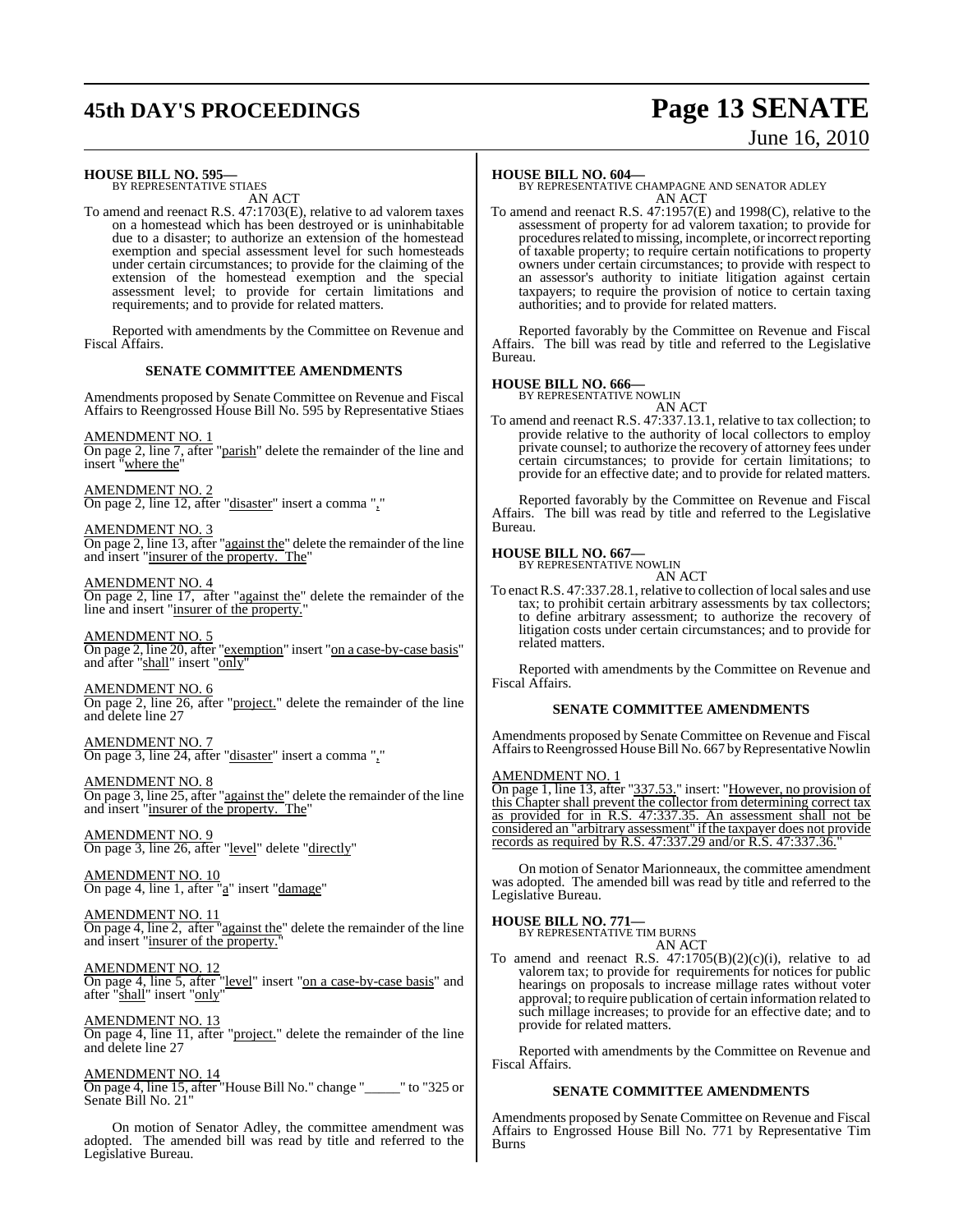**HOUSE BILL NO. 595—**
BY REPRESENTATIVE STIAES

AN ACT

To amend and reenact R.S. 47:1703(E), relative to ad valorem taxes on a homestead which has been destroyed or is uninhabitable due to a disaster; to authorize an extension of the homestead exemption and special assessment level for such homesteads under certain circumstances; to provide for the claiming of the extension of the homestead exemption and the special assessment level; to provide for certain limitations and requirements; and to provide for related matters.

Reported with amendments by the Committee on Revenue and Fiscal Affairs.

### SENATE COMMITTEE AMENDMENTS

Amendments proposed by Senate Committee on Revenue and Fiscal Affairs to Reengrossed House Bill No. 595 by Representative Stiaes

AMENDMENT NO. 1
On page 2, line 7, after "parish" delete the remainder of the line and insert "where the"

AMENDMENT NO. 2
On page 2, line 12, after "disaster" insert a comma ","

AMENDMENT NO. 3
On page 2, line 13, after "against the" delete the remainder of the line and insert "insurer of the property. The"

AMENDMENT NO. 4
On page 2, line 17, after "against the" delete the remainder of the line and insert "insurer of the property."

AMENDMENT NO. 5
On page 2, line 20, after "exemption" insert "on a case-by-case basis" and after "shall" insert "only"

AMENDMENT NO. 6
On page 2, line 26, after "project." delete the remainder of the line and delete line 27

AMENDMENT NO. 7
On page 3, line 24, after "disaster" insert a comma ","

AMENDMENT NO. 8
On page 3, line 25, after "against the" delete the remainder of the line and insert "insurer of the property. The"

AMENDMENT NO. 9
On page 3, line 26, after "level" delete "directly"

AMENDMENT NO. 10
On page 4, line 1, after "a" insert "damage"

AMENDMENT NO. 11
On page 4, line 2, after "against the" delete the remainder of the line and insert "insurer of the property."

AMENDMENT NO. 12
On page 4, line 5, after "level" insert "on a case-by-case basis" and after "shall" insert "only"

AMENDMENT NO. 13
On page 4, line 11, after "project." delete the remainder of the line and delete line 27

AMENDMENT NO. 14
On page 4, line 15, after "House Bill No." change "_____" to "325 or Senate Bill No. 21"

On motion of Senator Adley, the committee amendment was adopted. The amended bill was read by title and referred to the Legislative Bureau.

**HOUSE BILL NO. 604—**
BY REPRESENTATIVE CHAMPAGNE AND SENATOR ADLEY

AN ACT

To amend and reenact R.S. 47:1957(E) and 1998(C), relative to the assessment of property for ad valorem taxation; to provide for procedures related to missing, incomplete, or incorrect reporting of taxable property; to require certain notifications to property owners under certain circumstances; to provide with respect to an assessor's authority to initiate litigation against certain taxpayers; to require the provision of notice to certain taxing authorities; and to provide for related matters.

Reported favorably by the Committee on Revenue and Fiscal Affairs. The bill was read by title and referred to the Legislative Bureau.

**HOUSE BILL NO. 666—**
BY REPRESENTATIVE NOWLIN

AN ACT

To amend and reenact R.S. 47:337.13.1, relative to tax collection; to provide relative to the authority of local collectors to employ private counsel; to authorize the recovery of attorney fees under certain circumstances; to provide for certain limitations; to provide for an effective date; and to provide for related matters.

Reported favorably by the Committee on Revenue and Fiscal Affairs. The bill was read by title and referred to the Legislative Bureau.

**HOUSE BILL NO. 667—**
BY REPRESENTATIVE NOWLIN

AN ACT

To enact R.S. 47:337.28.1, relative to collection of local sales and use tax; to prohibit certain arbitrary assessments by tax collectors; to define arbitrary assessment; to authorize the recovery of litigation costs under certain circumstances; and to provide for related matters.

Reported with amendments by the Committee on Revenue and Fiscal Affairs.

### SENATE COMMITTEE AMENDMENTS

Amendments proposed by Senate Committee on Revenue and Fiscal Affairs to Reengrossed House Bill No. 667 by Representative Nowlin

AMENDMENT NO. 1
On page 1, line 13, after "337.53." insert: "However, no provision of this Chapter shall prevent the collector from determining correct tax as provided for in R.S. 47:337.35. An assessment shall not be considered an "arbitrary assessment" if the taxpayer does not provide records as required by R.S. 47:337.29 and/or R.S. 47:337.36."

On motion of Senator Marionneaux, the committee amendment was adopted. The amended bill was read by title and referred to the Legislative Bureau.

**HOUSE BILL NO. 771—**
BY REPRESENTATIVE TIM BURNS

AN ACT

To amend and reenact R.S. 47:1705(B)(2)(c)(i), relative to ad valorem tax; to provide for requirements for notices for public hearings on proposals to increase millage rates without voter approval; to require publication of certain information related to such millage increases; to provide for an effective date; and to provide for related matters.

Reported with amendments by the Committee on Revenue and Fiscal Affairs.

### SENATE COMMITTEE AMENDMENTS

Amendments proposed by Senate Committee on Revenue and Fiscal Affairs to Engrossed House Bill No. 771 by Representative Tim Burns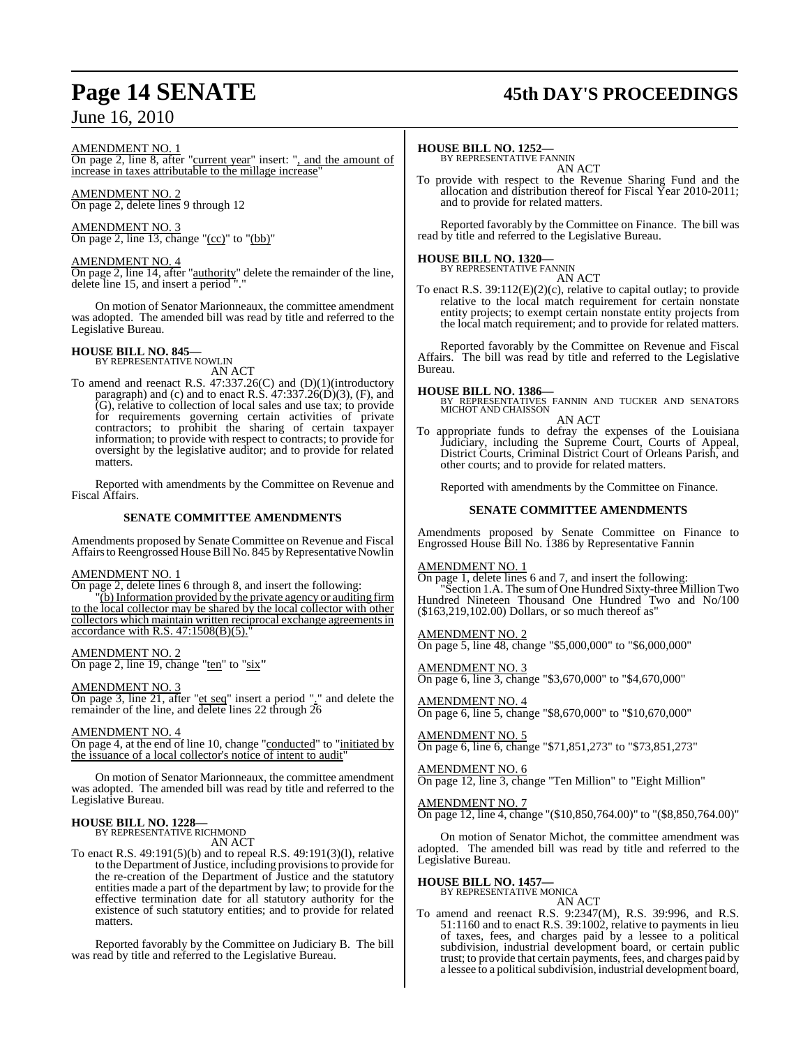AMENDMENT NO. 1
On page 2, line 8, after "current year" insert: ", and the amount of increase in taxes attributable to the millage increase"

AMENDMENT NO. 2
On page 2, delete lines 9 through 12

AMENDMENT NO. 3
On page 2, line 13, change "(cc)" to "(bb)"

AMENDMENT NO. 4
On page 2, line 14, after "authority" delete the remainder of the line, delete line 15, and insert a period "."

On motion of Senator Marionneaux, the committee amendment was adopted. The amended bill was read by title and referred to the Legislative Bureau.

**HOUSE BILL NO. 845—**
BY REPRESENTATIVE NOWLIN
AN ACT

To amend and reenact R.S. 47:337.26(C) and (D)(1)(introductory paragraph) and (c) and to enact R.S. 47:337.26(D)(3), (F), and (G), relative to collection of local sales and use tax; to provide for requirements governing certain activities of private contractors; to prohibit the sharing of certain taxpayer information; to provide with respect to contracts; to provide for oversight by the legislative auditor; and to provide for related matters.

Reported with amendments by the Committee on Revenue and Fiscal Affairs.

**SENATE COMMITTEE AMENDMENTS**

Amendments proposed by Senate Committee on Revenue and Fiscal Affairs to Reengrossed House Bill No. 845 by Representative Nowlin

AMENDMENT NO. 1
On page 2, delete lines 6 through 8, and insert the following:
"(b) Information provided by the private agency or auditing firm to the local collector may be shared by the local collector with other collectors which maintain written reciprocal exchange agreements in accordance with R.S. 47:1508(B)(5)."

AMENDMENT NO. 2
On page 2, line 19, change "ten" to "six"

AMENDMENT NO. 3
On page 3, line 21, after "et seq" insert a period "." and delete the remainder of the line, and delete lines 22 through 26

AMENDMENT NO. 4
On page 4, at the end of line 10, change "conducted" to "initiated by the issuance of a local collector's notice of intent to audit"

On motion of Senator Marionneaux, the committee amendment was adopted. The amended bill was read by title and referred to the Legislative Bureau.

**HOUSE BILL NO. 1228—**
BY REPRESENTATIVE RICHMOND
AN ACT

To enact R.S. 49:191(5)(b) and to repeal R.S. 49:191(3)(l), relative to the Department of Justice, including provisions to provide for the re-creation of the Department of Justice and the statutory entities made a part of the department by law; to provide for the effective termination date for all statutory authority for the existence of such statutory entities; and to provide for related matters.

Reported favorably by the Committee on Judiciary B. The bill was read by title and referred to the Legislative Bureau.

**HOUSE BILL NO. 1252—**
BY REPRESENTATIVE FANNIN
AN ACT

To provide with respect to the Revenue Sharing Fund and the allocation and distribution thereof for Fiscal Year 2010-2011; and to provide for related matters.

Reported favorably by the Committee on Finance. The bill was read by title and referred to the Legislative Bureau.

**HOUSE BILL NO. 1320—**
BY REPRESENTATIVE FANNIN
AN ACT

To enact R.S. 39:112(E)(2)(c), relative to capital outlay; to provide relative to the local match requirement for certain nonstate entity projects; to exempt certain nonstate entity projects from the local match requirement; and to provide for related matters.

Reported favorably by the Committee on Revenue and Fiscal Affairs. The bill was read by title and referred to the Legislative Bureau.

**HOUSE BILL NO. 1386—**
BY REPRESENTATIVES FANNIN AND TUCKER AND SENATORS MICHOT AND CHAISSON
AN ACT

To appropriate funds to defray the expenses of the Louisiana Judiciary, including the Supreme Court, Courts of Appeal, District Courts, Criminal District Court of Orleans Parish, and other courts; and to provide for related matters.

Reported with amendments by the Committee on Finance.

**SENATE COMMITTEE AMENDMENTS**

Amendments proposed by Senate Committee on Finance to Engrossed House Bill No. 1386 by Representative Fannin

AMENDMENT NO. 1
On page 1, delete lines 6 and 7, and insert the following:
"Section 1.A. The sum of One Hundred Sixty-three Million Two Hundred Nineteen Thousand One Hundred Two and No/100 ($163,219,102.00) Dollars, or so much thereof as"

AMENDMENT NO. 2
On page 5, line 48, change "$5,000,000" to "$6,000,000"

AMENDMENT NO. 3
On page 6, line 3, change "$3,670,000" to "$4,670,000"

AMENDMENT NO. 4
On page 6, line 5, change "$8,670,000" to "$10,670,000"

AMENDMENT NO. 5
On page 6, line 6, change "$71,851,273" to "$73,851,273"

AMENDMENT NO. 6
On page 12, line 3, change "Ten Million" to "Eight Million"

AMENDMENT NO. 7
On page 12, line 4, change "($10,850,764.00)" to "($8,850,764.00)"

On motion of Senator Michot, the committee amendment was adopted. The amended bill was read by title and referred to the Legislative Bureau.

**HOUSE BILL NO. 1457—**
BY REPRESENTATIVE MONICA
AN ACT

To amend and reenact R.S. 9:2347(M), R.S. 39:996, and R.S. 51:1160 and to enact R.S. 39:1002, relative to payments in lieu of taxes, fees, and charges paid by a lessee to a political subdivision, industrial development board, or certain public trust; to provide that certain payments, fees, and charges paid by a lessee to a political subdivision, industrial development board,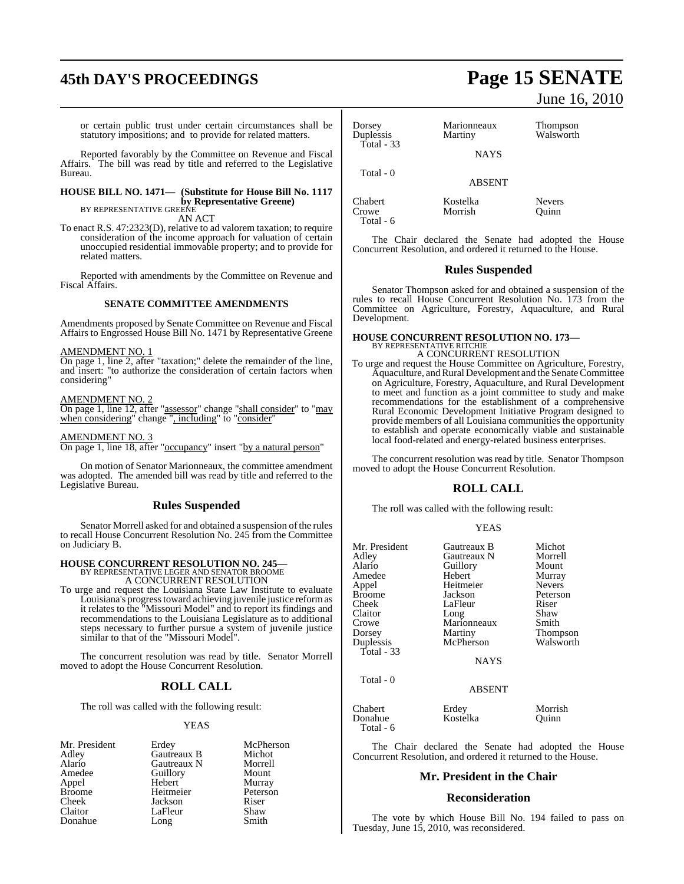or certain public trust under certain circumstances shall be statutory impositions; and to provide for related matters.

Reported favorably by the Committee on Revenue and Fiscal Affairs. The bill was read by title and referred to the Legislative Bureau.

**HOUSE BILL NO. 1471— (Substitute for House Bill No. 1117 by Representative Greene)**
BY REPRESENTATIVE GREENE
AN ACT

To enact R.S. 47:2323(D), relative to ad valorem taxation; to require consideration of the income approach for valuation of certain unoccupied residential immovable property; and to provide for related matters.

Reported with amendments by the Committee on Revenue and Fiscal Affairs.

**SENATE COMMITTEE AMENDMENTS**

Amendments proposed by Senate Committee on Revenue and Fiscal Affairs to Engrossed House Bill No. 1471 by Representative Greene

AMENDMENT NO. 1
On page 1, line 2, after "taxation;" delete the remainder of the line, and insert: "to authorize the consideration of certain factors when considering"

AMENDMENT NO. 2
On page 1, line 12, after "assessor" change "shall consider" to "may when considering" change ", including" to "consider"

AMENDMENT NO. 3
On page 1, line 18, after "occupancy" insert "by a natural person"

On motion of Senator Marionneaux, the committee amendment was adopted. The amended bill was read by title and referred to the Legislative Bureau.

## Rules Suspended

Senator Morrell asked for and obtained a suspension of the rules to recall House Concurrent Resolution No. 245 from the Committee on Judiciary B.

**HOUSE CONCURRENT RESOLUTION NO. 245—**
BY REPRESENTATIVE LEGER AND SENATOR BROOME
A CONCURRENT RESOLUTION

To urge and request the Louisiana State Law Institute to evaluate Louisiana's progress toward achieving juvenile justice reform as it relates to the "Missouri Model" and to report its findings and recommendations to the Louisiana Legislature as to additional steps necessary to further pursue a system of juvenile justice similar to that of the "Missouri Model".

The concurrent resolution was read by title. Senator Morrell moved to adopt the House Concurrent Resolution.

## ROLL CALL

The roll was called with the following result:

YEAS

| | | |
|---|---|---|
| Mr. President | Erdey | McPherson |
| Adley | Gautreaux B | Michot |
| Alario | Gautreaux N | Morrell |
| Amedee | Guillory | Mount |
| Appel | Hebert | Murray |
| Broome | Heitmeier | Peterson |
| Cheek | Jackson | Riser |
| Claitor | LaFleur | Shaw |
| Donahue | Long | Smith |
| Dorsey | Marionneaux | Thompson |
| Duplessis | Martiny | Walsworth |

Total - 33

NAYS

Total - 0

ABSENT

| | | |
|---|---|---|
| Chabert | Kostelka | Nevers |
| Crowe | Morrish | Quinn |

Total - 6

The Chair declared the Senate had adopted the House Concurrent Resolution, and ordered it returned to the House.

## Rules Suspended

Senator Thompson asked for and obtained a suspension of the rules to recall House Concurrent Resolution No. 173 from the Committee on Agriculture, Forestry, Aquaculture, and Rural Development.

**HOUSE CONCURRENT RESOLUTION NO. 173—**
BY REPRESENTATIVE RITCHIE
A CONCURRENT RESOLUTION

To urge and request the House Committee on Agriculture, Forestry, Aquaculture, and Rural Development and the Senate Committee on Agriculture, Forestry, Aquaculture, and Rural Development to meet and function as a joint committee to study and make recommendations for the establishment of a comprehensive Rural Economic Development Initiative Program designed to provide members of all Louisiana communities the opportunity to establish and operate economically viable and sustainable local food-related and energy-related business enterprises.

The concurrent resolution was read by title. Senator Thompson moved to adopt the House Concurrent Resolution.

## ROLL CALL

The roll was called with the following result:

YEAS

| | | |
|---|---|---|
| Mr. President | Gautreaux B | Michot |
| Adley | Gautreaux N | Morrell |
| Alario | Guillory | Mount |
| Amedee | Hebert | Murray |
| Appel | Heitmeier | Nevers |
| Broome | Jackson | Peterson |
| Cheek | LaFleur | Riser |
| Claitor | Long | Shaw |
| Crowe | Marionneaux | Smith |
| Dorsey | Martiny | Thompson |
| Duplessis | McPherson | Walsworth |

Total - 33

NAYS

Total - 0

ABSENT

| | | |
|---|---|---|
| Chabert | Erdey | Morrish |
| Donahue | Kostelka | Quinn |

Total - 6

The Chair declared the Senate had adopted the House Concurrent Resolution, and ordered it returned to the House.

## Mr. President in the Chair

## Reconsideration

The vote by which House Bill No. 194 failed to pass on Tuesday, June 15, 2010, was reconsidered.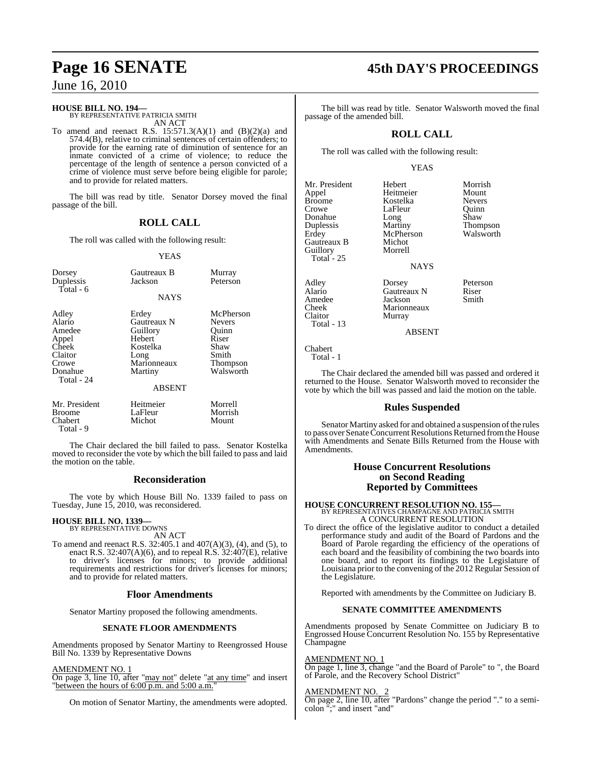**HOUSE BILL NO. 194—**
BY REPRESENTATIVE PATRICIA SMITH
AN ACT

To amend and reenact R.S. 15:571.3(A)(1) and (B)(2)(a) and 574.4(B), relative to criminal sentences of certain offenders; to provide for the earning rate of diminution of sentence for an inmate convicted of a crime of violence; to reduce the percentage of the length of sentence a person convicted of a crime of violence must serve before being eligible for parole; and to provide for related matters.

The bill was read by title. Senator Dorsey moved the final passage of the bill.

## ROLL CALL

The roll was called with the following result:

YEAS

| | | |
|---|---|---|
| Dorsey | Gautreaux B | Murray |
| Duplessis | Jackson | Peterson |
| Total - 6 | | |

NAYS

| | | |
|---|---|---|
| Adley | Erdey | McPherson |
| Alario | Gautreaux N | Nevers |
| Amedee | Guillory | Quinn |
| Appel | Hebert | Riser |
| Cheek | Kostelka | Shaw |
| Claitor | Long | Smith |
| Crowe | Marionneaux | Thompson |
| Donahue | Martiny | Walsworth |
| Total - 24 | | |

ABSENT

| | | |
|---|---|---|
| Mr. President | Heitmeier | Morrell |
| Broome | LaFleur | Morrish |
| Chabert | Michot | Mount |
| Total - 9 | | |

The Chair declared the bill failed to pass. Senator Kostelka moved to reconsider the vote by which the bill failed to pass and laid the motion on the table.

## Reconsideration

The vote by which House Bill No. 1339 failed to pass on Tuesday, June 15, 2010, was reconsidered.

**HOUSE BILL NO. 1339—**
BY REPRESENTATIVE DOWNS
AN ACT

To amend and reenact R.S. 32:405.1 and 407(A)(3), (4), and (5), to enact R.S. 32:407(A)(6), and to repeal R.S. 32:407(E), relative to driver's licenses for minors; to provide additional requirements and restrictions for driver's licenses for minors; and to provide for related matters.

## Floor Amendments

Senator Martiny proposed the following amendments.

### SENATE FLOOR AMENDMENTS

Amendments proposed by Senator Martiny to Reengrossed House Bill No. 1339 by Representative Downs

AMENDMENT NO. 1
On page 3, line 10, after "may not" delete "at any time" and insert "between the hours of 6:00 p.m. and 5:00 a.m."

On motion of Senator Martiny, the amendments were adopted.

The bill was read by title. Senator Walsworth moved the final passage of the amended bill.

## ROLL CALL

The roll was called with the following result:

YEAS

| | | |
|---|---|---|
| Mr. President | Hebert | Morrish |
| Appel | Heitmeier | Mount |
| Broome | Kostelka | Nevers |
| Crowe | LaFleur | Quinn |
| Donahue | Long | Shaw |
| Duplessis | Martiny | Thompson |
| Erdey | McPherson | Walsworth |
| Gautreaux B | Michot | |
| Guillory | Morrell | |
| Total - 25 | | |

NAYS

| | | |
|---|---|---|
| Adley | Dorsey | Peterson |
| Alario | Gautreaux N | Riser |
| Amedee | Jackson | Smith |
| Cheek | Marionneaux | |
| Claitor | Murray | |
| Total - 13 | | |

ABSENT

Chabert
Total - 1

The Chair declared the amended bill was passed and ordered it returned to the House. Senator Walsworth moved to reconsider the vote by which the bill was passed and laid the motion on the table.

## Rules Suspended

Senator Martiny asked for and obtained a suspension of the rules to pass over Senate Concurrent Resolutions Returned from the House with Amendments and Senate Bills Returned from the House with Amendments.

## House Concurrent Resolutions on Second Reading Reported by Committees

**HOUSE CONCURRENT RESOLUTION NO. 155—**
BY REPRESENTATIVES CHAMPAGNE AND PATRICIA SMITH
A CONCURRENT RESOLUTION

To direct the office of the legislative auditor to conduct a detailed performance study and audit of the Board of Pardons and the Board of Parole regarding the efficiency of the operations of each board and the feasibility of combining the two boards into one board, and to report its findings to the Legislature of Louisiana prior to the convening of the 2012 Regular Session of the Legislature.

Reported with amendments by the Committee on Judiciary B.

### SENATE COMMITTEE AMENDMENTS

Amendments proposed by Senate Committee on Judiciary B to Engrossed House Concurrent Resolution No. 155 by Representative Champagne

AMENDMENT NO. 1
On page 1, line 3, change "and the Board of Parole" to ", the Board of Parole, and the Recovery School District"

AMENDMENT NO. 2
On page 2, line 10, after "Pardons" change the period "." to a semi-colon ";" and insert "and"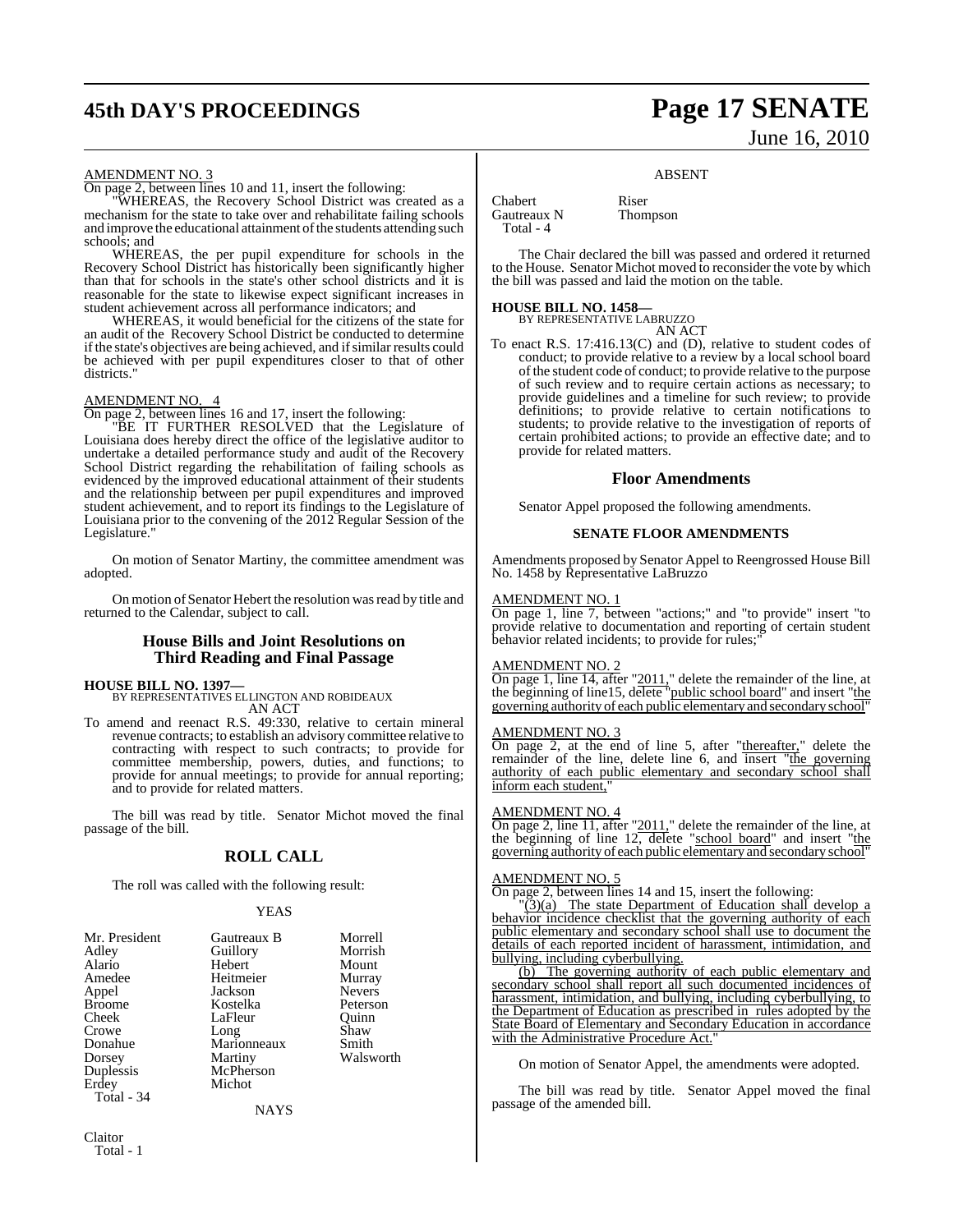AMENDMENT NO. 3

On page 2, between lines 10 and 11, insert the following:

"WHEREAS, the Recovery School District was created as a mechanism for the state to take over and rehabilitate failing schools and improve the educational attainment of the students attending such schools; and

WHEREAS, the per pupil expenditure for schools in the Recovery School District has historically been significantly higher than that for schools in the state's other school districts and it is reasonable for the state to likewise expect significant increases in student achievement across all performance indicators; and

WHEREAS, it would beneficial for the citizens of the state for an audit of the Recovery School District be conducted to determine if the state's objectives are being achieved, and if similar results could be achieved with per pupil expenditures closer to that of other districts."

AMENDMENT NO. 4

On page 2, between lines 16 and 17, insert the following:

"BE IT FURTHER RESOLVED that the Legislature of Louisiana does hereby direct the office of the legislative auditor to undertake a detailed performance study and audit of the Recovery School District regarding the rehabilitation of failing schools as evidenced by the improved educational attainment of their students and the relationship between per pupil expenditures and improved student achievement, and to report its findings to the Legislature of Louisiana prior to the convening of the 2012 Regular Session of the Legislature."

On motion of Senator Martiny, the committee amendment was adopted.

On motion of Senator Hebert the resolution was read by title and returned to the Calendar, subject to call.

## House Bills and Joint Resolutions on Third Reading and Final Passage

**HOUSE BILL NO. 1397—**
BY REPRESENTATIVES ELLINGTON AND ROBIDEAUX
AN ACT

To amend and reenact R.S. 49:330, relative to certain mineral revenue contracts; to establish an advisory committee relative to contracting with respect to such contracts; to provide for committee membership, powers, duties, and functions; to provide for annual meetings; to provide for annual reporting; and to provide for related matters.

The bill was read by title. Senator Michot moved the final passage of the bill.

## ROLL CALL

The roll was called with the following result:

YEAS

| | | |
|---|---|---|
| Mr. President | Gautreaux B | Morrell |
| Adley | Guillory | Morrish |
| Alario | Hebert | Mount |
| Amedee | Heitmeier | Murray |
| Appel | Jackson | Nevers |
| Broome | Kostelka | Peterson |
| Cheek | LaFleur | Quinn |
| Crowe | Long | Shaw |
| Donahue | Marionneaux | Smith |
| Dorsey | Martiny | Walsworth |
| Duplessis | McPherson | |
| Erdey | Michot | |

Total - 34

NAYS

Claitor
Total - 1

ABSENT

| | |
|---|---|
| Chabert | Riser |
| Gautreaux N | Thompson |

Total - 4

The Chair declared the bill was passed and ordered it returned to the House. Senator Michot moved to reconsider the vote by which the bill was passed and laid the motion on the table.

**HOUSE BILL NO. 1458—**
BY REPRESENTATIVE LABRUZZO
AN ACT

To enact R.S. 17:416.13(C) and (D), relative to student codes of conduct; to provide relative to a review by a local school board of the student code of conduct; to provide relative to the purpose of such review and to require certain actions as necessary; to provide guidelines and a timeline for such review; to provide definitions; to provide relative to certain notifications to students; to provide relative to the investigation of reports of certain prohibited actions; to provide an effective date; and to provide for related matters.

## Floor Amendments

Senator Appel proposed the following amendments.

### SENATE FLOOR AMENDMENTS

Amendments proposed by Senator Appel to Reengrossed House Bill No. 1458 by Representative LaBruzzo

AMENDMENT NO. 1

On page 1, line 7, between "actions;" and "to provide" insert "to provide relative to documentation and reporting of certain student behavior related incidents; to provide for rules;"

AMENDMENT NO. 2

On page 1, line 14, after "2011," delete the remainder of the line, at the beginning of line15, delete "public school board" and insert "the governing authority of each public elementary and secondary school"

AMENDMENT NO. 3

On page 2, at the end of line 5, after "thereafter," delete the remainder of the line, delete line 6, and insert "the governing authority of each public elementary and secondary school shall inform each student,"

AMENDMENT NO. 4

On page 2, line 11, after "2011," delete the remainder of the line, at the beginning of line 12, delete "school board" and insert "the governing authority of each public elementary and secondary school"

AMENDMENT NO. 5

On page 2, between lines 14 and 15, insert the following:

"(3)(a) The state Department of Education shall develop a behavior incidence checklist that the governing authority of each public elementary and secondary school shall use to document the details of each reported incident of harassment, intimidation, and bullying, including cyberbullying.

(b) The governing authority of each public elementary and secondary school shall report all such documented incidences of harassment, intimidation, and bullying, including cyberbullying, to the Department of Education as prescribed in rules adopted by the State Board of Elementary and Secondary Education in accordance with the Administrative Procedure Act."

On motion of Senator Appel, the amendments were adopted.

The bill was read by title. Senator Appel moved the final passage of the amended bill.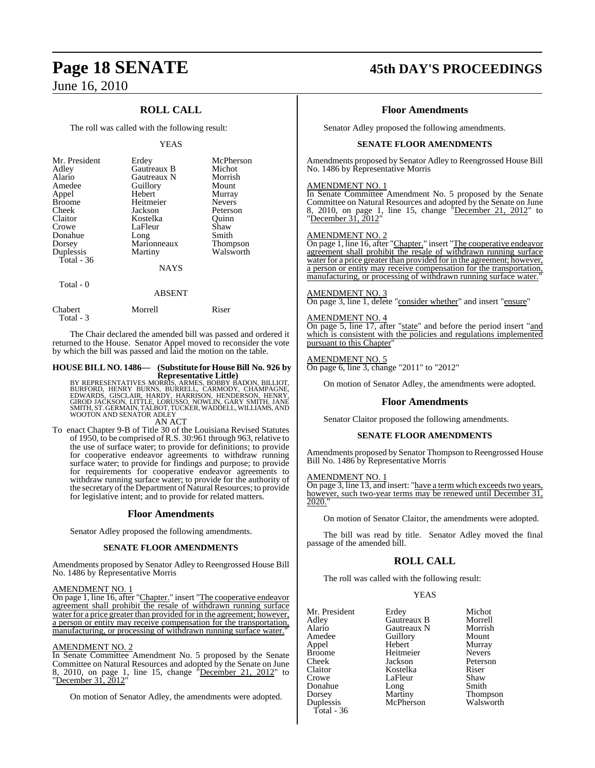## ROLL CALL

The roll was called with the following result:

YEAS

| | | |
|---|---|---|
| Mr. President | Erdey | McPherson |
| Adley | Gautreaux B | Michot |
| Alario | Gautreaux N | Morrish |
| Amedee | Guillory | Mount |
| Appel | Hebert | Murray |
| Broome | Heitmeier | Nevers |
| Cheek | Jackson | Peterson |
| Claitor | Kostelka | Quinn |
| Crowe | LaFleur | Shaw |
| Donahue | Long | Smith |
| Dorsey | Marionneaux | Thompson |
| Duplessis | Martiny | Walsworth |
| Total - 36 | | |

NAYS

Total - 0

ABSENT

| | | |
|---|---|---|
| Chabert | Morrell | Riser |
| Total - 3 | | |

The Chair declared the amended bill was passed and ordered it returned to the House. Senator Appel moved to reconsider the vote by which the bill was passed and laid the motion on the table.

**HOUSE BILL NO. 1486— (Substitute for House Bill No. 926 by Representative Little)**

BY REPRESENTATIVES MORRIS, ARMES, BOBBY BADON, BILLIOT, BURFORD, HENRY BURNS, BURRELL, CARMODY, CHAMPAGNE, EDWARDS, GISCLAIR, HARDY, HARRISON, HENDERSON, HENRY, GIROD JACKSON, LITTLE, LORUSSO, NOWLIN, GARY SMITH, JANE SMITH, ST. GERMAIN, TALBOT, TUCKER, WADDELL, WILLIAMS, AND WOOTON AND SENATOR ADLEY

AN ACT

To enact Chapter 9-B of Title 30 of the Louisiana Revised Statutes of 1950, to be comprised of R.S. 30:961 through 963, relative to the use of surface water; to provide for definitions; to provide for cooperative endeavor agreements to withdraw running surface water; to provide for findings and purpose; to provide for requirements for cooperative endeavor agreements to withdraw running surface water; to provide for the authority of the secretary of the Department of Natural Resources; to provide for legislative intent; and to provide for related matters.

### Floor Amendments

Senator Adley proposed the following amendments.

#### SENATE FLOOR AMENDMENTS

Amendments proposed by Senator Adley to Reengrossed House Bill No. 1486 by Representative Morris

AMENDMENT NO. 1

On page 1, line 16, after "Chapter." insert "The cooperative endeavor agreement shall prohibit the resale of withdrawn running surface water for a price greater than provided for in the agreement; however, a person or entity may receive compensation for the transportation, manufacturing, or processing of withdrawn running surface water."

AMENDMENT NO. 2

In Senate Committee Amendment No. 5 proposed by the Senate Committee on Natural Resources and adopted by the Senate on June 8, 2010, on page 1, line 15, change "December 21, 2012" to "December 31, 2012"

On motion of Senator Adley, the amendments were adopted.

### Floor Amendments

Senator Adley proposed the following amendments.

#### SENATE FLOOR AMENDMENTS

Amendments proposed by Senator Adley to Reengrossed House Bill No. 1486 by Representative Morris

AMENDMENT NO. 1

In Senate Committee Amendment No. 5 proposed by the Senate Committee on Natural Resources and adopted by the Senate on June 8, 2010, on page 1, line 15, change "December 21, 2012" to "December 31, 2012"

AMENDMENT NO. 2

On page 1, line 16, after "Chapter." insert "The cooperative endeavor agreement shall prohibit the resale of withdrawn running surface water for a price greater than provided for in the agreement; however, a person or entity may receive compensation for the transportation, manufacturing, or processing of withdrawn running surface water."

AMENDMENT NO. 3

On page 3, line 1, delete "consider whether" and insert "ensure"

AMENDMENT NO. 4

On page 5, line 17, after "state" and before the period insert "and which is consistent with the policies and regulations implemented pursuant to this Chapter"

AMENDMENT NO. 5

On page 6, line 3, change "2011" to "2012"

On motion of Senator Adley, the amendments were adopted.

### Floor Amendments

Senator Claitor proposed the following amendments.

#### SENATE FLOOR AMENDMENTS

Amendments proposed by Senator Thompson to Reengrossed House Bill No. 1486 by Representative Morris

AMENDMENT NO. 1

On page 3, line 13, and insert: "have a term which exceeds two years, however, such two-year terms may be renewed until December 31, 2020."

On motion of Senator Claitor, the amendments were adopted.

The bill was read by title. Senator Adley moved the final passage of the amended bill.

## ROLL CALL

The roll was called with the following result:

YEAS

| | | |
|---|---|---|
| Mr. President | Erdey | Michot |
| Adley | Gautreaux B | Morrell |
| Alario | Gautreaux N | Morrish |
| Amedee | Guillory | Mount |
| Appel | Hebert | Murray |
| Broome | Heitmeier | Nevers |
| Cheek | Jackson | Peterson |
| Claitor | Kostelka | Riser |
| Crowe | LaFleur | Shaw |
| Donahue | Long | Smith |
| Dorsey | Martiny | Thompson |
| Duplessis | McPherson | Walsworth |
| Total - 36 | | |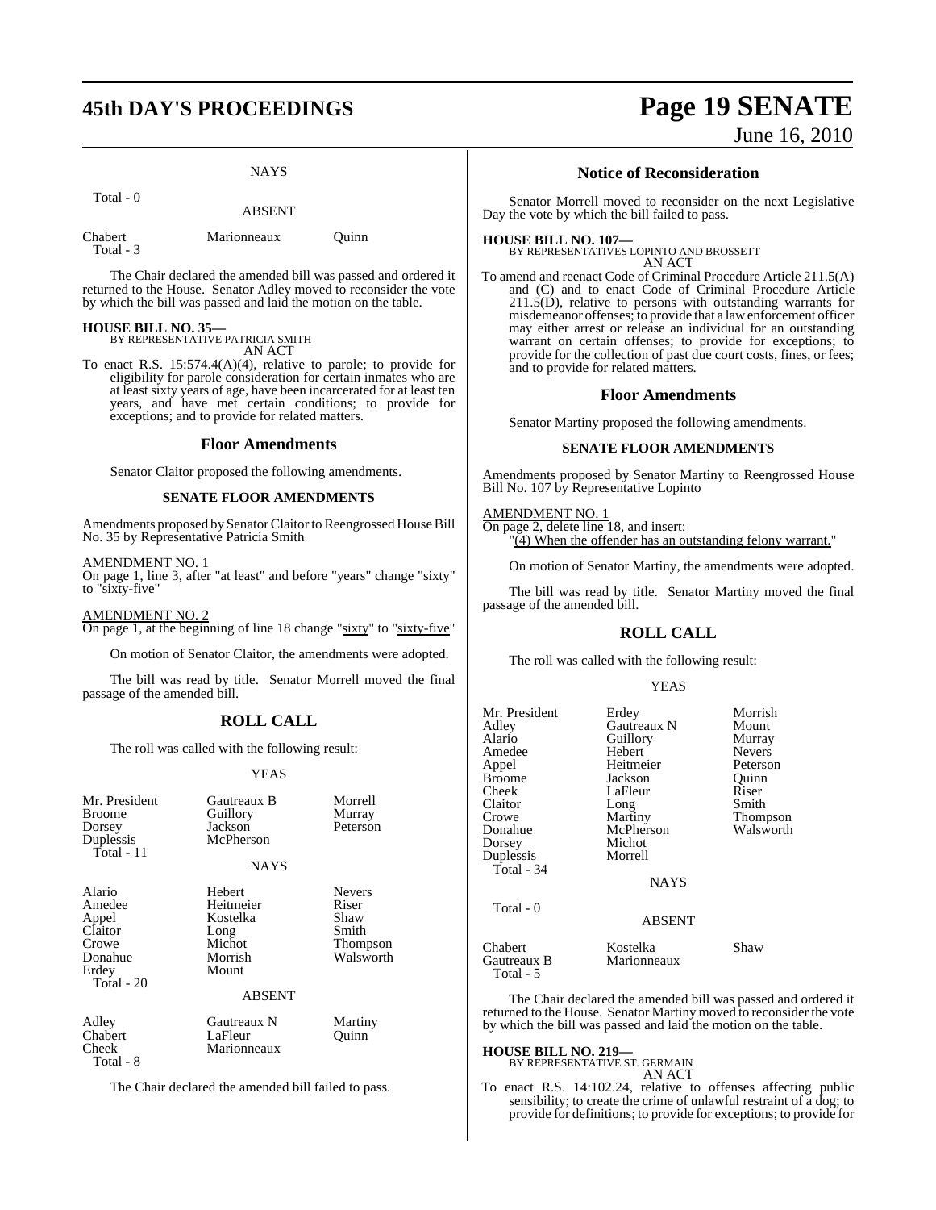NAYS

Total - 0

ABSENT

| | | |
|---|---|---|
| Chabert | Marionneaux | Quinn |
| Total - 3 | | |

The Chair declared the amended bill was passed and ordered it returned to the House. Senator Adley moved to reconsider the vote by which the bill was passed and laid the motion on the table.

**HOUSE BILL NO. 35—**
BY REPRESENTATIVE PATRICIA SMITH
AN ACT

To enact R.S. 15:574.4(A)(4), relative to parole; to provide for eligibility for parole consideration for certain inmates who are at least sixty years of age, have been incarcerated for at least ten years, and have met certain conditions; to provide for exceptions; and to provide for related matters.

## Floor Amendments

Senator Claitor proposed the following amendments.

### SENATE FLOOR AMENDMENTS

Amendments proposed by Senator Claitor to Reengrossed House Bill No. 35 by Representative Patricia Smith

AMENDMENT NO. 1
On page 1, line 3, after "at least" and before "years" change "sixty" to "sixty-five"

AMENDMENT NO. 2
On page 1, at the beginning of line 18 change "sixty" to "sixty-five"

On motion of Senator Claitor, the amendments were adopted.

The bill was read by title. Senator Morrell moved the final passage of the amended bill.

## ROLL CALL

The roll was called with the following result:

YEAS

| | | |
|---|---|---|
| Mr. President | Gautreaux B | Morrell |
| Broome | Guillory | Murray |
| Dorsey | Jackson | Peterson |
| Duplessis | McPherson | |
| Total - 11 | | |

NAYS

| | | |
|---|---|---|
| Alario | Hebert | Nevers |
| Amedee | Heitmeier | Riser |
| Appel | Kostelka | Shaw |
| Claitor | Long | Smith |
| Crowe | Michot | Thompson |
| Donahue | Morrish | Walsworth |
| Erdey | Mount | |
| Total - 20 | | |

ABSENT

| | | |
|---|---|---|
| Adley | Gautreaux N | Martiny |
| Chabert | LaFleur | Quinn |
| Cheek | Marionneaux | |
| Total - 8 | | |

The Chair declared the amended bill failed to pass.

## Notice of Reconsideration

Senator Morrell moved to reconsider on the next Legislative Day the vote by which the bill failed to pass.

**HOUSE BILL NO. 107—**
BY REPRESENTATIVES LOPINTO AND BROSSETT
AN ACT

To amend and reenact Code of Criminal Procedure Article 211.5(A) and (C) and to enact Code of Criminal Procedure Article 211.5(D), relative to persons with outstanding warrants for misdemeanor offenses; to provide that a law enforcement officer may either arrest or release an individual for an outstanding warrant on certain offenses; to provide for exceptions; to provide for the collection of past due court costs, fines, or fees; and to provide for related matters.

## Floor Amendments

Senator Martiny proposed the following amendments.

### SENATE FLOOR AMENDMENTS

Amendments proposed by Senator Martiny to Reengrossed House Bill No. 107 by Representative Lopinto

AMENDMENT NO. 1
On page 2, delete line 18, and insert:
"(4) When the offender has an outstanding felony warrant."

On motion of Senator Martiny, the amendments were adopted.

The bill was read by title. Senator Martiny moved the final passage of the amended bill.

## ROLL CALL

The roll was called with the following result:

YEAS

| | | |
|---|---|---|
| Mr. President | Erdey | Morrish |
| Adley | Gautreaux N | Mount |
| Alario | Guillory | Murray |
| Amedee | Hebert | Nevers |
| Appel | Heitmeier | Peterson |
| Broome | Jackson | Quinn |
| Cheek | LaFleur | Riser |
| Claitor | Long | Smith |
| Crowe | Martiny | Thompson |
| Donahue | McPherson | Walsworth |
| Dorsey | Michot | |
| Duplessis | Morrell | |
| Total - 34 | | |

NAYS

Total - 0

ABSENT

| | | |
|---|---|---|
| Chabert | Kostelka | Shaw |
| Gautreaux B | Marionneaux | |
| Total - 5 | | |

The Chair declared the amended bill was passed and ordered it returned to the House. Senator Martiny moved to reconsider the vote by which the bill was passed and laid the motion on the table.

**HOUSE BILL NO. 219—**
BY REPRESENTATIVE ST. GERMAIN
AN ACT

To enact R.S. 14:102.24, relative to offenses affecting public sensibility; to create the crime of unlawful restraint of a dog; to provide for definitions; to provide for exceptions; to provide for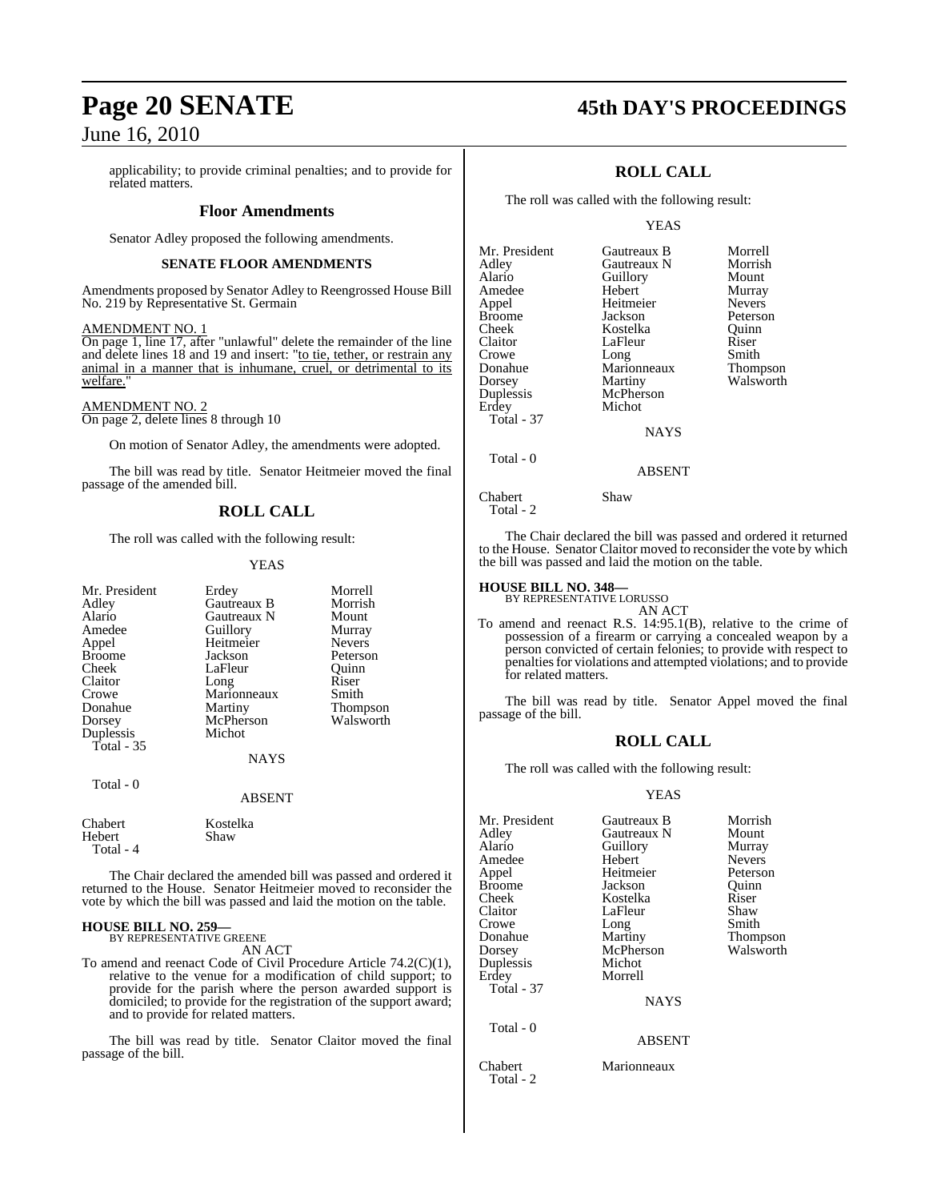applicability; to provide criminal penalties; and to provide for related matters.

## Floor Amendments

Senator Adley proposed the following amendments.

### SENATE FLOOR AMENDMENTS

Amendments proposed by Senator Adley to Reengrossed House Bill No. 219 by Representative St. Germain

AMENDMENT NO. 1
On page 1, line 17, after "unlawful" delete the remainder of the line and delete lines 18 and 19 and insert: "to tie, tether, or restrain any animal in a manner that is inhumane, cruel, or detrimental to its welfare."

AMENDMENT NO. 2
On page 2, delete lines 8 through 10

On motion of Senator Adley, the amendments were adopted.

The bill was read by title. Senator Heitmeier moved the final passage of the amended bill.

## ROLL CALL

The roll was called with the following result:

YEAS

| | | |
|---|---|---|
| Mr. President | Erdey | Morrell |
| Adley | Gautreaux B | Morrish |
| Alario | Gautreaux N | Mount |
| Amedee | Guillory | Murray |
| Appel | Heitmeier | Nevers |
| Broome | Jackson | Peterson |
| Cheek | LaFleur | Quinn |
| Claitor | Long | Riser |
| Crowe | Marionneaux | Smith |
| Donahue | Martiny | Thompson |
| Dorsey | McPherson | Walsworth |
| Duplessis | Michot | |
| Total - 35 | | |

NAYS

Total - 0

ABSENT

| | |
|---|---|
| Chabert | Kostelka |
| Hebert | Shaw |
| Total - 4 | |

The Chair declared the amended bill was passed and ordered it returned to the House. Senator Heitmeier moved to reconsider the vote by which the bill was passed and laid the motion on the table.

**HOUSE BILL NO. 259—**
BY REPRESENTATIVE GREENE
AN ACT
To amend and reenact Code of Civil Procedure Article 74.2(C)(1), relative to the venue for a modification of child support; to provide for the parish where the person awarded support is domiciled; to provide for the registration of the support award; and to provide for related matters.

The bill was read by title. Senator Claitor moved the final passage of the bill.

## ROLL CALL

The roll was called with the following result:

YEAS

| | | |
|---|---|---|
| Mr. President | Gautreaux B | Morrell |
| Adley | Gautreaux N | Morrish |
| Alario | Guillory | Mount |
| Amedee | Hebert | Murray |
| Appel | Heitmeier | Nevers |
| Broome | Jackson | Peterson |
| Cheek | Kostelka | Quinn |
| Claitor | LaFleur | Riser |
| Crowe | Long | Smith |
| Donahue | Marionneaux | Thompson |
| Dorsey | Martiny | Walsworth |
| Duplessis | McPherson | |
| Erdey | Michot | |
| Total - 37 | | |

NAYS

Total - 0

ABSENT

| | |
|---|---|
| Chabert | Shaw |
| Total - 2 | |

The Chair declared the bill was passed and ordered it returned to the House. Senator Claitor moved to reconsider the vote by which the bill was passed and laid the motion on the table.

**HOUSE BILL NO. 348—**
BY REPRESENTATIVE LORUSSO
AN ACT
To amend and reenact R.S. 14:95.1(B), relative to the crime of possession of a firearm or carrying a concealed weapon by a person convicted of certain felonies; to provide with respect to penalties for violations and attempted violations; and to provide for related matters.

The bill was read by title. Senator Appel moved the final passage of the bill.

## ROLL CALL

The roll was called with the following result:

YEAS

| | | |
|---|---|---|
| Mr. President | Gautreaux B | Morrish |
| Adley | Gautreaux N | Mount |
| Alario | Guillory | Murray |
| Amedee | Hebert | Nevers |
| Appel | Heitmeier | Peterson |
| Broome | Jackson | Quinn |
| Cheek | Kostelka | Riser |
| Claitor | LaFleur | Shaw |
| Crowe | Long | Smith |
| Donahue | Martiny | Thompson |
| Dorsey | McPherson | Walsworth |
| Duplessis | Michot | |
| Erdey | Morrell | |
| Total - 37 | | |

NAYS

Total - 0

ABSENT

| | |
|---|---|
| Chabert | Marionneaux |
| Total - 2 | |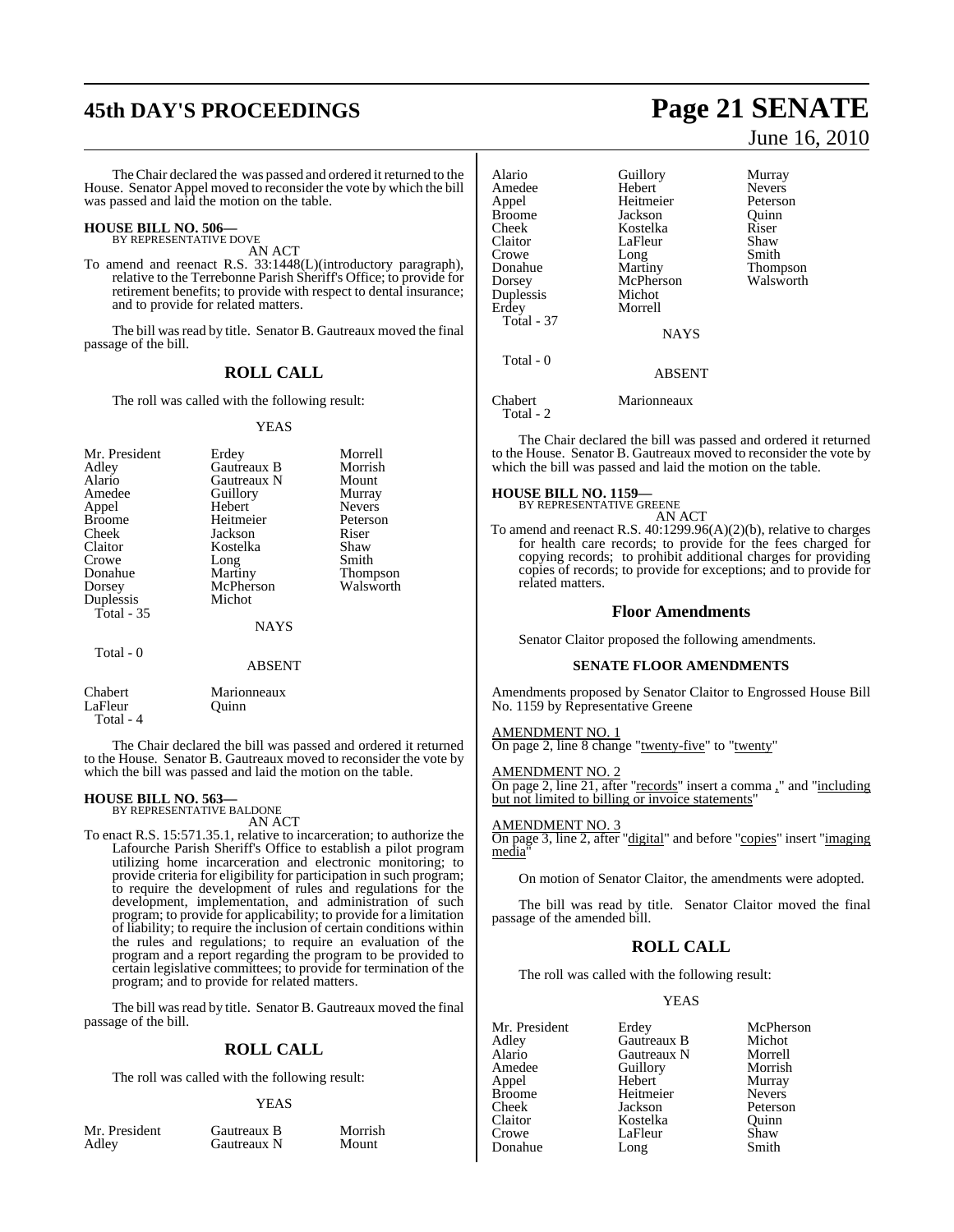The Chair declared the was passed and ordered it returned to the House. Senator Appel moved to reconsider the vote by which the bill was passed and laid the motion on the table.

**HOUSE BILL NO. 506—**
BY REPRESENTATIVE DOVE
AN ACT

To amend and reenact R.S. 33:1448(L)(introductory paragraph), relative to the Terrebonne Parish Sheriff's Office; to provide for retirement benefits; to provide with respect to dental insurance; and to provide for related matters.

The bill was read by title. Senator B. Gautreaux moved the final passage of the bill.

## ROLL CALL

The roll was called with the following result:

YEAS

| | | |
|---|---|---|
| Mr. President | Erdey | Morrell |
| Adley | Gautreaux B | Morrish |
| Alario | Gautreaux N | Mount |
| Amedee | Guillory | Murray |
| Appel | Hebert | Nevers |
| Broome | Heitmeier | Peterson |
| Cheek | Jackson | Riser |
| Claitor | Kostelka | Shaw |
| Crowe | Long | Smith |
| Donahue | Martiny | Thompson |
| Dorsey | McPherson | Walsworth |
| Duplessis | Michot | |

Total - 35

NAYS

Total - 0

ABSENT

| | |
|---|---|
| Chabert | Marionneaux |
| LaFleur | Quinn |

Total - 4

The Chair declared the bill was passed and ordered it returned to the House. Senator B. Gautreaux moved to reconsider the vote by which the bill was passed and laid the motion on the table.

**HOUSE BILL NO. 563—**
BY REPRESENTATIVE BALDONE
AN ACT

To enact R.S. 15:571.35.1, relative to incarceration; to authorize the Lafourche Parish Sheriff's Office to establish a pilot program utilizing home incarceration and electronic monitoring; to provide criteria for eligibility for participation in such program; to require the development of rules and regulations for the development, implementation, and administration of such program; to provide for applicability; to provide for a limitation of liability; to require the inclusion of certain conditions within the rules and regulations; to require an evaluation of the program and a report regarding the program to be provided to certain legislative committees; to provide for termination of the program; and to provide for related matters.

The bill was read by title. Senator B. Gautreaux moved the final passage of the bill.

## ROLL CALL

The roll was called with the following result:

YEAS

| | | |
|---|---|---|
| Mr. President | Gautreaux B | Morrish |
| Adley | Gautreaux N | Mount |
| Alario | Guillory | Murray |
| Amedee | Hebert | Nevers |
| Appel | Heitmeier | Peterson |
| Broome | Jackson | Quinn |
| Cheek | Kostelka | Riser |
| Claitor | LaFleur | Shaw |
| Crowe | Long | Smith |
| Donahue | Martiny | Thompson |
| Dorsey | McPherson | Walsworth |
| Duplessis | Michot | |
| Erdey | Morrell | |

Total - 37

NAYS

Total - 0

ABSENT

| | |
|---|---|
| Chabert | Marionneaux |

Total - 2

The Chair declared the bill was passed and ordered it returned to the House. Senator B. Gautreaux moved to reconsider the vote by which the bill was passed and laid the motion on the table.

**HOUSE BILL NO. 1159—**
BY REPRESENTATIVE GREENE
AN ACT

To amend and reenact R.S. 40:1299.96(A)(2)(b), relative to charges for health care records; to provide for the fees charged for copying records; to prohibit additional charges for providing copies of records; to provide for exceptions; and to provide for related matters.

## Floor Amendments

Senator Claitor proposed the following amendments.

### SENATE FLOOR AMENDMENTS

Amendments proposed by Senator Claitor to Engrossed House Bill No. 1159 by Representative Greene

AMENDMENT NO. 1
On page 2, line 8 change "twenty-five" to "twenty"

AMENDMENT NO. 2
On page 2, line 21, after "records" insert a comma "," and "including but not limited to billing or invoice statements"

AMENDMENT NO. 3
On page 3, line 2, after "digital" and before "copies" insert "imaging media"

On motion of Senator Claitor, the amendments were adopted.

The bill was read by title. Senator Claitor moved the final passage of the amended bill.

## ROLL CALL

The roll was called with the following result:

YEAS

| | | |
|---|---|---|
| Mr. President | Erdey | McPherson |
| Adley | Gautreaux B | Michot |
| Alario | Gautreaux N | Morrell |
| Amedee | Guillory | Morrish |
| Appel | Hebert | Murray |
| Broome | Heitmeier | Nevers |
| Cheek | Jackson | Peterson |
| Claitor | Kostelka | Quinn |
| Crowe | LaFleur | Shaw |
| Donahue | Long | Smith |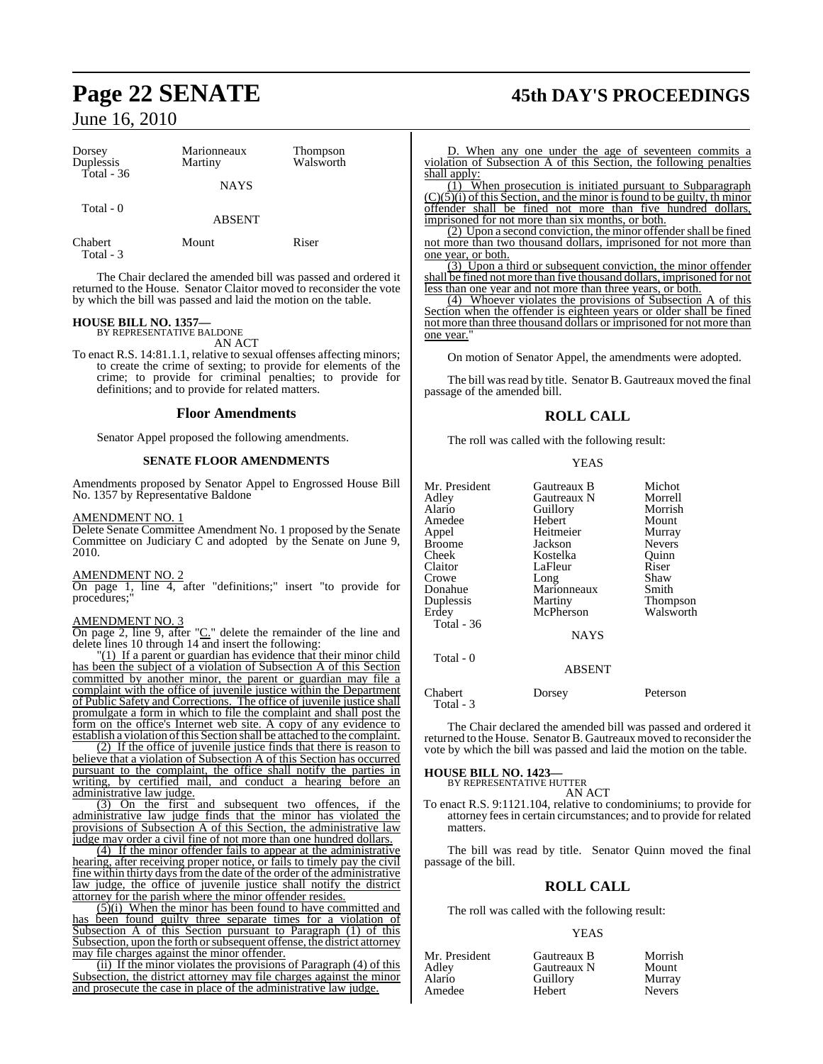| Dorsey | Marionneaux | Thompson |
|---|---|---|
| Duplessis | Martiny | Walsworth |
| Total - 36 | | |

NAYS

Total - 0

ABSENT

| Chabert | Mount | Riser |
|---|---|---|
| Total - 3 | | |

The Chair declared the amended bill was passed and ordered it returned to the House. Senator Claitor moved to reconsider the vote by which the bill was passed and laid the motion on the table.

**HOUSE BILL NO. 1357—**
BY REPRESENTATIVE BALDONE
AN ACT

To enact R.S. 14:81.1.1, relative to sexual offenses affecting minors; to create the crime of sexting; to provide for elements of the crime; to provide for criminal penalties; to provide for definitions; and to provide for related matters.

## Floor Amendments

Senator Appel proposed the following amendments.

### SENATE FLOOR AMENDMENTS

Amendments proposed by Senator Appel to Engrossed House Bill No. 1357 by Representative Baldone

AMENDMENT NO. 1
Delete Senate Committee Amendment No. 1 proposed by the Senate Committee on Judiciary C and adopted by the Senate on June 9, 2010.

AMENDMENT NO. 2
On page 1, line 4, after "definitions;" insert "to provide for procedures;"

AMENDMENT NO. 3
On page 2, line 9, after "C." delete the remainder of the line and delete lines 10 through 14 and insert the following:

"(1) If a parent or guardian has evidence that their minor child has been the subject of a violation of Subsection A of this Section committed by another minor, the parent or guardian may file a complaint with the office of juvenile justice within the Department of Public Safety and Corrections. The office of juvenile justice shall promulgate a form in which to file the complaint and shall post the form on the office's Internet web site. A copy of any evidence to establish a violation of this Section shall be attached to the complaint.

(2) If the office of juvenile justice finds that there is reason to believe that a violation of Subsection A of this Section has occurred pursuant to the complaint, the office shall notify the parties in writing, by certified mail, and conduct a hearing before an administrative law judge.

(3) On the first and subsequent two offences, if the administrative law judge finds that the minor has violated the provisions of Subsection A of this Section, the administrative law judge may order a civil fine of not more than one hundred dollars.

(4) If the minor offender fails to appear at the administrative hearing, after receiving proper notice, or fails to timely pay the civil fine within thirty days from the date of the order of the administrative law judge, the office of juvenile justice shall notify the district attorney for the parish where the minor offender resides.

(5)(i) When the minor has been found to have committed and has been found guilty three separate times for a violation of Subsection A of this Section pursuant to Paragraph (1) of this Subsection, upon the forth or subsequent offense, the district attorney may file charges against the minor offender.

(ii) If the minor violates the provisions of Paragraph (4) of this Subsection, the district attorney may file charges against the minor and prosecute the case in place of the administrative law judge.

D. When any one under the age of seventeen commits a violation of Subsection A of this Section, the following penalties shall apply:

(1) When prosecution is initiated pursuant to Subparagraph (C)(5)(i) of this Section, and the minor is found to be guilty, th minor offender shall be fined not more than five hundred dollars, imprisoned for not more than six months, or both.

(2) Upon a second conviction, the minor offender shall be fined not more than two thousand dollars, imprisoned for not more than one year, or both.

(3) Upon a third or subsequent conviction, the minor offender shall be fined not more than five thousand dollars, imprisoned for not less than one year and not more than three years, or both.

(4) Whoever violates the provisions of Subsection A of this Section when the offender is eighteen years or older shall be fined not more than three thousand dollars or imprisoned for not more than one year."

On motion of Senator Appel, the amendments were adopted.

The bill was read by title. Senator B. Gautreaux moved the final passage of the amended bill.

## ROLL CALL

The roll was called with the following result:

YEAS

| Mr. President | Gautreaux B | Michot |
|---|---|---|
| Adley | Gautreaux N | Morrell |
| Alario | Guillory | Morrish |
| Amedee | Hebert | Mount |
| Appel | Heitmeier | Murray |
| Broome | Jackson | Nevers |
| Cheek | Kostelka | Quinn |
| Claitor | LaFleur | Riser |
| Crowe | Long | Shaw |
| Donahue | Marionneaux | Smith |
| Duplessis | Martiny | Thompson |
| Erdey | McPherson | Walsworth |
| Total - 36 | | |

NAYS

Total - 0

ABSENT

| Chabert | Dorsey | Peterson |
|---|---|---|
| Total - 3 | | |

The Chair declared the amended bill was passed and ordered it returned to the House. Senator B. Gautreaux moved to reconsider the vote by which the bill was passed and laid the motion on the table.

**HOUSE BILL NO. 1423—**
BY REPRESENTATIVE HUTTER
AN ACT

To enact R.S. 9:1121.104, relative to condominiums; to provide for attorney fees in certain circumstances; and to provide for related matters.

The bill was read by title. Senator Quinn moved the final passage of the bill.

## ROLL CALL

The roll was called with the following result:

YEAS

| Mr. President | Gautreaux B | Morrish |
|---|---|---|
| Adley | Gautreaux N | Mount |
| Alario | Guillory | Murray |
| Amedee | Hebert | Nevers |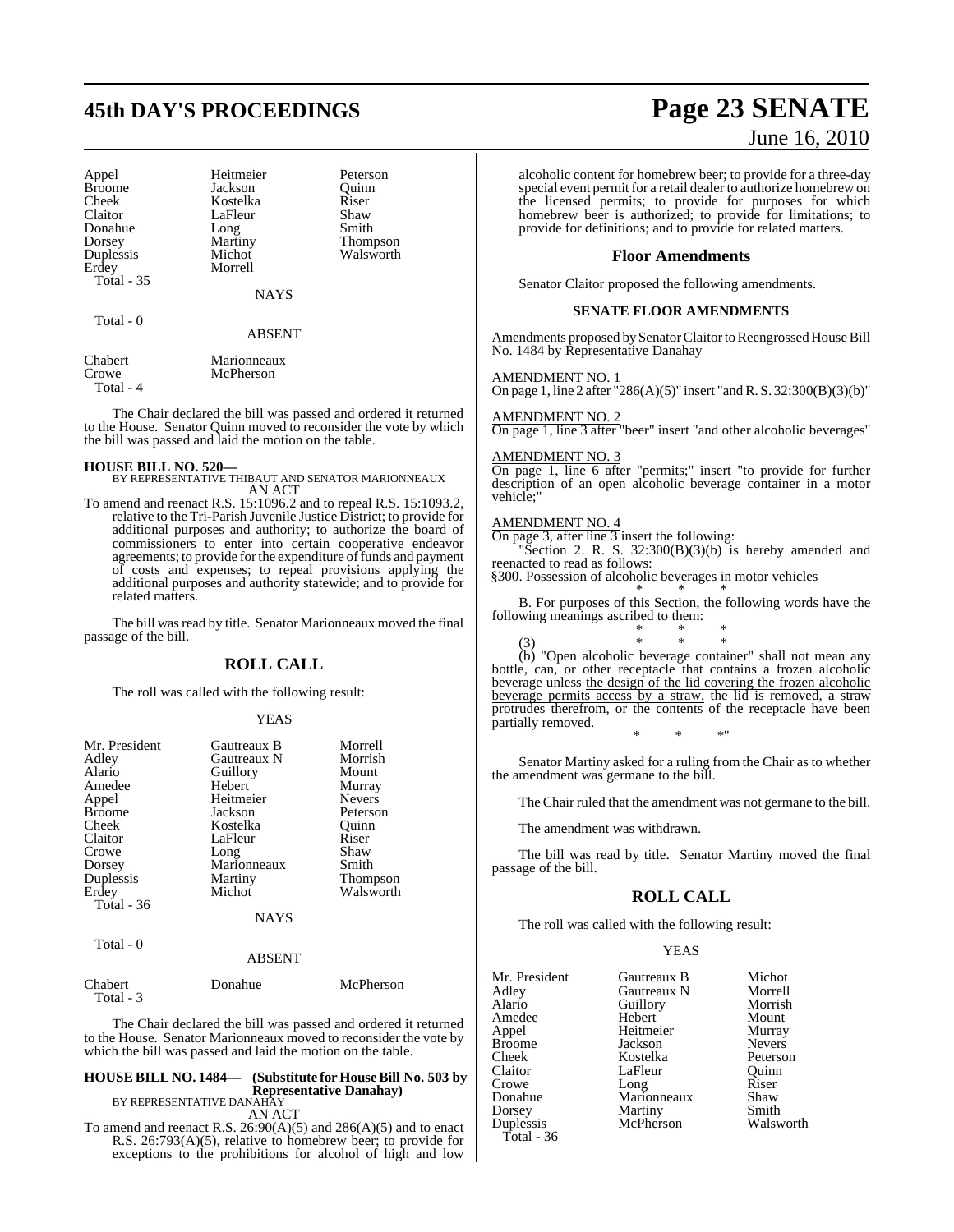| | | |
|---|---|---|
| Appel | Heitmeier | Peterson |
| Broome | Jackson | Quinn |
| Cheek | Kostelka | Riser |
| Claitor | LaFleur | Shaw |
| Donahue | Long | Smith |
| Dorsey | Martiny | Thompson |
| Duplessis | Michot | Walsworth |
| Erdey | Morrell | |
| Total - 35 | | |

NAYS

Total - 0

ABSENT

| | |
|---|---|
| Chabert | Marionneaux |
| Crowe | McPherson |
| Total - 4 | |

The Chair declared the bill was passed and ordered it returned to the House. Senator Quinn moved to reconsider the vote by which the bill was passed and laid the motion on the table.

**HOUSE BILL NO. 520—**
BY REPRESENTATIVE THIBAUT AND SENATOR MARIONNEAUX
AN ACT

To amend and reenact R.S. 15:1096.2 and to repeal R.S. 15:1093.2, relative to the Tri-Parish Juvenile Justice District; to provide for additional purposes and authority; to authorize the board of commissioners to enter into certain cooperative endeavor agreements; to provide for the expenditure of funds and payment of costs and expenses; to repeal provisions applying the additional purposes and authority statewide; and to provide for related matters.

The bill was read by title. Senator Marionneaux moved the final passage of the bill.

## ROLL CALL

The roll was called with the following result:

YEAS

| | | |
|---|---|---|
| Mr. President | Gautreaux B | Morrell |
| Adley | Gautreaux N | Morrish |
| Alario | Guillory | Mount |
| Amedee | Hebert | Murray |
| Appel | Heitmeier | Nevers |
| Broome | Jackson | Peterson |
| Cheek | Kostelka | Quinn |
| Claitor | LaFleur | Riser |
| Crowe | Long | Shaw |
| Dorsey | Marionneaux | Smith |
| Duplessis | Martiny | Thompson |
| Erdey | Michot | Walsworth |
| Total - 36 | | |

NAYS

Total - 0

ABSENT

| | | |
|---|---|---|
| Chabert | Donahue | McPherson |
| Total - 3 | | |

The Chair declared the bill was passed and ordered it returned to the House. Senator Marionneaux moved to reconsider the vote by which the bill was passed and laid the motion on the table.

**HOUSE BILL NO. 1484— (Substitute for House Bill No. 503 by Representative Danahay)**
BY REPRESENTATIVE DANAHAY
AN ACT

To amend and reenact R.S. 26:90(A)(5) and 286(A)(5) and to enact R.S. 26:793(A)(5), relative to homebrew beer; to provide for exceptions to the prohibitions for alcohol of high and low alcoholic content for homebrew beer; to provide for a three-day special event permit for a retail dealer to authorize homebrew on the licensed permits; to provide for purposes for which homebrew beer is authorized; to provide for limitations; to provide for definitions; and to provide for related matters.

### Floor Amendments

Senator Claitor proposed the following amendments.

#### SENATE FLOOR AMENDMENTS

Amendments proposed by Senator Claitor to Reengrossed House Bill No. 1484 by Representative Danahay

AMENDMENT NO. 1
On page 1, line 2 after "286(A)(5)" insert "and R. S. 32:300(B)(3)(b)"

AMENDMENT NO. 2
On page 1, line 3 after "beer" insert "and other alcoholic beverages"

AMENDMENT NO. 3
On page 1, line 6 after "permits;" insert "to provide for further description of an open alcoholic beverage container in a motor vehicle;"

AMENDMENT NO. 4
On page 3, after line 3 insert the following:

"Section 2. R. S. 32:300(B)(3)(b) is hereby amended and reenacted to read as follows:

§300. Possession of alcoholic beverages in motor vehicles

\* \* \*

B. For purposes of this Section, the following words have the following meanings ascribed to them:

\* \* \*

(3) \* \* \*

(b) "Open alcoholic beverage container" shall not mean any bottle, can, or other receptacle that contains a frozen alcoholic beverage unless the design of the lid covering the frozen alcoholic beverage permits access by a straw, the lid is removed, a straw protrudes therefrom, or the contents of the receptacle have been partially removed.

\* \* \*"

Senator Martiny asked for a ruling from the Chair as to whether the amendment was germane to the bill.

The Chair ruled that the amendment was not germane to the bill.

The amendment was withdrawn.

The bill was read by title. Senator Martiny moved the final passage of the bill.

## ROLL CALL

The roll was called with the following result:

YEAS

| | | |
|---|---|---|
| Mr. President | Gautreaux B | Michot |
| Adley | Gautreaux N | Morrell |
| Alario | Guillory | Morrish |
| Amedee | Hebert | Mount |
| Appel | Heitmeier | Murray |
| Broome | Jackson | Nevers |
| Cheek | Kostelka | Peterson |
| Claitor | LaFleur | Quinn |
| Crowe | Long | Riser |
| Donahue | Marionneaux | Shaw |
| Dorsey | Martiny | Smith |
| Duplessis | McPherson | Walsworth |
| Total - 36 | | |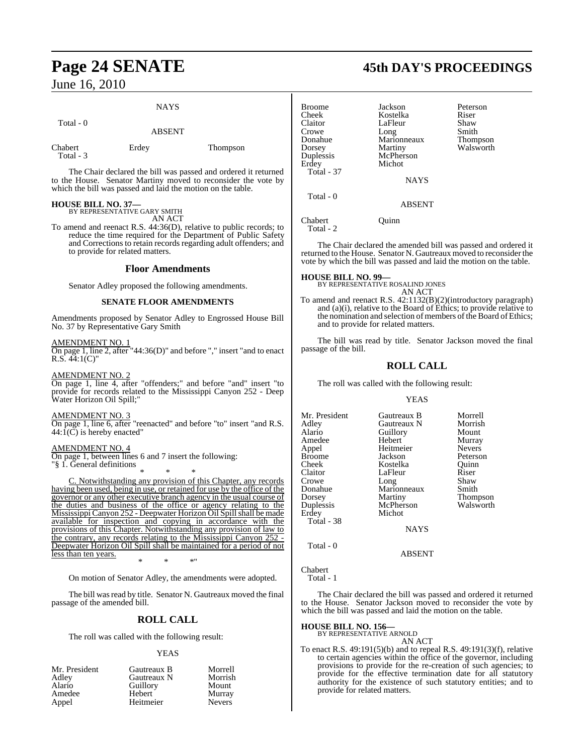NAYS

Total - 0

ABSENT

| | | |
|---|---|---|
| Chabert | Erdey | Thompson |
| Total - 3 | | |

The Chair declared the bill was passed and ordered it returned to the House. Senator Martiny moved to reconsider the vote by which the bill was passed and laid the motion on the table.

**HOUSE BILL NO. 37—**
BY REPRESENTATIVE GARY SMITH
AN ACT

To amend and reenact R.S. 44:36(D), relative to public records; to reduce the time required for the Department of Public Safety and Corrections to retain records regarding adult offenders; and to provide for related matters.

## Floor Amendments

Senator Adley proposed the following amendments.

### SENATE FLOOR AMENDMENTS

Amendments proposed by Senator Adley to Engrossed House Bill No. 37 by Representative Gary Smith

AMENDMENT NO. 1
On page 1, line 2, after "44:36(D)" and before "," insert "and to enact R.S. 44:1(C)"

AMENDMENT NO. 2
On page 1, line 4, after "offenders;" and before "and" insert "to provide for records related to the Mississippi Canyon 252 - Deep Water Horizon Oil Spill;"

AMENDMENT NO. 3
On page 1, line 6, after "reenacted" and before "to" insert "and R.S. 44:1(C) is hereby enacted"

AMENDMENT NO. 4
On page 1, between lines 6 and 7 insert the following:
"§ 1. General definitions

\* \* \*

C. Notwithstanding any provision of this Chapter, any records having been used, being in use, or retained for use by the office of the governor or any other executive branch agency in the usual course of the duties and business of the office or agency relating to the Mississippi Canyon 252 - Deepwater Horizon Oil Spill shall be made available for inspection and copying in accordance with the provisions of this Chapter. Notwithstanding any provision of law to the contrary, any records relating to the Mississippi Canyon 252 - Deepwater Horizon Oil Spill shall be maintained for a period of not less than ten years.

\* \* \*"

On motion of Senator Adley, the amendments were adopted.

The bill was read by title. Senator N. Gautreaux moved the final passage of the amended bill.

## ROLL CALL

The roll was called with the following result:

YEAS

| | | |
|---|---|---|
| Mr. President | Gautreaux B | Morrell |
| Adley | Gautreaux N | Morrish |
| Alario | Guillory | Mount |
| Amedee | Hebert | Murray |
| Appel | Heitmeier | Nevers |
| Broome | Jackson | Peterson |
| Cheek | Kostelka | Riser |
| Claitor | LaFleur | Shaw |
| Crowe | Long | Smith |
| Donahue | Marionneaux | Thompson |
| Dorsey | Martiny | Walsworth |
| Duplessis | McPherson | |
| Erdey | Michot | |
| Total - 37 | | |

NAYS

Total - 0

ABSENT

| | |
|---|---|
| Chabert | Quinn |
| Total - 2 | |

The Chair declared the amended bill was passed and ordered it returned to the House. Senator N. Gautreaux moved to reconsider the vote by which the bill was passed and laid the motion on the table.

**HOUSE BILL NO. 99—**
BY REPRESENTATIVE ROSALIND JONES
AN ACT

To amend and reenact R.S. 42:1132(B)(2)(introductory paragraph) and (a)(i), relative to the Board of Ethics; to provide relative to the nomination and selection of members of the Board of Ethics; and to provide for related matters.

The bill was read by title. Senator Jackson moved the final passage of the bill.

## ROLL CALL

The roll was called with the following result:

YEAS

| | | |
|---|---|---|
| Mr. President | Gautreaux B | Morrell |
| Adley | Gautreaux N | Morrish |
| Alario | Guillory | Mount |
| Amedee | Hebert | Murray |
| Appel | Heitmeier | Nevers |
| Broome | Jackson | Peterson |
| Cheek | Kostelka | Quinn |
| Claitor | LaFleur | Riser |
| Crowe | Long | Shaw |
| Donahue | Marionneaux | Smith |
| Dorsey | Martiny | Thompson |
| Duplessis | McPherson | Walsworth |
| Erdey | Michot | |
| Total - 38 | | |

NAYS

Total - 0

ABSENT

Chabert
Total - 1

The Chair declared the bill was passed and ordered it returned to the House. Senator Jackson moved to reconsider the vote by which the bill was passed and laid the motion on the table.

**HOUSE BILL NO. 156—**
BY REPRESENTATIVE ARNOLD
AN ACT

To enact R.S. 49:191(5)(b) and to repeal R.S. 49:191(3)(f), relative to certain agencies within the office of the governor, including provisions to provide for the re-creation of such agencies; to provide for the effective termination date for all statutory authority for the existence of such statutory entities; and to provide for related matters.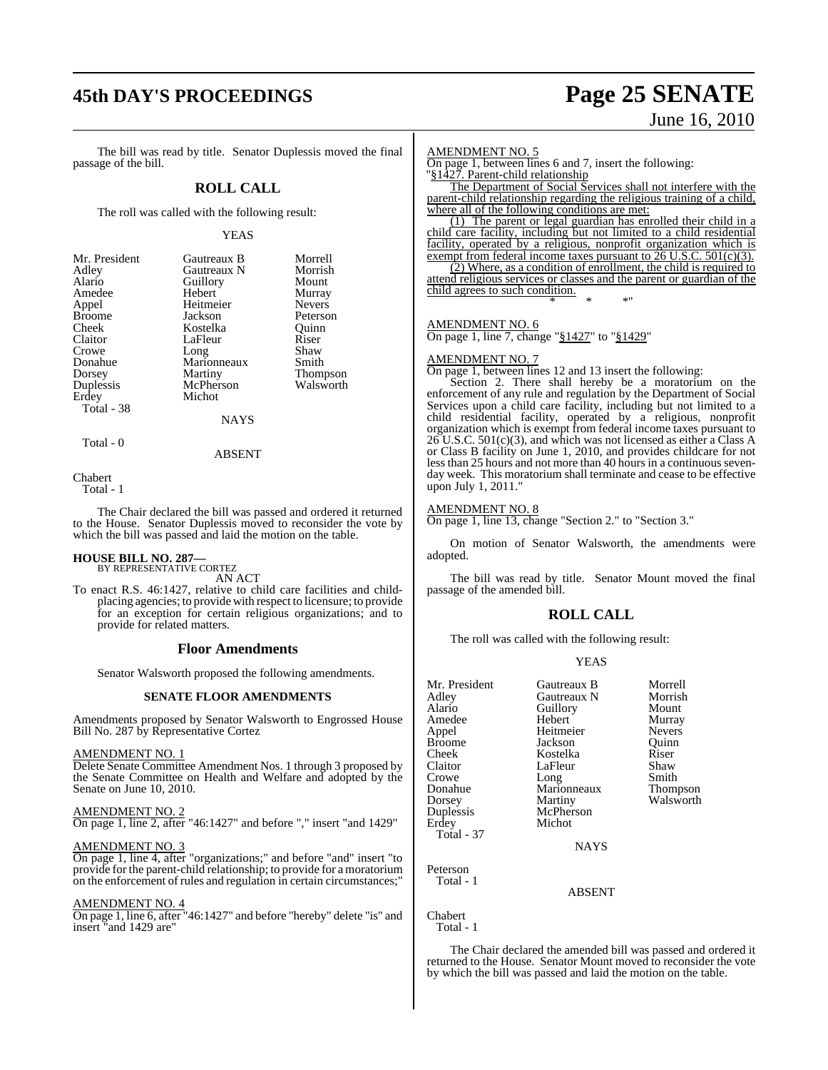The bill was read by title. Senator Duplessis moved the final passage of the bill.

## ROLL CALL

The roll was called with the following result:

YEAS

| | | |
|---|---|---|
| Mr. President | Gautreaux B | Morrell |
| Adley | Gautreaux N | Morrish |
| Alario | Guillory | Mount |
| Amedee | Hebert | Murray |
| Appel | Heitmeier | Nevers |
| Broome | Jackson | Peterson |
| Cheek | Kostelka | Quinn |
| Claitor | LaFleur | Riser |
| Crowe | Long | Shaw |
| Donahue | Marionneaux | Smith |
| Dorsey | Martiny | Thompson |
| Duplessis | McPherson | Walsworth |
| Erdey | Michot | |

Total - 38

NAYS

Total - 0

ABSENT

Chabert

Total - 1

The Chair declared the bill was passed and ordered it returned to the House. Senator Duplessis moved to reconsider the vote by which the bill was passed and laid the motion on the table.

**HOUSE BILL NO. 287—**
BY REPRESENTATIVE CORTEZ
AN ACT

To enact R.S. 46:1427, relative to child care facilities and child-placing agencies; to provide with respect to licensure; to provide for an exception for certain religious organizations; and to provide for related matters.

## Floor Amendments

Senator Walsworth proposed the following amendments.

### SENATE FLOOR AMENDMENTS

Amendments proposed by Senator Walsworth to Engrossed House Bill No. 287 by Representative Cortez

AMENDMENT NO. 1
Delete Senate Committee Amendment Nos. 1 through 3 proposed by the Senate Committee on Health and Welfare and adopted by the Senate on June 10, 2010.

AMENDMENT NO. 2
On page 1, line 2, after "46:1427" and before "," insert "and 1429"

AMENDMENT NO. 3
On page 1, line 4, after "organizations;" and before "and" insert "to provide for the parent-child relationship; to provide for a moratorium on the enforcement of rules and regulation in certain circumstances;"

AMENDMENT NO. 4
On page 1, line 6, after "46:1427" and before "hereby" delete "is" and insert "and 1429 are"

AMENDMENT NO. 5
On page 1, between lines 6 and 7, insert the following:
"§1427. Parent-child relationship

The Department of Social Services shall not interfere with the parent-child relationship regarding the religious training of a child, where all of the following conditions are met:

(1) The parent or legal guardian has enrolled their child in a child care facility, including but not limited to a child residential facility, operated by a religious, nonprofit organization which is exempt from federal income taxes pursuant to 26 U.S.C. 501(c)(3).

(2) Where, as a condition of enrollment, the child is required to attend religious services or classes and the parent or guardian of the child agrees to such condition.

\* \* \*"

AMENDMENT NO. 6
On page 1, line 7, change "§1427" to "§1429"

AMENDMENT NO. 7
On page 1, between lines 12 and 13 insert the following:

Section 2. There shall hereby be a moratorium on the enforcement of any rule and regulation by the Department of Social Services upon a child care facility, including but not limited to a child residential facility, operated by a religious, nonprofit organization which is exempt from federal income taxes pursuant to 26 U.S.C. 501(c)(3), and which was not licensed as either a Class A or Class B facility on June 1, 2010, and provides childcare for not less than 25 hours and not more than 40 hours in a continuous seven-day week. This moratorium shall terminate and cease to be effective upon July 1, 2011."

AMENDMENT NO. 8
On page 1, line 13, change "Section 2." to "Section 3."

On motion of Senator Walsworth, the amendments were adopted.

The bill was read by title. Senator Mount moved the final passage of the amended bill.

## ROLL CALL

The roll was called with the following result:

YEAS

| | | |
|---|---|---|
| Mr. President | Gautreaux B | Morrell |
| Adley | Gautreaux N | Morrish |
| Alario | Guillory | Mount |
| Amedee | Hebert | Murray |
| Appel | Heitmeier | Nevers |
| Broome | Jackson | Quinn |
| Cheek | Kostelka | Riser |
| Claitor | LaFleur | Shaw |
| Crowe | Long | Smith |
| Donahue | Marionneaux | Thompson |
| Dorsey | Martiny | Walsworth |
| Duplessis | McPherson | |
| Erdey | Michot | |

Total - 37

NAYS

Peterson

Total - 1

ABSENT

Chabert

Total - 1

The Chair declared the amended bill was passed and ordered it returned to the House. Senator Mount moved to reconsider the vote by which the bill was passed and laid the motion on the table.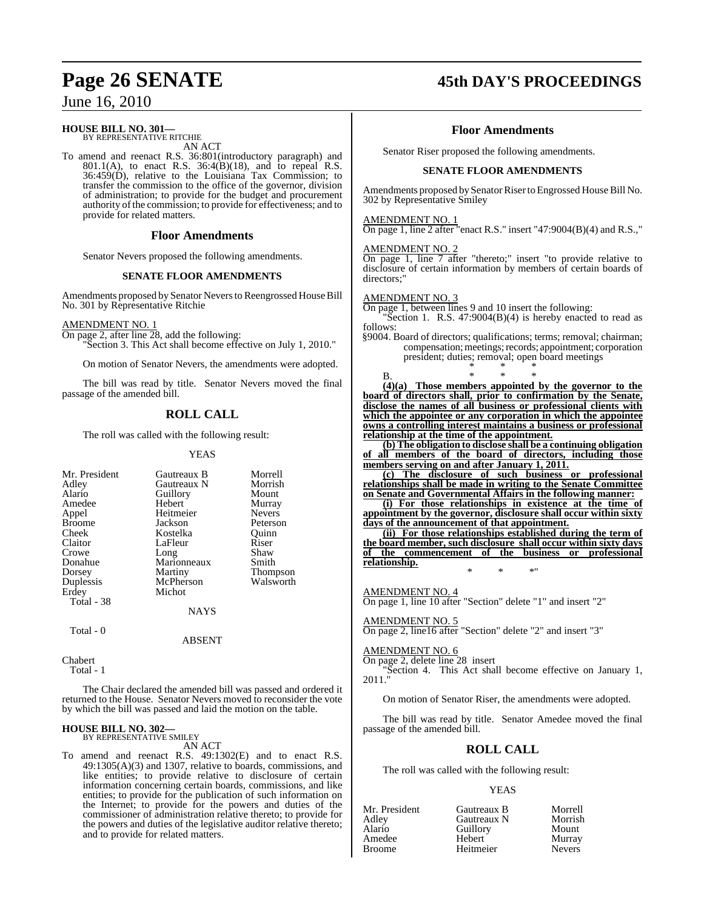**HOUSE BILL NO. 301—**
BY REPRESENTATIVE RITCHIE

AN ACT

To amend and reenact R.S. 36:801(introductory paragraph) and 801.1(A), to enact R.S. 36:4(B)(18), and to repeal R.S. 36:459(D), relative to the Louisiana Tax Commission; to transfer the commission to the office of the governor, division of administration; to provide for the budget and procurement authority of the commission; to provide for effectiveness; and to provide for related matters.

## Floor Amendments

Senator Nevers proposed the following amendments.

### SENATE FLOOR AMENDMENTS

Amendments proposed by Senator Nevers to Reengrossed House Bill No. 301 by Representative Ritchie

AMENDMENT NO. 1

On page 2, after line 28, add the following:

"Section 3. This Act shall become effective on July 1, 2010."

On motion of Senator Nevers, the amendments were adopted.

The bill was read by title. Senator Nevers moved the final passage of the amended bill.

## ROLL CALL

The roll was called with the following result:

YEAS

| | | |
|---|---|---|
| Mr. President | Gautreaux B | Morrell |
| Adley | Gautreaux N | Morrish |
| Alario | Guillory | Mount |
| Amedee | Hebert | Murray |
| Appel | Heitmeier | Nevers |
| Broome | Jackson | Peterson |
| Cheek | Kostelka | Quinn |
| Claitor | LaFleur | Riser |
| Crowe | Long | Shaw |
| Donahue | Marionneaux | Smith |
| Dorsey | Martiny | Thompson |
| Duplessis | McPherson | Walsworth |
| Erdey | Michot | |

Total - 38

NAYS

Total - 0

ABSENT

Chabert

Total - 1

The Chair declared the amended bill was passed and ordered it returned to the House. Senator Nevers moved to reconsider the vote by which the bill was passed and laid the motion on the table.

**HOUSE BILL NO. 302—**
BY REPRESENTATIVE SMILEY

AN ACT

To amend and reenact R.S. 49:1302(E) and to enact R.S. 49:1305(A)(3) and 1307, relative to boards, commissions, and like entities; to provide relative to disclosure of certain information concerning certain boards, commissions, and like entities; to provide for the publication of such information on the Internet; to provide for the powers and duties of the commissioner of administration relative thereto; to provide for the powers and duties of the legislative auditor relative thereto; and to provide for related matters.

## Floor Amendments

Senator Riser proposed the following amendments.

### SENATE FLOOR AMENDMENTS

Amendments proposed by Senator Riser to Engrossed House Bill No. 302 by Representative Smiley

AMENDMENT NO. 1

On page 1, line 2 after "enact R.S." insert "47:9004(B)(4) and R.S.,"

AMENDMENT NO. 2

On page 1, line 7 after "thereto;" insert "to provide relative to disclosure of certain information by members of certain boards of directors;"

AMENDMENT NO. 3

On page 1, between lines 9 and 10 insert the following:

"Section 1. R.S. 47:9004(B)(4) is hereby enacted to read as follows:

§9004. Board of directors; qualifications; terms; removal; chairman; compensation; meetings; records; appointment; corporation president; duties; removal; open board meetings

\* \* \*

B. \* \* \*

**(4)(a) Those members appointed by the governor to the board of directors shall, prior to confirmation by the Senate, disclose the names of all business or professional clients with which the appointee or any corporation in which the appointee owns a controlling interest maintains a business or professional relationship at the time of the appointment.**

**(b) The obligation to disclose shall be a continuing obligation of all members of the board of directors, including those members serving on and after January 1, 2011.**

**(c) The disclosure of such business or professional relationships shall be made in writing to the Senate Committee on Senate and Governmental Affairs in the following manner:**

**(i) For those relationships in existence at the time of appointment by the governor, disclosure shall occur within sixty days of the announcement of that appointment.**

**(ii) For those relationships established during the term of the board member, such disclosure shall occur within sixty days of the commencement of the business or professional relationship.**

\* \* \*"

AMENDMENT NO. 4

On page 1, line 10 after "Section" delete "1" and insert "2"

AMENDMENT NO. 5

On page 2, line16 after "Section" delete "2" and insert "3"

AMENDMENT NO. 6

On page 2, delete line 28 insert

"Section 4. This Act shall become effective on January 1, 2011."

On motion of Senator Riser, the amendments were adopted.

The bill was read by title. Senator Amedee moved the final passage of the amended bill.

## ROLL CALL

The roll was called with the following result:

YEAS

| | | |
|---|---|---|
| Mr. President | Gautreaux B | Morrell |
| Adley | Gautreaux N | Morrish |
| Alario | Guillory | Mount |
| Amedee | Hebert | Murray |
| Broome | Heitmeier | Nevers |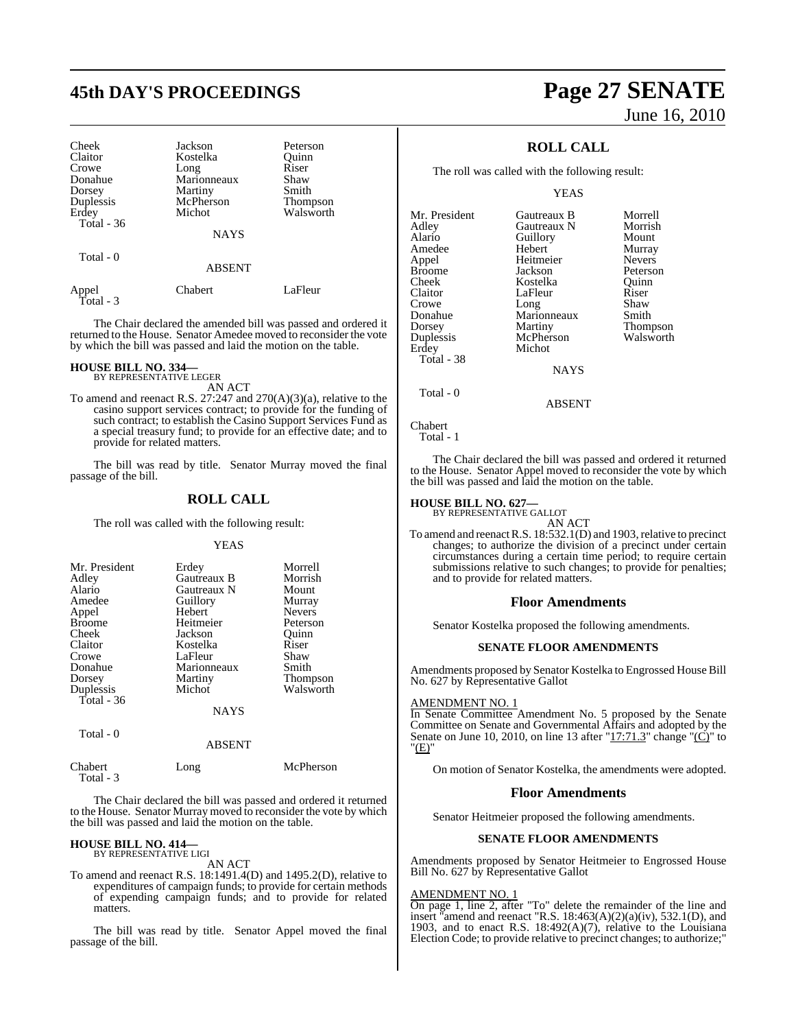| | | |
|---|---|---|
| Cheek | Jackson | Peterson |
| Claitor | Kostelka | Quinn |
| Crowe | Long | Riser |
| Donahue | Marionneaux | Shaw |
| Dorsey | Martiny | Smith |
| Duplessis | McPherson | Thompson |
| Erdey | Michot | Walsworth |
| Total - 36 | | |

NAYS

Total - 0

ABSENT

| | | |
|---|---|---|
| Appel | Chabert | LaFleur |
| Total - 3 | | |

The Chair declared the amended bill was passed and ordered it returned to the House. Senator Amedee moved to reconsider the vote by which the bill was passed and laid the motion on the table.

**HOUSE BILL NO. 334—**
BY REPRESENTATIVE LEGER
AN ACT

To amend and reenact R.S. 27:247 and 270(A)(3)(a), relative to the casino support services contract; to provide for the funding of such contract; to establish the Casino Support Services Fund as a special treasury fund; to provide for an effective date; and to provide for related matters.

The bill was read by title. Senator Murray moved the final passage of the bill.

## ROLL CALL

The roll was called with the following result:

YEAS

| | | |
|---|---|---|
| Mr. President | Erdey | Morrell |
| Adley | Gautreaux B | Morrish |
| Alario | Gautreaux N | Mount |
| Amedee | Guillory | Murray |
| Appel | Hebert | Nevers |
| Broome | Heitmeier | Peterson |
| Cheek | Jackson | Quinn |
| Claitor | Kostelka | Riser |
| Crowe | LaFleur | Shaw |
| Donahue | Marionneaux | Smith |
| Dorsey | Martiny | Thompson |
| Duplessis | Michot | Walsworth |
| Total - 36 | | |

NAYS

Total - 0

ABSENT

| | | |
|---|---|---|
| Chabert | Long | McPherson |
| Total - 3 | | |

The Chair declared the bill was passed and ordered it returned to the House. Senator Murray moved to reconsider the vote by which the bill was passed and laid the motion on the table.

**HOUSE BILL NO. 414—**
BY REPRESENTATIVE LIGI
AN ACT

To amend and reenact R.S. 18:1491.4(D) and 1495.2(D), relative to expenditures of campaign funds; to provide for certain methods of expending campaign funds; and to provide for related matters.

The bill was read by title. Senator Appel moved the final passage of the bill.

## ROLL CALL

The roll was called with the following result:

YEAS

| | | |
|---|---|---|
| Mr. President | Gautreaux B | Morrell |
| Adley | Gautreaux N | Morrish |
| Alario | Guillory | Mount |
| Amedee | Hebert | Murray |
| Appel | Heitmeier | Nevers |
| Broome | Jackson | Peterson |
| Cheek | Kostelka | Quinn |
| Claitor | LaFleur | Riser |
| Crowe | Long | Shaw |
| Donahue | Marionneaux | Smith |
| Dorsey | Martiny | Thompson |
| Duplessis | McPherson | Walsworth |
| Erdey | Michot | |
| Total - 38 | | |

NAYS

Total - 0

ABSENT

Chabert
Total - 1

The Chair declared the bill was passed and ordered it returned to the House. Senator Appel moved to reconsider the vote by which the bill was passed and laid the motion on the table.

**HOUSE BILL NO. 627—**
BY REPRESENTATIVE GALLOT
AN ACT

To amend and reenact R.S. 18:532.1(D) and 1903, relative to precinct changes; to authorize the division of a precinct under certain circumstances during a certain time period; to require certain submissions relative to such changes; to provide for penalties; and to provide for related matters.

### Floor Amendments

Senator Kostelka proposed the following amendments.

#### SENATE FLOOR AMENDMENTS

Amendments proposed by Senator Kostelka to Engrossed House Bill No. 627 by Representative Gallot

AMENDMENT NO. 1
In Senate Committee Amendment No. 5 proposed by the Senate Committee on Senate and Governmental Affairs and adopted by the Senate on June 10, 2010, on line 13 after "17:71.3" change "(C)" to "(E)"

On motion of Senator Kostelka, the amendments were adopted.

### Floor Amendments

Senator Heitmeier proposed the following amendments.

#### SENATE FLOOR AMENDMENTS

Amendments proposed by Senator Heitmeier to Engrossed House Bill No. 627 by Representative Gallot

AMENDMENT NO. 1
On page 1, line 2, after "To" delete the remainder of the line and insert "amend and reenact "R.S. 18:463(A)(2)(a)(iv), 532.1(D), and 1903, and to enact R.S. 18:492(A)(7), relative to the Louisiana Election Code; to provide relative to precinct changes; to authorize;"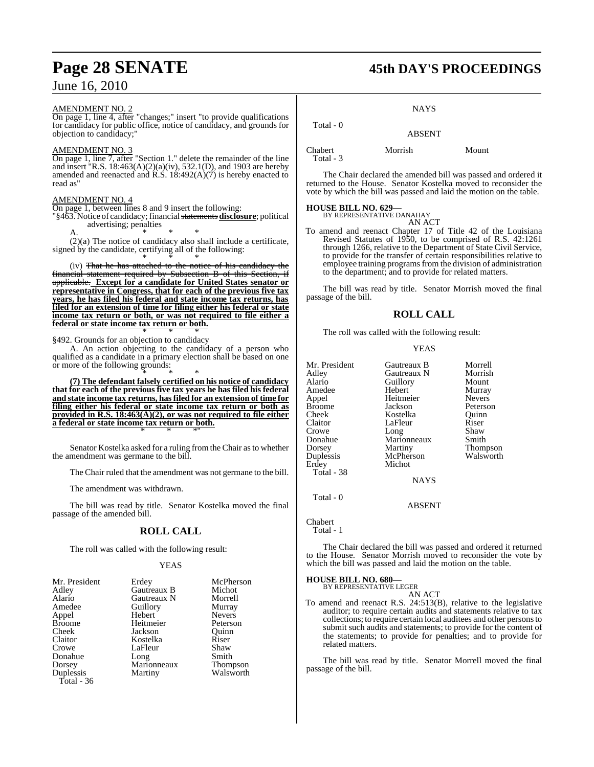AMENDMENT NO. 2

On page 1, line 4, after "changes;" insert "to provide qualifications for candidacy for public office, notice of candidacy, and grounds for objection to candidacy;"

AMENDMENT NO. 3

On page 1, line 7, after "Section 1." delete the remainder of the line and insert "R.S. 18:463(A)(2)(a)(iv), 532.1(D), and 1903 are hereby amended and reenacted and R.S. 18:492(A)(7) is hereby enacted to read as"

AMENDMENT NO. 4

On page 1, between lines 8 and 9 insert the following:

"§463. Notice of candidacy; financial ~~statements~~ **disclosure**; political advertising; penalties

A. * * *

(2)(a) The notice of candidacy also shall include a certificate, signed by the candidate, certifying all of the following:

* * *

(iv) ~~That he has attached to the notice of his candidacy the financial statement required by Subsection B of this Section, if applicable.~~ **Except for a candidate for United States senator or representative in Congress, that for each of the previous five tax years, he has filed his federal and state income tax returns, has filed for an extension of time for filing either his federal or state income tax return or both, or was not required to file either a federal or state income tax return or both.**

* * *

§492. Grounds for an objection to candidacy

A. An action objecting to the candidacy of a person who qualified as a candidate in a primary election shall be based on one or more of the following grounds:

* * *

**(7) The defendant falsely certified on his notice of candidacy that for each of the previous five tax years he has filed his federal and state income tax returns, has filed for an extension of time for filing either his federal or state income tax return or both as provided in R.S. 18:463(A)(2), or was not required to file either a federal or state income tax return or both.**

* * *"

Senator Kostelka asked for a ruling from the Chair as to whether the amendment was germane to the bill.

The Chair ruled that the amendment was not germane to the bill.

The amendment was withdrawn.

The bill was read by title. Senator Kostelka moved the final passage of the amended bill.

## ROLL CALL

The roll was called with the following result:

YEAS

| | | |
|---|---|---|
| Mr. President | Erdey | McPherson |
| Adley | Gautreaux B | Michot |
| Alario | Gautreaux N | Morrell |
| Amedee | Guillory | Murray |
| Appel | Hebert | Nevers |
| Broome | Heitmeier | Peterson |
| Cheek | Jackson | Quinn |
| Claitor | Kostelka | Riser |
| Crowe | LaFleur | Shaw |
| Donahue | Long | Smith |
| Dorsey | Marionneaux | Thompson |
| Duplessis | Martiny | Walsworth |

Total - 36

NAYS

Total - 0

ABSENT

| | | |
|---|---|---|
| Chabert | Morrish | Mount |

Total - 3

The Chair declared the amended bill was passed and ordered it returned to the House. Senator Kostelka moved to reconsider the vote by which the bill was passed and laid the motion on the table.

**HOUSE BILL NO. 629—**
BY REPRESENTATIVE DANAHAY

AN ACT

To amend and reenact Chapter 17 of Title 42 of the Louisiana Revised Statutes of 1950, to be comprised of R.S. 42:1261 through 1266, relative to the Department of State Civil Service, to provide for the transfer of certain responsibilities relative to employee training programs from the division of administration to the department; and to provide for related matters.

The bill was read by title. Senator Morrish moved the final passage of the bill.

## ROLL CALL

The roll was called with the following result:

YEAS

| | | |
|---|---|---|
| Mr. President | Gautreaux B | Morrell |
| Adley | Gautreaux N | Morrish |
| Alario | Guillory | Mount |
| Amedee | Hebert | Murray |
| Appel | Heitmeier | Nevers |
| Broome | Jackson | Peterson |
| Cheek | Kostelka | Quinn |
| Claitor | LaFleur | Riser |
| Crowe | Long | Shaw |
| Donahue | Marionneaux | Smith |
| Dorsey | Martiny | Thompson |
| Duplessis | McPherson | Walsworth |
| Erdey | Michot | |

Total - 38

NAYS

Total - 0

ABSENT

Chabert

Total - 1

The Chair declared the bill was passed and ordered it returned to the House. Senator Morrish moved to reconsider the vote by which the bill was passed and laid the motion on the table.

**HOUSE BILL NO. 680—**
BY REPRESENTATIVE LEGER

AN ACT

To amend and reenact R.S. 24:513(B), relative to the legislative auditor; to require certain audits and statements relative to tax collections; to require certain local auditees and other persons to submit such audits and statements; to provide for the content of the statements; to provide for penalties; and to provide for related matters.

The bill was read by title. Senator Morrell moved the final passage of the bill.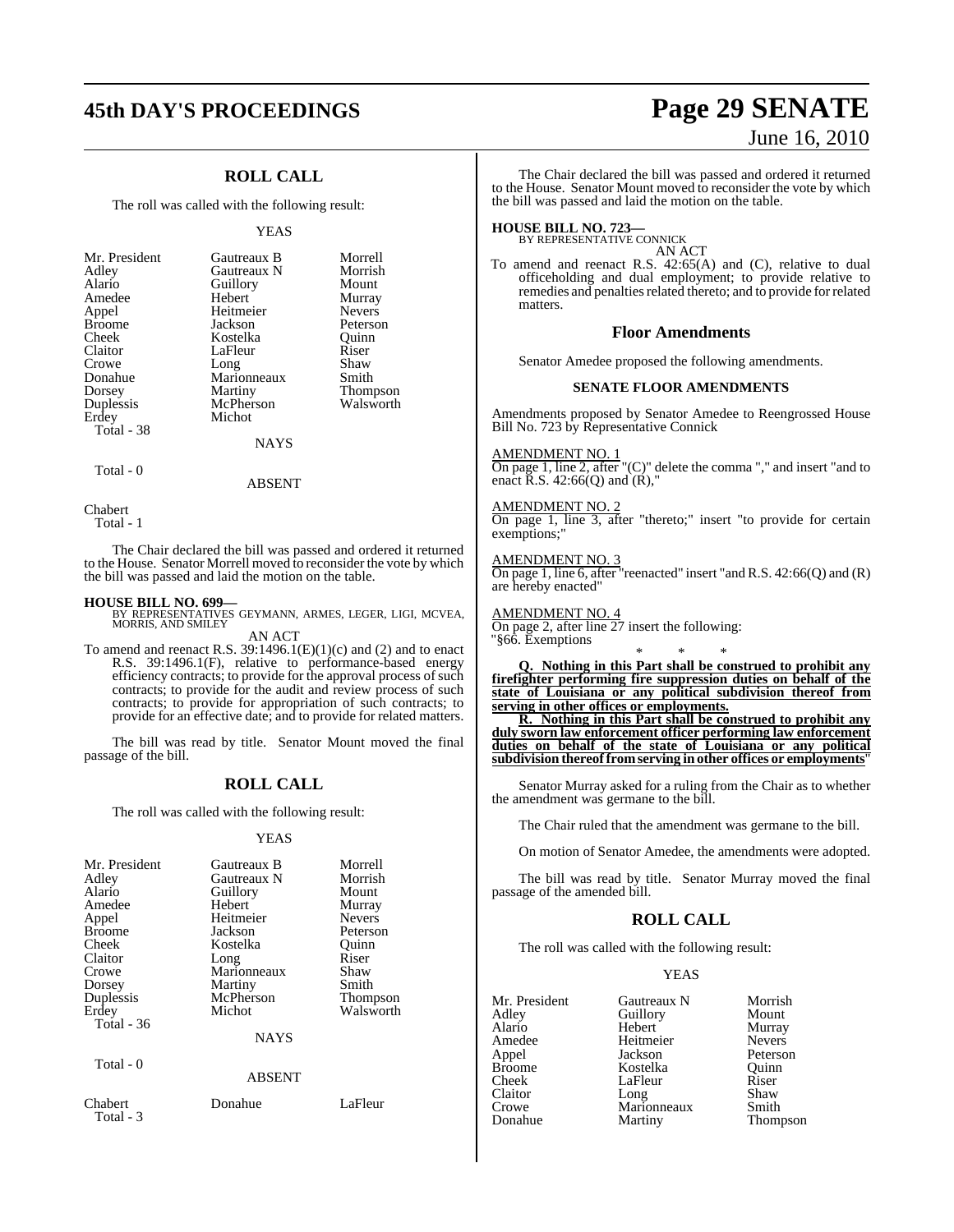## ROLL CALL

The roll was called with the following result:

YEAS

| | | |
|---|---|---|
| Mr. President | Gautreaux B | Morrell |
| Adley | Gautreaux N | Morrish |
| Alario | Guillory | Mount |
| Amedee | Hebert | Murray |
| Appel | Heitmeier | Nevers |
| Broome | Jackson | Peterson |
| Cheek | Kostelka | Quinn |
| Claitor | LaFleur | Riser |
| Crowe | Long | Shaw |
| Donahue | Marionneaux | Smith |
| Dorsey | Martiny | Thompson |
| Duplessis | McPherson | Walsworth |
| Erdey | Michot | |

Total - 38

NAYS

Total - 0

ABSENT

Chabert

Total - 1

The Chair declared the bill was passed and ordered it returned to the House. Senator Morrell moved to reconsider the vote by which the bill was passed and laid the motion on the table.

**HOUSE BILL NO. 699—**
BY REPRESENTATIVES GEYMANN, ARMES, LEGER, LIGI, MCVEA, MORRIS, AND SMILEY

AN ACT

To amend and reenact R.S. 39:1496.1(E)(1)(c) and (2) and to enact R.S. 39:1496.1(F), relative to performance-based energy efficiency contracts; to provide for the approval process of such contracts; to provide for the audit and review process of such contracts; to provide for appropriation of such contracts; to provide for an effective date; and to provide for related matters.

The bill was read by title. Senator Mount moved the final passage of the bill.

## ROLL CALL

The roll was called with the following result:

YEAS

| | | |
|---|---|---|
| Mr. President | Gautreaux B | Morrell |
| Adley | Gautreaux N | Morrish |
| Alario | Guillory | Mount |
| Amedee | Hebert | Murray |
| Appel | Heitmeier | Nevers |
| Broome | Jackson | Peterson |
| Cheek | Kostelka | Quinn |
| Claitor | Long | Riser |
| Crowe | Marionneaux | Shaw |
| Dorsey | Martiny | Smith |
| Duplessis | McPherson | Thompson |
| Erdey | Michot | Walsworth |

Total - 36

NAYS

Total - 0

ABSENT

| | | |
|---|---|---|
| Chabert | Donahue | LaFleur |

Total - 3

The Chair declared the bill was passed and ordered it returned to the House. Senator Mount moved to reconsider the vote by which the bill was passed and laid the motion on the table.

**HOUSE BILL NO. 723—**
BY REPRESENTATIVE CONNICK

AN ACT

To amend and reenact R.S. 42:65(A) and (C), relative to dual officeholding and dual employment; to provide relative to remedies and penalties related thereto; and to provide for related matters.

## Floor Amendments

Senator Amedee proposed the following amendments.

### SENATE FLOOR AMENDMENTS

Amendments proposed by Senator Amedee to Reengrossed House Bill No. 723 by Representative Connick

AMENDMENT NO. 1

On page 1, line 2, after "(C)" delete the comma "," and insert "and to enact R.S. 42:66(Q) and (R),"

AMENDMENT NO. 2

On page 1, line 3, after "thereto;" insert "to provide for certain exemptions;"

AMENDMENT NO. 3

On page 1, line 6, after "reenacted" insert "and R.S. 42:66(Q) and (R) are hereby enacted"

AMENDMENT NO. 4

On page 2, after line 27 insert the following:

"§66. Exemptions

\* \* \*

**Q. Nothing in this Part shall be construed to prohibit any firefighter performing fire suppression duties on behalf of the state of Louisiana or any political subdivision thereof from serving in other offices or employments.**

**R. Nothing in this Part shall be construed to prohibit any duly sworn law enforcement officer performing law enforcement duties on behalf of the state of Louisiana or any political subdivision thereof from serving in other offices or employments**"

Senator Murray asked for a ruling from the Chair as to whether the amendment was germane to the bill.

The Chair ruled that the amendment was germane to the bill.

On motion of Senator Amedee, the amendments were adopted.

The bill was read by title. Senator Murray moved the final passage of the amended bill.

## ROLL CALL

The roll was called with the following result:

YEAS

| | | |
|---|---|---|
| Mr. President | Gautreaux N | Morrish |
| Adley | Guillory | Mount |
| Alario | Hebert | Murray |
| Amedee | Heitmeier | Nevers |
| Appel | Jackson | Peterson |
| Broome | Kostelka | Quinn |
| Cheek | LaFleur | Riser |
| Claitor | Long | Shaw |
| Crowe | Marionneaux | Smith |
| Donahue | Martiny | Thompson |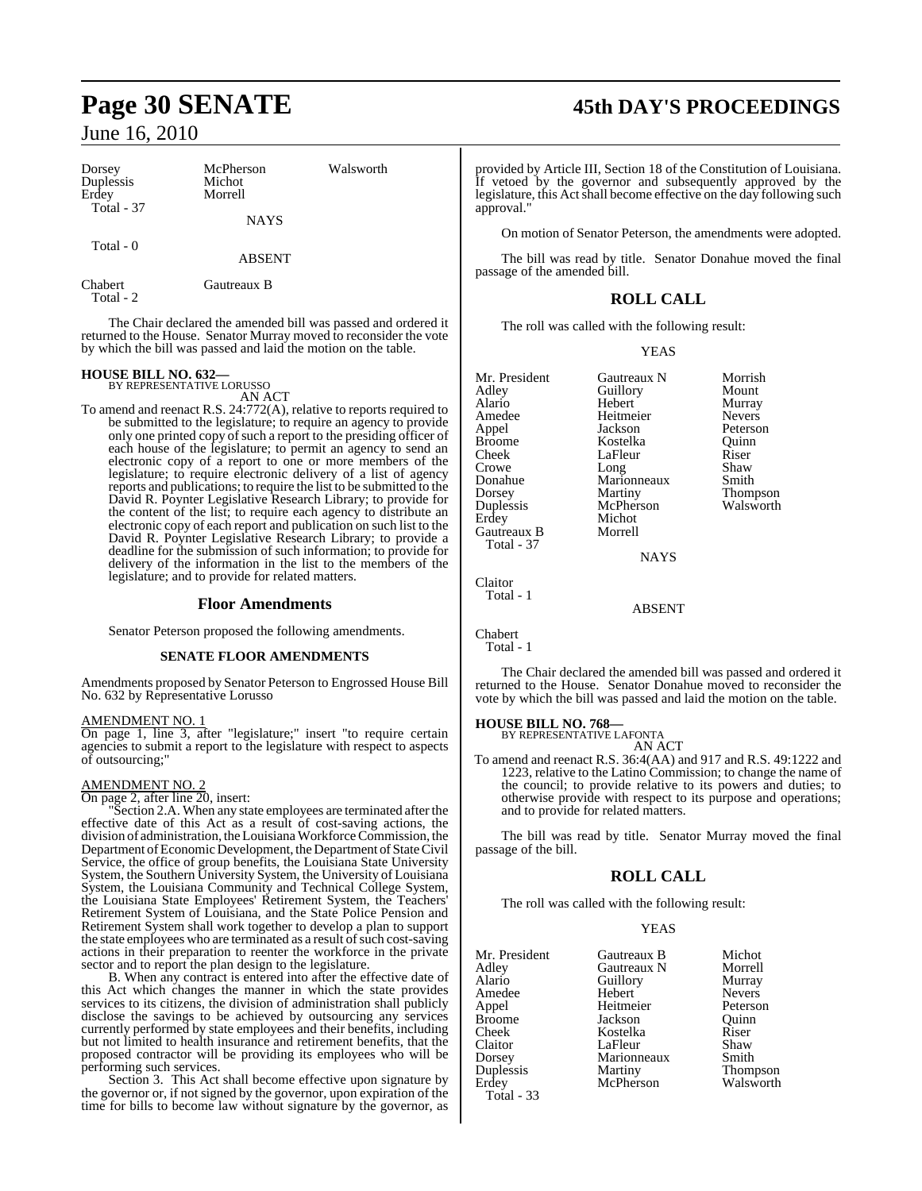| Dorsey | McPherson | Walsworth |
|---|---|---|
| Duplessis | Michot | |
| Erdey | Morrell | |
| Total - 37 | | |

NAYS

Total - 0

ABSENT

| Chabert | Gautreaux B |
|---|---|
| Total - 2 | |

The Chair declared the amended bill was passed and ordered it returned to the House. Senator Murray moved to reconsider the vote by which the bill was passed and laid the motion on the table.

**HOUSE BILL NO. 632—**
BY REPRESENTATIVE LORUSSO
AN ACT

To amend and reenact R.S. 24:772(A), relative to reports required to be submitted to the legislature; to require an agency to provide only one printed copy of such a report to the presiding officer of each house of the legislature; to permit an agency to send an electronic copy of a report to one or more members of the legislature; to require electronic delivery of a list of agency reports and publications; to require the list to be submitted to the David R. Poynter Legislative Research Library; to provide for the content of the list; to require each agency to distribute an electronic copy of each report and publication on such list to the David R. Poynter Legislative Research Library; to provide a deadline for the submission of such information; to provide for delivery of the information in the list to the members of the legislature; and to provide for related matters.

## Floor Amendments

Senator Peterson proposed the following amendments.

### SENATE FLOOR AMENDMENTS

Amendments proposed by Senator Peterson to Engrossed House Bill No. 632 by Representative Lorusso

AMENDMENT NO. 1
On page 1, line 3, after "legislature;" insert "to require certain agencies to submit a report to the legislature with respect to aspects of outsourcing;"

AMENDMENT NO. 2
On page 2, after line 20, insert:

"Section 2.A. When any state employees are terminated after the effective date of this Act as a result of cost-saving actions, the division of administration, the Louisiana Workforce Commission, the Department of Economic Development, the Department of State Civil Service, the office of group benefits, the Louisiana State University System, the Southern University System, the University of Louisiana System, the Louisiana Community and Technical College System, the Louisiana State Employees' Retirement System, the Teachers' Retirement System of Louisiana, and the State Police Pension and Retirement System shall work together to develop a plan to support the state employees who are terminated as a result of such cost-saving actions in their preparation to reenter the workforce in the private sector and to report the plan design to the legislature.

B. When any contract is entered into after the effective date of this Act which changes the manner in which the state provides services to its citizens, the division of administration shall publicly disclose the savings to be achieved by outsourcing any services currently performed by state employees and their benefits, including but not limited to health insurance and retirement benefits, that the proposed contractor will be providing its employees who will be performing such services.

Section 3. This Act shall become effective upon signature by the governor or, if not signed by the governor, upon expiration of the time for bills to become law without signature by the governor, as provided by Article III, Section 18 of the Constitution of Louisiana. If vetoed by the governor and subsequently approved by the legislature, this Act shall become effective on the day following such approval."

On motion of Senator Peterson, the amendments were adopted.

The bill was read by title. Senator Donahue moved the final passage of the amended bill.

## ROLL CALL

The roll was called with the following result:

YEAS

| Mr. President | Gautreaux N | Morrish |
|---|---|---|
| Adley | Guillory | Mount |
| Alario | Hebert | Murray |
| Amedee | Heitmeier | Nevers |
| Appel | Jackson | Peterson |
| Broome | Kostelka | Quinn |
| Cheek | LaFleur | Riser |
| Crowe | Long | Shaw |
| Donahue | Marionneaux | Smith |
| Dorsey | Martiny | Thompson |
| Duplessis | McPherson | Walsworth |
| Erdey | Michot | |
| Gautreaux B | Morrell | |
| Total - 37 | | |

NAYS

Claitor
Total - 1

ABSENT

Chabert
Total - 1

The Chair declared the amended bill was passed and ordered it returned to the House. Senator Donahue moved to reconsider the vote by which the bill was passed and laid the motion on the table.

**HOUSE BILL NO. 768—**
BY REPRESENTATIVE LAFONTA
AN ACT

To amend and reenact R.S. 36:4(AA) and 917 and R.S. 49:1222 and 1223, relative to the Latino Commission; to change the name of the council; to provide relative to its powers and duties; to otherwise provide with respect to its purpose and operations; and to provide for related matters.

The bill was read by title. Senator Murray moved the final passage of the bill.

## ROLL CALL

The roll was called with the following result:

YEAS

| Mr. President | Gautreaux B | Michot |
|---|---|---|
| Adley | Gautreaux N | Morrell |
| Alario | Guillory | Murray |
| Amedee | Hebert | Nevers |
| Appel | Heitmeier | Peterson |
| Broome | Jackson | Quinn |
| Cheek | Kostelka | Riser |
| Claitor | LaFleur | Shaw |
| Dorsey | Marionneaux | Smith |
| Duplessis | Martiny | Thompson |
| Erdey | McPherson | Walsworth |
| Total - 33 | | |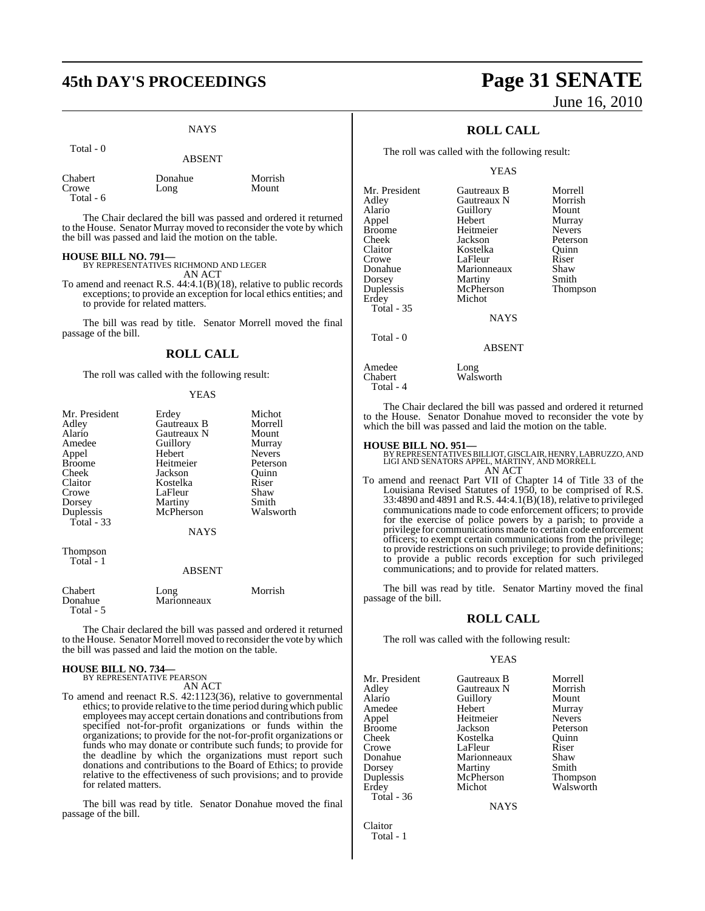NAYS

Total - 0

ABSENT

| | | |
|---|---|---|
| Chabert | Donahue | Morrish |
| Crowe | Long | Mount |
| Total - 6 | | |

The Chair declared the bill was passed and ordered it returned to the House. Senator Murray moved to reconsider the vote by which the bill was passed and laid the motion on the table.

**HOUSE BILL NO. 791—**
BY REPRESENTATIVES RICHMOND AND LEGER
AN ACT

To amend and reenact R.S. 44:4.1(B)(18), relative to public records exceptions; to provide an exception for local ethics entities; and to provide for related matters.

The bill was read by title. Senator Morrell moved the final passage of the bill.

## ROLL CALL

The roll was called with the following result:

YEAS

| | | |
|---|---|---|
| Mr. President | Erdey | Michot |
| Adley | Gautreaux B | Morrell |
| Alario | Gautreaux N | Mount |
| Amedee | Guillory | Murray |
| Appel | Hebert | Nevers |
| Broome | Heitmeier | Peterson |
| Cheek | Jackson | Quinn |
| Claitor | Kostelka | Riser |
| Crowe | LaFleur | Shaw |
| Dorsey | Martiny | Smith |
| Duplessis | McPherson | Walsworth |
| Total - 33 | | |

NAYS

Thompson
Total - 1

ABSENT

| | | |
|---|---|---|
| Chabert | Long | Morrish |
| Donahue | Marionneaux | |
| Total - 5 | | |

The Chair declared the bill was passed and ordered it returned to the House. Senator Morrell moved to reconsider the vote by which the bill was passed and laid the motion on the table.

**HOUSE BILL NO. 734—**
BY REPRESENTATIVE PEARSON
AN ACT

To amend and reenact R.S. 42:1123(36), relative to governmental ethics; to provide relative to the time period during which public employees may accept certain donations and contributions from specified not-for-profit organizations or funds within the organizations; to provide for the not-for-profit organizations or funds who may donate or contribute such funds; to provide for the deadline by which the organizations must report such donations and contributions to the Board of Ethics; to provide relative to the effectiveness of such provisions; and to provide for related matters.

The bill was read by title. Senator Donahue moved the final passage of the bill.

## ROLL CALL

The roll was called with the following result:

YEAS

| | | |
|---|---|---|
| Mr. President | Gautreaux B | Morrell |
| Adley | Gautreaux N | Morrish |
| Alario | Guillory | Mount |
| Appel | Hebert | Murray |
| Broome | Heitmeier | Nevers |
| Cheek | Jackson | Peterson |
| Claitor | Kostelka | Quinn |
| Crowe | LaFleur | Riser |
| Donahue | Marionneaux | Shaw |
| Dorsey | Martiny | Smith |
| Duplessis | McPherson | Thompson |
| Erdey | Michot | |
| Total - 35 | | |

NAYS

Total - 0

ABSENT

| | |
|---|---|
| Amedee | Long |
| Chabert | Walsworth |
| Total - 4 | |

The Chair declared the bill was passed and ordered it returned to the House. Senator Donahue moved to reconsider the vote by which the bill was passed and laid the motion on the table.

**HOUSE BILL NO. 951—**
BY REPRESENTATIVES BILLIOT, GISCLAIR, HENRY, LABRUZZO, AND LIGI AND SENATORS APPEL, MARTINY, AND MORRELL
AN ACT

To amend and reenact Part VII of Chapter 14 of Title 33 of the Louisiana Revised Statutes of 1950, to be comprised of R.S. 33:4890 and 4891 and R.S. 44:4.1(B)(18), relative to privileged communications made to code enforcement officers; to provide for the exercise of police powers by a parish; to provide a privilege for communications made to certain code enforcement officers; to exempt certain communications from the privilege; to provide restrictions on such privilege; to provide definitions; to provide a public records exception for such privileged communications; and to provide for related matters.

The bill was read by title. Senator Martiny moved the final passage of the bill.

## ROLL CALL

The roll was called with the following result:

YEAS

| | | |
|---|---|---|
| Mr. President | Gautreaux B | Morrell |
| Adley | Gautreaux N | Morrish |
| Alario | Guillory | Mount |
| Amedee | Hebert | Murray |
| Appel | Heitmeier | Nevers |
| Broome | Jackson | Peterson |
| Cheek | Kostelka | Quinn |
| Crowe | LaFleur | Riser |
| Donahue | Marionneaux | Shaw |
| Dorsey | Martiny | Smith |
| Duplessis | McPherson | Thompson |
| Erdey | Michot | Walsworth |
| Total - 36 | | |

NAYS

Claitor
Total - 1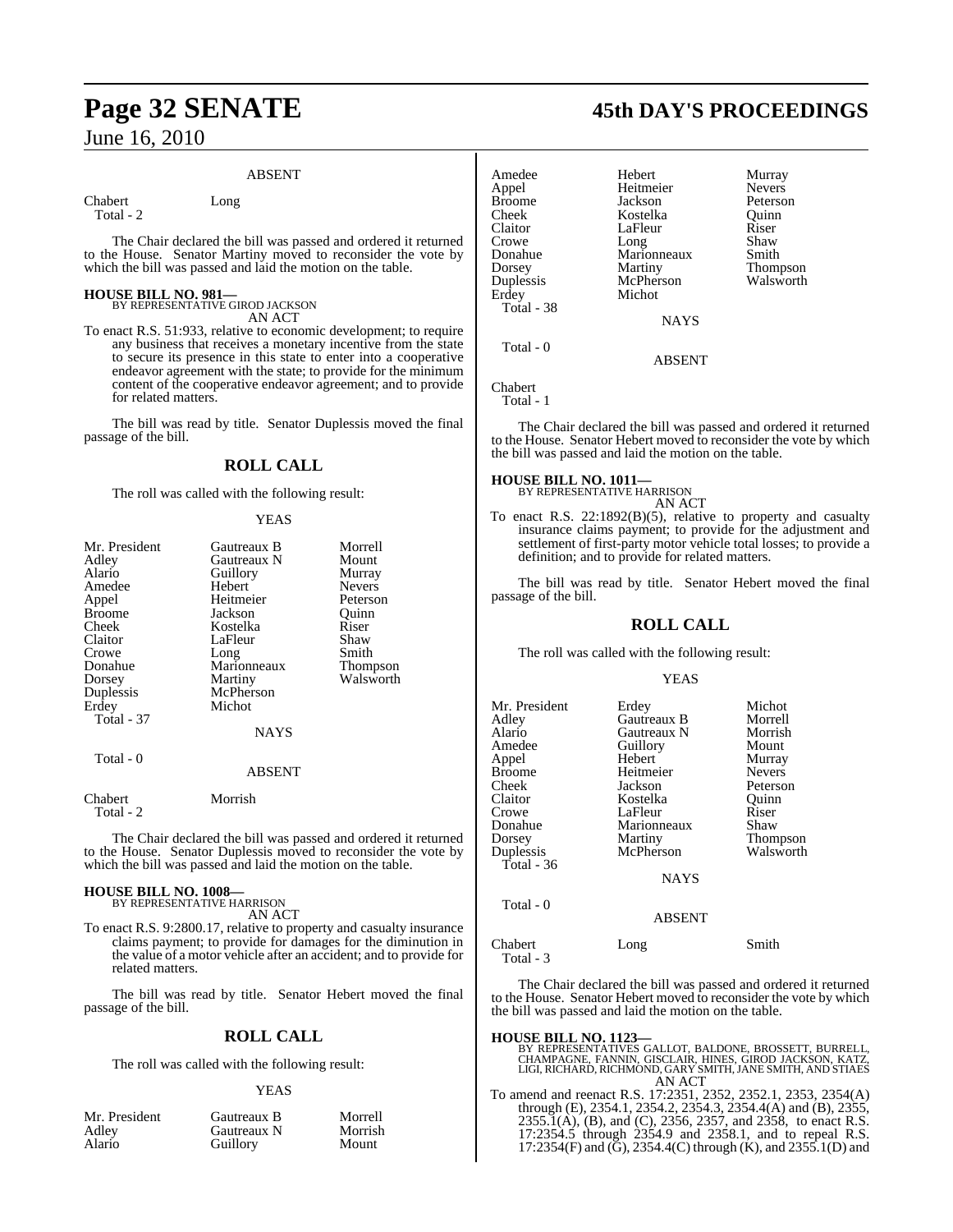ABSENT

| | |
|---|---|
| Chabert | Long |
| Total - 2 | |

The Chair declared the bill was passed and ordered it returned to the House. Senator Martiny moved to reconsider the vote by which the bill was passed and laid the motion on the table.

**HOUSE BILL NO. 981—**
BY REPRESENTATIVE GIROD JACKSON
AN ACT

To enact R.S. 51:933, relative to economic development; to require any business that receives a monetary incentive from the state to secure its presence in this state to enter into a cooperative endeavor agreement with the state; to provide for the minimum content of the cooperative endeavor agreement; and to provide for related matters.

The bill was read by title. Senator Duplessis moved the final passage of the bill.

## ROLL CALL

The roll was called with the following result:

YEAS

| | | |
|---|---|---|
| Mr. President | Gautreaux B | Morrell |
| Adley | Gautreaux N | Mount |
| Alario | Guillory | Murray |
| Amedee | Hebert | Nevers |
| Appel | Heitmeier | Peterson |
| Broome | Jackson | Quinn |
| Cheek | Kostelka | Riser |
| Claitor | LaFleur | Shaw |
| Crowe | Long | Smith |
| Donahue | Marionneaux | Thompson |
| Dorsey | Martiny | Walsworth |
| Duplessis | McPherson | |
| Erdey | Michot | |
| Total - 37 | | |

NAYS

Total - 0

ABSENT

| | |
|---|---|
| Chabert | Morrish |
| Total - 2 | |

The Chair declared the bill was passed and ordered it returned to the House. Senator Duplessis moved to reconsider the vote by which the bill was passed and laid the motion on the table.

**HOUSE BILL NO. 1008—**
BY REPRESENTATIVE HARRISON
AN ACT

To enact R.S. 9:2800.17, relative to property and casualty insurance claims payment; to provide for damages for the diminution in the value of a motor vehicle after an accident; and to provide for related matters.

The bill was read by title. Senator Hebert moved the final passage of the bill.

## ROLL CALL

The roll was called with the following result:

YEAS

| | | |
|---|---|---|
| Mr. President | Gautreaux B | Morrell |
| Adley | Gautreaux N | Morrish |
| Alario | Guillory | Mount |
| Amedee | Hebert | Murray |
| Appel | Heitmeier | Nevers |
| Broome | Jackson | Peterson |
| Cheek | Kostelka | Quinn |
| Claitor | LaFleur | Riser |
| Crowe | Long | Shaw |
| Donahue | Marionneaux | Smith |
| Dorsey | Martiny | Thompson |
| Duplessis | McPherson | Walsworth |
| Erdey | Michot | |
| Total - 38 | | |

NAYS

Total - 0

ABSENT

Chabert
Total - 1

The Chair declared the bill was passed and ordered it returned to the House. Senator Hebert moved to reconsider the vote by which the bill was passed and laid the motion on the table.

**HOUSE BILL NO. 1011—**
BY REPRESENTATIVE HARRISON
AN ACT

To enact R.S. 22:1892(B)(5), relative to property and casualty insurance claims payment; to provide for the adjustment and settlement of first-party motor vehicle total losses; to provide a definition; and to provide for related matters.

The bill was read by title. Senator Hebert moved the final passage of the bill.

## ROLL CALL

The roll was called with the following result:

YEAS

| | | |
|---|---|---|
| Mr. President | Erdey | Michot |
| Adley | Gautreaux B | Morrell |
| Alario | Gautreaux N | Morrish |
| Amedee | Guillory | Mount |
| Appel | Hebert | Murray |
| Broome | Heitmeier | Nevers |
| Cheek | Jackson | Peterson |
| Claitor | Kostelka | Quinn |
| Crowe | LaFleur | Riser |
| Donahue | Marionneaux | Shaw |
| Dorsey | Martiny | Thompson |
| Duplessis | McPherson | Walsworth |
| Total - 36 | | |

NAYS

Total - 0

ABSENT

| | | |
|---|---|---|
| Chabert | Long | Smith |
| Total - 3 | | |

The Chair declared the bill was passed and ordered it returned to the House. Senator Hebert moved to reconsider the vote by which the bill was passed and laid the motion on the table.

**HOUSE BILL NO. 1123—**
BY REPRESENTATIVES GALLOT, BALDONE, BROSSETT, BURRELL, CHAMPAGNE, FANNIN, GISCLAIR, HINES, GIROD JACKSON, KATZ, LIGI, RICHARD, RICHMOND, GARY SMITH, JANE SMITH, AND STIAES
AN ACT

To amend and reenact R.S. 17:2351, 2352, 2352.1, 2353, 2354(A) through (E), 2354.1, 2354.2, 2354.3, 2354.4(A) and (B), 2355, 2355.1(A), (B), and (C), 2356, 2357, and 2358, to enact R.S. 17:2354.5 through 2354.9 and 2358.1, and to repeal R.S. 17:2354(F) and (G), 2354.4(C) through (K), and 2355.1(D) and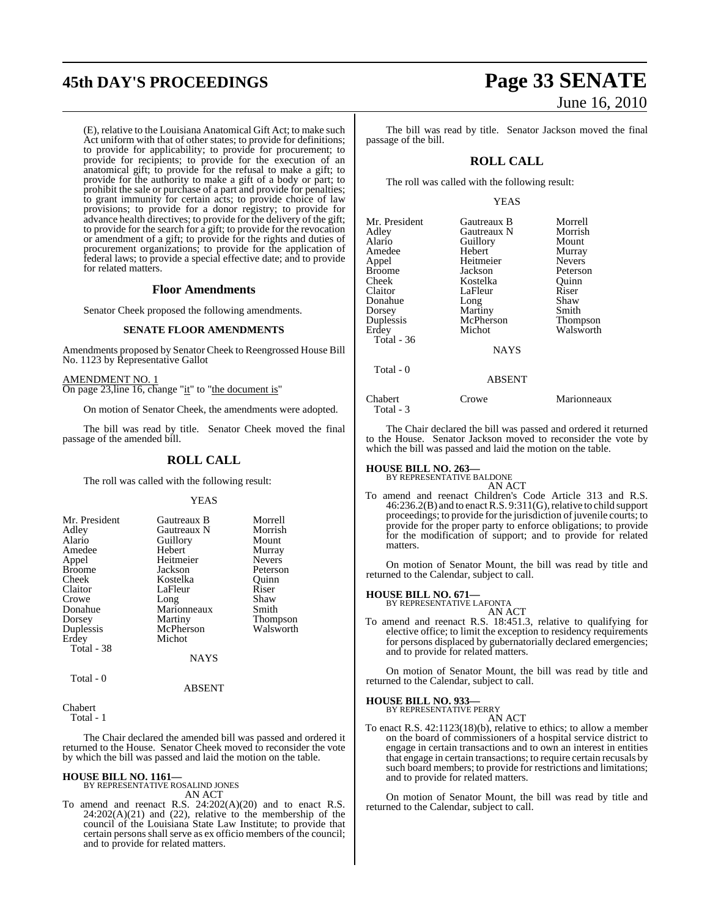(E), relative to the Louisiana Anatomical Gift Act; to make such Act uniform with that of other states; to provide for definitions; to provide for applicability; to provide for procurement; to provide for recipients; to provide for the execution of an anatomical gift; to provide for the refusal to make a gift; to provide for the authority to make a gift of a body or part; to prohibit the sale or purchase of a part and provide for penalties; to grant immunity for certain acts; to provide choice of law provisions; to provide for a donor registry; to provide for advance health directives; to provide for the delivery of the gift; to provide for the search for a gift; to provide for the revocation or amendment of a gift; to provide for the rights and duties of procurement organizations; to provide for the application of federal laws; to provide a special effective date; and to provide for related matters.

## Floor Amendments

Senator Cheek proposed the following amendments.

### SENATE FLOOR AMENDMENTS

Amendments proposed by Senator Cheek to Reengrossed House Bill No. 1123 by Representative Gallot

AMENDMENT NO. 1
On page 23,line 16, change "it" to "the document is"

On motion of Senator Cheek, the amendments were adopted.

The bill was read by title. Senator Cheek moved the final passage of the amended bill.

## ROLL CALL

The roll was called with the following result:

YEAS

| | | |
|---|---|---|
| Mr. President | Gautreaux B | Morrell |
| Adley | Gautreaux N | Morrish |
| Alario | Guillory | Mount |
| Amedee | Hebert | Murray |
| Appel | Heitmeier | Nevers |
| Broome | Jackson | Peterson |
| Cheek | Kostelka | Quinn |
| Claitor | LaFleur | Riser |
| Crowe | Long | Shaw |
| Donahue | Marionneaux | Smith |
| Dorsey | Martiny | Thompson |
| Duplessis | McPherson | Walsworth |
| Erdey | Michot | |

Total - 38

NAYS

Total - 0

ABSENT

Chabert
Total - 1

The Chair declared the amended bill was passed and ordered it returned to the House. Senator Cheek moved to reconsider the vote by which the bill was passed and laid the motion on the table.

**HOUSE BILL NO. 1161—**
BY REPRESENTATIVE ROSALIND JONES
AN ACT
To amend and reenact R.S. 24:202(A)(20) and to enact R.S. 24:202(A)(21) and (22), relative to the membership of the council of the Louisiana State Law Institute; to provide that certain persons shall serve as ex officio members of the council; and to provide for related matters.

The bill was read by title. Senator Jackson moved the final passage of the bill.

## ROLL CALL

The roll was called with the following result:

YEAS

| | | |
|---|---|---|
| Mr. President | Gautreaux B | Morrell |
| Adley | Gautreaux N | Morrish |
| Alario | Guillory | Mount |
| Amedee | Hebert | Murray |
| Appel | Heitmeier | Nevers |
| Broome | Jackson | Peterson |
| Cheek | Kostelka | Quinn |
| Claitor | LaFleur | Riser |
| Donahue | Long | Shaw |
| Dorsey | Martiny | Smith |
| Duplessis | McPherson | Thompson |
| Erdey | Michot | Walsworth |

Total - 36

NAYS

Total - 0

ABSENT

| | | |
|---|---|---|
| Chabert | Crowe | Marionneaux |

Total - 3

The Chair declared the bill was passed and ordered it returned to the House. Senator Jackson moved to reconsider the vote by which the bill was passed and laid the motion on the table.

**HOUSE BILL NO. 263—**
BY REPRESENTATIVE BALDONE
AN ACT
To amend and reenact Children's Code Article 313 and R.S. 46:236.2(B) and to enact R.S. 9:311(G), relative to child support proceedings; to provide for the jurisdiction of juvenile courts; to provide for the proper party to enforce obligations; to provide for the modification of support; and to provide for related matters.

On motion of Senator Mount, the bill was read by title and returned to the Calendar, subject to call.

**HOUSE BILL NO. 671—**
BY REPRESENTATIVE LAFONTA
AN ACT
To amend and reenact R.S. 18:451.3, relative to qualifying for elective office; to limit the exception to residency requirements for persons displaced by gubernatorially declared emergencies; and to provide for related matters.

On motion of Senator Mount, the bill was read by title and returned to the Calendar, subject to call.

**HOUSE BILL NO. 933—**
BY REPRESENTATIVE PERRY
AN ACT
To enact R.S. 42:1123(18)(b), relative to ethics; to allow a member on the board of commissioners of a hospital service district to engage in certain transactions and to own an interest in entities that engage in certain transactions; to require certain recusals by such board members; to provide for restrictions and limitations; and to provide for related matters.

On motion of Senator Mount, the bill was read by title and returned to the Calendar, subject to call.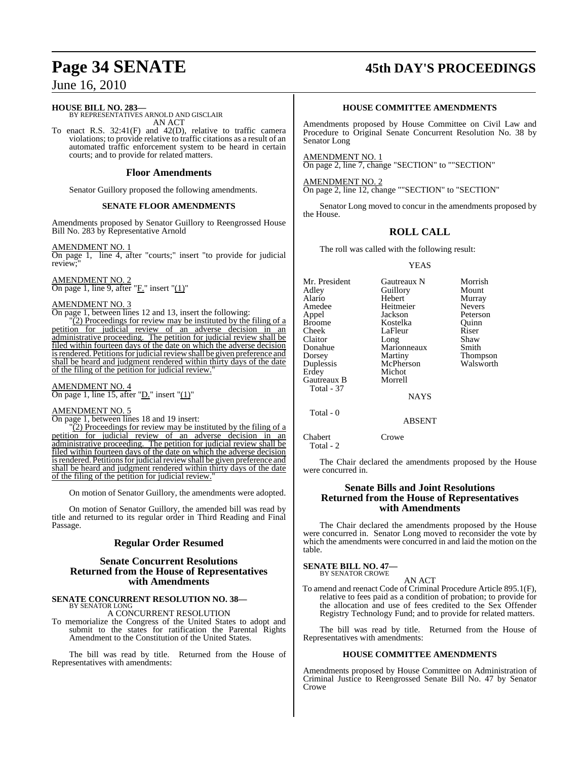**HOUSE BILL NO. 283—**
BY REPRESENTATIVES ARNOLD AND GISCLAIR
AN ACT

To enact R.S. 32:41(F) and 42(D), relative to traffic camera violations; to provide relative to traffic citations as a result of an automated traffic enforcement system to be heard in certain courts; and to provide for related matters.

## Floor Amendments

Senator Guillory proposed the following amendments.

### SENATE FLOOR AMENDMENTS

Amendments proposed by Senator Guillory to Reengrossed House Bill No. 283 by Representative Arnold

AMENDMENT NO. 1
On page 1, line 4, after "courts;" insert "to provide for judicial review;"

AMENDMENT NO. 2
On page 1, line 9, after "F." insert "(1)"

AMENDMENT NO. 3
On page 1, between lines 12 and 13, insert the following:
"(2) Proceedings for review may be instituted by the filing of a petition for judicial review of an adverse decision in an administrative proceeding. The petition for judicial review shall be filed within fourteen days of the date on which the adverse decision is rendered. Petitions for judicial review shall be given preference and shall be heard and judgment rendered within thirty days of the date of the filing of the petition for judicial review."

AMENDMENT NO. 4
On page 1, line 15, after "D." insert "(1)"

AMENDMENT NO. 5
On page 1, between lines 18 and 19 insert:
"(2) Proceedings for review may be instituted by the filing of a petition for judicial review of an adverse decision in an administrative proceeding. The petition for judicial review shall be filed within fourteen days of the date on which the adverse decision is rendered. Petitions for judicial review shall be given preference and shall be heard and judgment rendered within thirty days of the date of the filing of the petition for judicial review."

On motion of Senator Guillory, the amendments were adopted.

On motion of Senator Guillory, the amended bill was read by title and returned to its regular order in Third Reading and Final Passage.

## Regular Order Resumed

## Senate Concurrent Resolutions Returned from the House of Representatives with Amendments

**SENATE CONCURRENT RESOLUTION NO. 38—**
BY SENATOR LONG
A CONCURRENT RESOLUTION

To memorialize the Congress of the United States to adopt and submit to the states for ratification the Parental Rights Amendment to the Constitution of the United States.

The bill was read by title. Returned from the House of Representatives with amendments:

### HOUSE COMMITTEE AMENDMENTS

Amendments proposed by House Committee on Civil Law and Procedure to Original Senate Concurrent Resolution No. 38 by Senator Long

AMENDMENT NO. 1
On page 2, line 7, change "SECTION" to ""SECTION"

AMENDMENT NO. 2
On page 2, line 12, change ""SECTION" to "SECTION"

Senator Long moved to concur in the amendments proposed by the House.

## ROLL CALL

The roll was called with the following result:

YEAS

| | | |
|---|---|---|
| Mr. President | Gautreaux N | Morrish |
| Adley | Guillory | Mount |
| Alario | Hebert | Murray |
| Amedee | Heitmeier | Nevers |
| Appel | Jackson | Peterson |
| Broome | Kostelka | Quinn |
| Cheek | LaFleur | Riser |
| Claitor | Long | Shaw |
| Donahue | Marionneaux | Smith |
| Dorsey | Martiny | Thompson |
| Duplessis | McPherson | Walsworth |
| Erdey | Michot | |
| Gautreaux B | Morrell | |

Total - 37

NAYS

Total - 0

ABSENT

| | |
|---|---|
| Chabert | Crowe |

Total - 2

The Chair declared the amendments proposed by the House were concurred in.

## Senate Bills and Joint Resolutions Returned from the House of Representatives with Amendments

The Chair declared the amendments proposed by the House were concurred in. Senator Long moved to reconsider the vote by which the amendments were concurred in and laid the motion on the table.

**SENATE BILL NO. 47—**
BY SENATOR CROWE
AN ACT

To amend and reenact Code of Criminal Procedure Article 895.1(F), relative to fees paid as a condition of probation; to provide for the allocation and use of fees credited to the Sex Offender Registry Technology Fund; and to provide for related matters.

The bill was read by title. Returned from the House of Representatives with amendments:

### HOUSE COMMITTEE AMENDMENTS

Amendments proposed by House Committee on Administration of Criminal Justice to Reengrossed Senate Bill No. 47 by Senator Crowe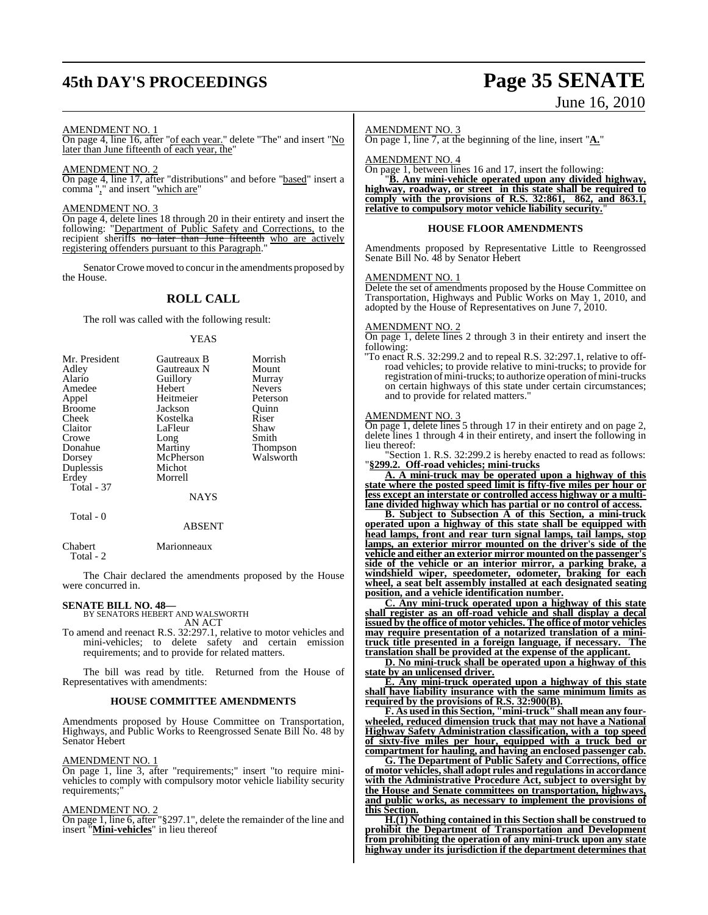AMENDMENT NO. 1

On page 4, line 16, after "of each year." delete "The" and insert "No later than June fifteenth of each year, the"

AMENDMENT NO. 2

On page 4, line 17, after "distributions" and before "based" insert a comma "," and insert "which are"

AMENDMENT NO. 3

On page 4, delete lines 18 through 20 in their entirety and insert the following: "Department of Public Safety and Corrections, to the recipient sheriffs no later than June fifteenth who are actively registering offenders pursuant to this Paragraph."

Senator Crowe moved to concur in the amendments proposed by the House.

## ROLL CALL

The roll was called with the following result:

YEAS

| | | |
|---|---|---|
| Mr. President | Gautreaux B | Morrish |
| Adley | Gautreaux N | Mount |
| Alario | Guillory | Murray |
| Amedee | Hebert | Nevers |
| Appel | Heitmeier | Peterson |
| Broome | Jackson | Quinn |
| Cheek | Kostelka | Riser |
| Claitor | LaFleur | Shaw |
| Crowe | Long | Smith |
| Donahue | Martiny | Thompson |
| Dorsey | McPherson | Walsworth |
| Duplessis | Michot | |
| Erdey | Morrell | |

Total - 37

NAYS

Total - 0

ABSENT

| | |
|---|---|
| Chabert | Marionneaux |

Total - 2

The Chair declared the amendments proposed by the House were concurred in.

**SENATE BILL NO. 48—**
BY SENATORS HEBERT AND WALSWORTH
AN ACT

To amend and reenact R.S. 32:297.1, relative to motor vehicles and mini-vehicles; to delete safety and certain emission requirements; and to provide for related matters.

The bill was read by title. Returned from the House of Representatives with amendments:

### HOUSE COMMITTEE AMENDMENTS

Amendments proposed by House Committee on Transportation, Highways, and Public Works to Reengrossed Senate Bill No. 48 by Senator Hebert

AMENDMENT NO. 1

On page 1, line 3, after "requirements;" insert "to require mini-vehicles to comply with compulsory motor vehicle liability security requirements;"

AMENDMENT NO. 2

On page 1, line 6, after "§297.1", delete the remainder of the line and insert "**Mini-vehicles**" in lieu thereof

AMENDMENT NO. 3

On page 1, line 7, at the beginning of the line, insert "**A.**"

AMENDMENT NO. 4

On page 1, between lines 16 and 17, insert the following:

"**B. Any mini-vehicle operated upon any divided highway, highway, roadway, or street in this state shall be required to comply with the provisions of R.S. 32:861, 862, and 863.1, relative to compulsory motor vehicle liability security.**"

### HOUSE FLOOR AMENDMENTS

Amendments proposed by Representative Little to Reengrossed Senate Bill No. 48 by Senator Hebert

AMENDMENT NO. 1

Delete the set of amendments proposed by the House Committee on Transportation, Highways and Public Works on May 1, 2010, and adopted by the House of Representatives on June 7, 2010.

AMENDMENT NO. 2

On page 1, delete lines 2 through 3 in their entirety and insert the following:

"To enact R.S. 32:299.2 and to repeal R.S. 32:297.1, relative to off-road vehicles; to provide relative to mini-trucks; to provide for registration of mini-trucks; to authorize operation of mini-trucks on certain highways of this state under certain circumstances; and to provide for related matters."

AMENDMENT NO. 3

On page 1, delete lines 5 through 17 in their entirety and on page 2, delete lines 1 through 4 in their entirety, and insert the following in lieu thereof

"Section 1. R.S. 32:299.2 is hereby enacted to read as follows:

"**§299.2. Off-road vehicles; mini-trucks**

**A. A mini-truck may be operated upon a highway of this state where the posted speed limit is fifty-five miles per hour or less except an interstate or controlled access highway or a multi-lane divided highway which has partial or no control of access.**

**B. Subject to Subsection A of this Section, a mini-truck operated upon a highway of this state shall be equipped with head lamps, front and rear turn signal lamps, tail lamps, stop lamps, an exterior mirror mounted on the driver's side of the vehicle and either an exterior mirror mounted on the passenger's side of the vehicle or an interior mirror, a parking brake, a windshield wiper, speedometer, odometer, braking for each wheel, a seat belt assembly installed at each designated seating position, and a vehicle identification number.**

**C. Any mini-truck operated upon a highway of this state shall register as an off-road vehicle and shall display a decal issued by the office of motor vehicles. The office of motor vehicles may require presentation of a notarized translation of a mini-truck title presented in a foreign language, if necessary. The translation shall be provided at the expense of the applicant.**

**D. No mini-truck shall be operated upon a highway of this state by an unlicensed driver.**

**E. Any mini-truck operated upon a highway of this state shall have liability insurance with the same minimum limits as required by the provisions of R.S. 32:900(B).**

**F. As used in this Section, "mini-truck" shall mean any four-wheeled, reduced dimension truck that may not have a National Highway Safety Administration classification, with a top speed of sixty-five miles per hour, equipped with a truck bed or compartment for hauling, and having an enclosed passenger cab.**

**G. The Department of Public Safety and Corrections, office of motor vehicles, shall adopt rules and regulations in accordance with the Administrative Procedure Act, subject to oversight by the House and Senate committees on transportation, highways, and public works, as necessary to implement the provisions of this Section.**

**H.(1) Nothing contained in this Section shall be construed to prohibit the Department of Transportation and Development from prohibiting the operation of any mini-truck upon any state highway under its jurisdiction if the department determines that**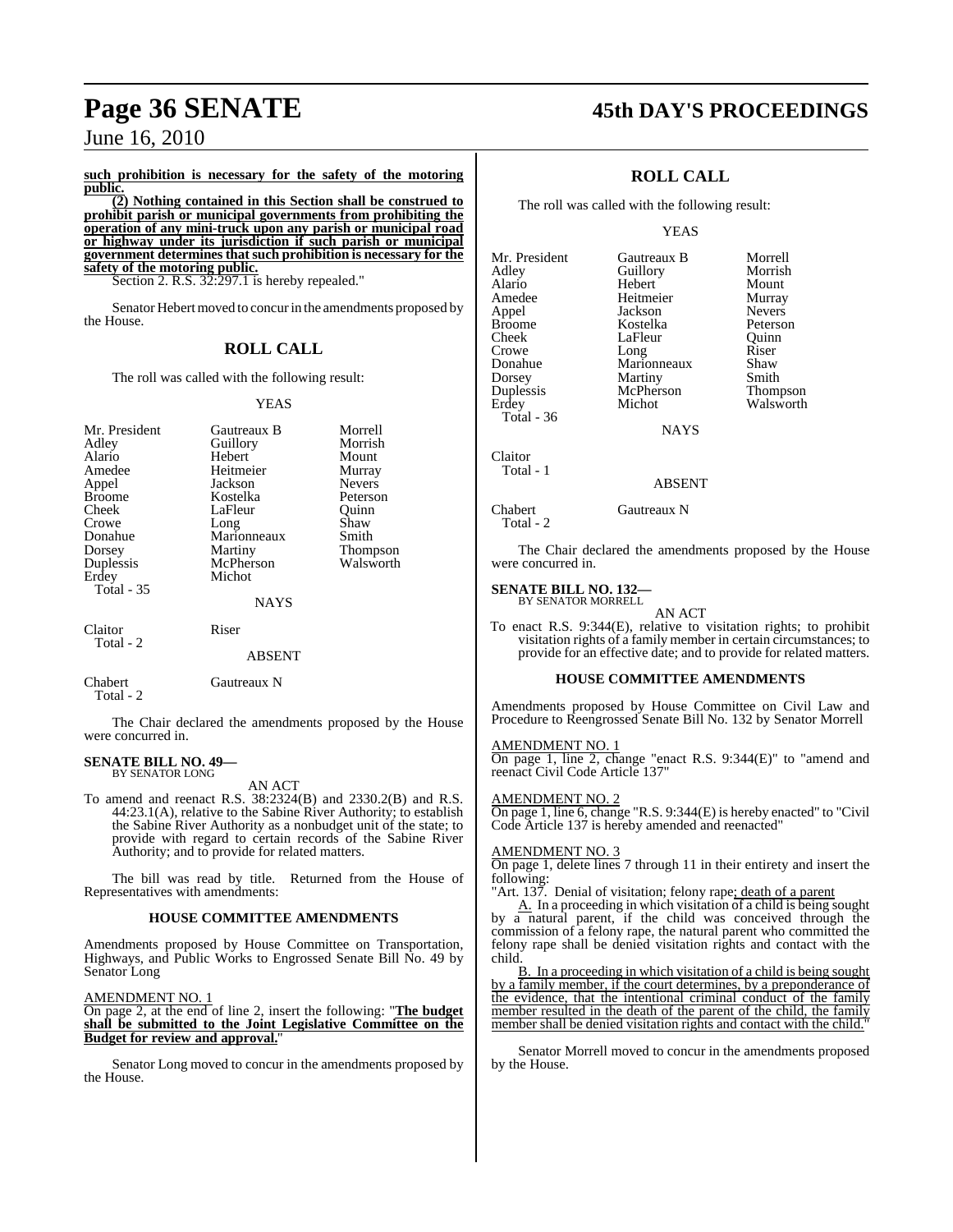**such prohibition is necessary for the safety of the motoring public.**

**(2) Nothing contained in this Section shall be construed to prohibit parish or municipal governments from prohibiting the operation of any mini-truck upon any parish or municipal road or highway under its jurisdiction if such parish or municipal government determines that such prohibition is necessary for the safety of the motoring public.**

Section 2. R.S. 32:297.1 is hereby repealed."

Senator Hebert moved to concur in the amendments proposed by the House.

## ROLL CALL

The roll was called with the following result:

YEAS

| | | |
|---|---|---|
| Mr. President | Gautreaux B | Morrell |
| Adley | Guillory | Morrish |
| Alario | Hebert | Mount |
| Amedee | Heitmeier | Murray |
| Appel | Jackson | Nevers |
| Broome | Kostelka | Peterson |
| Cheek | LaFleur | Quinn |
| Crowe | Long | Shaw |
| Donahue | Marionneaux | Smith |
| Dorsey | Martiny | Thompson |
| Duplessis | McPherson | Walsworth |
| Erdey | Michot | |
| Total - 35 | | |

NAYS

| | |
|---|---|
| Claitor | Riser |
| Total - 2 | |

ABSENT

| | |
|---|---|
| Chabert | Gautreaux N |
| Total - 2 | |

The Chair declared the amendments proposed by the House were concurred in.

**SENATE BILL NO. 49—**
BY SENATOR LONG

AN ACT

To amend and reenact R.S. 38:2324(B) and 2330.2(B) and R.S. 44:23.1(A), relative to the Sabine River Authority; to establish the Sabine River Authority as a nonbudget unit of the state; to provide with regard to certain records of the Sabine River Authority; and to provide for related matters.

The bill was read by title. Returned from the House of Representatives with amendments:

### HOUSE COMMITTEE AMENDMENTS

Amendments proposed by House Committee on Transportation, Highways, and Public Works to Engrossed Senate Bill No. 49 by Senator Long

AMENDMENT NO. 1

On page 2, at the end of line 2, insert the following: "**The budget shall be submitted to the Joint Legislative Committee on the Budget for review and approval.**"

Senator Long moved to concur in the amendments proposed by the House.

## ROLL CALL

The roll was called with the following result:

YEAS

| | | |
|---|---|---|
| Mr. President | Gautreaux B | Morrell |
| Adley | Guillory | Morrish |
| Alario | Hebert | Mount |
| Amedee | Heitmeier | Murray |
| Appel | Jackson | Nevers |
| Broome | Kostelka | Peterson |
| Cheek | LaFleur | Quinn |
| Crowe | Long | Riser |
| Donahue | Marionneaux | Shaw |
| Dorsey | Martiny | Smith |
| Duplessis | McPherson | Thompson |
| Erdey | Michot | Walsworth |
| Total - 36 | | |

NAYS

| |
|---|
| Claitor |
| Total - 1 |

ABSENT

| | |
|---|---|
| Chabert | Gautreaux N |
| Total - 2 | |

The Chair declared the amendments proposed by the House were concurred in.

**SENATE BILL NO. 132—**
BY SENATOR MORRELL

AN ACT

To enact R.S. 9:344(E), relative to visitation rights; to prohibit visitation rights of a family member in certain circumstances; to provide for an effective date; and to provide for related matters.

### HOUSE COMMITTEE AMENDMENTS

Amendments proposed by House Committee on Civil Law and Procedure to Reengrossed Senate Bill No. 132 by Senator Morrell

AMENDMENT NO. 1

On page 1, line 2, change "enact R.S. 9:344(E)" to "amend and reenact Civil Code Article 137"

AMENDMENT NO. 2

On page 1, line 6, change "R.S. 9:344(E) is hereby enacted" to "Civil Code Article 137 is hereby amended and reenacted"

AMENDMENT NO. 3

On page 1, delete lines 7 through 11 in their entirety and insert the following:

"Art. 137. Denial of visitation; felony rape; death of a parent

A. In a proceeding in which visitation of a child is being sought by a natural parent, if the child was conceived through the commission of a felony rape, the natural parent who committed the felony rape shall be denied visitation rights and contact with the child.

B. In a proceeding in which visitation of a child is being sought by a family member, if the court determines, by a preponderance of the evidence, that the intentional criminal conduct of the family member resulted in the death of the parent of the child, the family member shall be denied visitation rights and contact with the child."

Senator Morrell moved to concur in the amendments proposed by the House.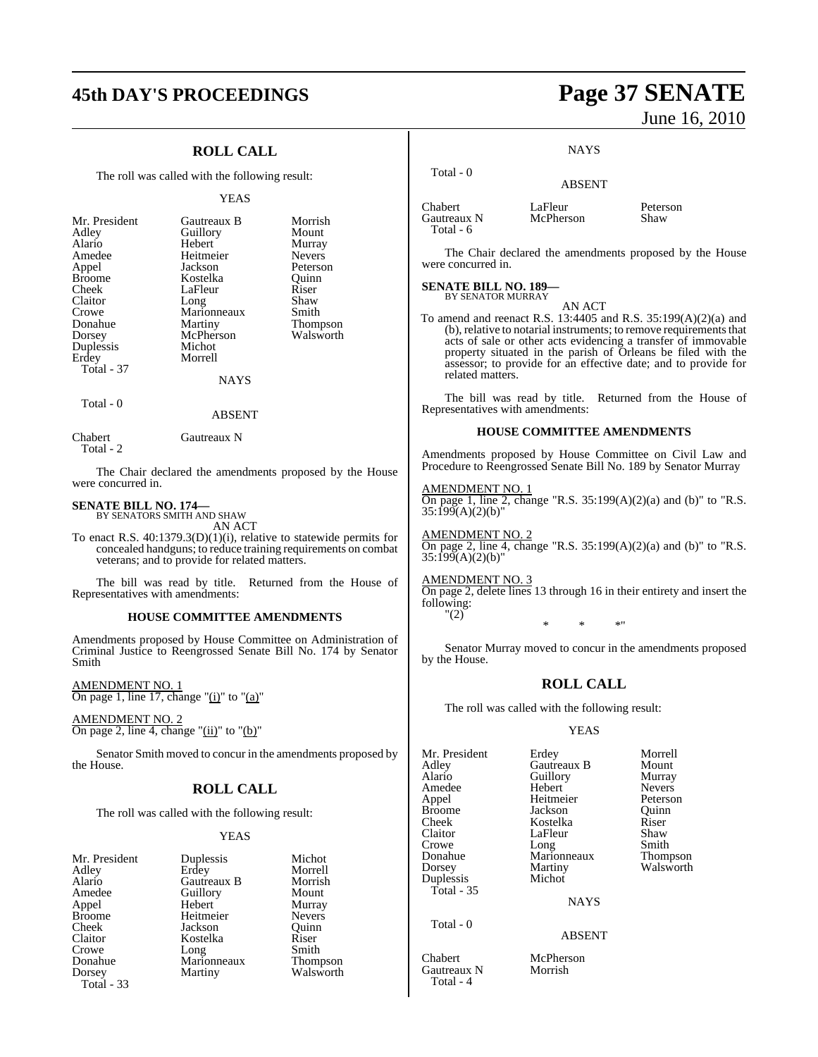## ROLL CALL

The roll was called with the following result:

YEAS

| | | |
|---|---|---|
| Mr. President | Gautreaux B | Morrish |
| Adley | Guillory | Mount |
| Alario | Hebert | Murray |
| Amedee | Heitmeier | Nevers |
| Appel | Jackson | Peterson |
| Broome | Kostelka | Quinn |
| Cheek | LaFleur | Riser |
| Claitor | Long | Shaw |
| Crowe | Marionneaux | Smith |
| Donahue | Martiny | Thompson |
| Dorsey | McPherson | Walsworth |
| Duplessis | Michot | |
| Erdey | Morrell | |

Total - 37

NAYS

Total - 0

ABSENT

| | |
|---|---|
| Chabert | Gautreaux N |

Total - 2

The Chair declared the amendments proposed by the House were concurred in.

**SENATE BILL NO. 174—**
BY SENATORS SMITH AND SHAW

AN ACT

To enact R.S. 40:1379.3(D)(1)(i), relative to statewide permits for concealed handguns; to reduce training requirements on combat veterans; and to provide for related matters.

The bill was read by title. Returned from the House of Representatives with amendments:

### HOUSE COMMITTEE AMENDMENTS

Amendments proposed by House Committee on Administration of Criminal Justice to Reengrossed Senate Bill No. 174 by Senator Smith

AMENDMENT NO. 1
On page 1, line 17, change "(i)" to "(a)"

AMENDMENT NO. 2
On page 2, line 4, change "(ii)" to "(b)"

Senator Smith moved to concur in the amendments proposed by the House.

## ROLL CALL

The roll was called with the following result:

YEAS

| | | |
|---|---|---|
| Mr. President | Duplessis | Michot |
| Adley | Erdey | Morrell |
| Alario | Gautreaux B | Morrish |
| Amedee | Guillory | Mount |
| Appel | Hebert | Murray |
| Broome | Heitmeier | Nevers |
| Cheek | Jackson | Quinn |
| Claitor | Kostelka | Riser |
| Crowe | Long | Smith |
| Donahue | Marionneaux | Thompson |
| Dorsey | Martiny | Walsworth |

Total - 33

NAYS

Total - 0

ABSENT

| | | |
|---|---|---|
| Chabert | LaFleur | Peterson |
| Gautreaux N | McPherson | Shaw |

Total - 6

The Chair declared the amendments proposed by the House were concurred in.

**SENATE BILL NO. 189—**
BY SENATOR MURRAY

AN ACT

To amend and reenact R.S. 13:4405 and R.S. 35:199(A)(2)(a) and (b), relative to notarial instruments; to remove requirements that acts of sale or other acts evidencing a transfer of immovable property situated in the parish of Orleans be filed with the assessor; to provide for an effective date; and to provide for related matters.

The bill was read by title. Returned from the House of Representatives with amendments:

### HOUSE COMMITTEE AMENDMENTS

Amendments proposed by House Committee on Civil Law and Procedure to Reengrossed Senate Bill No. 189 by Senator Murray

AMENDMENT NO. 1
On page 1, line 2, change "R.S. 35:199(A)(2)(a) and (b)" to "R.S. 35:199(A)(2)(b)"

AMENDMENT NO. 2
On page 2, line 4, change "R.S. 35:199(A)(2)(a) and (b)" to "R.S. 35:199(A)(2)(b)"

AMENDMENT NO. 3
On page 2, delete lines 13 through 16 in their entirety and insert the following:
"(2)

\* \* \*"

Senator Murray moved to concur in the amendments proposed by the House.

## ROLL CALL

The roll was called with the following result:

YEAS

| | | |
|---|---|---|
| Mr. President | Erdey | Morrell |
| Adley | Gautreaux B | Mount |
| Alario | Guillory | Murray |
| Amedee | Hebert | Nevers |
| Appel | Heitmeier | Peterson |
| Broome | Jackson | Quinn |
| Cheek | Kostelka | Riser |
| Claitor | LaFleur | Shaw |
| Crowe | Long | Smith |
| Donahue | Marionneaux | Thompson |
| Dorsey | Martiny | Walsworth |
| Duplessis | Michot | |

Total - 35

NAYS

Total - 0

ABSENT

| | |
|---|---|
| Chabert | McPherson |
| Gautreaux N | Morrish |

Total - 4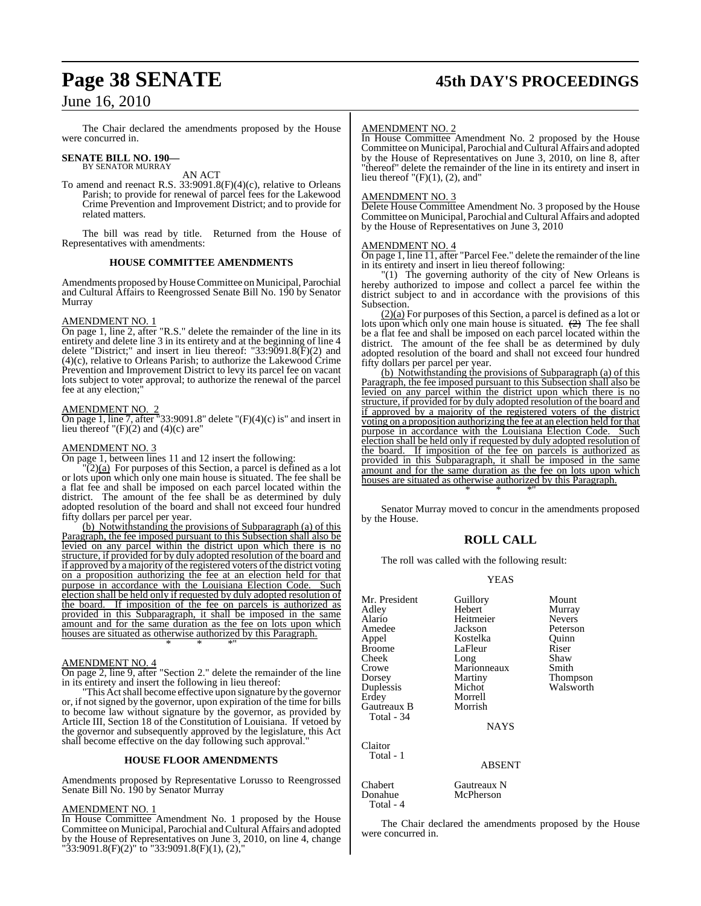The Chair declared the amendments proposed by the House were concurred in.

**SENATE BILL NO. 190—**
BY SENATOR MURRAY

AN ACT

To amend and reenact R.S. 33:9091.8(F)(4)(c), relative to Orleans Parish; to provide for renewal of parcel fees for the Lakewood Crime Prevention and Improvement District; and to provide for related matters.

The bill was read by title. Returned from the House of Representatives with amendments:

### HOUSE COMMITTEE AMENDMENTS

Amendments proposed by House Committee on Municipal, Parochial and Cultural Affairs to Reengrossed Senate Bill No. 190 by Senator Murray

AMENDMENT NO. 1

On page 1, line 2, after "R.S." delete the remainder of the line in its entirety and delete line 3 in its entirety and at the beginning of line 4 delete "District;" and insert in lieu thereof: "33:9091.8(F)(2) and (4)(c), relative to Orleans Parish; to authorize the Lakewood Crime Prevention and Improvement District to levy its parcel fee on vacant lots subject to voter approval; to authorize the renewal of the parcel fee at any election;"

AMENDMENT NO. 2

On page 1, line 7, after "33:9091.8" delete "(F)(4)(c) is" and insert in lieu thereof "(F)(2) and (4)(c) are"

AMENDMENT NO. 3

On page 1, between lines 11 and 12 insert the following:

"(2)(a) For purposes of this Section, a parcel is defined as a lot or lots upon which only one main house is situated. The fee shall be a flat fee and shall be imposed on each parcel located within the district. The amount of the fee shall be as determined by duly adopted resolution of the board and shall not exceed four hundred fifty dollars per parcel per year.

(b) Notwithstanding the provisions of Subparagraph (a) of this Paragraph, the fee imposed pursuant to this Subsection shall also be levied on any parcel within the district upon which there is no structure, if provided for by duly adopted resolution of the board and if approved by a majority of the registered voters of the district voting on a proposition authorizing the fee at an election held for that purpose in accordance with the Louisiana Election Code. Such election shall be held only if requested by duly adopted resolution of the board. If imposition of the fee on parcels is authorized as provided in this Subparagraph, it shall be imposed in the same amount and for the same duration as the fee on lots upon which houses are situated as otherwise authorized by this Paragraph.

\* \* \*"

AMENDMENT NO. 4

On page 2, line 9, after "Section 2." delete the remainder of the line in its entirety and insert the following in lieu thereof:

"This Act shall become effective upon signature by the governor or, if not signed by the governor, upon expiration of the time for bills to become law without signature by the governor, as provided by Article III, Section 18 of the Constitution of Louisiana. If vetoed by the governor and subsequently approved by the legislature, this Act shall become effective on the day following such approval."

### HOUSE FLOOR AMENDMENTS

Amendments proposed by Representative Lorusso to Reengrossed Senate Bill No. 190 by Senator Murray

AMENDMENT NO. 1

In House Committee Amendment No. 1 proposed by the House Committee on Municipal, Parochial and Cultural Affairs and adopted by the House of Representatives on June 3, 2010, on line 4, change "33:9091.8(F)(2)" to "33:9091.8(F)(1), (2),"

AMENDMENT NO. 2

In House Committee Amendment No. 2 proposed by the House Committee on Municipal, Parochial and Cultural Affairs and adopted by the House of Representatives on June 3, 2010, on line 8, after "thereof" delete the remainder of the line in its entirety and insert in lieu thereof "(F)(1), (2), and"

AMENDMENT NO. 3

Delete House Committee Amendment No. 3 proposed by the House Committee on Municipal, Parochial and Cultural Affairs and adopted by the House of Representatives on June 3, 2010

AMENDMENT NO. 4

On page 1, line 11, after "Parcel Fee." delete the remainder of the line in its entirety and insert in lieu thereof following:

"(1) The governing authority of the city of New Orleans is hereby authorized to impose and collect a parcel fee within the district subject to and in accordance with the provisions of this Subsection.

(2)(a) For purposes of this Section, a parcel is defined as a lot or lots upon which only one main house is situated. ~~(2)~~ The fee shall be a flat fee and shall be imposed on each parcel located within the district. The amount of the fee shall be as determined by duly adopted resolution of the board and shall not exceed four hundred fifty dollars per parcel per year.

(b) Notwithstanding the provisions of Subparagraph (a) of this Paragraph, the fee imposed pursuant to this Subsection shall also be levied on any parcel within the district upon which there is no structure, if provided for by duly adopted resolution of the board and if approved by a majority of the registered voters of the district voting on a proposition authorizing the fee at an election held for that purpose in accordance with the Louisiana Election Code. Such election shall be held only if requested by duly adopted resolution of the board. If imposition of the fee on parcels is authorized as provided in this Subparagraph, it shall be imposed in the same amount and for the same duration as the fee on lots upon which houses are situated as otherwise authorized by this Paragraph.

\* \* \*"

Senator Murray moved to concur in the amendments proposed by the House.

## ROLL CALL

The roll was called with the following result:

YEAS

| | | |
|---|---|---|
| Mr. President | Guillory | Mount |
| Adley | Hebert | Murray |
| Alario | Heitmeier | Nevers |
| Amedee | Jackson | Peterson |
| Appel | Kostelka | Quinn |
| Broome | LaFleur | Riser |
| Cheek | Long | Shaw |
| Crowe | Marionneaux | Smith |
| Dorsey | Martiny | Thompson |
| Duplessis | Michot | Walsworth |
| Erdey | Morrell | |
| Gautreaux B | Morrish | |

Total - 34

NAYS

Claitor

Total - 1

ABSENT

| | |
|---|---|
| Chabert | Gautreaux N |
| Donahue | McPherson |

Total - 4

The Chair declared the amendments proposed by the House were concurred in.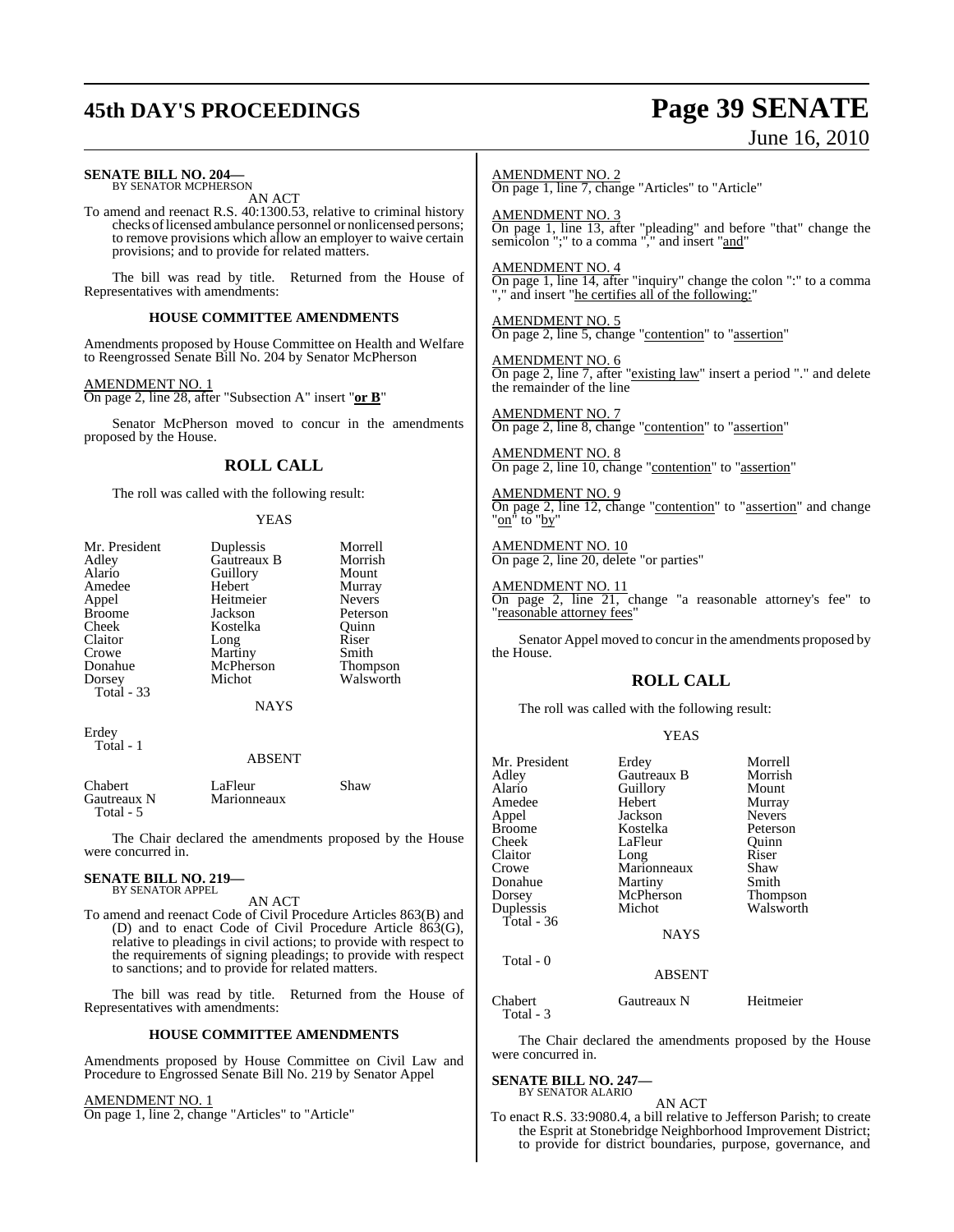**SENATE BILL NO. 204—**
BY SENATOR MCPHERSON

AN ACT

To amend and reenact R.S. 40:1300.53, relative to criminal history checks of licensed ambulance personnel or nonlicensed persons; to remove provisions which allow an employer to waive certain provisions; and to provide for related matters.

The bill was read by title. Returned from the House of Representatives with amendments:

**HOUSE COMMITTEE AMENDMENTS**

Amendments proposed by House Committee on Health and Welfare to Reengrossed Senate Bill No. 204 by Senator McPherson

AMENDMENT NO. 1
On page 2, line 28, after "Subsection A" insert "**or B**"

Senator McPherson moved to concur in the amendments proposed by the House.

## ROLL CALL

The roll was called with the following result:

YEAS

| | | |
|---|---|---|
| Mr. President | Duplessis | Morrell |
| Adley | Gautreaux B | Morrish |
| Alario | Guillory | Mount |
| Amedee | Hebert | Murray |
| Appel | Heitmeier | Nevers |
| Broome | Jackson | Peterson |
| Cheek | Kostelka | Quinn |
| Claitor | Long | Riser |
| Crowe | Martiny | Smith |
| Donahue | McPherson | Thompson |
| Dorsey | Michot | Walsworth |
| Total - 33 | | |

NAYS

Erdey
Total - 1

ABSENT

| | | |
|---|---|---|
| Chabert | LaFleur | Shaw |
| Gautreaux N | Marionneaux | |
| Total - 5 | | |

The Chair declared the amendments proposed by the House were concurred in.

**SENATE BILL NO. 219—**
BY SENATOR APPEL

AN ACT

To amend and reenact Code of Civil Procedure Articles 863(B) and (D) and to enact Code of Civil Procedure Article 863(G), relative to pleadings in civil actions; to provide with respect to the requirements of signing pleadings; to provide with respect to sanctions; and to provide for related matters.

The bill was read by title. Returned from the House of Representatives with amendments:

**HOUSE COMMITTEE AMENDMENTS**

Amendments proposed by House Committee on Civil Law and Procedure to Engrossed Senate Bill No. 219 by Senator Appel

AMENDMENT NO. 1
On page 1, line 2, change "Articles" to "Article"

AMENDMENT NO. 2
On page 1, line 7, change "Articles" to "Article"

AMENDMENT NO. 3
On page 1, line 13, after "pleading" and before "that" change the semicolon ";" to a comma "," and insert "and"

AMENDMENT NO. 4
On page 1, line 14, after "inquiry" change the colon ":" to a comma "," and insert "he certifies all of the following:"

AMENDMENT NO. 5
On page 2, line 5, change "contention" to "assertion"

AMENDMENT NO. 6
On page 2, line 7, after "existing law" insert a period "." and delete the remainder of the line

AMENDMENT NO. 7
On page 2, line 8, change "contention" to "assertion"

AMENDMENT NO. 8
On page 2, line 10, change "contention" to "assertion"

AMENDMENT NO. 9
On page 2, line 12, change "contention" to "assertion" and change "on" to "by"

AMENDMENT NO. 10
On page 2, line 20, delete "or parties"

AMENDMENT NO. 11
On page 2, line 21, change "a reasonable attorney's fee" to "reasonable attorney fees"

Senator Appel moved to concur in the amendments proposed by the House.

## ROLL CALL

The roll was called with the following result:

YEAS

| | | |
|---|---|---|
| Mr. President | Erdey | Morrell |
| Adley | Gautreaux B | Morrish |
| Alario | Guillory | Mount |
| Amedee | Hebert | Murray |
| Appel | Jackson | Nevers |
| Broome | Kostelka | Peterson |
| Cheek | LaFleur | Quinn |
| Claitor | Long | Riser |
| Crowe | Marionneaux | Shaw |
| Donahue | Martiny | Smith |
| Dorsey | McPherson | Thompson |
| Duplessis | Michot | Walsworth |
| Total - 36 | | |

NAYS

Total - 0

ABSENT

| | | |
|---|---|---|
| Chabert | Gautreaux N | Heitmeier |
| Total - 3 | | |

The Chair declared the amendments proposed by the House were concurred in.

**SENATE BILL NO. 247—**
BY SENATOR ALARIO

AN ACT

To enact R.S. 33:9080.4, a bill relative to Jefferson Parish; to create the Esprit at Stonebridge Neighborhood Improvement District; to provide for district boundaries, purpose, governance, and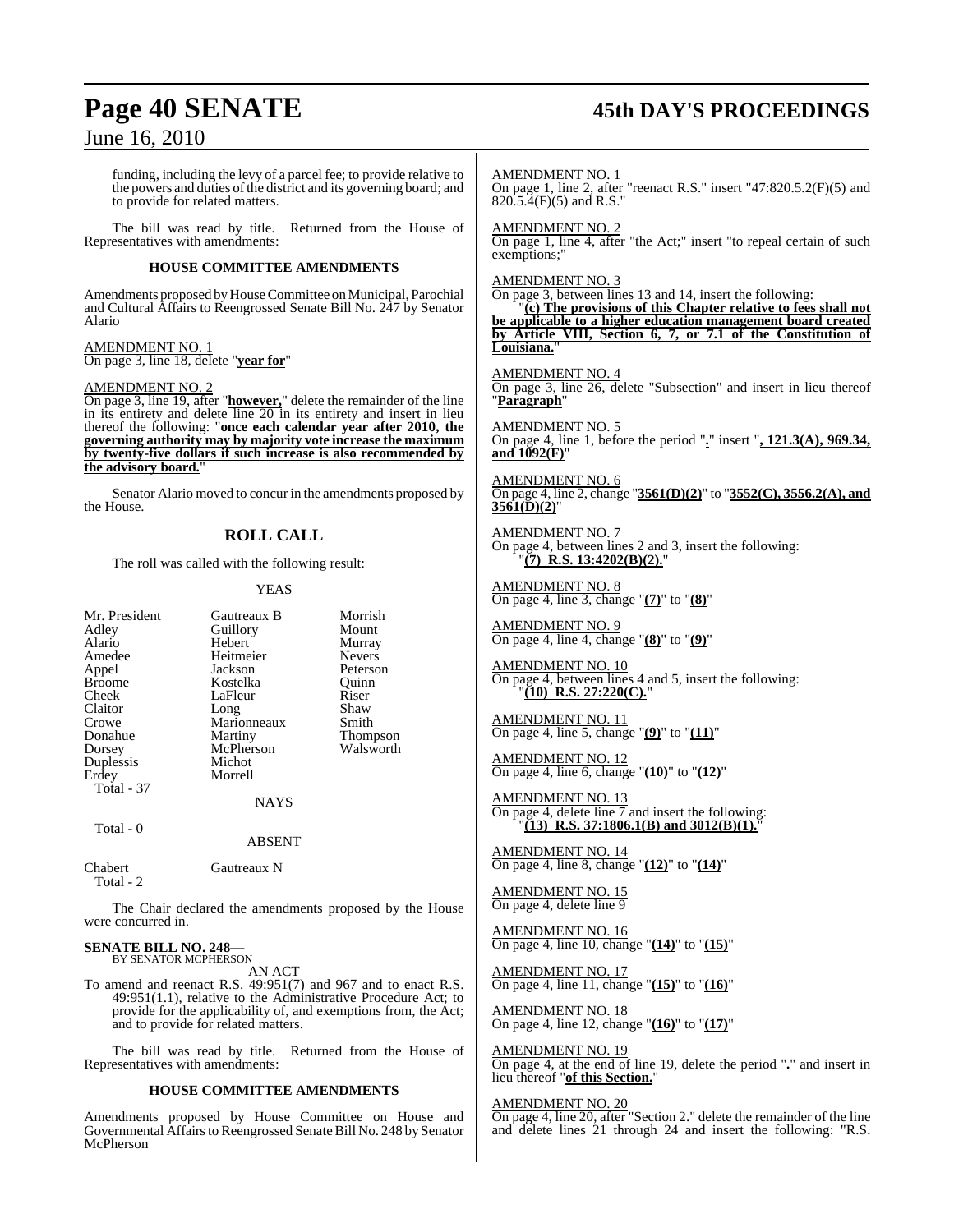funding, including the levy of a parcel fee; to provide relative to the powers and duties of the district and its governing board; and to provide for related matters.

The bill was read by title. Returned from the House of Representatives with amendments:

**HOUSE COMMITTEE AMENDMENTS**

Amendments proposed by House Committee on Municipal, Parochial and Cultural Affairs to Reengrossed Senate Bill No. 247 by Senator Alario

AMENDMENT NO. 1
On page 3, line 18, delete "**year for**"

AMENDMENT NO. 2
On page 3, line 19, after "**however,**" delete the remainder of the line in its entirety and delete line 20 in its entirety and insert in lieu thereof the following: "**once each calendar year after 2010, the governing authority may by majority vote increase the maximum by twenty-five dollars if such increase is also recommended by the advisory board.**"

Senator Alario moved to concur in the amendments proposed by the House.

## ROLL CALL

The roll was called with the following result:

YEAS

| | | |
|---|---|---|
| Mr. President | Gautreaux B | Morrish |
| Adley | Guillory | Mount |
| Alario | Hebert | Murray |
| Amedee | Heitmeier | Nevers |
| Appel | Jackson | Peterson |
| Broome | Kostelka | Quinn |
| Cheek | LaFleur | Riser |
| Claitor | Long | Shaw |
| Crowe | Marionneaux | Smith |
| Donahue | Martiny | Thompson |
| Dorsey | McPherson | Walsworth |
| Duplessis | Michot | |
| Erdey | Morrell | |

Total - 37

NAYS

Total - 0

ABSENT

| | |
|---|---|
| Chabert | Gautreaux N |

Total - 2

The Chair declared the amendments proposed by the House were concurred in.

**SENATE BILL NO. 248—**
BY SENATOR MCPHERSON

AN ACT

To amend and reenact R.S. 49:951(7) and 967 and to enact R.S. 49:951(1.1), relative to the Administrative Procedure Act; to provide for the applicability of, and exemptions from, the Act; and to provide for related matters.

The bill was read by title. Returned from the House of Representatives with amendments:

**HOUSE COMMITTEE AMENDMENTS**

Amendments proposed by House Committee on House and Governmental Affairs to Reengrossed Senate Bill No. 248 by Senator McPherson

AMENDMENT NO. 1
On page 1, line 2, after "reenact R.S." insert "47:820.5.2(F)(5) and 820.5.4(F)(5) and R.S."

AMENDMENT NO. 2
On page 1, line 4, after "the Act;" insert "to repeal certain of such exemptions;"

AMENDMENT NO. 3
On page 3, between lines 13 and 14, insert the following:
"**(c) The provisions of this Chapter relative to fees shall not be applicable to a higher education management board created by Article VIII, Section 6, 7, or 7.1 of the Constitution of Louisiana.**"

AMENDMENT NO. 4
On page 3, line 26, delete "Subsection" and insert in lieu thereof "**Paragraph**"

AMENDMENT NO. 5
On page 4, line 1, before the period "**.**" insert "**, 121.3(A), 969.34, and 1092(F)**"

AMENDMENT NO. 6
On page 4, line 2, change "**3561(D)(2)**" to "**3552(C), 3556.2(A), and 3561(D)(2)**"

AMENDMENT NO. 7
On page 4, between lines 2 and 3, insert the following:
"**(7) R.S. 13:4202(B)(2).**"

AMENDMENT NO. 8
On page 4, line 3, change "**(7)**" to "**(8)**"

AMENDMENT NO. 9
On page 4, line 4, change "**(8)**" to "**(9)**"

AMENDMENT NO. 10
On page 4, between lines 4 and 5, insert the following:
"**(10) R.S. 27:220(C).**"

AMENDMENT NO. 11
On page 4, line 5, change "**(9)**" to "**(11)**"

AMENDMENT NO. 12
On page 4, line 6, change "**(10)**" to "**(12)**"

AMENDMENT NO. 13
On page 4, delete line 7 and insert the following:
"**(13) R.S. 37:1806.1(B) and 3012(B)(1).**"

AMENDMENT NO. 14
On page 4, line 8, change "**(12)**" to "**(14)**"

AMENDMENT NO. 15
On page 4, delete line 9

AMENDMENT NO. 16
On page 4, line 10, change "**(14)**" to "**(15)**"

AMENDMENT NO. 17
On page 4, line 11, change "**(15)**" to "**(16)**"

AMENDMENT NO. 18
On page 4, line 12, change "**(16)**" to "**(17)**"

AMENDMENT NO. 19
On page 4, at the end of line 19, delete the period "**.**" and insert in lieu thereof "**of this Section.**"

AMENDMENT NO. 20
On page 4, line 20, after "Section 2." delete the remainder of the line and delete lines 21 through 24 and insert the following: "R.S.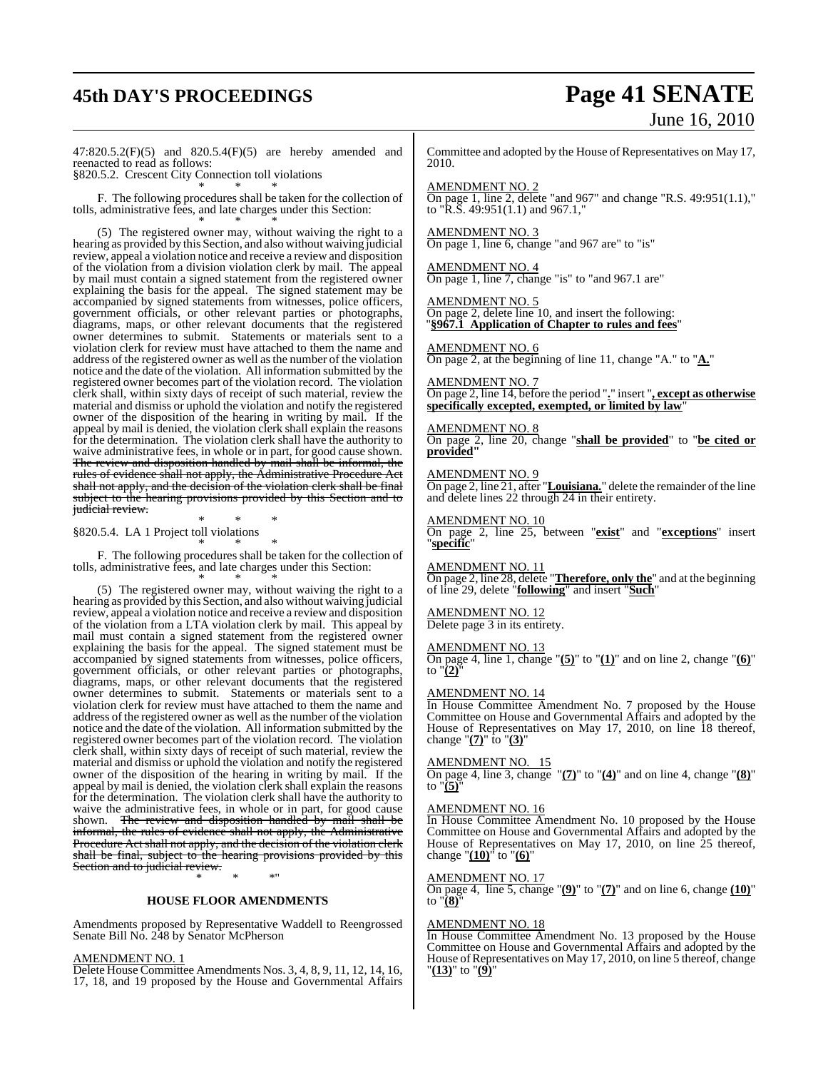47:820.5.2(F)(5) and 820.5.4(F)(5) are hereby amended and reenacted to read as follows:

§820.5.2. Crescent City Connection toll violations

\* \* \*

F. The following procedures shall be taken for the collection of tolls, administrative fees, and late charges under this Section:

\* \* \*

(5) The registered owner may, without waiving the right to a hearing as provided by this Section, and also without waiving judicial review, appeal a violation notice and receive a review and disposition of the violation from a division violation clerk by mail. The appeal by mail must contain a signed statement from the registered owner explaining the basis for the appeal. The signed statement may be accompanied by signed statements from witnesses, police officers, government officials, or other relevant parties or photographs, diagrams, maps, or other relevant documents that the registered owner determines to submit. Statements or materials sent to a violation clerk for review must have attached to them the name and address of the registered owner as well as the number of the violation notice and the date of the violation. All information submitted by the registered owner becomes part of the violation record. The violation clerk shall, within sixty days of receipt of such material, review the material and dismiss or uphold the violation and notify the registered owner of the disposition of the hearing in writing by mail. If the appeal by mail is denied, the violation clerk shall explain the reasons for the determination. The violation clerk shall have the authority to waive administrative fees, in whole or in part, for good cause shown. ~~The review and disposition handled by mail shall be informal, the rules of evidence shall not apply, the Administrative Procedure Act shall not apply, and the decision of the violation clerk shall be final subject to the hearing provisions provided by this Section and to judicial review.~~

\* \* \*

§820.5.4. LA 1 Project toll violations

\* \* \*

F. The following procedures shall be taken for the collection of tolls, administrative fees, and late charges under this Section:

\* \* \*

(5) The registered owner may, without waiving the right to a hearing as provided by this Section, and also without waiving judicial review, appeal a violation notice and receive a review and disposition of the violation from a LTA violation clerk by mail. This appeal by mail must contain a signed statement from the registered owner explaining the basis for the appeal. The signed statement must be accompanied by signed statements from witnesses, police officers, government officials, or other relevant parties or photographs, diagrams, maps, or other relevant documents that the registered owner determines to submit. Statements or materials sent to a violation clerk for review must have attached to them the name and address of the registered owner as well as the number of the violation notice and the date of the violation. All information submitted by the registered owner becomes part of the violation record. The violation clerk shall, within sixty days of receipt of such material, review the material and dismiss or uphold the violation and notify the registered owner of the disposition of the hearing in writing by mail. If the appeal by mail is denied, the violation clerk shall explain the reasons for the determination. The violation clerk shall have the authority to waive the administrative fees, in whole or in part, for good cause shown. ~~The review and disposition handled by mail shall be informal, the rules of evidence shall not apply, the Administrative Procedure Act shall not apply, and the decision of the violation clerk shall be final, subject to the hearing provisions provided by this Section and to judicial review.~~

\* \* \*"

## HOUSE FLOOR AMENDMENTS

Amendments proposed by Representative Waddell to Reengrossed Senate Bill No. 248 by Senator McPherson

AMENDMENT NO. 1

Delete House Committee Amendments Nos. 3, 4, 8, 9, 11, 12, 14, 16, 17, 18, and 19 proposed by the House and Governmental Affairs Committee and adopted by the House of Representatives on May 17, 2010.

AMENDMENT NO. 2

On page 1, line 2, delete "and 967" and change "R.S. 49:951(1.1)," to "R.S. 49:951(1.1) and 967.1,"

AMENDMENT NO. 3

On page 1, line 6, change "and 967 are" to "is"

AMENDMENT NO. 4

On page 1, line 7, change "is" to "and 967.1 are"

AMENDMENT NO. 5

On page 2, delete line 10, and insert the following:

"**§967.1 Application of Chapter to rules and fees**"

AMENDMENT NO. 6

On page 2, at the beginning of line 11, change "A." to "**A.**"

AMENDMENT NO. 7

On page 2, line 14, before the period "**.**" insert "**, except as otherwise specifically excepted, exempted, or limited by law**"

AMENDMENT NO. 8

On page 2, line 20, change "**shall be provided**" to "**be cited or provided**"

AMENDMENT NO. 9

On page 2, line 21, after "**Louisiana.**" delete the remainder of the line and delete lines 22 through 24 in their entirety.

AMENDMENT NO. 10

On page 2, line 25, between "**exist**" and "**exceptions**" insert "**specific**"

AMENDMENT NO. 11

On page 2, line 28, delete "**Therefore, only the**" and at the beginning of line 29, delete "**following**" and insert "**Such**"

AMENDMENT NO. 12

Delete page 3 in its entirety.

AMENDMENT NO. 13

On page 4, line 1, change "**(5)**" to "**(1)**" and on line 2, change "**(6)**" to "**(2)**"

AMENDMENT NO. 14

In House Committee Amendment No. 7 proposed by the House Committee on House and Governmental Affairs and adopted by the House of Representatives on May 17, 2010, on line 18 thereof, change "**(7)**" to "**(3)**"

AMENDMENT NO. 15

On page 4, line 3, change "**(7)**" to "**(4)**" and on line 4, change "**(8)**" to "**(5)**"

AMENDMENT NO. 16

In House Committee Amendment No. 10 proposed by the House Committee on House and Governmental Affairs and adopted by the House of Representatives on May 17, 2010, on line 25 thereof, change "**(10)**" to "**(6)**"

AMENDMENT NO. 17

On page 4, line 5, change "**(9)**" to "**(7)**" and on line 6, change **(10)**" to "**(8)**"

AMENDMENT NO. 18

In House Committee Amendment No. 13 proposed by the House Committee on House and Governmental Affairs and adopted by the House of Representatives on May 17, 2010, on line 5 thereof, change "**(13)**" to "**(9)**"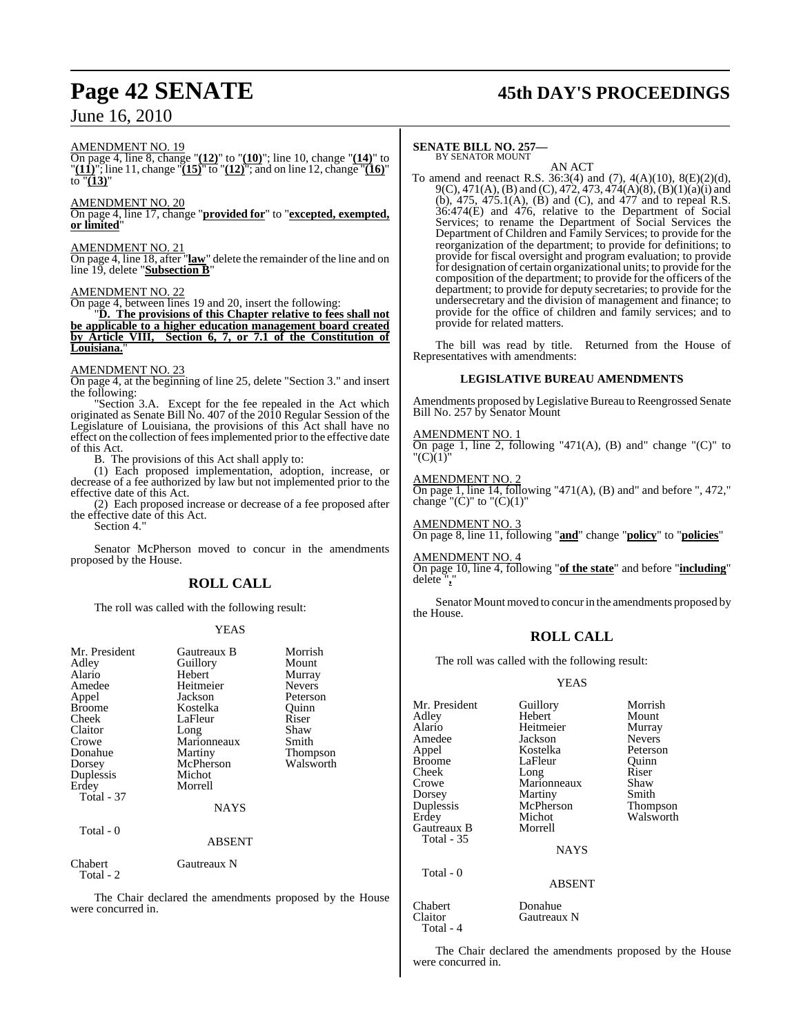AMENDMENT NO. 19

On page 4, line 8, change "**(12)**" to "**(10)**"; line 10, change "**(14)**" to "**(11)**"; line 11, change "**(15)**" to "**(12)**"; and on line 12, change "**(16)**" to "**(13)**"

AMENDMENT NO. 20

On page 4, line 17, change "**provided for**" to "**excepted, exempted, or limited**"

AMENDMENT NO. 21

On page 4, line 18, after "**law**" delete the remainder of the line and on line 19, delete "**Subsection B**"

AMENDMENT NO. 22

On page 4, between lines 19 and 20, insert the following:

"**D. The provisions of this Chapter relative to fees shall not be applicable to a higher education management board created by Article VIII, Section 6, 7, or 7.1 of the Constitution of Louisiana.**"

AMENDMENT NO. 23

On page 4, at the beginning of line 25, delete "Section 3." and insert the following:

"Section 3.A. Except for the fee repealed in the Act which originated as Senate Bill No. 407 of the 2010 Regular Session of the Legislature of Louisiana, the provisions of this Act shall have no effect on the collection of fees implemented prior to the effective date of this Act.

B. The provisions of this Act shall apply to:

(1) Each proposed implementation, adoption, increase, or decrease of a fee authorized by law but not implemented prior to the effective date of this Act.

(2) Each proposed increase or decrease of a fee proposed after the effective date of this Act.

Section 4."

Senator McPherson moved to concur in the amendments proposed by the House.

## ROLL CALL

The roll was called with the following result:

YEAS

| | | |
|---|---|---|
| Mr. President | Gautreaux B | Morrish |
| Adley | Guillory | Mount |
| Alario | Hebert | Murray |
| Amedee | Heitmeier | Nevers |
| Appel | Jackson | Peterson |
| Broome | Kostelka | Quinn |
| Cheek | LaFleur | Riser |
| Claitor | Long | Shaw |
| Crowe | Marionneaux | Smith |
| Donahue | Martiny | Thompson |
| Dorsey | McPherson | Walsworth |
| Duplessis | Michot | |
| Erdey | Morrell | |

Total - 37

NAYS

Total - 0

ABSENT

| | |
|---|---|
| Chabert | Gautreaux N |

Total - 2

The Chair declared the amendments proposed by the House were concurred in.

**SENATE BILL NO. 257—**
BY SENATOR MOUNT

AN ACT

To amend and reenact R.S. 36:3(4) and (7), 4(A)(10), 8(E)(2)(d), 9(C), 471(A), (B) and (C), 472, 473, 474(A)(8), (B)(1)(a)(i) and (b), 475, 475.1(A), (B) and (C), and 477 and to repeal R.S. 36:474(E) and 476, relative to the Department of Social Services; to rename the Department of Social Services the Department of Children and Family Services; to provide for the reorganization of the department; to provide for definitions; to provide for fiscal oversight and program evaluation; to provide for designation of certain organizational units; to provide for the composition of the department; to provide for the officers of the department; to provide for deputy secretaries; to provide for the undersecretary and the division of management and finance; to provide for the office of children and family services; and to provide for related matters.

The bill was read by title. Returned from the House of Representatives with amendments:

### LEGISLATIVE BUREAU AMENDMENTS

Amendments proposed by Legislative Bureau to Reengrossed Senate Bill No. 257 by Senator Mount

AMENDMENT NO. 1

On page 1, line 2, following "471(A), (B) and" change "(C)" to "(C)(1)"

AMENDMENT NO. 2

On page 1, line 14, following "471(A), (B) and" and before ", 472," change "(C)" to "(C)(1)"

AMENDMENT NO. 3

On page 8, line 11, following "**and**" change "**policy**" to "**policies**"

AMENDMENT NO. 4

On page 10, line 4, following "**of the state**" and before "**including**" delete "**,**"

Senator Mount moved to concur in the amendments proposed by the House.

## ROLL CALL

The roll was called with the following result:

YEAS

| | | |
|---|---|---|
| Mr. President | Guillory | Morrish |
| Adley | Hebert | Mount |
| Alario | Heitmeier | Murray |
| Amedee | Jackson | Nevers |
| Appel | Kostelka | Peterson |
| Broome | LaFleur | Quinn |
| Cheek | Long | Riser |
| Crowe | Marionneaux | Shaw |
| Dorsey | Martiny | Smith |
| Duplessis | McPherson | Thompson |
| Erdey | Michot | Walsworth |
| Gautreaux B | Morrell | |

Total - 35

NAYS

Total - 0

ABSENT

| | |
|---|---|
| Chabert | Donahue |
| Claitor | Gautreaux N |

Total - 4

The Chair declared the amendments proposed by the House were concurred in.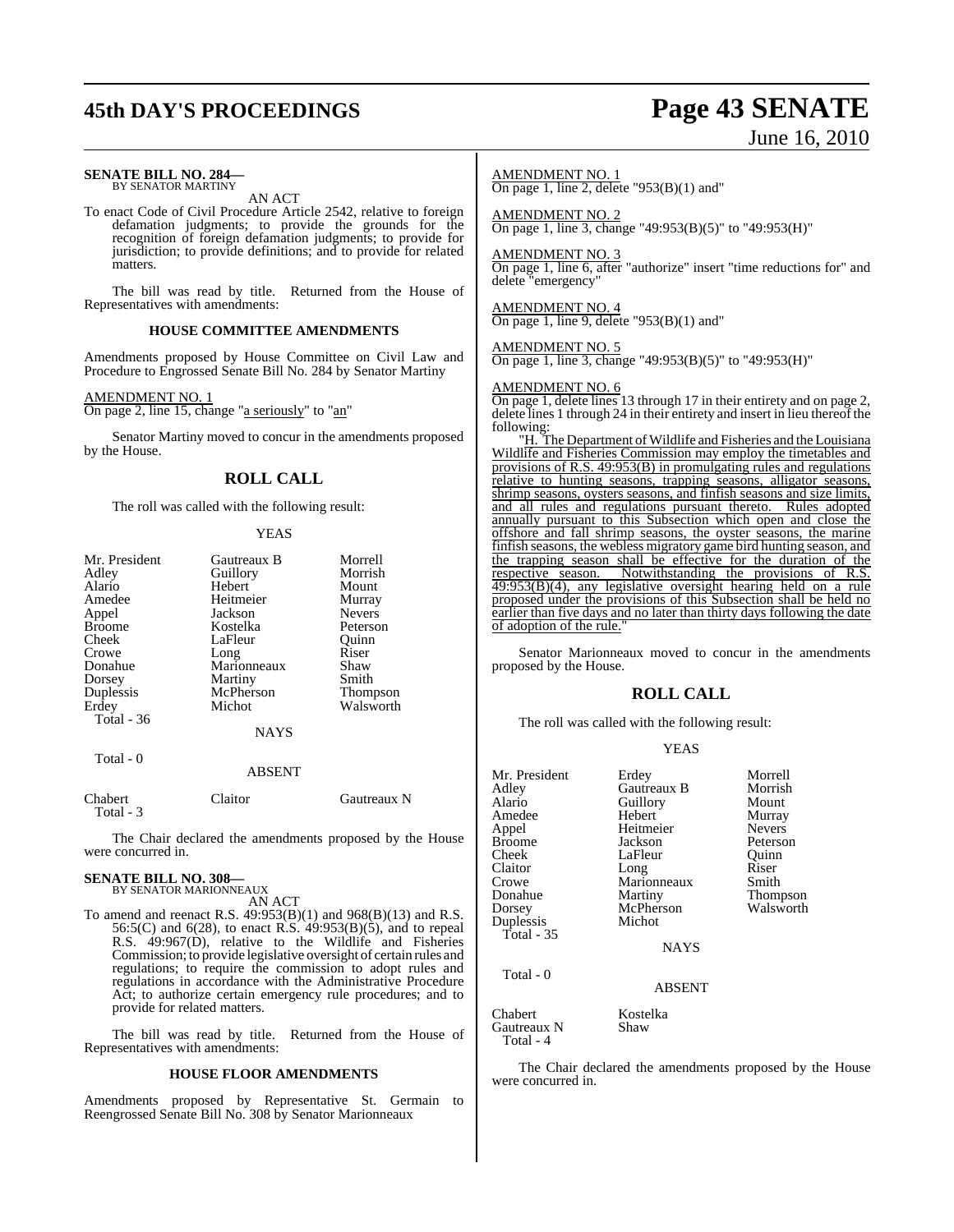**SENATE BILL NO. 284—**
BY SENATOR MARTINY

AN ACT

To enact Code of Civil Procedure Article 2542, relative to foreign defamation judgments; to provide the grounds for the recognition of foreign defamation judgments; to provide for jurisdiction; to provide definitions; and to provide for related matters.

The bill was read by title. Returned from the House of Representatives with amendments:

**HOUSE COMMITTEE AMENDMENTS**

Amendments proposed by House Committee on Civil Law and Procedure to Engrossed Senate Bill No. 284 by Senator Martiny

AMENDMENT NO. 1
On page 2, line 15, change "a seriously" to "an"

Senator Martiny moved to concur in the amendments proposed by the House.

## ROLL CALL

The roll was called with the following result:

YEAS

| | | |
|---|---|---|
| Mr. President | Gautreaux B | Morrell |
| Adley | Guillory | Morrish |
| Alario | Hebert | Mount |
| Amedee | Heitmeier | Murray |
| Appel | Jackson | Nevers |
| Broome | Kostelka | Peterson |
| Cheek | LaFleur | Quinn |
| Crowe | Long | Riser |
| Donahue | Marionneaux | Shaw |
| Dorsey | Martiny | Smith |
| Duplessis | McPherson | Thompson |
| Erdey | Michot | Walsworth |

Total - 36

NAYS

Total - 0

ABSENT

| | | |
|---|---|---|
| Chabert | Claitor | Gautreaux N |

Total - 3

The Chair declared the amendments proposed by the House were concurred in.

**SENATE BILL NO. 308—**
BY SENATOR MARIONNEAUX

AN ACT

To amend and reenact R.S. 49:953(B)(1) and 968(B)(13) and R.S. 56:5(C) and 6(28), to enact R.S. 49:953(B)(5), and to repeal R.S. 49:967(D), relative to the Wildlife and Fisheries Commission; to provide legislative oversight of certain rules and regulations; to require the commission to adopt rules and regulations in accordance with the Administrative Procedure Act; to authorize certain emergency rule procedures; and to provide for related matters.

The bill was read by title. Returned from the House of Representatives with amendments:

**HOUSE FLOOR AMENDMENTS**

Amendments proposed by Representative St. Germain to Reengrossed Senate Bill No. 308 by Senator Marionneaux

AMENDMENT NO. 1
On page 1, line 2, delete "953(B)(1) and"

AMENDMENT NO. 2
On page 1, line 3, change "49:953(B)(5)" to "49:953(H)"

AMENDMENT NO. 3
On page 1, line 6, after "authorize" insert "time reductions for" and delete "emergency"

AMENDMENT NO. 4
On page 1, line 9, delete "953(B)(1) and"

AMENDMENT NO. 5
On page 1, line 3, change "49:953(B)(5)" to "49:953(H)"

AMENDMENT NO. 6
On page 1, delete lines 13 through 17 in their entirety and on page 2, delete lines 1 through 24 in their entirety and insert in lieu thereof the following:

"H. The Department of Wildlife and Fisheries and the Louisiana Wildlife and Fisheries Commission may employ the timetables and provisions of R.S. 49:953(B) in promulgating rules and regulations relative to hunting seasons, trapping seasons, alligator seasons, shrimp seasons, oysters seasons, and finfish seasons and size limits, and all rules and regulations pursuant thereto. Rules adopted annually pursuant to this Subsection which open and close the offshore and fall shrimp seasons, the oyster seasons, the marine finfish seasons, the webless migratory game bird hunting season, and the trapping season shall be effective for the duration of the respective season. Notwithstanding the provisions of R.S. 49:953(B)(4), any legislative oversight hearing held on a rule proposed under the provisions of this Subsection shall be held no earlier than five days and no later than thirty days following the date of adoption of the rule."

Senator Marionneaux moved to concur in the amendments proposed by the House.

## ROLL CALL

The roll was called with the following result:

YEAS

| | | |
|---|---|---|
| Mr. President | Erdey | Morrell |
| Adley | Gautreaux B | Morrish |
| Alario | Guillory | Mount |
| Amedee | Hebert | Murray |
| Appel | Heitmeier | Nevers |
| Broome | Jackson | Peterson |
| Cheek | LaFleur | Quinn |
| Claitor | Long | Riser |
| Crowe | Marionneaux | Smith |
| Donahue | Martiny | Thompson |
| Dorsey | McPherson | Walsworth |
| Duplessis | Michot | |

Total - 35

NAYS

Total - 0

ABSENT

| | |
|---|---|
| Chabert | Kostelka |
| Gautreaux N | Shaw |

Total - 4

The Chair declared the amendments proposed by the House were concurred in.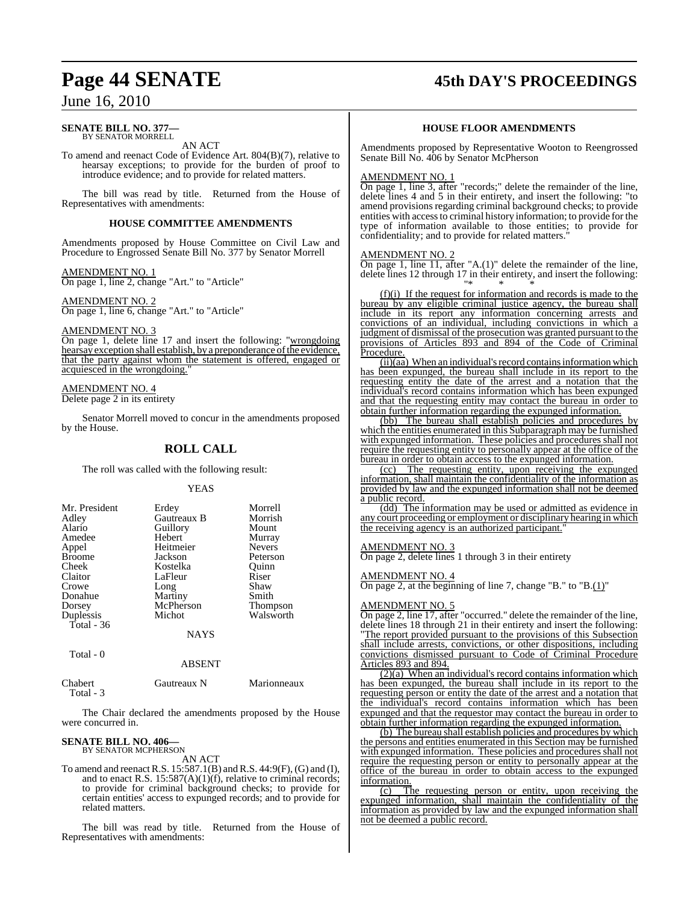**SENATE BILL NO. 377—**
BY SENATOR MORRELL

AN ACT

To amend and reenact Code of Evidence Art. 804(B)(7), relative to hearsay exceptions; to provide for the burden of proof to introduce evidence; and to provide for related matters.

The bill was read by title. Returned from the House of Representatives with amendments:

### HOUSE COMMITTEE AMENDMENTS

Amendments proposed by House Committee on Civil Law and Procedure to Engrossed Senate Bill No. 377 by Senator Morrell

AMENDMENT NO. 1
On page 1, line 2, change "Art." to "Article"

AMENDMENT NO. 2
On page 1, line 6, change "Art." to "Article"

AMENDMENT NO. 3
On page 1, delete line 17 and insert the following: "wrongdoing hearsay exception shall establish, by a preponderance of the evidence, that the party against whom the statement is offered, engaged or acquiesced in the wrongdoing."

AMENDMENT NO. 4
Delete page 2 in its entirety

Senator Morrell moved to concur in the amendments proposed by the House.

## ROLL CALL

The roll was called with the following result:

YEAS

| | | |
|---|---|---|
| Mr. President | Erdey | Morrell |
| Adley | Gautreaux B | Morrish |
| Alario | Guillory | Mount |
| Amedee | Hebert | Murray |
| Appel | Heitmeier | Nevers |
| Broome | Jackson | Peterson |
| Cheek | Kostelka | Quinn |
| Claitor | LaFleur | Riser |
| Crowe | Long | Shaw |
| Donahue | Martiny | Smith |
| Dorsey | McPherson | Thompson |
| Duplessis | Michot | Walsworth |

Total - 36

NAYS

Total - 0

ABSENT

| | | |
|---|---|---|
| Chabert | Gautreaux N | Marionneaux |

Total - 3

The Chair declared the amendments proposed by the House were concurred in.

**SENATE BILL NO. 406—**
BY SENATOR MCPHERSON

AN ACT

To amend and reenact R.S. 15:587.1(B) and R.S. 44:9(F), (G) and (I), and to enact R.S. 15:587(A)(1)(f), relative to criminal records; to provide for criminal background checks; to provide for certain entities' access to expunged records; and to provide for related matters.

The bill was read by title. Returned from the House of Representatives with amendments:

### HOUSE FLOOR AMENDMENTS

Amendments proposed by Representative Wooton to Reengrossed Senate Bill No. 406 by Senator McPherson

AMENDMENT NO. 1
On page 1, line 3, after "records;" delete the remainder of the line, delete lines 4 and 5 in their entirety, and insert the following: "to amend provisions regarding criminal background checks; to provide entities with access to criminal history information; to provide for the type of information available to those entities; to provide for confidentiality; and to provide for related matters."

AMENDMENT NO. 2
On page 1, line 11, after "A.(1)" delete the remainder of the line, delete lines 12 through 17 in their entirety, and insert the following:

"* * *

(f)(i) If the request for information and records is made to the bureau by any eligible criminal justice agency, the bureau shall include in its report any information concerning arrests and convictions of an individual, including convictions in which a judgment of dismissal of the prosecution was granted pursuant to the provisions of Articles 893 and 894 of the Code of Criminal Procedure.

(ii)(aa) When an individual's record contains information which has been expunged, the bureau shall include in its report to the requesting entity the date of the arrest and a notation that the individual's record contains information which has been expunged and that the requesting entity may contact the bureau in order to obtain further information regarding the expunged information.

(bb) The bureau shall establish policies and procedures by which the entities enumerated in this Subparagraph may be furnished with expunged information. These policies and procedures shall not require the requesting entity to personally appear at the office of the bureau in order to obtain access to the expunged information.

(cc) The requesting entity, upon receiving the expunged information, shall maintain the confidentiality of the information as provided by law and the expunged information shall not be deemed a public record.

(dd) The information may be used or admitted as evidence in any court proceeding or employment or disciplinary hearing in which the receiving agency is an authorized participant."

AMENDMENT NO. 3
On page 2, delete lines 1 through 3 in their entirety

AMENDMENT NO. 4
On page 2, at the beginning of line 7, change "B." to "B.(1)"

AMENDMENT NO. 5
On page 2, line 17, after "occurred." delete the remainder of the line, delete lines 18 through 21 in their entirety and insert the following: "The report provided pursuant to the provisions of this Subsection shall include arrests, convictions, or other dispositions, including convictions dismissed pursuant to Code of Criminal Procedure Articles 893 and 894.

(2)(a) When an individual's record contains information which has been expunged, the bureau shall include in its report to the requesting person or entity the date of the arrest and a notation that the individual's record contains information which has been expunged and that the requestor may contact the bureau in order to obtain further information regarding the expunged information.

(b) The bureau shall establish policies and procedures by which the persons and entities enumerated in this Section may be furnished with expunged information. These policies and procedures shall not require the requesting person or entity to personally appear at the office of the bureau in order to obtain access to the expunged information.

(c) The requesting person or entity, upon receiving the expunged information, shall maintain the confidentiality of the information as provided by law and the expunged information shall not be deemed a public record.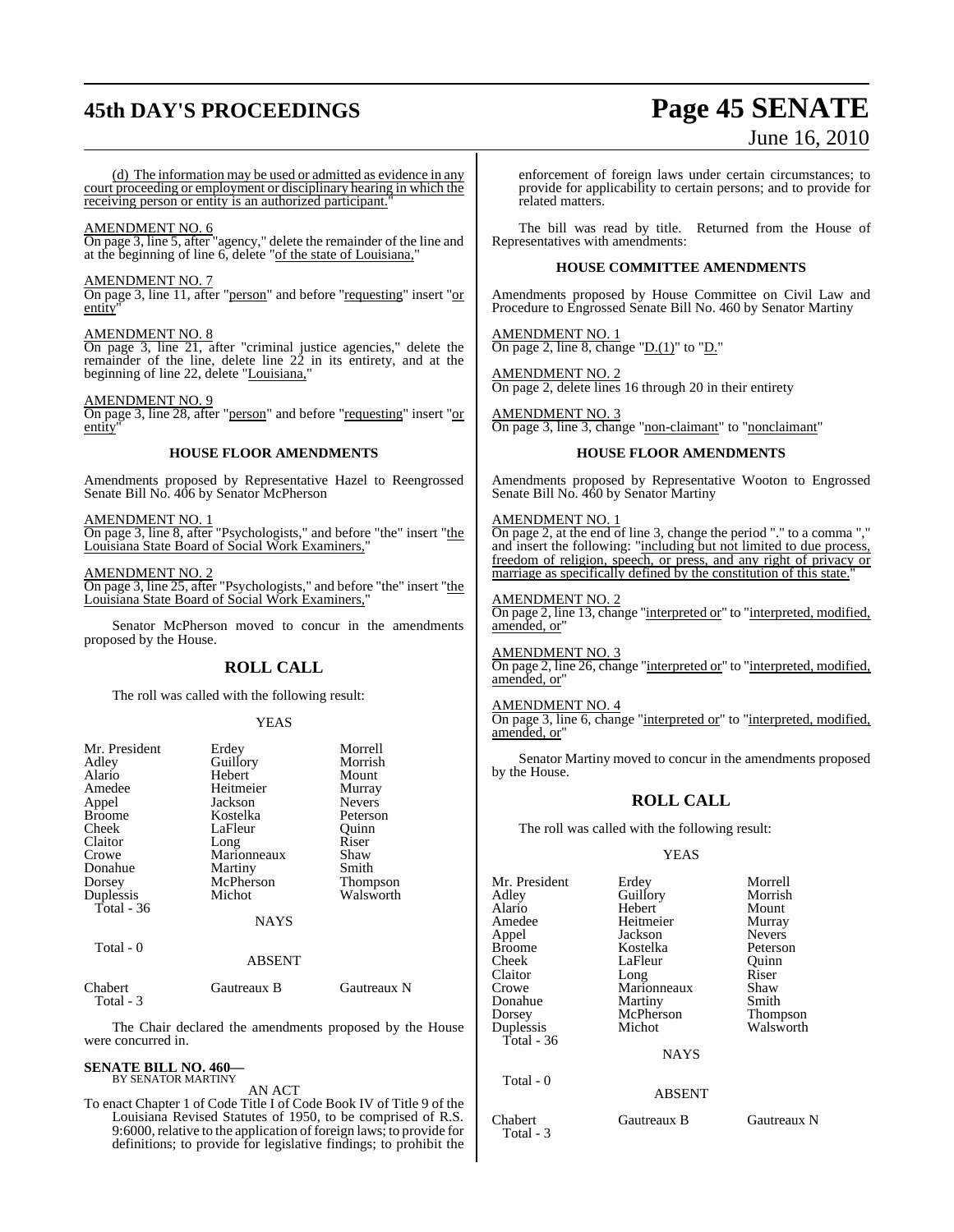(d) The information may be used or admitted as evidence in any court proceeding or employment or disciplinary hearing in which the receiving person or entity is an authorized participant."

AMENDMENT NO. 6
On page 3, line 5, after "agency," delete the remainder of the line and at the beginning of line 6, delete "of the state of Louisiana,"

AMENDMENT NO. 7
On page 3, line 11, after "person" and before "requesting" insert "or entity"

AMENDMENT NO. 8
On page 3, line 21, after "criminal justice agencies," delete the remainder of the line, delete line 22 in its entirety, and at the beginning of line 22, delete "Louisiana,"

AMENDMENT NO. 9
On page 3, line 28, after "person" and before "requesting" insert "or entity"

### HOUSE FLOOR AMENDMENTS

Amendments proposed by Representative Hazel to Reengrossed Senate Bill No. 406 by Senator McPherson

AMENDMENT NO. 1
On page 3, line 8, after "Psychologists," and before "the" insert "the Louisiana State Board of Social Work Examiners,"

AMENDMENT NO. 2
On page 3, line 25, after "Psychologists," and before "the" insert "the Louisiana State Board of Social Work Examiners,"

Senator McPherson moved to concur in the amendments proposed by the House.

## ROLL CALL

The roll was called with the following result:

YEAS

| | | |
|---|---|---|
| Mr. President | Erdey | Morrell |
| Adley | Guillory | Morrish |
| Alario | Hebert | Mount |
| Amedee | Heitmeier | Murray |
| Appel | Jackson | Nevers |
| Broome | Kostelka | Peterson |
| Cheek | LaFleur | Quinn |
| Claitor | Long | Riser |
| Crowe | Marionneaux | Shaw |
| Donahue | Martiny | Smith |
| Dorsey | McPherson | Thompson |
| Duplessis | Michot | Walsworth |
| Total - 36 | | |

NAYS

Total - 0

ABSENT

| | | |
|---|---|---|
| Chabert | Gautreaux B | Gautreaux N |
| Total - 3 | | |

The Chair declared the amendments proposed by the House were concurred in.

**SENATE BILL NO. 460—**
BY SENATOR MARTINY

AN ACT

To enact Chapter 1 of Code Title I of Code Book IV of Title 9 of the Louisiana Revised Statutes of 1950, to be comprised of R.S. 9:6000, relative to the application of foreign laws; to provide for definitions; to provide for legislative findings; to prohibit the enforcement of foreign laws under certain circumstances; to provide for applicability to certain persons; and to provide for related matters.

The bill was read by title. Returned from the House of Representatives with amendments:

### HOUSE COMMITTEE AMENDMENTS

Amendments proposed by House Committee on Civil Law and Procedure to Engrossed Senate Bill No. 460 by Senator Martiny

AMENDMENT NO. 1
On page 2, line 8, change "D.(1)" to "D."

AMENDMENT NO. 2
On page 2, delete lines 16 through 20 in their entirety

AMENDMENT NO. 3
On page 3, line 3, change "non-claimant" to "nonclaimant"

### HOUSE FLOOR AMENDMENTS

Amendments proposed by Representative Wooton to Engrossed Senate Bill No. 460 by Senator Martiny

AMENDMENT NO. 1
On page 2, at the end of line 3, change the period "." to a comma "," and insert the following: "including but not limited to due process, freedom of religion, speech, or press, and any right of privacy or marriage as specifically defined by the constitution of this state."

AMENDMENT NO. 2
On page 2, line 13, change "interpreted or" to "interpreted, modified, amended, or"

AMENDMENT NO. 3
On page 2, line 26, change "interpreted or" to "interpreted, modified, amended, or"

AMENDMENT NO. 4
On page 3, line 6, change "interpreted or" to "interpreted, modified, amended, or"

Senator Martiny moved to concur in the amendments proposed by the House.

## ROLL CALL

The roll was called with the following result:

YEAS

| | | |
|---|---|---|
| Mr. President | Erdey | Morrell |
| Adley | Guillory | Morrish |
| Alario | Hebert | Mount |
| Amedee | Heitmeier | Murray |
| Appel | Jackson | Nevers |
| Broome | Kostelka | Peterson |
| Cheek | LaFleur | Quinn |
| Claitor | Long | Riser |
| Crowe | Marionneaux | Shaw |
| Donahue | Martiny | Smith |
| Dorsey | McPherson | Thompson |
| Duplessis | Michot | Walsworth |
| Total - 36 | | |

NAYS

Total - 0

ABSENT

| | | |
|---|---|---|
| Chabert | Gautreaux B | Gautreaux N |
| Total - 3 | | |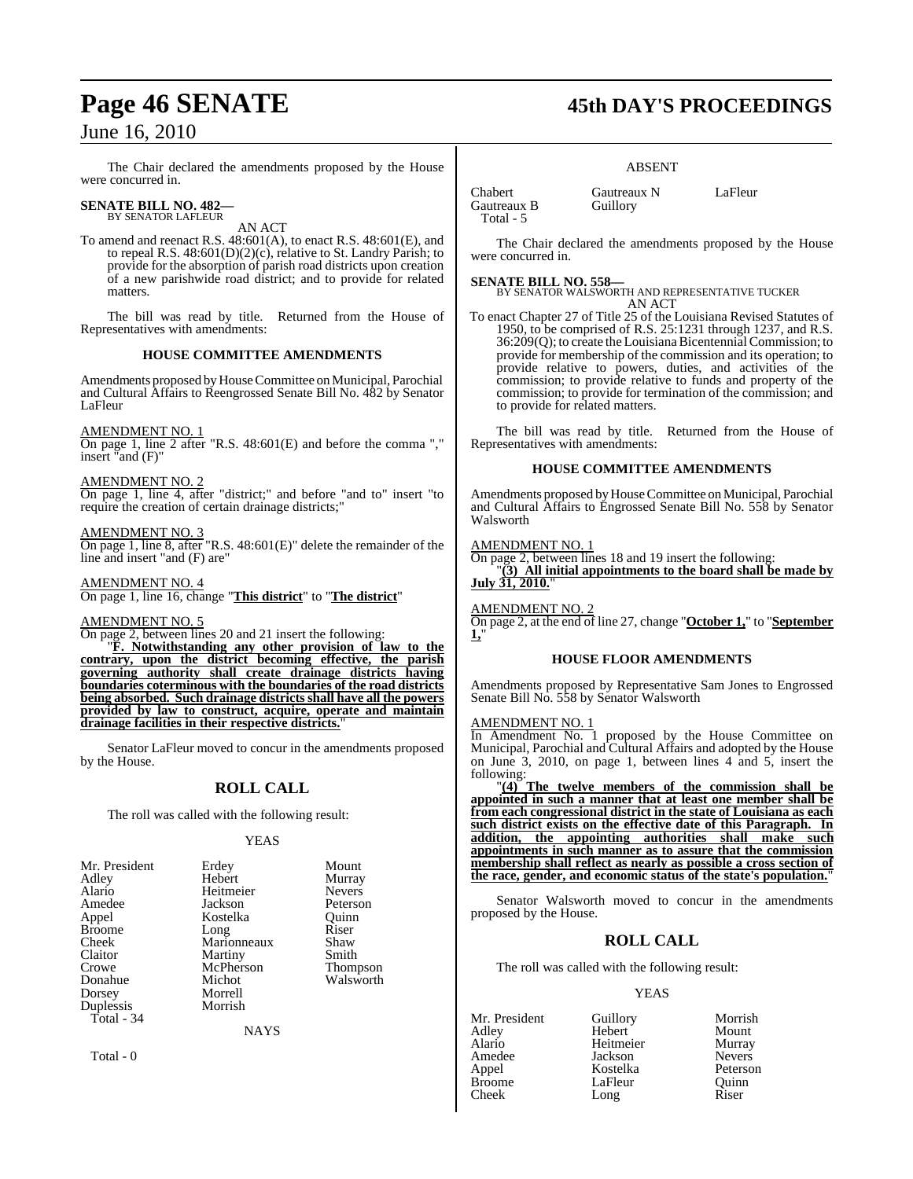The Chair declared the amendments proposed by the House were concurred in.

**SENATE BILL NO. 482—**
BY SENATOR LAFLEUR

AN ACT

To amend and reenact R.S. 48:601(A), to enact R.S. 48:601(E), and to repeal R.S. 48:601(D)(2)(c), relative to St. Landry Parish; to provide for the absorption of parish road districts upon creation of a new parishwide road district; and to provide for related matters.

The bill was read by title. Returned from the House of Representatives with amendments:

### HOUSE COMMITTEE AMENDMENTS

Amendments proposed by House Committee on Municipal, Parochial and Cultural Affairs to Reengrossed Senate Bill No. 482 by Senator LaFleur

AMENDMENT NO. 1
On page 1, line 2 after "R.S. 48:601(E) and before the comma "," insert "and (F)"

AMENDMENT NO. 2
On page 1, line 4, after "district;" and before "and to" insert "to require the creation of certain drainage districts;"

AMENDMENT NO. 3
On page 1, line 8, after "R.S. 48:601(E)" delete the remainder of the line and insert "and (F) are"

AMENDMENT NO. 4
On page 1, line 16, change "**This district**" to "**The district**"

AMENDMENT NO. 5
On page 2, between lines 20 and 21 insert the following:
"**F. Notwithstanding any other provision of law to the contrary, upon the district becoming effective, the parish governing authority shall create drainage districts having boundaries coterminous with the boundaries of the road districts being absorbed. Such drainage districts shall have all the powers provided by law to construct, acquire, operate and maintain drainage facilities in their respective districts.**"

Senator LaFleur moved to concur in the amendments proposed by the House.

## ROLL CALL

The roll was called with the following result:

YEAS

| | | |
|---|---|---|
| Mr. President | Erdey | Mount |
| Adley | Hebert | Murray |
| Alario | Heitmeier | Nevers |
| Amedee | Jackson | Peterson |
| Appel | Kostelka | Quinn |
| Broome | Long | Riser |
| Cheek | Marionneaux | Shaw |
| Claitor | Martiny | Smith |
| Crowe | McPherson | Thompson |
| Donahue | Michot | Walsworth |
| Dorsey | Morrell | |
| Duplessis | Morrish | |
| Total - 34 | | |

NAYS

Total - 0

ABSENT

| | | |
|---|---|---|
| Chabert | Gautreaux N | LaFleur |
| Gautreaux B | Guillory | |
| Total - 5 | | |

The Chair declared the amendments proposed by the House were concurred in.

**SENATE BILL NO. 558—**
BY SENATOR WALSWORTH AND REPRESENTATIVE TUCKER

AN ACT

To enact Chapter 27 of Title 25 of the Louisiana Revised Statutes of 1950, to be comprised of R.S. 25:1231 through 1237, and R.S. 36:209(Q); to create the Louisiana Bicentennial Commission; to provide for membership of the commission and its operation; to provide relative to powers, duties, and activities of the commission; to provide relative to funds and property of the commission; to provide for termination of the commission; and to provide for related matters.

The bill was read by title. Returned from the House of Representatives with amendments:

### HOUSE COMMITTEE AMENDMENTS

Amendments proposed by House Committee on Municipal, Parochial and Cultural Affairs to Engrossed Senate Bill No. 558 by Senator Walsworth

AMENDMENT NO. 1
On page 2, between lines 18 and 19 insert the following:
"**(3) All initial appointments to the board shall be made by July 31, 2010.**"

AMENDMENT NO. 2
On page 2, at the end of line 27, change "**October 1,**" to "**September 1,**"

### HOUSE FLOOR AMENDMENTS

Amendments proposed by Representative Sam Jones to Engrossed Senate Bill No. 558 by Senator Walsworth

AMENDMENT NO. 1
In Amendment No. 1 proposed by the House Committee on Municipal, Parochial and Cultural Affairs and adopted by the House on June 3, 2010, on page 1, between lines 4 and 5, insert the following:
"**(4) The twelve members of the commission shall be appointed in such a manner that at least one member shall be from each congressional district in the state of Louisiana as each such district exists on the effective date of this Paragraph. In addition, the appointing authorities shall make such appointments in such manner as to assure that the commission membership shall reflect as nearly as possible a cross section of the race, gender, and economic status of the state's population.**"

Senator Walsworth moved to concur in the amendments proposed by the House.

## ROLL CALL

The roll was called with the following result:

YEAS

| | | |
|---|---|---|
| Mr. President | Guillory | Morrish |
| Adley | Hebert | Mount |
| Alario | Heitmeier | Murray |
| Amedee | Jackson | Nevers |
| Appel | Kostelka | Peterson |
| Broome | LaFleur | Quinn |
| Cheek | Long | Riser |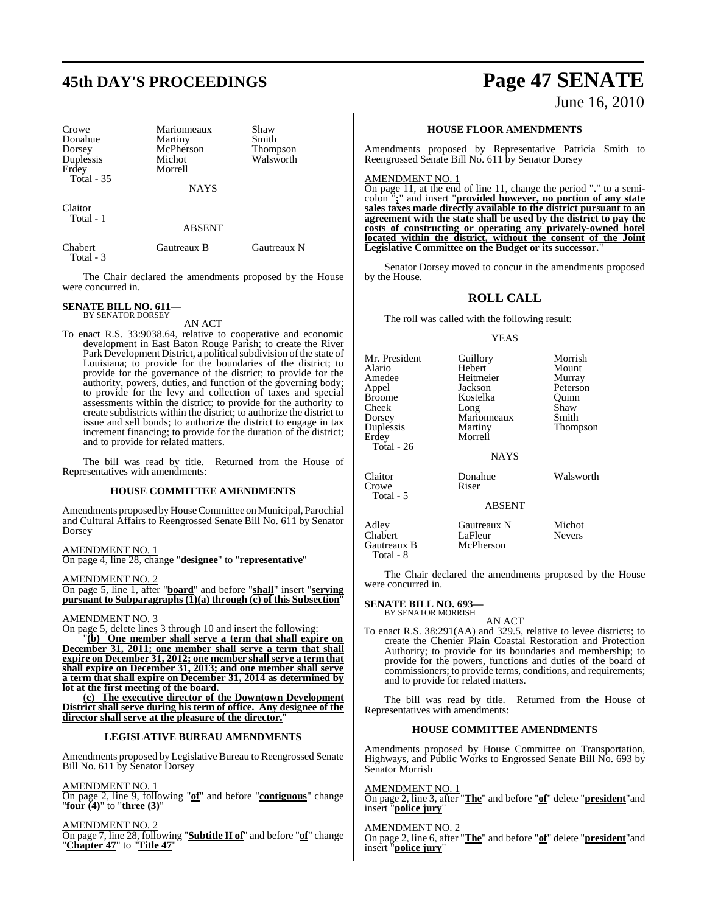| Crowe | Marionneaux | Shaw |
|---|---|---|
| Donahue | Martiny | Smith |
| Dorsey | McPherson | Thompson |
| Duplessis | Michot | Walsworth |
| Erdey | Morrell | |
| Total - 35 | | |

NAYS

Claitor
Total - 1

ABSENT

| Chabert | Gautreaux B | Gautreaux N |
|---|---|---|
| Total - 3 | | |

The Chair declared the amendments proposed by the House were concurred in.

**SENATE BILL NO. 611—**
BY SENATOR DORSEY

AN ACT

To enact R.S. 33:9038.64, relative to cooperative and economic development in East Baton Rouge Parish; to create the River Park Development District, a political subdivision of the state of Louisiana; to provide for the boundaries of the district; to provide for the governance of the district; to provide for the authority, powers, duties, and function of the governing body; to provide for the levy and collection of taxes and special assessments within the district; to provide for the authority to create subdistricts within the district; to authorize the district to issue and sell bonds; to authorize the district to engage in tax increment financing; to provide for the duration of the district; and to provide for related matters.

The bill was read by title. Returned from the House of Representatives with amendments:

**HOUSE COMMITTEE AMENDMENTS**

Amendments proposed by House Committee on Municipal, Parochial and Cultural Affairs to Reengrossed Senate Bill No. 611 by Senator Dorsey

AMENDMENT NO. 1
On page 4, line 28, change "**designee**" to "**representative**"

AMENDMENT NO. 2
On page 5, line 1, after "**board**" and before "**shall**" insert "**serving pursuant to Subparagraphs (1)(a) through (c) of this Subsection**"

AMENDMENT NO. 3
On page 5, delete lines 3 through 10 and insert the following:

"**(b) One member shall serve a term that shall expire on December 31, 2011; one member shall serve a term that shall expire on December 31, 2012; one member shall serve a term that shall expire on December 31, 2013; and one member shall serve a term that shall expire on December 31, 2014 as determined by lot at the first meeting of the board.**

**(c) The executive director of the Downtown Development District shall serve during his term of office. Any designee of the director shall serve at the pleasure of the director.**"

**LEGISLATIVE BUREAU AMENDMENTS**

Amendments proposed by Legislative Bureau to Reengrossed Senate Bill No. 611 by Senator Dorsey

AMENDMENT NO. 1
On page 2, line 9, following "**of**" and before "**contiguous**" change "**four (4)**" to "**three (3)**"

AMENDMENT NO. 2
On page 7, line 28, following "**Subtitle II of**" and before "**of**" change "**Chapter 47**" to "**Title 47**"

**HOUSE FLOOR AMENDMENTS**

Amendments proposed by Representative Patricia Smith to Reengrossed Senate Bill No. 611 by Senator Dorsey

AMENDMENT NO. 1
On page 11, at the end of line 11, change the period "**.**" to a semi-colon "**;**" and insert "**provided however, no portion of any state sales taxes made directly available to the district pursuant to an agreement with the state shall be used by the district to pay the costs of constructing or operating any privately-owned hotel located within the district, without the consent of the Joint Legislative Committee on the Budget or its successor.**"

Senator Dorsey moved to concur in the amendments proposed by the House.

## ROLL CALL

The roll was called with the following result:

YEAS

| Mr. President | Guillory | Morrish |
|---|---|---|
| Alario | Hebert | Mount |
| Amedee | Heitmeier | Murray |
| Appel | Jackson | Peterson |
| Broome | Kostelka | Quinn |
| Cheek | Long | Shaw |
| Dorsey | Marionneaux | Smith |
| Duplessis | Martiny | Thompson |
| Erdey | Morrell | |
| Total - 26 | | |

NAYS

| Claitor | Donahue | Walsworth |
|---|---|---|
| Crowe | Riser | |
| Total - 5 | | |

ABSENT

| Adley | Gautreaux N | Michot |
|---|---|---|
| Chabert | LaFleur | Nevers |
| Gautreaux B | McPherson | |
| Total - 8 | | |

The Chair declared the amendments proposed by the House were concurred in.

**SENATE BILL NO. 693—**
BY SENATOR MORRISH

AN ACT

To enact R.S. 38:291(AA) and 329.5, relative to levee districts; to create the Chenier Plain Coastal Restoration and Protection Authority; to provide for its boundaries and membership; to provide for the powers, functions and duties of the board of commissioners; to provide terms, conditions, and requirements; and to provide for related matters.

The bill was read by title. Returned from the House of Representatives with amendments:

**HOUSE COMMITTEE AMENDMENTS**

Amendments proposed by House Committee on Transportation, Highways, and Public Works to Engrossed Senate Bill No. 693 by Senator Morrish

AMENDMENT NO. 1
On page 2, line 3, after "**The**" and before "**of**" delete "**president**" and insert "**police jury**"

AMENDMENT NO. 2
On page 2, line 6, after "**The**" and before "**of**" delete "**president**" and insert "**police jury**"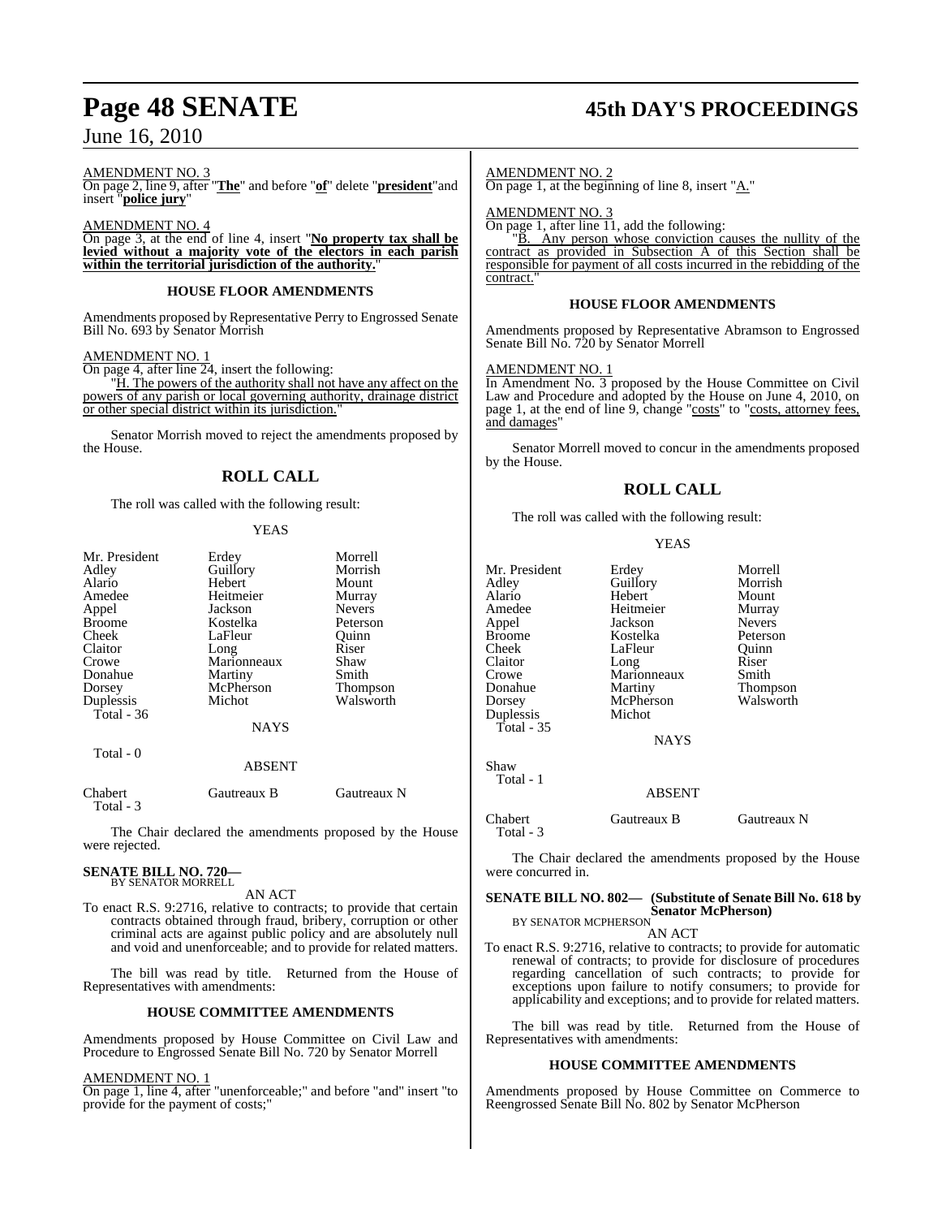AMENDMENT NO. 3

On page 2, line 9, after "**The**" and before "**of**" delete "**president**" and insert "**police jury**"

AMENDMENT NO. 4

On page 3, at the end of line 4, insert "**No property tax shall be levied without a majority vote of the electors in each parish within the territorial jurisdiction of the authority.**"

### HOUSE FLOOR AMENDMENTS

Amendments proposed by Representative Perry to Engrossed Senate Bill No. 693 by Senator Morrish

AMENDMENT NO. 1

On page 4, after line 24, insert the following:

"H. The powers of the authority shall not have any affect on the powers of any parish or local governing authority, drainage district or other special district within its jurisdiction."

Senator Morrish moved to reject the amendments proposed by the House.

## ROLL CALL

The roll was called with the following result:

YEAS

| | | |
|---|---|---|
| Mr. President | Erdey | Morrell |
| Adley | Guillory | Morrish |
| Alario | Hebert | Mount |
| Amedee | Heitmeier | Murray |
| Appel | Jackson | Nevers |
| Broome | Kostelka | Peterson |
| Cheek | LaFleur | Quinn |
| Claitor | Long | Riser |
| Crowe | Marionneaux | Shaw |
| Donahue | Martiny | Smith |
| Dorsey | McPherson | Thompson |
| Duplessis | Michot | Walsworth |

Total - 36

NAYS

Total - 0

ABSENT

| | | |
|---|---|---|
| Chabert | Gautreaux B | Gautreaux N |

Total - 3

The Chair declared the amendments proposed by the House were rejected.

**SENATE BILL NO. 720—**
BY SENATOR MORRELL

AN ACT

To enact R.S. 9:2716, relative to contracts; to provide that certain contracts obtained through fraud, bribery, corruption or other criminal acts are against public policy and are absolutely null and void and unenforceable; and to provide for related matters.

The bill was read by title. Returned from the House of Representatives with amendments:

### HOUSE COMMITTEE AMENDMENTS

Amendments proposed by House Committee on Civil Law and Procedure to Engrossed Senate Bill No. 720 by Senator Morrell

AMENDMENT NO. 1

On page 1, line 4, after "unenforceable;" and before "and" insert "to provide for the payment of costs;"

AMENDMENT NO. 2

On page 1, at the beginning of line 8, insert "A."

AMENDMENT NO. 3

On page 1, after line 11, add the following:

"B. Any person whose conviction causes the nullity of the contract as provided in Subsection A of this Section shall be responsible for payment of all costs incurred in the rebidding of the contract."

### HOUSE FLOOR AMENDMENTS

Amendments proposed by Representative Abramson to Engrossed Senate Bill No. 720 by Senator Morrell

AMENDMENT NO. 1

In Amendment No. 3 proposed by the House Committee on Civil Law and Procedure and adopted by the House on June 4, 2010, on page 1, at the end of line 9, change "costs" to "costs, attorney fees, and damages"

Senator Morrell moved to concur in the amendments proposed by the House.

## ROLL CALL

The roll was called with the following result:

YEAS

| | | |
|---|---|---|
| Mr. President | Erdey | Morrell |
| Adley | Guillory | Morrish |
| Alario | Hebert | Mount |
| Amedee | Heitmeier | Murray |
| Appel | Jackson | Nevers |
| Broome | Kostelka | Peterson |
| Cheek | LaFleur | Quinn |
| Claitor | Long | Riser |
| Crowe | Marionneaux | Smith |
| Donahue | Martiny | Thompson |
| Dorsey | McPherson | Walsworth |
| Duplessis | Michot | |

Total - 35

NAYS

Shaw

Total - 1

ABSENT

| | | |
|---|---|---|
| Chabert | Gautreaux B | Gautreaux N |

Total - 3

The Chair declared the amendments proposed by the House were concurred in.

**SENATE BILL NO. 802— (Substitute of Senate Bill No. 618 by Senator McPherson)**
BY SENATOR MCPHERSON

AN ACT

To enact R.S. 9:2716, relative to contracts; to provide for automatic renewal of contracts; to provide for disclosure of procedures regarding cancellation of such contracts; to provide for exceptions upon failure to notify consumers; to provide for applicability and exceptions; and to provide for related matters.

The bill was read by title. Returned from the House of Representatives with amendments:

### HOUSE COMMITTEE AMENDMENTS

Amendments proposed by House Committee on Commerce to Reengrossed Senate Bill No. 802 by Senator McPherson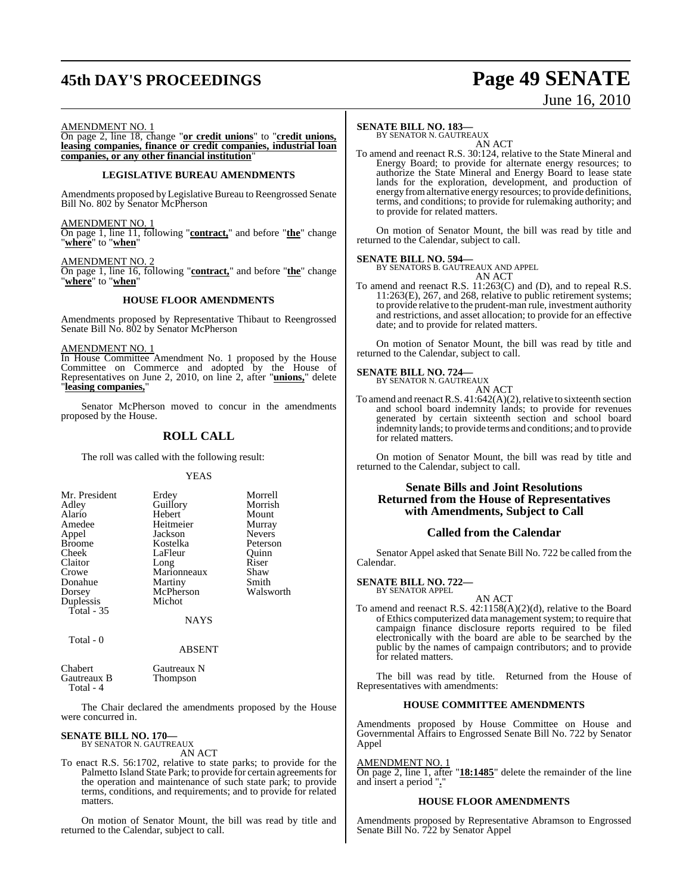AMENDMENT NO. 1

On page 2, line 18, change "**or credit unions**" to "**credit unions, leasing companies, finance or credit companies, industrial loan companies, or any other financial institution**"

### LEGISLATIVE BUREAU AMENDMENTS

Amendments proposed by Legislative Bureau to Reengrossed Senate Bill No. 802 by Senator McPherson

AMENDMENT NO. 1

On page 1, line 11, following "**contract,**" and before "**the**" change "**where**" to "**when**"

AMENDMENT NO. 2

On page 1, line 16, following "**contract,**" and before "**the**" change "**where**" to "**when**"

### HOUSE FLOOR AMENDMENTS

Amendments proposed by Representative Thibaut to Reengrossed Senate Bill No. 802 by Senator McPherson

AMENDMENT NO. 1

In House Committee Amendment No. 1 proposed by the House Committee on Commerce and adopted by the House of Representatives on June 2, 2010, on line 2, after "**unions,**" delete "**leasing companies,**"

Senator McPherson moved to concur in the amendments proposed by the House.

## ROLL CALL

The roll was called with the following result:

YEAS

| | | |
|---|---|---|
| Mr. President | Erdey | Morrell |
| Adley | Guillory | Morrish |
| Alario | Hebert | Mount |
| Amedee | Heitmeier | Murray |
| Appel | Jackson | Nevers |
| Broome | Kostelka | Peterson |
| Cheek | LaFleur | Quinn |
| Claitor | Long | Riser |
| Crowe | Marionneaux | Shaw |
| Donahue | Martiny | Smith |
| Dorsey | McPherson | Walsworth |
| Duplessis | Michot | |

Total - 35

NAYS

Total - 0

ABSENT

| | |
|---|---|
| Chabert | Gautreaux N |
| Gautreaux B | Thompson |

Total - 4

The Chair declared the amendments proposed by the House were concurred in.

**SENATE BILL NO. 170—**
BY SENATOR N. GAUTREAUX

AN ACT

To enact R.S. 56:1702, relative to state parks; to provide for the Palmetto Island State Park; to provide for certain agreements for the operation and maintenance of such state park; to provide terms, conditions, and requirements; and to provide for related matters.

On motion of Senator Mount, the bill was read by title and returned to the Calendar, subject to call.

**SENATE BILL NO. 183—**
BY SENATOR N. GAUTREAUX

AN ACT

To amend and reenact R.S. 30:124, relative to the State Mineral and Energy Board; to provide for alternate energy resources; to authorize the State Mineral and Energy Board to lease state lands for the exploration, development, and production of energy from alternative energy resources; to provide definitions, terms, and conditions; to provide for rulemaking authority; and to provide for related matters.

On motion of Senator Mount, the bill was read by title and returned to the Calendar, subject to call.

**SENATE BILL NO. 594—**
BY SENATORS B. GAUTREAUX AND APPEL

AN ACT

To amend and reenact R.S. 11:263(C) and (D), and to repeal R.S. 11:263(E), 267, and 268, relative to public retirement systems; to provide relative to the prudent-man rule, investment authority and restrictions, and asset allocation; to provide for an effective date; and to provide for related matters.

On motion of Senator Mount, the bill was read by title and returned to the Calendar, subject to call.

**SENATE BILL NO. 724—**
BY SENATOR N. GAUTREAUX

AN ACT

To amend and reenact R.S. 41:642(A)(2), relative to sixteenth section and school board indemnity lands; to provide for revenues generated by certain sixteenth section and school board indemnity lands; to provide terms and conditions; and to provide for related matters.

On motion of Senator Mount, the bill was read by title and returned to the Calendar, subject to call.

## Senate Bills and Joint Resolutions Returned from the House of Representatives with Amendments, Subject to Call

## Called from the Calendar

Senator Appel asked that Senate Bill No. 722 be called from the Calendar.

**SENATE BILL NO. 722—**
BY SENATOR APPEL

AN ACT

To amend and reenact R.S. 42:1158(A)(2)(d), relative to the Board of Ethics computerized data management system; to require that campaign finance disclosure reports required to be filed electronically with the board are able to be searched by the public by the names of campaign contributors; and to provide for related matters.

The bill was read by title. Returned from the House of Representatives with amendments:

### HOUSE COMMITTEE AMENDMENTS

Amendments proposed by House Committee on House and Governmental Affairs to Engrossed Senate Bill No. 722 by Senator Appel

AMENDMENT NO. 1

On page 2, line 1, after "**18:1485**" delete the remainder of the line and insert a period "**.**"

### HOUSE FLOOR AMENDMENTS

Amendments proposed by Representative Abramson to Engrossed Senate Bill No. 722 by Senator Appel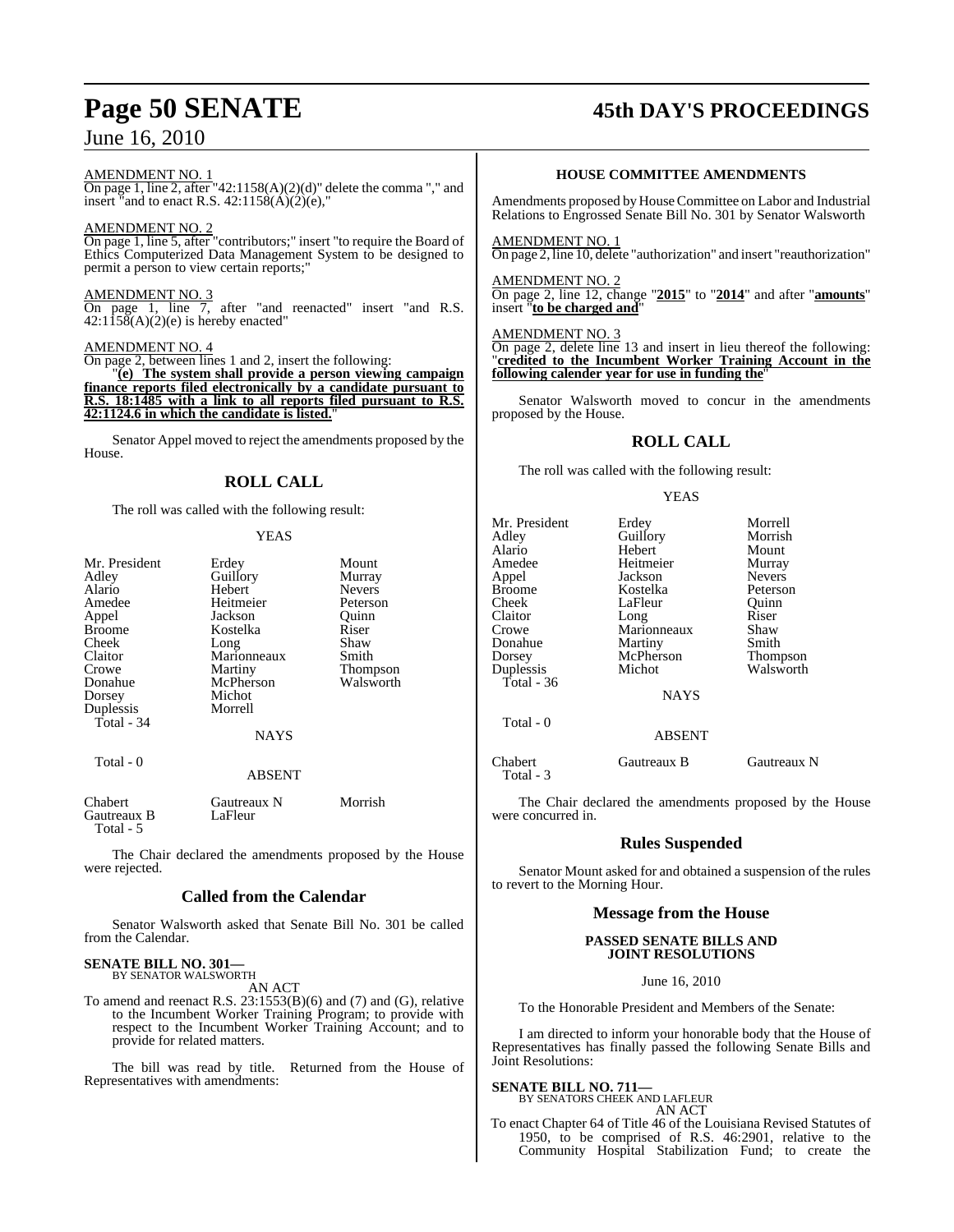AMENDMENT NO. 1

On page 1, line 2, after "42:1158(A)(2)(d)" delete the comma "," and insert "and to enact R.S. 42:1158(A)(2)(e),"

AMENDMENT NO. 2

On page 1, line 5, after "contributors;" insert "to require the Board of Ethics Computerized Data Management System to be designed to permit a person to view certain reports;"

AMENDMENT NO. 3

On page 1, line 7, after "and reenacted" insert "and R.S. 42:1158(A)(2)(e) is hereby enacted"

AMENDMENT NO. 4

On page 2, between lines 1 and 2, insert the following:

"**(e) The system shall provide a person viewing campaign finance reports filed electronically by a candidate pursuant to R.S. 18:1485 with a link to all reports filed pursuant to R.S. 42:1124.6 in which the candidate is listed.**"

Senator Appel moved to reject the amendments proposed by the House.

## ROLL CALL

The roll was called with the following result:

YEAS

| | | |
|---|---|---|
| Mr. President | Erdey | Mount |
| Adley | Guillory | Murray |
| Alario | Hebert | Nevers |
| Amedee | Heitmeier | Peterson |
| Appel | Jackson | Quinn |
| Broome | Kostelka | Riser |
| Cheek | Long | Shaw |
| Claitor | Marionneaux | Smith |
| Crowe | Martiny | Thompson |
| Donahue | McPherson | Walsworth |
| Dorsey | Michot | |
| Duplessis | Morrell | |

Total - 34

NAYS

Total - 0

ABSENT

| | | |
|---|---|---|
| Chabert | Gautreaux N | Morrish |
| Gautreaux B | LaFleur | |

Total - 5

The Chair declared the amendments proposed by the House were rejected.

## Called from the Calendar

Senator Walsworth asked that Senate Bill No. 301 be called from the Calendar.

**SENATE BILL NO. 301—**
BY SENATOR WALSWORTH

AN ACT

To amend and reenact R.S. 23:1553(B)(6) and (7) and (G), relative to the Incumbent Worker Training Program; to provide with respect to the Incumbent Worker Training Account; and to provide for related matters.

The bill was read by title. Returned from the House of Representatives with amendments:

**HOUSE COMMITTEE AMENDMENTS**

Amendments proposed by House Committee on Labor and Industrial Relations to Engrossed Senate Bill No. 301 by Senator Walsworth

AMENDMENT NO. 1

On page 2, line 10, delete "authorization" and insert "reauthorization"

AMENDMENT NO. 2

On page 2, line 12, change "**2015**" to "**2014**" and after "**amounts**" insert "**to be charged and**"

AMENDMENT NO. 3

On page 2, delete line 13 and insert in lieu thereof the following: "**credited to the Incumbent Worker Training Account in the following calender year for use in funding the**"

Senator Walsworth moved to concur in the amendments proposed by the House.

## ROLL CALL

The roll was called with the following result:

YEAS

| | | |
|---|---|---|
| Mr. President | Erdey | Morrell |
| Adley | Guillory | Morrish |
| Alario | Hebert | Mount |
| Amedee | Heitmeier | Murray |
| Appel | Jackson | Nevers |
| Broome | Kostelka | Peterson |
| Cheek | LaFleur | Quinn |
| Claitor | Long | Riser |
| Crowe | Marionneaux | Shaw |
| Donahue | Martiny | Smith |
| Dorsey | McPherson | Thompson |
| Duplessis | Michot | Walsworth |

Total - 36

NAYS

Total - 0

ABSENT

| | | |
|---|---|---|
| Chabert | Gautreaux B | Gautreaux N |

Total - 3

The Chair declared the amendments proposed by the House were concurred in.

## Rules Suspended

Senator Mount asked for and obtained a suspension of the rules to revert to the Morning Hour.

## Message from the House

**PASSED SENATE BILLS AND JOINT RESOLUTIONS**

June 16, 2010

To the Honorable President and Members of the Senate:

I am directed to inform your honorable body that the House of Representatives has finally passed the following Senate Bills and Joint Resolutions:

**SENATE BILL NO. 711—**
BY SENATORS CHEEK AND LAFLEUR

AN ACT

To enact Chapter 64 of Title 46 of the Louisiana Revised Statutes of 1950, to be comprised of R.S. 46:2901, relative to the Community Hospital Stabilization Fund; to create the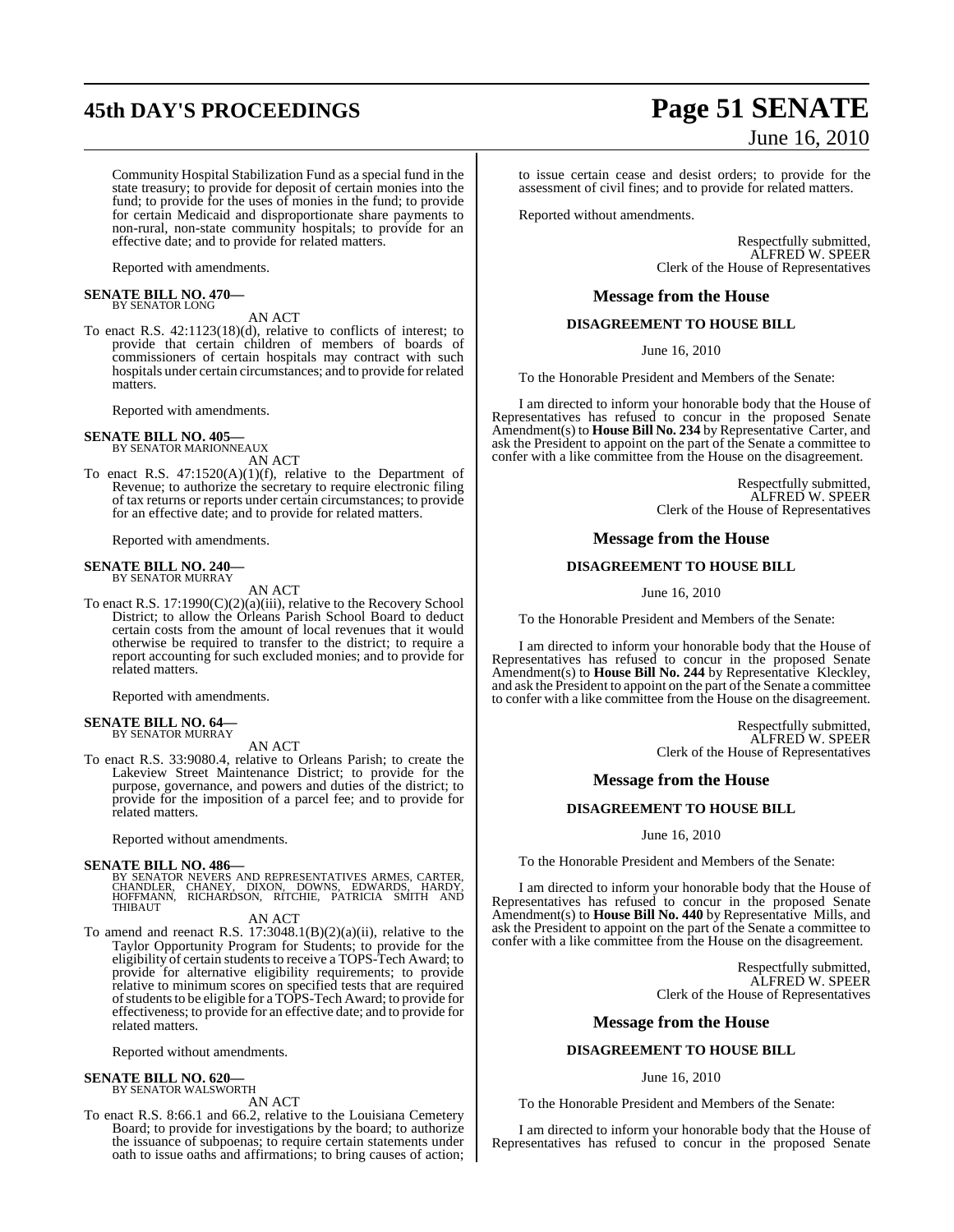Community Hospital Stabilization Fund as a special fund in the state treasury; to provide for deposit of certain monies into the fund; to provide for the uses of monies in the fund; to provide for certain Medicaid and disproportionate share payments to non-rural, non-state community hospitals; to provide for an effective date; and to provide for related matters.

Reported with amendments.

**SENATE BILL NO. 470—**
BY SENATOR LONG

AN ACT

To enact R.S. 42:1123(18)(d), relative to conflicts of interest; to provide that certain children of members of boards of commissioners of certain hospitals may contract with such hospitals under certain circumstances; and to provide for related matters.

Reported with amendments.

**SENATE BILL NO. 405—**
BY SENATOR MARIONNEAUX

AN ACT

To enact R.S. 47:1520(A)(1)(f), relative to the Department of Revenue; to authorize the secretary to require electronic filing of tax returns or reports under certain circumstances; to provide for an effective date; and to provide for related matters.

Reported with amendments.

**SENATE BILL NO. 240—**
BY SENATOR MURRAY

AN ACT

To enact R.S. 17:1990(C)(2)(a)(iii), relative to the Recovery School District; to allow the Orleans Parish School Board to deduct certain costs from the amount of local revenues that it would otherwise be required to transfer to the district; to require a report accounting for such excluded monies; and to provide for related matters.

Reported with amendments.

**SENATE BILL NO. 64—**
BY SENATOR MURRAY

AN ACT

To enact R.S. 33:9080.4, relative to Orleans Parish; to create the Lakeview Street Maintenance District; to provide for the purpose, governance, and powers and duties of the district; to provide for the imposition of a parcel fee; and to provide for related matters.

Reported without amendments.

**SENATE BILL NO. 486—**
BY SENATOR NEVERS AND REPRESENTATIVES ARMES, CARTER, CHANDLER, CHANEY, DIXON, DOWNS, EDWARDS, HARDY, HOFFMANN, RICHARDSON, RITCHIE, PATRICIA SMITH AND THIBAUT

AN ACT

To amend and reenact R.S. 17:3048.1(B)(2)(a)(ii), relative to the Taylor Opportunity Program for Students; to provide for the eligibility of certain students to receive a TOPS-Tech Award; to provide for alternative eligibility requirements; to provide relative to minimum scores on specified tests that are required of students to be eligible for a TOPS-Tech Award; to provide for effectiveness; to provide for an effective date; and to provide for related matters.

Reported without amendments.

**SENATE BILL NO. 620—**
BY SENATOR WALSWORTH

AN ACT

To enact R.S. 8:66.1 and 66.2, relative to the Louisiana Cemetery Board; to provide for investigations by the board; to authorize the issuance of subpoenas; to require certain statements under oath to issue oaths and affirmations; to bring causes of action; to issue certain cease and desist orders; to provide for the assessment of civil fines; and to provide for related matters.

Reported without amendments.

Respectfully submitted,
ALFRED W. SPEER
Clerk of the House of Representatives

## Message from the House

### DISAGREEMENT TO HOUSE BILL

June 16, 2010

To the Honorable President and Members of the Senate:

I am directed to inform your honorable body that the House of Representatives has refused to concur in the proposed Senate Amendment(s) to **House Bill No. 234** by Representative Carter, and ask the President to appoint on the part of the Senate a committee to confer with a like committee from the House on the disagreement.

Respectfully submitted,
ALFRED W. SPEER
Clerk of the House of Representatives

## Message from the House

### DISAGREEMENT TO HOUSE BILL

June 16, 2010

To the Honorable President and Members of the Senate:

I am directed to inform your honorable body that the House of Representatives has refused to concur in the proposed Senate Amendment(s) to **House Bill No. 244** by Representative Kleckley, and ask the President to appoint on the part of the Senate a committee to confer with a like committee from the House on the disagreement.

Respectfully submitted,
ALFRED W. SPEER
Clerk of the House of Representatives

## Message from the House

### DISAGREEMENT TO HOUSE BILL

June 16, 2010

To the Honorable President and Members of the Senate:

I am directed to inform your honorable body that the House of Representatives has refused to concur in the proposed Senate Amendment(s) to **House Bill No. 440** by Representative Mills, and ask the President to appoint on the part of the Senate a committee to confer with a like committee from the House on the disagreement.

Respectfully submitted,
ALFRED W. SPEER
Clerk of the House of Representatives

## Message from the House

### DISAGREEMENT TO HOUSE BILL

June 16, 2010

To the Honorable President and Members of the Senate:

I am directed to inform your honorable body that the House of Representatives has refused to concur in the proposed Senate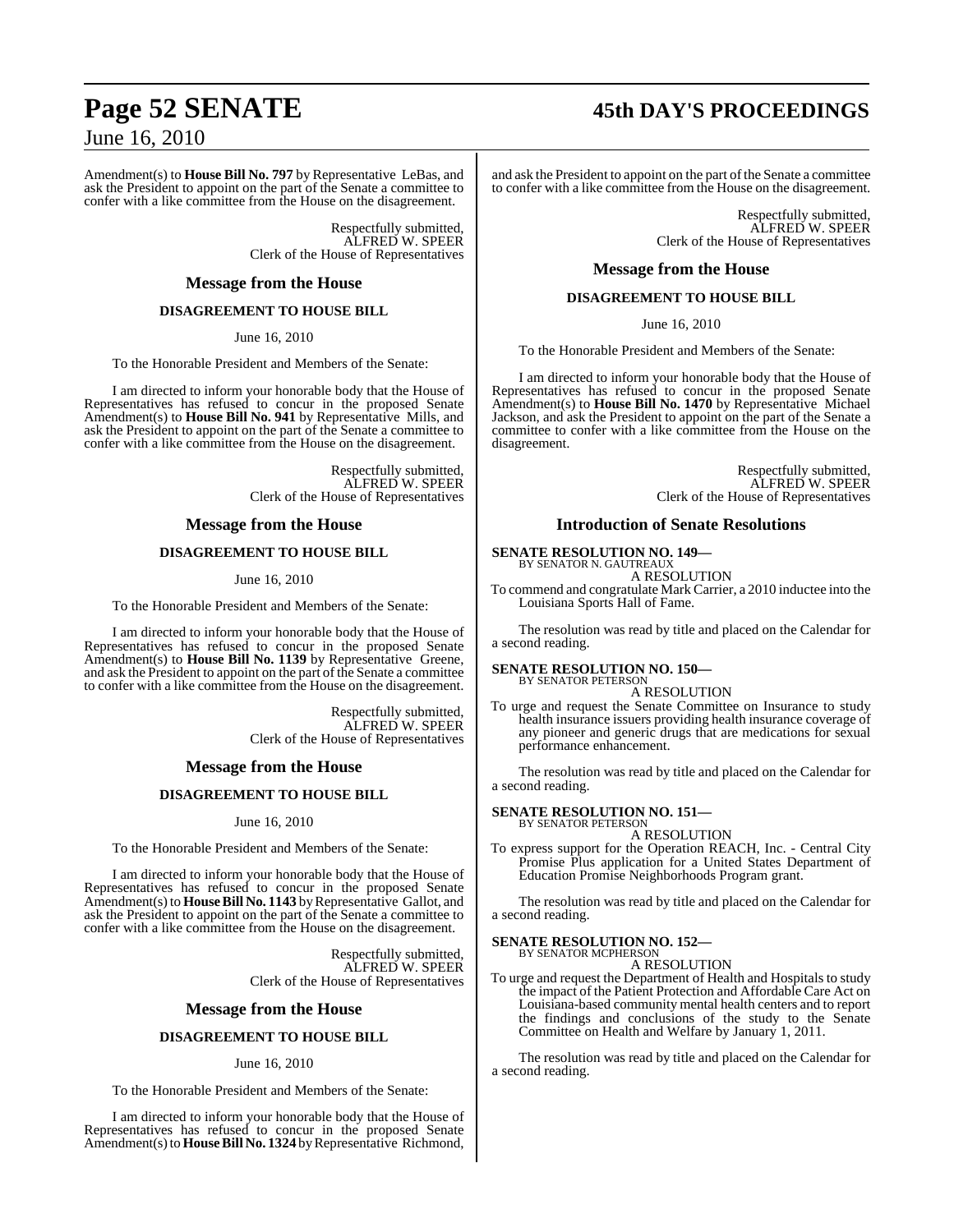Amendment(s) to **House Bill No. 797** by Representative LeBas, and ask the President to appoint on the part of the Senate a committee to confer with a like committee from the House on the disagreement.

Respectfully submitted,
ALFRED W. SPEER
Clerk of the House of Representatives

## Message from the House

### DISAGREEMENT TO HOUSE BILL

June 16, 2010

To the Honorable President and Members of the Senate:

I am directed to inform your honorable body that the House of Representatives has refused to concur in the proposed Senate Amendment(s) to **House Bill No. 941** by Representative Mills, and ask the President to appoint on the part of the Senate a committee to confer with a like committee from the House on the disagreement.

Respectfully submitted,
ALFRED W. SPEER
Clerk of the House of Representatives

## Message from the House

### DISAGREEMENT TO HOUSE BILL

June 16, 2010

To the Honorable President and Members of the Senate:

I am directed to inform your honorable body that the House of Representatives has refused to concur in the proposed Senate Amendment(s) to **House Bill No. 1139** by Representative Greene, and ask the President to appoint on the part of the Senate a committee to confer with a like committee from the House on the disagreement.

Respectfully submitted,
ALFRED W. SPEER
Clerk of the House of Representatives

## Message from the House

### DISAGREEMENT TO HOUSE BILL

June 16, 2010

To the Honorable President and Members of the Senate:

I am directed to inform your honorable body that the House of Representatives has refused to concur in the proposed Senate Amendment(s) to **House Bill No. 1143** by Representative Gallot, and ask the President to appoint on the part of the Senate a committee to confer with a like committee from the House on the disagreement.

Respectfully submitted,
ALFRED W. SPEER
Clerk of the House of Representatives

## Message from the House

### DISAGREEMENT TO HOUSE BILL

June 16, 2010

To the Honorable President and Members of the Senate:

I am directed to inform your honorable body that the House of Representatives has refused to concur in the proposed Senate Amendment(s) to **House Bill No. 1324** by Representative Richmond, and ask the President to appoint on the part of the Senate a committee to confer with a like committee from the House on the disagreement.

Respectfully submitted,
ALFRED W. SPEER
Clerk of the House of Representatives

## Message from the House

### DISAGREEMENT TO HOUSE BILL

June 16, 2010

To the Honorable President and Members of the Senate:

I am directed to inform your honorable body that the House of Representatives has refused to concur in the proposed Senate Amendment(s) to **House Bill No. 1470** by Representative Michael Jackson, and ask the President to appoint on the part of the Senate a committee to confer with a like committee from the House on the disagreement.

Respectfully submitted,
ALFRED W. SPEER
Clerk of the House of Representatives

## Introduction of Senate Resolutions

**SENATE RESOLUTION NO. 149—**
BY SENATOR N. GAUTREAUX

A RESOLUTION

To commend and congratulate Mark Carrier, a 2010 inductee into the Louisiana Sports Hall of Fame.

The resolution was read by title and placed on the Calendar for a second reading.

**SENATE RESOLUTION NO. 150—**
BY SENATOR PETERSON

A RESOLUTION

To urge and request the Senate Committee on Insurance to study health insurance issuers providing health insurance coverage of any pioneer and generic drugs that are medications for sexual performance enhancement.

The resolution was read by title and placed on the Calendar for a second reading.

**SENATE RESOLUTION NO. 151—**
BY SENATOR PETERSON

A RESOLUTION

To express support for the Operation REACH, Inc. - Central City Promise Plus application for a United States Department of Education Promise Neighborhoods Program grant.

The resolution was read by title and placed on the Calendar for a second reading.

**SENATE RESOLUTION NO. 152—**
BY SENATOR MCPHERSON

A RESOLUTION

To urge and request the Department of Health and Hospitals to study the impact of the Patient Protection and Affordable Care Act on Louisiana-based community mental health centers and to report the findings and conclusions of the study to the Senate Committee on Health and Welfare by January 1, 2011.

The resolution was read by title and placed on the Calendar for a second reading.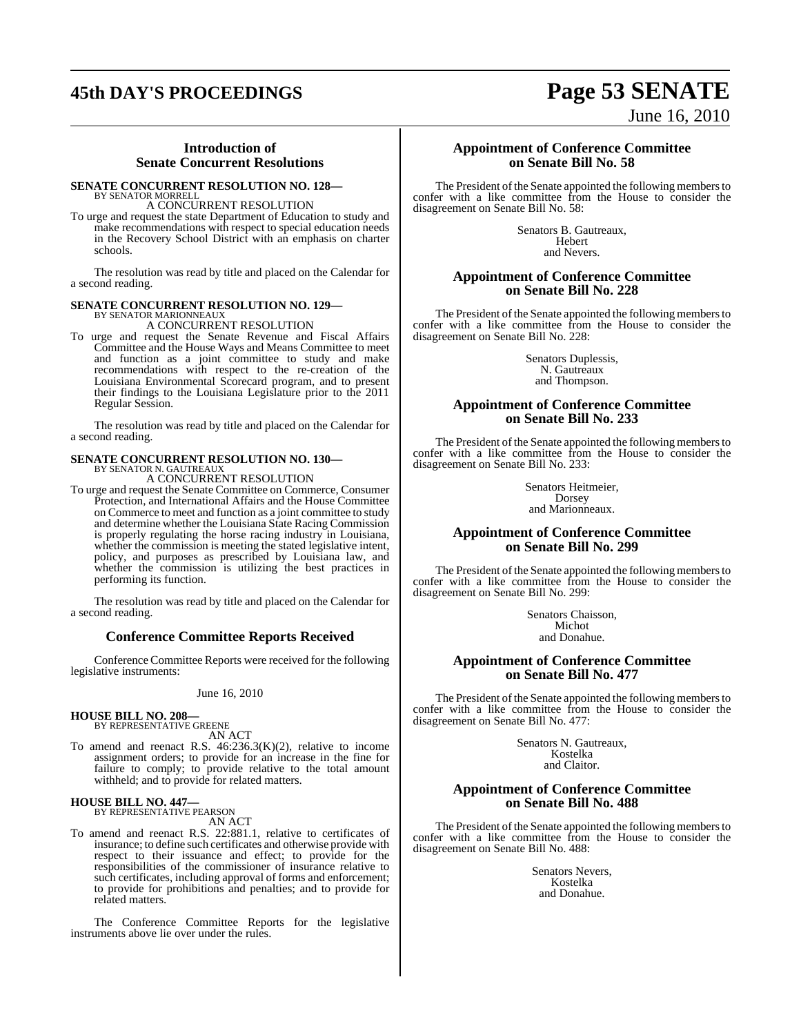## Introduction of Senate Concurrent Resolutions

**SENATE CONCURRENT RESOLUTION NO. 128—**
BY SENATOR MORRELL

A CONCURRENT RESOLUTION

To urge and request the state Department of Education to study and make recommendations with respect to special education needs in the Recovery School District with an emphasis on charter schools.

The resolution was read by title and placed on the Calendar for a second reading.

**SENATE CONCURRENT RESOLUTION NO. 129—**
BY SENATOR MARIONNEAUX

A CONCURRENT RESOLUTION

To urge and request the Senate Revenue and Fiscal Affairs Committee and the House Ways and Means Committee to meet and function as a joint committee to study and make recommendations with respect to the re-creation of the Louisiana Environmental Scorecard program, and to present their findings to the Louisiana Legislature prior to the 2011 Regular Session.

The resolution was read by title and placed on the Calendar for a second reading.

**SENATE CONCURRENT RESOLUTION NO. 130—**
BY SENATOR N. GAUTREAUX

A CONCURRENT RESOLUTION

To urge and request the Senate Committee on Commerce, Consumer Protection, and International Affairs and the House Committee on Commerce to meet and function as a joint committee to study and determine whether the Louisiana State Racing Commission is properly regulating the horse racing industry in Louisiana, whether the commission is meeting the stated legislative intent, policy, and purposes as prescribed by Louisiana law, and whether the commission is utilizing the best practices in performing its function.

The resolution was read by title and placed on the Calendar for a second reading.

## Conference Committee Reports Received

Conference Committee Reports were received for the following legislative instruments:

June 16, 2010

**HOUSE BILL NO. 208—**
BY REPRESENTATIVE GREENE

AN ACT

To amend and reenact R.S. 46:236.3(K)(2), relative to income assignment orders; to provide for an increase in the fine for failure to comply; to provide relative to the total amount withheld; and to provide for related matters.

**HOUSE BILL NO. 447—**
BY REPRESENTATIVE PEARSON

AN ACT

To amend and reenact R.S. 22:881.1, relative to certificates of insurance; to define such certificates and otherwise provide with respect to their issuance and effect; to provide for the responsibilities of the commissioner of insurance relative to such certificates, including approval of forms and enforcement; to provide for prohibitions and penalties; and to provide for related matters.

The Conference Committee Reports for the legislative instruments above lie over under the rules.

## Appointment of Conference Committee on Senate Bill No. 58

The President of the Senate appointed the following members to confer with a like committee from the House to consider the disagreement on Senate Bill No. 58:

Senators B. Gautreaux,
Hebert
and Nevers.

## Appointment of Conference Committee on Senate Bill No. 228

The President of the Senate appointed the following members to confer with a like committee from the House to consider the disagreement on Senate Bill No. 228:

Senators Duplessis,
N. Gautreaux
and Thompson.

## Appointment of Conference Committee on Senate Bill No. 233

The President of the Senate appointed the following members to confer with a like committee from the House to consider the disagreement on Senate Bill No. 233:

Senators Heitmeier,
Dorsey
and Marionneaux.

## Appointment of Conference Committee on Senate Bill No. 299

The President of the Senate appointed the following members to confer with a like committee from the House to consider the disagreement on Senate Bill No. 299:

Senators Chaisson,
Michot
and Donahue.

## Appointment of Conference Committee on Senate Bill No. 477

The President of the Senate appointed the following members to confer with a like committee from the House to consider the disagreement on Senate Bill No. 477:

Senators N. Gautreaux,
Kostelka
and Claitor.

## Appointment of Conference Committee on Senate Bill No. 488

The President of the Senate appointed the following members to confer with a like committee from the House to consider the disagreement on Senate Bill No. 488:

Senators Nevers,
Kostelka
and Donahue.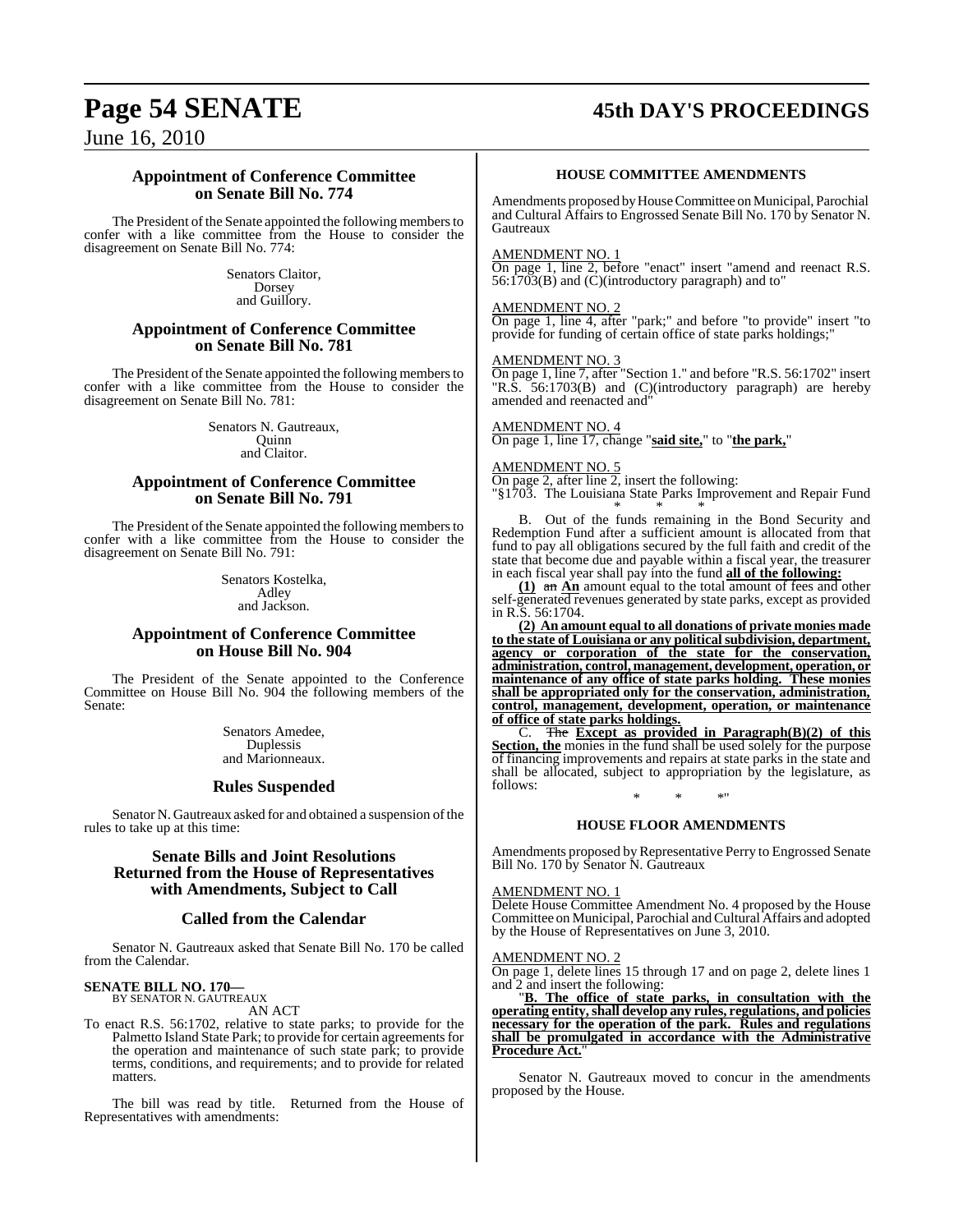## Appointment of Conference Committee on Senate Bill No. 774

The President of the Senate appointed the following members to confer with a like committee from the House to consider the disagreement on Senate Bill No. 774:

Senators Claitor,
Dorsey
and Guillory.

## Appointment of Conference Committee on Senate Bill No. 781

The President of the Senate appointed the following members to confer with a like committee from the House to consider the disagreement on Senate Bill No. 781:

Senators N. Gautreaux,
Quinn
and Claitor.

## Appointment of Conference Committee on Senate Bill No. 791

The President of the Senate appointed the following members to confer with a like committee from the House to consider the disagreement on Senate Bill No. 791:

Senators Kostelka,
Adley
and Jackson.

## Appointment of Conference Committee on House Bill No. 904

The President of the Senate appointed to the Conference Committee on House Bill No. 904 the following members of the Senate:

Senators Amedee,
Duplessis
and Marionneaux.

## Rules Suspended

Senator N. Gautreaux asked for and obtained a suspension of the rules to take up at this time:

## Senate Bills and Joint Resolutions Returned from the House of Representatives with Amendments, Subject to Call

## Called from the Calendar

Senator N. Gautreaux asked that Senate Bill No. 170 be called from the Calendar.

**SENATE BILL NO. 170—**
BY SENATOR N. GAUTREAUX

AN ACT

To enact R.S. 56:1702, relative to state parks; to provide for the Palmetto Island State Park; to provide for certain agreements for the operation and maintenance of such state park; to provide terms, conditions, and requirements; and to provide for related matters.

The bill was read by title. Returned from the House of Representatives with amendments:

### HOUSE COMMITTEE AMENDMENTS

Amendments proposed by House Committee on Municipal, Parochial and Cultural Affairs to Engrossed Senate Bill No. 170 by Senator N. Gautreaux

AMENDMENT NO. 1
On page 1, line 2, before "enact" insert "amend and reenact R.S. 56:1703(B) and (C)(introductory paragraph) and to"

AMENDMENT NO. 2
On page 1, line 4, after "park;" and before "to provide" insert "to provide for funding of certain office of state parks holdings;"

AMENDMENT NO. 3
On page 1, line 7, after "Section 1." and before "R.S. 56:1702" insert "R.S. 56:1703(B) and (C)(introductory paragraph) are hereby amended and reenacted and"

AMENDMENT NO. 4
On page 1, line 17, change "**said site,**" to "**the park,**"

AMENDMENT NO. 5
On page 2, after line 2, insert the following:
"§1703. The Louisiana State Parks Improvement and Repair Fund

\* \* \*

B. Out of the funds remaining in the Bond Security and Redemption Fund after a sufficient amount is allocated from that fund to pay all obligations secured by the full faith and credit of the state that become due and payable within a fiscal year, the treasurer in each fiscal year shall pay into the fund **all of the following:**

**(1)** ~~an~~ **An** amount equal to the total amount of fees and other self-generated revenues generated by state parks, except as provided in R.S. 56:1704.

**(2) An amount equal to all donations of private monies made to the state of Louisiana or any political subdivision, department, agency or corporation of the state for the conservation, administration, control, management, development, operation, or maintenance of any office of state parks holding. These monies shall be appropriated only for the conservation, administration, control, management, development, operation, or maintenance of office of state parks holdings.**

C. ~~The~~ **Except as provided in Paragraph(B)(2) of this Section, the** monies in the fund shall be used solely for the purpose of financing improvements and repairs at state parks in the state and shall be allocated, subject to appropriation by the legislature, as follows:

\* \* \*"

### HOUSE FLOOR AMENDMENTS

Amendments proposed by Representative Perry to Engrossed Senate Bill No. 170 by Senator N. Gautreaux

AMENDMENT NO. 1
Delete House Committee Amendment No. 4 proposed by the House Committee on Municipal, Parochial and Cultural Affairs and adopted by the House of Representatives on June 3, 2010.

AMENDMENT NO. 2
On page 1, delete lines 15 through 17 and on page 2, delete lines 1 and 2 and insert the following:

"**B. The office of state parks, in consultation with the operating entity, shall develop any rules, regulations, and policies necessary for the operation of the park. Rules and regulations shall be promulgated in accordance with the Administrative Procedure Act.**"

Senator N. Gautreaux moved to concur in the amendments proposed by the House.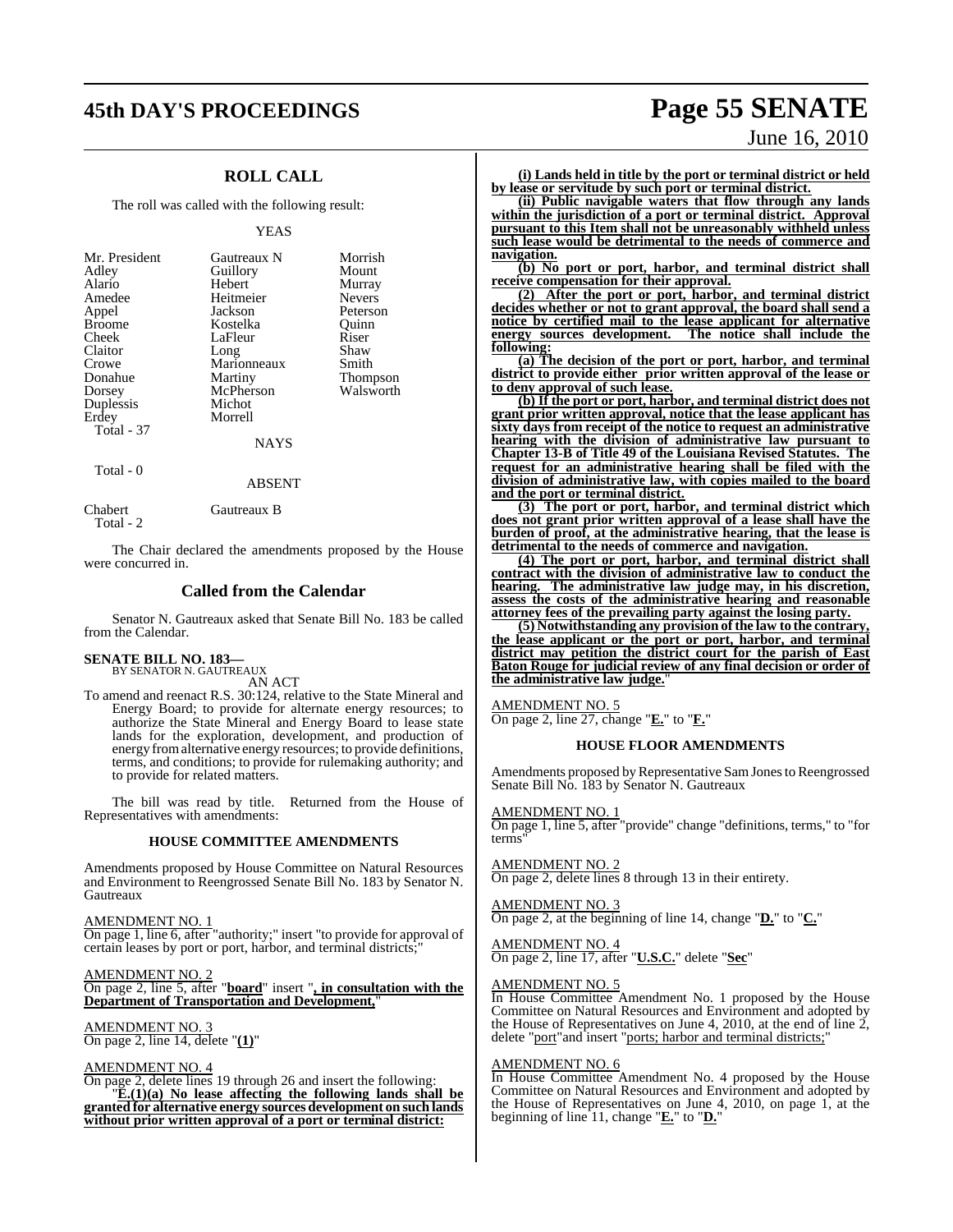## ROLL CALL

The roll was called with the following result:

YEAS

| | | |
|---|---|---|
| Mr. President | Gautreaux N | Morrish |
| Adley | Guillory | Mount |
| Alario | Hebert | Murray |
| Amedee | Heitmeier | Nevers |
| Appel | Jackson | Peterson |
| Broome | Kostelka | Quinn |
| Cheek | LaFleur | Riser |
| Claitor | Long | Shaw |
| Crowe | Marionneaux | Smith |
| Donahue | Martiny | Thompson |
| Dorsey | McPherson | Walsworth |
| Duplessis | Michot | |
| Erdey | Morrell | |

Total - 37

NAYS

Total - 0

ABSENT

| | |
|---|---|
| Chabert | Gautreaux B |

Total - 2

The Chair declared the amendments proposed by the House were concurred in.

## Called from the Calendar

Senator N. Gautreaux asked that Senate Bill No. 183 be called from the Calendar.

**SENATE BILL NO. 183—**
BY SENATOR N. GAUTREAUX

AN ACT

To amend and reenact R.S. 30:124, relative to the State Mineral and Energy Board; to provide for alternate energy resources; to authorize the State Mineral and Energy Board to lease state lands for the exploration, development, and production of energy from alternative energy resources; to provide definitions, terms, and conditions; to provide for rulemaking authority; and to provide for related matters.

The bill was read by title. Returned from the House of Representatives with amendments:

### HOUSE COMMITTEE AMENDMENTS

Amendments proposed by House Committee on Natural Resources and Environment to Reengrossed Senate Bill No. 183 by Senator N. Gautreaux

AMENDMENT NO. 1
On page 1, line 6, after "authority;" insert "to provide for approval of certain leases by port or port, harbor, and terminal districts;"

AMENDMENT NO. 2
On page 2, line 5, after "**board**" insert "**, in consultation with the Department of Transportation and Development,**"

AMENDMENT NO. 3
On page 2, line 14, delete "**(1)**"

AMENDMENT NO. 4
On page 2, delete lines 19 through 26 and insert the following:

"**E.(1)(a) No lease affecting the following lands shall be granted for alternative energy sources development on such lands without prior written approval of a port or terminal district:**

**(i) Lands held in title by the port or terminal district or held by lease or servitude by such port or terminal district.**

**(ii) Public navigable waters that flow through any lands within the jurisdiction of a port or terminal district. Approval pursuant to this Item shall not be unreasonably withheld unless such lease would be detrimental to the needs of commerce and navigation.**

**(b) No port or port, harbor, and terminal district shall receive compensation for their approval.**

**(2) After the port or port, harbor, and terminal district decides whether or not to grant approval, the board shall send a notice by certified mail to the lease applicant for alternative energy sources development. The notice shall include the following:**

**(a) The decision of the port or port, harbor, and terminal district to provide either prior written approval of the lease or to deny approval of such lease.**

**(b) If the port or port, harbor, and terminal district does not grant prior written approval, notice that the lease applicant has sixty days from receipt of the notice to request an administrative hearing with the division of administrative law pursuant to Chapter 13-B of Title 49 of the Louisiana Revised Statutes. The request for an administrative hearing shall be filed with the division of administrative law, with copies mailed to the board and the port or terminal district.**

**(3) The port or port, harbor, and terminal district which does not grant prior written approval of a lease shall have the burden of proof, at the administrative hearing, that the lease is detrimental to the needs of commerce and navigation.**

**(4) The port or port, harbor, and terminal district shall contract with the division of administrative law to conduct the hearing. The administrative law judge may, in his discretion, assess the costs of the administrative hearing and reasonable attorney fees of the prevailing party against the losing party.**

**(5) Notwithstanding any provision of the law to the contrary, the lease applicant or the port or port, harbor, and terminal district may petition the district court for the parish of East Baton Rouge for judicial review of any final decision or order of the administrative law judge.**"

AMENDMENT NO. 5
On page 2, line 27, change "**E.**" to "**F.**"

### HOUSE FLOOR AMENDMENTS

Amendments proposed by Representative Sam Jones to Reengrossed Senate Bill No. 183 by Senator N. Gautreaux

AMENDMENT NO. 1
On page 1, line 5, after "provide" change "definitions, terms," to "for terms"

AMENDMENT NO. 2
On page 2, delete lines 8 through 13 in their entirety.

AMENDMENT NO. 3
On page 2, at the beginning of line 14, change "**D.**" to "**C.**"

AMENDMENT NO. 4
On page 2, line 17, after "**U.S.C.**" delete "**Sec**"

AMENDMENT NO. 5
In House Committee Amendment No. 1 proposed by the House Committee on Natural Resources and Environment and adopted by the House of Representatives on June 4, 2010, at the end of line 2, delete "port" and insert "ports; harbor and terminal districts;"

AMENDMENT NO. 6
In House Committee Amendment No. 4 proposed by the House Committee on Natural Resources and Environment and adopted by the House of Representatives on June 4, 2010, on page 1, at the beginning of line 11, change "**E.**" to "**D.**"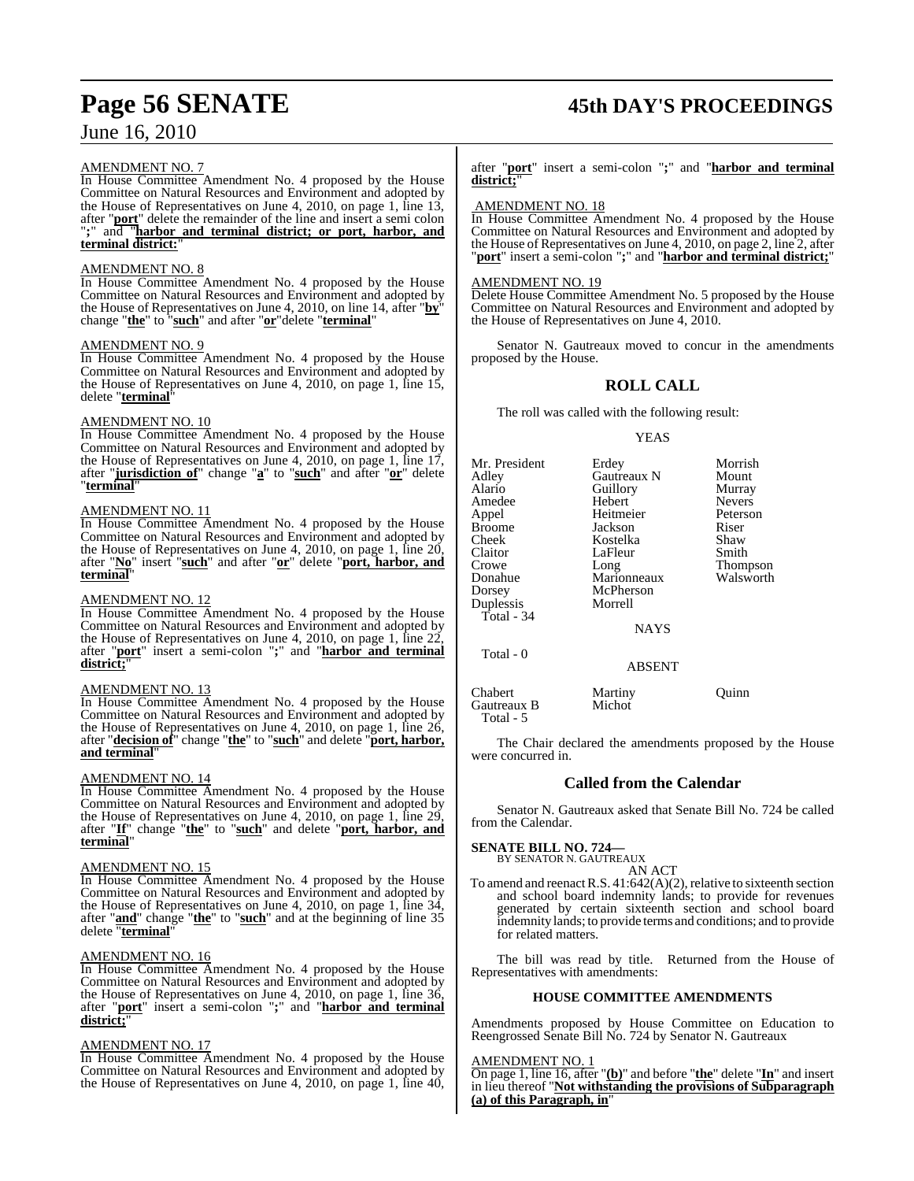AMENDMENT NO. 7

In House Committee Amendment No. 4 proposed by the House Committee on Natural Resources and Environment and adopted by the House of Representatives on June 4, 2010, on page 1, line 13, after "**port**" delete the remainder of the line and insert a semi colon "**;**" and "**harbor and terminal district; or port, harbor, and terminal district:**"

AMENDMENT NO. 8

In House Committee Amendment No. 4 proposed by the House Committee on Natural Resources and Environment and adopted by the House of Representatives on June 4, 2010, on line 14, after "**by**" change "**the**" to "**such**" and after "**or**"delete "**terminal**"

AMENDMENT NO. 9

In House Committee Amendment No. 4 proposed by the House Committee on Natural Resources and Environment and adopted by the House of Representatives on June 4, 2010, on page 1, line 15, delete "**terminal**"

AMENDMENT NO. 10

In House Committee Amendment No. 4 proposed by the House Committee on Natural Resources and Environment and adopted by the House of Representatives on June 4, 2010, on page 1, line 17, after "**jurisdiction of**" change "**a**" to "**such**" and after "**or**" delete "**terminal**"

AMENDMENT NO. 11

In House Committee Amendment No. 4 proposed by the House Committee on Natural Resources and Environment and adopted by the House of Representatives on June 4, 2010, on page 1, line 20, after "**No**" insert "**such**" and after "**or**" delete "**port, harbor, and terminal**"

AMENDMENT NO. 12

In House Committee Amendment No. 4 proposed by the House Committee on Natural Resources and Environment and adopted by the House of Representatives on June 4, 2010, on page 1, line 22, after "**port**" insert a semi-colon "**;**" and "**harbor and terminal district;**"

AMENDMENT NO. 13

In House Committee Amendment No. 4 proposed by the House Committee on Natural Resources and Environment and adopted by the House of Representatives on June 4, 2010, on page 1, line 26, after "**decision of**" change "**the**" to "**such**" and delete "**port, harbor, and terminal**"

AMENDMENT NO. 14

In House Committee Amendment No. 4 proposed by the House Committee on Natural Resources and Environment and adopted by the House of Representatives on June 4, 2010, on page 1, line 29, after "**If**" change "**the**" to "**such**" and delete "**port, harbor, and terminal**"

AMENDMENT NO. 15

In House Committee Amendment No. 4 proposed by the House Committee on Natural Resources and Environment and adopted by the House of Representatives on June 4, 2010, on page 1, line 34, after "**and**" change "**the**" to "**such**" and at the beginning of line 35 delete "**terminal**"

AMENDMENT NO. 16

In House Committee Amendment No. 4 proposed by the House Committee on Natural Resources and Environment and adopted by the House of Representatives on June 4, 2010, on page 1, line 36, after "**port**" insert a semi-colon "**;**" and "**harbor and terminal district;**"

AMENDMENT NO. 17

In House Committee Amendment No. 4 proposed by the House Committee on Natural Resources and Environment and adopted by the House of Representatives on June 4, 2010, on page 1, line 40, after "**port**" insert a semi-colon "**;**" and "**harbor and terminal district;**"

AMENDMENT NO. 18

In House Committee Amendment No. 4 proposed by the House Committee on Natural Resources and Environment and adopted by the House of Representatives on June 4, 2010, on page 2, line 2, after "**port**" insert a semi-colon "**;**" and "**harbor and terminal district;**"

AMENDMENT NO. 19

Delete House Committee Amendment No. 5 proposed by the House Committee on Natural Resources and Environment and adopted by the House of Representatives on June 4, 2010.

Senator N. Gautreaux moved to concur in the amendments proposed by the House.

## ROLL CALL

The roll was called with the following result:

YEAS

| | | |
|---|---|---|
| Mr. President | Erdey | Morrish |
| Adley | Gautreaux N | Mount |
| Alario | Guillory | Murray |
| Amedee | Hebert | Nevers |
| Appel | Heitmeier | Peterson |
| Broome | Jackson | Riser |
| Cheek | Kostelka | Shaw |
| Claitor | LaFleur | Smith |
| Crowe | Long | Thompson |
| Donahue | Marionneaux | Walsworth |
| Dorsey | McPherson | |
| Duplessis | Morrell | |

Total - 34

NAYS

Total - 0

ABSENT

| | | |
|---|---|---|
| Chabert | Martiny | Quinn |
| Gautreaux B | Michot | |

Total - 5

The Chair declared the amendments proposed by the House were concurred in.

## Called from the Calendar

Senator N. Gautreaux asked that Senate Bill No. 724 be called from the Calendar.

**SENATE BILL NO. 724—**
BY SENATOR N. GAUTREAUX

AN ACT

To amend and reenact R.S. 41:642(A)(2), relative to sixteenth section and school board indemnity lands; to provide for revenues generated by certain sixteenth section and school board indemnity lands; to provide terms and conditions; and to provide for related matters.

The bill was read by title. Returned from the House of Representatives with amendments:

### HOUSE COMMITTEE AMENDMENTS

Amendments proposed by House Committee on Education to Reengrossed Senate Bill No. 724 by Senator N. Gautreaux

AMENDMENT NO. 1

On page 1, line 16, after "**(b)**" and before "**the**" delete "**In**" and insert in lieu thereof "**Not withstanding the provisions of Subparagraph (a) of this Paragraph, in**"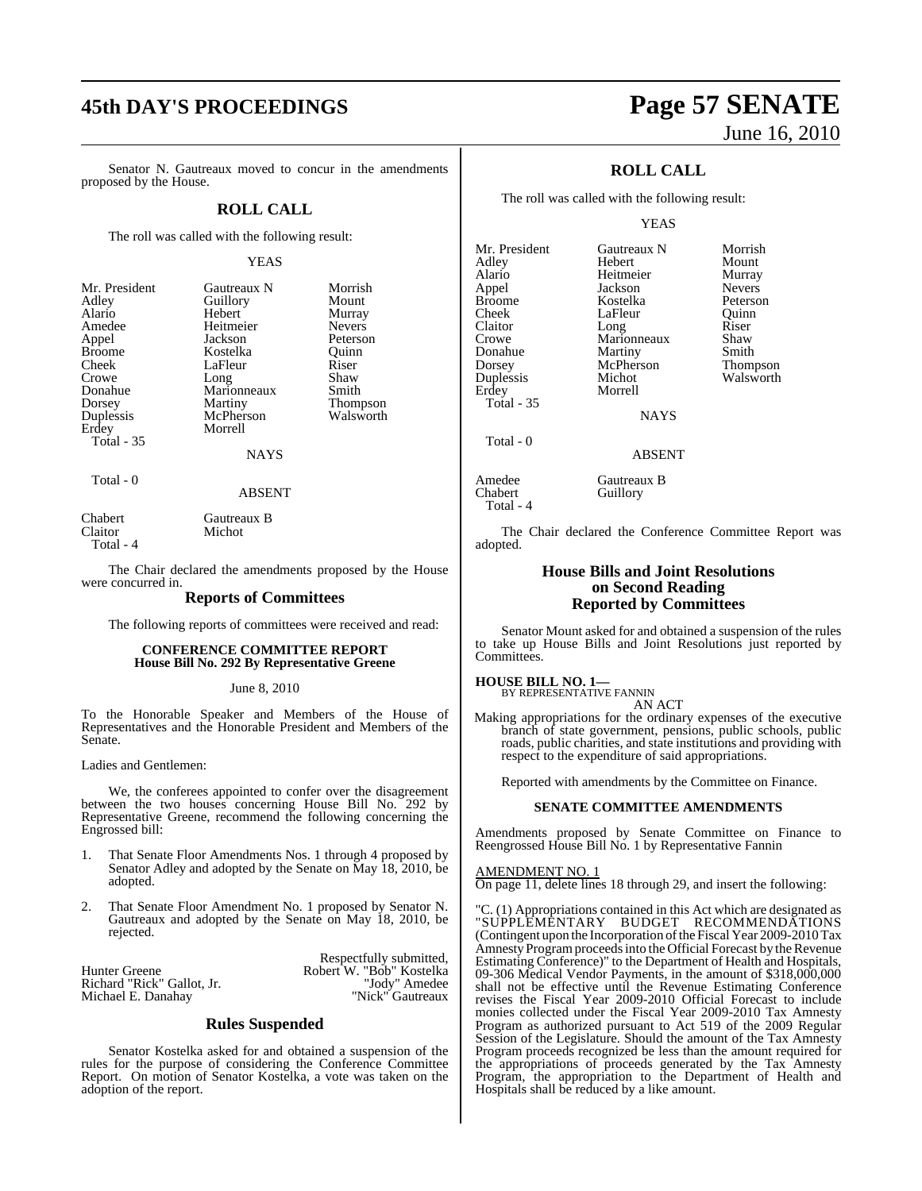Senator N. Gautreaux moved to concur in the amendments proposed by the House.

## ROLL CALL

The roll was called with the following result:

YEAS

| | | |
|---|---|---|
| Mr. President | Gautreaux N | Morrish |
| Adley | Guillory | Mount |
| Alario | Hebert | Murray |
| Amedee | Heitmeier | Nevers |
| Appel | Jackson | Peterson |
| Broome | Kostelka | Quinn |
| Cheek | LaFleur | Riser |
| Crowe | Long | Shaw |
| Donahue | Marionneaux | Smith |
| Dorsey | Martiny | Thompson |
| Duplessis | McPherson | Walsworth |
| Erdey | Morrell | |

Total - 35

NAYS

Total - 0

ABSENT

| | |
|---|---|
| Chabert | Gautreaux B |
| Claitor | Michot |

Total - 4

The Chair declared the amendments proposed by the House were concurred in.

## Reports of Committees

The following reports of committees were received and read:

### CONFERENCE COMMITTEE REPORT
### House Bill No. 292 By Representative Greene

June 8, 2010

To the Honorable Speaker and Members of the House of Representatives and the Honorable President and Members of the Senate.

Ladies and Gentlemen:

We, the conferees appointed to confer over the disagreement between the two houses concerning House Bill No. 292 by Representative Greene, recommend the following concerning the Engrossed bill:

1. That Senate Floor Amendments Nos. 1 through 4 proposed by Senator Adley and adopted by the Senate on May 18, 2010, be adopted.

2. That Senate Floor Amendment No. 1 proposed by Senator N. Gautreaux and adopted by the Senate on May 18, 2010, be rejected.

Respectfully submitted,

| | |
|---|---|
| Hunter Greene | Robert W. "Bob" Kostelka |
| Richard "Rick" Gallot, Jr. | "Jody" Amedee |
| Michael E. Danahay | "Nick" Gautreaux |

## Rules Suspended

Senator Kostelka asked for and obtained a suspension of the rules for the purpose of considering the Conference Committee Report. On motion of Senator Kostelka, a vote was taken on the adoption of the report.

## ROLL CALL

The roll was called with the following result:

YEAS

| | | |
|---|---|---|
| Mr. President | Gautreaux N | Morrish |
| Adley | Hebert | Mount |
| Alario | Heitmeier | Murray |
| Appel | Jackson | Nevers |
| Broome | Kostelka | Peterson |
| Cheek | LaFleur | Quinn |
| Claitor | Long | Riser |
| Crowe | Marionneaux | Shaw |
| Donahue | Martiny | Smith |
| Dorsey | McPherson | Thompson |
| Duplessis | Michot | Walsworth |
| Erdey | Morrell | |

Total - 35

NAYS

Total - 0

ABSENT

| | |
|---|---|
| Amedee | Gautreaux B |
| Chabert | Guillory |

Total - 4

The Chair declared the Conference Committee Report was adopted.

## House Bills and Joint Resolutions on Second Reading Reported by Committees

Senator Mount asked for and obtained a suspension of the rules to take up House Bills and Joint Resolutions just reported by Committees.

**HOUSE BILL NO. 1—**
BY REPRESENTATIVE FANNIN

AN ACT

Making appropriations for the ordinary expenses of the executive branch of state government, pensions, public schools, public roads, public charities, and state institutions and providing with respect to the expenditure of said appropriations.

Reported with amendments by the Committee on Finance.

### SENATE COMMITTEE AMENDMENTS

Amendments proposed by Senate Committee on Finance to Reengrossed House Bill No. 1 by Representative Fannin

AMENDMENT NO. 1
On page 11, delete lines 18 through 29, and insert the following:

"C. (1) Appropriations contained in this Act which are designated as "SUPPLEMENTARY BUDGET RECOMMENDATIONS (Contingent upon the Incorporation of the Fiscal Year 2009-2010 Tax Amnesty Program proceeds into the Official Forecast by the Revenue Estimating Conference)" to the Department of Health and Hospitals, 09-306 Medical Vendor Payments, in the amount of $318,000,000 shall not be effective until the Revenue Estimating Conference revises the Fiscal Year 2009-2010 Official Forecast to include monies collected under the Fiscal Year 2009-2010 Tax Amnesty Program as authorized pursuant to Act 519 of the 2009 Regular Session of the Legislature. Should the amount of the Tax Amnesty Program proceeds recognized be less than the amount required for the appropriations of proceeds generated by the Tax Amnesty Program, the appropriation to the Department of Health and Hospitals shall be reduced by a like amount.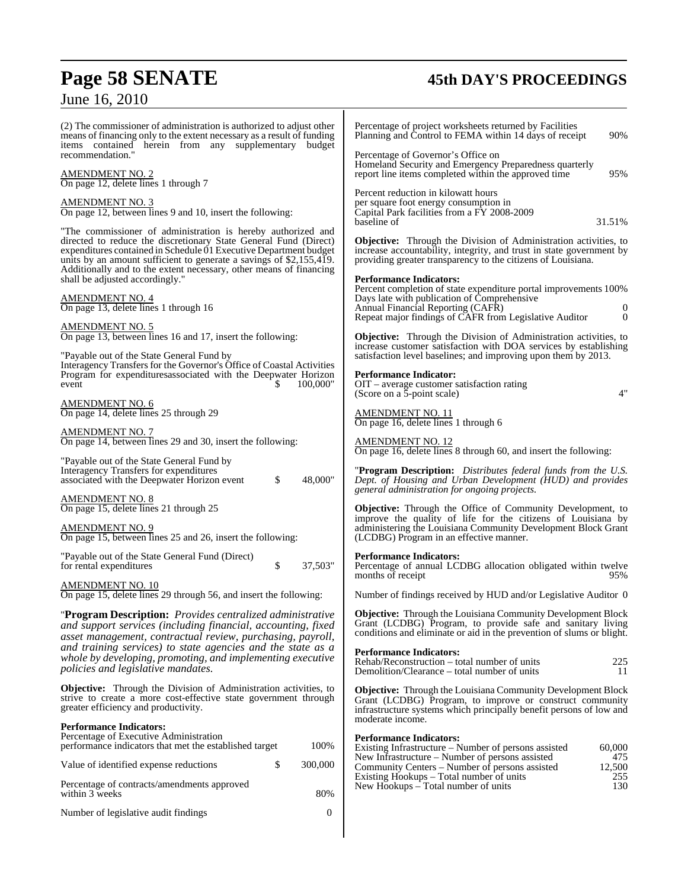(2) The commissioner of administration is authorized to adjust other means of financing only to the extent necessary as a result of funding items contained herein from any supplementary budget recommendation."

AMENDMENT NO. 2
On page 12, delete lines 1 through 7

AMENDMENT NO. 3
On page 12, between lines 9 and 10, insert the following:

"The commissioner of administration is hereby authorized and directed to reduce the discretionary State General Fund (Direct) expenditures contained in Schedule 01 Executive Department budget units by an amount sufficient to generate a savings of $2,155,419. Additionally and to the extent necessary, other means of financing shall be adjusted accordingly."

AMENDMENT NO. 4
On page 13, delete lines 1 through 16

AMENDMENT NO. 5
On page 13, between lines 16 and 17, insert the following:

"Payable out of the State General Fund by Interagency Transfers for the Governor's Office of Coastal Activities Program for expendituresassociated with the Deepwater Horizon event $ 100,000"

AMENDMENT NO. 6
On page 14, delete lines 25 through 29

AMENDMENT NO. 7
On page 14, between lines 29 and 30, insert the following:

"Payable out of the State General Fund by Interagency Transfers for expenditures associated with the Deepwater Horizon event $ 48,000"

AMENDMENT NO. 8
On page 15, delete lines 21 through 25

AMENDMENT NO. 9
On page 15, between lines 25 and 26, insert the following:

"Payable out of the State General Fund (Direct) for rental expenditures $ 37,503"

AMENDMENT NO. 10
On page 15, delete lines 29 through 56, and insert the following:

"**Program Description:** *Provides centralized administrative and support services (including financial, accounting, fixed asset management, contractual review, purchasing, payroll, and training services) to state agencies and the state as a whole by developing, promoting, and implementing executive policies and legislative mandates.*

**Objective:** Through the Division of Administration activities, to strive to create a more cost-effective state government through greater efficiency and productivity.

**Performance Indicators:**

| | |
|---|---|
| Percentage of Executive Administration performance indicators that met the established target | 100% |
| Value of identified expense reductions | $ 300,000 |
| Percentage of contracts/amendments approved within 3 weeks | 80% |
| Number of legislative audit findings | 0 |
| Percentage of project worksheets returned by Facilities Planning and Control to FEMA within 14 days of receipt | 90% |
| Percentage of Governor's Office on Homeland Security and Emergency Preparedness quarterly report line items completed within the approved time | 95% |
| Percent reduction in kilowatt hours per square foot energy consumption in Capital Park facilities from a FY 2008-2009 baseline of | 31.51% |

**Objective:** Through the Division of Administration activities, to increase accountability, integrity, and trust in state government by providing greater transparency to the citizens of Louisiana.

**Performance Indicators:**

| | |
|---|---|
| Percent completion of state expenditure portal improvements | 100% |
| Days late with publication of Comprehensive Annual Financial Reporting (CAFR) | 0 |
| Repeat major findings of CAFR from Legislative Auditor | 0 |

**Objective:** Through the Division of Administration activities, to increase customer satisfaction with DOA services by establishing satisfaction level baselines; and improving upon them by 2013.

**Performance Indicator:**

| | |
|---|---|
| OIT – average customer satisfaction rating (Score on a 5-point scale) | 4" |

AMENDMENT NO. 11
On page 16, delete lines 1 through 6

AMENDMENT NO. 12
On page 16, delete lines 8 through 60, and insert the following:

"**Program Description:** *Distributes federal funds from the U.S. Dept. of Housing and Urban Development (HUD) and provides general administration for ongoing projects.*

**Objective:** Through the Office of Community Development, to improve the quality of life for the citizens of Louisiana by administering the Louisiana Community Development Block Grant (LCDBG) Program in an effective manner.

**Performance Indicators:**

| | |
|---|---|
| Percentage of annual LCDBG allocation obligated within twelve months of receipt | 95% |
| Number of findings received by HUD and/or Legislative Auditor | 0 |

**Objective:** Through the Louisiana Community Development Block Grant (LCDBG) Program, to provide safe and sanitary living conditions and eliminate or aid in the prevention of slums or blight.

**Performance Indicators:**

| | |
|---|---|
| Rehab/Reconstruction – total number of units | 225 |
| Demolition/Clearance – total number of units | 11 |

**Objective:** Through the Louisiana Community Development Block Grant (LCDBG) Program, to improve or construct community infrastructure systems which principally benefit persons of low and moderate income.

**Performance Indicators:**

| | |
|---|---|
| Existing Infrastructure – Number of persons assisted | 60,000 |
| New Infrastructure – Number of persons assisted | 475 |
| Community Centers – Number of persons assisted | 12,500 |
| Existing Hookups – Total number of units | 255 |
| New Hookups – Total number of units | 130 |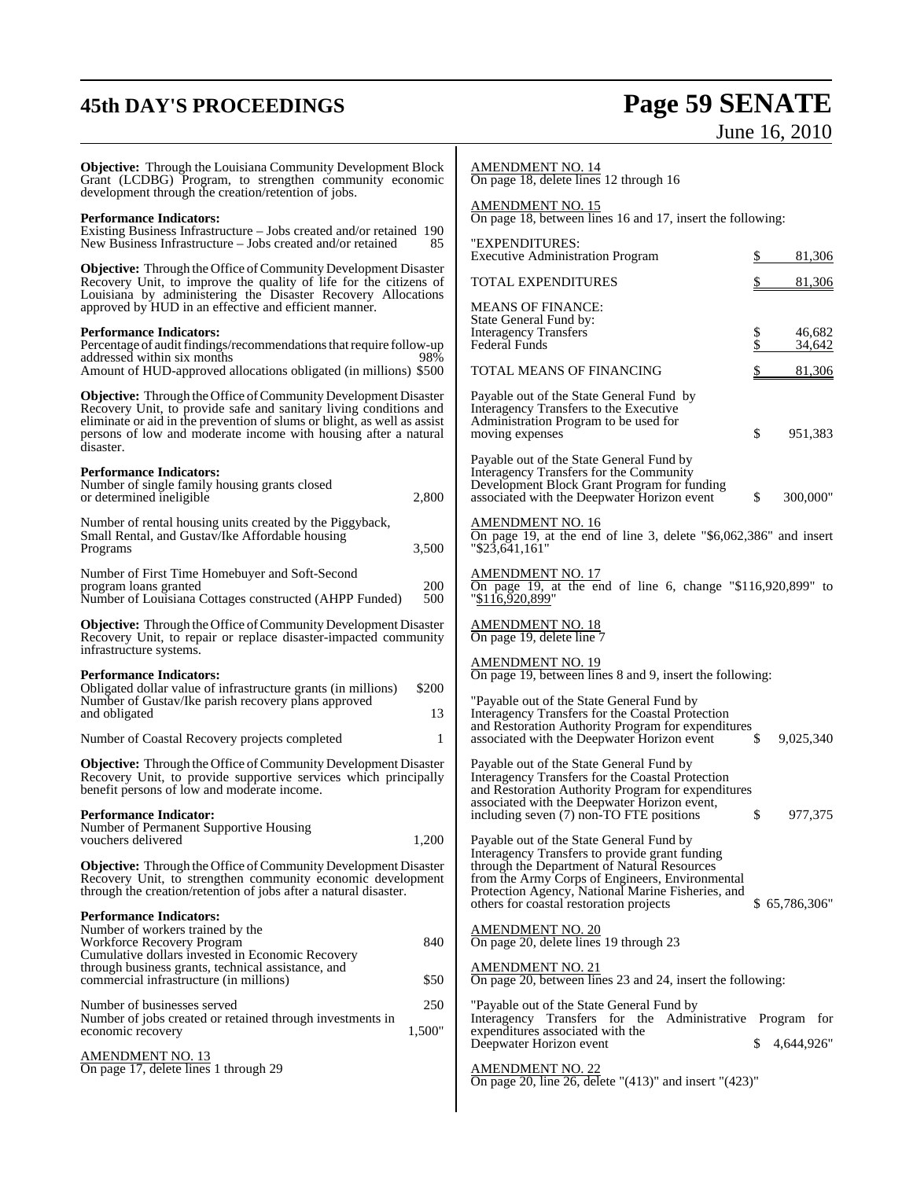**Objective:** Through the Louisiana Community Development Block Grant (LCDBG) Program, to strengthen community economic development through the creation/retention of jobs.

**Performance Indicators:**

| | |
|---|---|
| Existing Business Infrastructure – Jobs created and/or retained | 190 |
| New Business Infrastructure – Jobs created and/or retained | 85 |

**Objective:** Through the Office of Community Development Disaster Recovery Unit, to improve the quality of life for the citizens of Louisiana by administering the Disaster Recovery Allocations approved by HUD in an effective and efficient manner.

**Performance Indicators:**

| | |
|---|---|
| Percentage of audit findings/recommendations that require follow-up addressed within six months | 98% |
| Amount of HUD-approved allocations obligated (in millions) | $500 |

**Objective:** Through the Office of Community Development Disaster Recovery Unit, to provide safe and sanitary living conditions and eliminate or aid in the prevention of slums or blight, as well as assist persons of low and moderate income with housing after a natural disaster.

**Performance Indicators:**

| | |
|---|---|
| Number of single family housing grants closed or determined ineligible | 2,800 |
| Number of rental housing units created by the Piggyback, Small Rental, and Gustav/Ike Affordable housing Programs | 3,500 |
| Number of First Time Homebuyer and Soft-Second program loans granted | 200 |
| Number of Louisiana Cottages constructed (AHPP Funded) | 500 |

**Objective:** Through the Office of Community Development Disaster Recovery Unit, to repair or replace disaster-impacted community infrastructure systems.

**Performance Indicators:**

| | |
|---|---|
| Obligated dollar value of infrastructure grants (in millions) | $200 |
| Number of Gustav/Ike parish recovery plans approved and obligated | 13 |
| Number of Coastal Recovery projects completed | 1 |

**Objective:** Through the Office of Community Development Disaster Recovery Unit, to provide supportive services which principally benefit persons of low and moderate income.

**Performance Indicator:**

| | |
|---|---|
| Number of Permanent Supportive Housing vouchers delivered | 1,200 |

**Objective:** Through the Office of Community Development Disaster Recovery Unit, to strengthen community economic development through the creation/retention of jobs after a natural disaster.

**Performance Indicators:**

| | |
|---|---|
| Number of workers trained by the Workforce Recovery Program | 840 |
| Cumulative dollars invested in Economic Recovery through business grants, technical assistance, and commercial infrastructure (in millions) | $50 |
| Number of businesses served | 250 |
| Number of jobs created or retained through investments in economic recovery | 1,500" |

AMENDMENT NO. 13
On page 17, delete lines 1 through 29

AMENDMENT NO. 14
On page 18, delete lines 12 through 16

AMENDMENT NO. 15
On page 18, between lines 16 and 17, insert the following:

| | |
|---|---|
| "EXPENDITURES: | |
| Executive Administration Program | $ 81,306 |
| TOTAL EXPENDITURES | $ 81,306 |
| MEANS OF FINANCE: | |
| State General Fund by: | |
| Interagency Transfers | $ 46,682 |
| Federal Funds | $ 34,642 |
| TOTAL MEANS OF FINANCING | $ 81,306 |
| Payable out of the State General Fund by Interagency Transfers to the Executive Administration Program to be used for moving expenses | $ 951,383 |
| Payable out of the State General Fund by Interagency Transfers for the Community Development Block Grant Program for funding associated with the Deepwater Horizon event | $ 300,000" |

AMENDMENT NO. 16
On page 19, at the end of line 3, delete "$6,062,386" and insert "$23,641,161"

AMENDMENT NO. 17
On page 19, at the end of line 6, change "$116,920,899" to "$116,920,899"

AMENDMENT NO. 18
On page 19, delete line 7

AMENDMENT NO. 19
On page 19, between lines 8 and 9, insert the following:

| | |
|---|---|
| "Payable out of the State General Fund by Interagency Transfers for the Coastal Protection and Restoration Authority Program for expenditures associated with the Deepwater Horizon event | $ 9,025,340 |
| Payable out of the State General Fund by Interagency Transfers for the Coastal Protection and Restoration Authority Program for expenditures associated with the Deepwater Horizon event, including seven (7) non-TO FTE positions | $ 977,375 |
| Payable out of the State General Fund by Interagency Transfers to provide grant funding through the Department of Natural Resources from the Army Corps of Engineers, Environmental Protection Agency, National Marine Fisheries, and others for coastal restoration projects | $ 65,786,306" |

AMENDMENT NO. 20
On page 20, delete lines 19 through 23

AMENDMENT NO. 21
On page 20, between lines 23 and 24, insert the following:

| | |
|---|---|
| "Payable out of the State General Fund by Interagency Transfers for the Administrative Program for expenditures associated with the Deepwater Horizon event | $ 4,644,926" |

AMENDMENT NO. 22
On page 20, line 26, delete "(413)" and insert "(423)"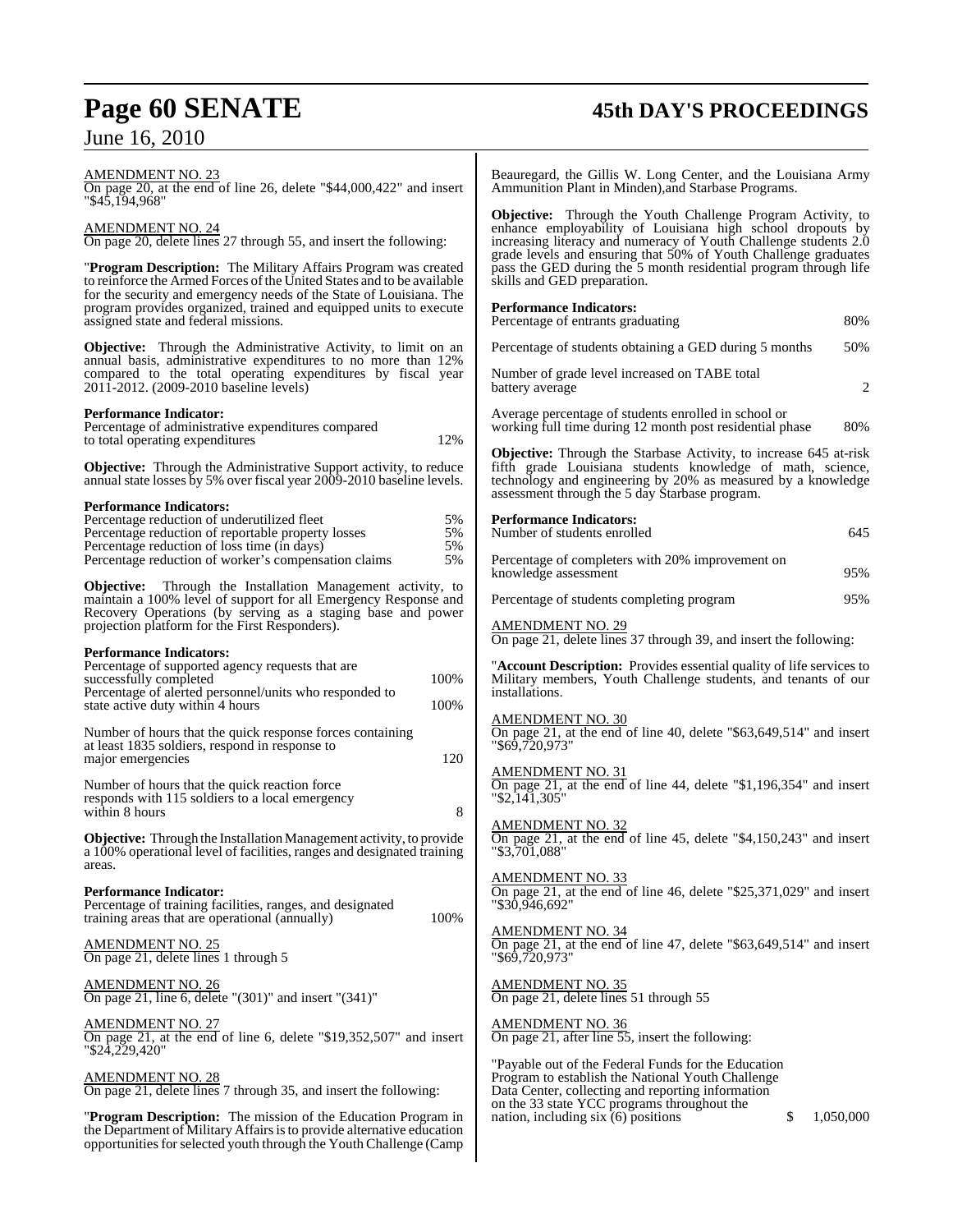AMENDMENT NO. 23
On page 20, at the end of line 26, delete "$44,000,422" and insert "$45,194,968"

AMENDMENT NO. 24
On page 20, delete lines 27 through 55, and insert the following:

"**Program Description:** The Military Affairs Program was created to reinforce the Armed Forces of the United States and to be available for the security and emergency needs of the State of Louisiana. The program provides organized, trained and equipped units to execute assigned state and federal missions.

**Objective:** Through the Administrative Activity, to limit on an annual basis, administrative expenditures to no more than 12% compared to the total operating expenditures by fiscal year 2011-2012. (2009-2010 baseline levels)

**Performance Indicator:**

| | |
|---|---|
| Percentage of administrative expenditures compared to total operating expenditures | 12% |

**Objective:** Through the Administrative Support activity, to reduce annual state losses by 5% over fiscal year 2009-2010 baseline levels.

**Performance Indicators:**

| | |
|---|---|
| Percentage reduction of underutilized fleet | 5% |
| Percentage reduction of reportable property losses | 5% |
| Percentage reduction of loss time (in days) | 5% |
| Percentage reduction of worker's compensation claims | 5% |

**Objective:** Through the Installation Management activity, to maintain a 100% level of support for all Emergency Response and Recovery Operations (by serving as a staging base and power projection platform for the First Responders).

**Performance Indicators:**

| | |
|---|---|
| Percentage of supported agency requests that are successfully completed | 100% |
| Percentage of alerted personnel/units who responded to state active duty within 4 hours | 100% |
| Number of hours that the quick response forces containing at least 1835 soldiers, respond in response to major emergencies | 120 |
| Number of hours that the quick reaction force responds with 115 soldiers to a local emergency within 8 hours | 8 |

**Objective:** Through the Installation Management activity, to provide a 100% operational level of facilities, ranges and designated training areas.

**Performance Indicator:**

| | |
|---|---|
| Percentage of training facilities, ranges, and designated training areas that are operational (annually) | 100% |

AMENDMENT NO. 25
On page 21, delete lines 1 through 5

AMENDMENT NO. 26
On page 21, line 6, delete "(301)" and insert "(341)"

AMENDMENT NO. 27
On page 21, at the end of line 6, delete "$19,352,507" and insert "$24,229,420"

AMENDMENT NO. 28
On page 21, delete lines 7 through 35, and insert the following:

"**Program Description:** The mission of the Education Program in the Department of Military Affairs is to provide alternative education opportunities for selected youth through the Youth Challenge (Camp Beauregard, the Gillis W. Long Center, and the Louisiana Army Ammunition Plant in Minden),and Starbase Programs.

**Objective:** Through the Youth Challenge Program Activity, to enhance employability of Louisiana high school dropouts by increasing literacy and numeracy of Youth Challenge students 2.0 grade levels and ensuring that 50% of Youth Challenge graduates pass the GED during the 5 month residential program through life skills and GED preparation.

**Performance Indicators:**

| | |
|---|---|
| Percentage of entrants graduating | 80% |
| Percentage of students obtaining a GED during 5 months | 50% |
| Number of grade level increased on TABE total battery average | 2 |
| Average percentage of students enrolled in school or working full time during 12 month post residential phase | 80% |

**Objective:** Through the Starbase Activity, to increase 645 at-risk fifth grade Louisiana students knowledge of math, science, technology and engineering by 20% as measured by a knowledge assessment through the 5 day Starbase program.

**Performance Indicators:**

| | |
|---|---|
| Number of students enrolled | 645 |
| Percentage of completers with 20% improvement on knowledge assessment | 95% |
| Percentage of students completing program | 95% |

AMENDMENT NO. 29
On page 21, delete lines 37 through 39, and insert the following:

"**Account Description:** Provides essential quality of life services to Military members, Youth Challenge students, and tenants of our installations.

AMENDMENT NO. 30
On page 21, at the end of line 40, delete "$63,649,514" and insert "$69,720,973"

AMENDMENT NO. 31
On page 21, at the end of line 44, delete "$1,196,354" and insert "$2,141,305"

AMENDMENT NO. 32
On page 21, at the end of line 45, delete "$4,150,243" and insert "$3,701,088"

AMENDMENT NO. 33
On page 21, at the end of line 46, delete "$25,371,029" and insert "$30,946,692"

AMENDMENT NO. 34
On page 21, at the end of line 47, delete "$63,649,514" and insert "$69,720,973"

AMENDMENT NO. 35
On page 21, delete lines 51 through 55

AMENDMENT NO. 36
On page 21, after line 55, insert the following:

| | |
|---|---|
| "Payable out of the Federal Funds for the Education Program to establish the National Youth Challenge Data Center, collecting and reporting information on the 33 state YCC programs throughout the nation, including six (6) positions | $ 1,050,000 |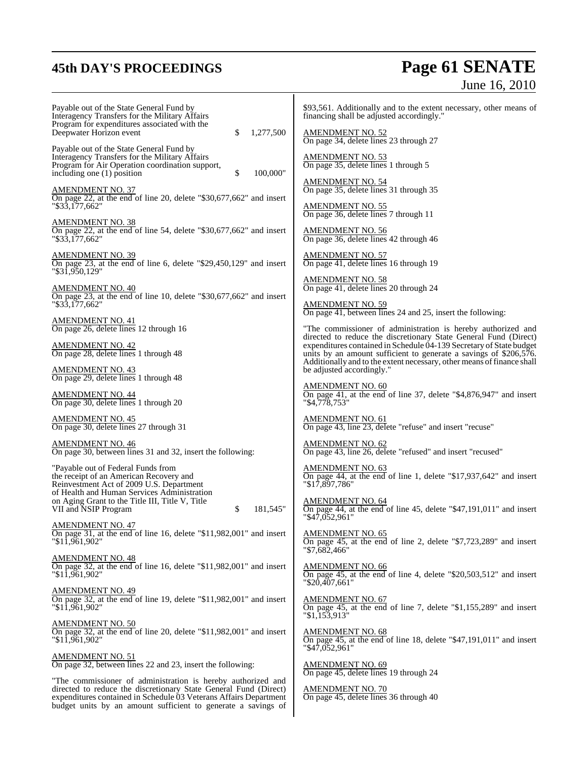Payable out of the State General Fund by Interagency Transfers for the Military Affairs Program for expenditures associated with the Deepwater Horizon event $ 1,277,500

Payable out of the State General Fund by Interagency Transfers for the Military Affairs Program for Air Operation coordination support, including one (1) position $ 100,000"

AMENDMENT NO. 37
On page 22, at the end of line 20, delete "$30,677,662" and insert "$33,177,662"

AMENDMENT NO. 38
On page 22, at the end of line 54, delete "$30,677,662" and insert "$33,177,662"

AMENDMENT NO. 39
On page 23, at the end of line 6, delete "$29,450,129" and insert "$31,950,129"

AMENDMENT NO. 40
On page 23, at the end of line 10, delete "$30,677,662" and insert "$33,177,662"

AMENDMENT NO. 41
On page 26, delete lines 12 through 16

AMENDMENT NO. 42
On page 28, delete lines 1 through 48

AMENDMENT NO. 43
On page 29, delete lines 1 through 48

AMENDMENT NO. 44
On page 30, delete lines 1 through 20

AMENDMENT NO. 45
On page 30, delete lines 27 through 31

AMENDMENT NO. 46
On page 30, between lines 31 and 32, insert the following:

"Payable out of Federal Funds from the receipt of an American Recovery and Reinvestment Act of 2009 U.S. Department of Health and Human Services Administration on Aging Grant to the Title III, Title V, Title VII and NSIP Program $ 181,545"

AMENDMENT NO. 47
On page 31, at the end of line 16, delete "$11,982,001" and insert "$11,961,902"

AMENDMENT NO. 48
On page 32, at the end of line 16, delete "$11,982,001" and insert "$11,961,902"

AMENDMENT NO. 49
On page 32, at the end of line 19, delete "$11,982,001" and insert "$11,961,902"

AMENDMENT NO. 50
On page 32, at the end of line 20, delete "$11,982,001" and insert "$11,961,902"

AMENDMENT NO. 51
On page 32, between lines 22 and 23, insert the following:

"The commissioner of administration is hereby authorized and directed to reduce the discretionary State General Fund (Direct) expenditures contained in Schedule 03 Veterans Affairs Department budget units by an amount sufficient to generate a savings of $93,561. Additionally and to the extent necessary, other means of financing shall be adjusted accordingly."

AMENDMENT NO. 52
On page 34, delete lines 23 through 27

AMENDMENT NO. 53
On page 35, delete lines 1 through 5

AMENDMENT NO. 54
On page 35, delete lines 31 through 35

AMENDMENT NO. 55
On page 36, delete lines 7 through 11

AMENDMENT NO. 56
On page 36, delete lines 42 through 46

AMENDMENT NO. 57
On page 41, delete lines 16 through 19

AMENDMENT NO. 58
On page 41, delete lines 20 through 24

AMENDMENT NO. 59
On page 41, between lines 24 and 25, insert the following:

"The commissioner of administration is hereby authorized and directed to reduce the discretionary State General Fund (Direct) expenditures contained in Schedule 04-139 Secretary of State budget units by an amount sufficient to generate a savings of $206,576. Additionally and to the extent necessary, other means of finance shall be adjusted accordingly."

AMENDMENT NO. 60
On page 41, at the end of line 37, delete "$4,876,947" and insert "$4,778,753"

AMENDMENT NO. 61
On page 43, line 23, delete "refuse" and insert "recuse"

AMENDMENT NO. 62
On page 43, line 26, delete "refused" and insert "recused"

AMENDMENT NO. 63
On page 44, at the end of line 1, delete "$17,937,642" and insert "$17,897,786"

AMENDMENT NO. 64
On page 44, at the end of line 45, delete "$47,191,011" and insert "$47,052,961"

AMENDMENT NO. 65
On page 45, at the end of line 2, delete "$7,723,289" and insert "$7,682,466"

AMENDMENT NO. 66
On page 45, at the end of line 4, delete "$20,503,512" and insert "$20,407,661"

AMENDMENT NO. 67
On page 45, at the end of line 7, delete "$1,155,289" and insert "$1,153,913"

AMENDMENT NO. 68
On page 45, at the end of line 18, delete "$47,191,011" and insert "$47,052,961"

AMENDMENT NO. 69
On page 45, delete lines 19 through 24

AMENDMENT NO. 70
On page 45, delete lines 36 through 40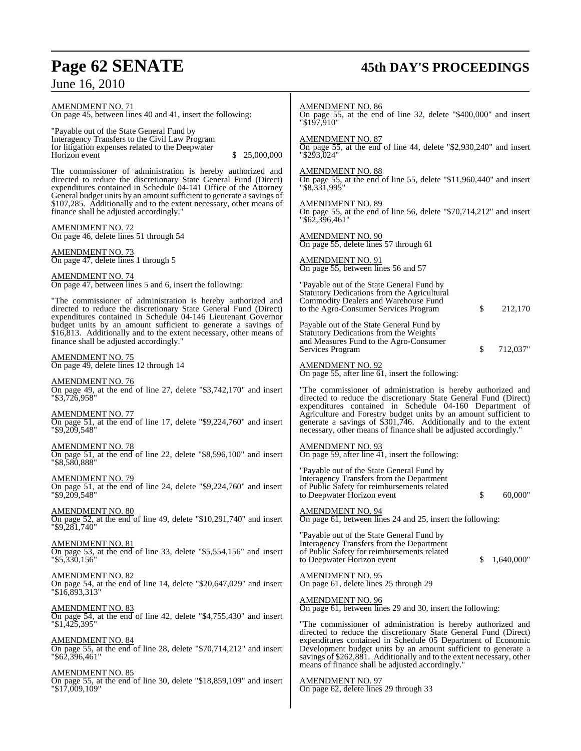AMENDMENT NO. 71
On page 45, between lines 40 and 41, insert the following:

"Payable out of the State General Fund by Interagency Transfers to the Civil Law Program for litigation expenses related to the Deepwater Horizon event $ 25,000,000

The commissioner of administration is hereby authorized and directed to reduce the discretionary State General Fund (Direct) expenditures contained in Schedule 04-141 Office of the Attorney General budget units by an amount sufficient to generate a savings of $107,285. Additionally and to the extent necessary, other means of finance shall be adjusted accordingly."

AMENDMENT NO. 72
On page 46, delete lines 51 through 54

AMENDMENT NO. 73
On page 47, delete lines 1 through 5

AMENDMENT NO. 74
On page 47, between lines 5 and 6, insert the following:

"The commissioner of administration is hereby authorized and directed to reduce the discretionary State General Fund (Direct) expenditures contained in Schedule 04-146 Lieutenant Governor budget units by an amount sufficient to generate a savings of $16,813. Additionally and to the extent necessary, other means of finance shall be adjusted accordingly."

AMENDMENT NO. 75
On page 49, delete lines 12 through 14

AMENDMENT NO. 76
On page 49, at the end of line 27, delete "$3,742,170" and insert "$3,726,958"

AMENDMENT NO. 77
On page 51, at the end of line 17, delete "$9,224,760" and insert "$9,209,548"

AMENDMENT NO. 78
On page 51, at the end of line 22, delete "$8,596,100" and insert "$8,580,888"

AMENDMENT NO. 79
On page 51, at the end of line 24, delete "$9,224,760" and insert "$9,209,548"

AMENDMENT NO. 80
On page 52, at the end of line 49, delete "$10,291,740" and insert "$9,281,740"

AMENDMENT NO. 81
On page 53, at the end of line 33, delete "$5,554,156" and insert "$5,330,156"

AMENDMENT NO. 82
On page 54, at the end of line 14, delete "$20,647,029" and insert "$16,893,313"

AMENDMENT NO. 83
On page 54, at the end of line 42, delete "$4,755,430" and insert "$1,425,395"

AMENDMENT NO. 84
On page 55, at the end of line 28, delete "$70,714,212" and insert "$62,396,461"

AMENDMENT NO. 85
On page 55, at the end of line 30, delete "$18,859,109" and insert "$17,009,109"

AMENDMENT NO. 86
On page 55, at the end of line 32, delete "$400,000" and insert "$197,910"

AMENDMENT NO. 87
On page 55, at the end of line 44, delete "$2,930,240" and insert "$293,024"

AMENDMENT NO. 88
On page 55, at the end of line 55, delete "$11,960,440" and insert "$8,331,995"

AMENDMENT NO. 89
On page 55, at the end of line 56, delete "$70,714,212" and insert "$62,396,461"

AMENDMENT NO. 90
On page 55, delete lines 57 through 61

AMENDMENT NO. 91
On page 55, between lines 56 and 57

"Payable out of the State General Fund by Statutory Dedications from the Agricultural Commodity Dealers and Warehouse Fund to the Agro-Consumer Services Program $ 212,170

Payable out of the State General Fund by Statutory Dedications from the Weights and Measures Fund to the Agro-Consumer Services Program $ 712,037"

AMENDMENT NO. 92
On page 55, after line 61, insert the following:

"The commissioner of administration is hereby authorized and directed to reduce the discretionary State General Fund (Direct) expenditures contained in Schedule 04-160 Department of Agriculture and Forestry budget units by an amount sufficient to generate a savings of $301,746. Additionally and to the extent necessary, other means of finance shall be adjusted accordingly."

AMENDMENT NO. 93
On page 59, after line 41, insert the following:

"Payable out of the State General Fund by Interagency Transfers from the Department of Public Safety for reimbursements related to Deepwater Horizon event $ 60,000"

AMENDMENT NO. 94
On page 61, between lines 24 and 25, insert the following:

"Payable out of the State General Fund by Interagency Transfers from the Department of Public Safety for reimbursements related to Deepwater Horizon event $ 1,640,000"

AMENDMENT NO. 95
On page 61, delete lines 25 through 29

AMENDMENT NO. 96
On page 61, between lines 29 and 30, insert the following:

"The commissioner of administration is hereby authorized and directed to reduce the discretionary State General Fund (Direct) expenditures contained in Schedule 05 Department of Economic Development budget units by an amount sufficient to generate a savings of $262,881. Additionally and to the extent necessary, other means of finance shall be adjusted accordingly."

AMENDMENT NO. 97
On page 62, delete lines 29 through 33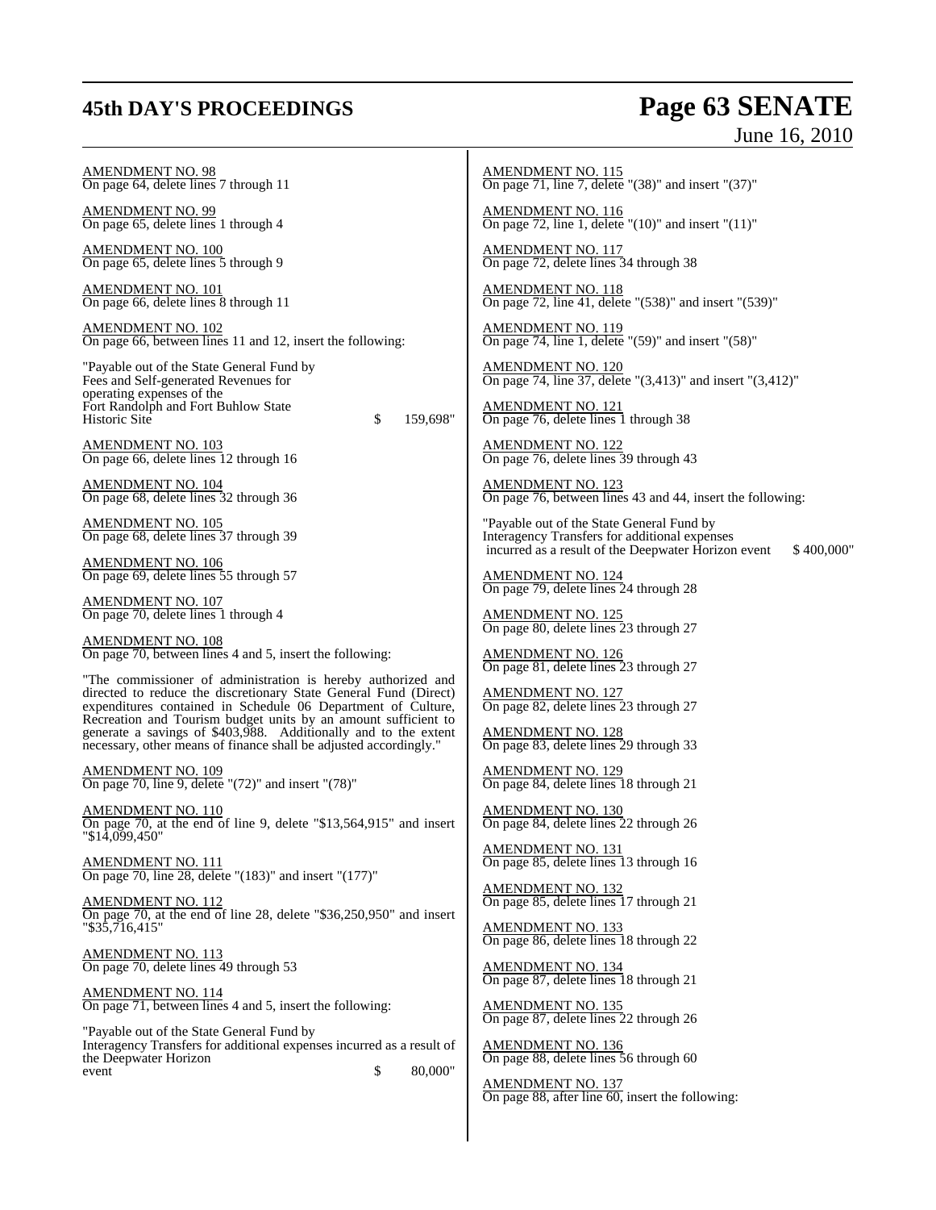AMENDMENT NO. 98
On page 64, delete lines 7 through 11

AMENDMENT NO. 99
On page 65, delete lines 1 through 4

AMENDMENT NO. 100
On page 65, delete lines 5 through 9

AMENDMENT NO. 101
On page 66, delete lines 8 through 11

AMENDMENT NO. 102
On page 66, between lines 11 and 12, insert the following:

"Payable out of the State General Fund by
Fees and Self-generated Revenues for
operating expenses of the
Fort Randolph and Fort Buhlow State
Historic Site $ 159,698"

AMENDMENT NO. 103
On page 66, delete lines 12 through 16

AMENDMENT NO. 104
On page 68, delete lines 32 through 36

AMENDMENT NO. 105
On page 68, delete lines 37 through 39

AMENDMENT NO. 106
On page 69, delete lines 55 through 57

AMENDMENT NO. 107
On page 70, delete lines 1 through 4

AMENDMENT NO. 108
On page 70, between lines 4 and 5, insert the following:

"The commissioner of administration is hereby authorized and directed to reduce the discretionary State General Fund (Direct) expenditures contained in Schedule 06 Department of Culture, Recreation and Tourism budget units by an amount sufficient to generate a savings of $403,988. Additionally and to the extent necessary, other means of finance shall be adjusted accordingly."

AMENDMENT NO. 109
On page 70, line 9, delete "(72)" and insert "(78)"

AMENDMENT NO. 110
On page 70, at the end of line 9, delete "$13,564,915" and insert "$14,099,450"

AMENDMENT NO. 111
On page 70, line 28, delete "(183)" and insert "(177)"

AMENDMENT NO. 112
On page 70, at the end of line 28, delete "$36,250,950" and insert "$35,716,415"

AMENDMENT NO. 113
On page 70, delete lines 49 through 53

AMENDMENT NO. 114
On page 71, between lines 4 and 5, insert the following:

"Payable out of the State General Fund by
Interagency Transfers for additional expenses incurred as a result of the Deepwater Horizon
event $ 80,000"

AMENDMENT NO. 115
On page 71, line 7, delete "(38)" and insert "(37)"

AMENDMENT NO. 116
On page 72, line 1, delete "(10)" and insert "(11)"

AMENDMENT NO. 117
On page 72, delete lines 34 through 38

AMENDMENT NO. 118
On page 72, line 41, delete "(538)" and insert "(539)"

AMENDMENT NO. 119
On page 74, line 1, delete "(59)" and insert "(58)"

AMENDMENT NO. 120
On page 74, line 37, delete "(3,413)" and insert "(3,412)"

AMENDMENT NO. 121
On page 76, delete lines 1 through 38

AMENDMENT NO. 122
On page 76, delete lines 39 through 43

AMENDMENT NO. 123
On page 76, between lines 43 and 44, insert the following:

"Payable out of the State General Fund by
Interagency Transfers for additional expenses
incurred as a result of the Deepwater Horizon event $ 400,000"

AMENDMENT NO. 124
On page 79, delete lines 24 through 28

AMENDMENT NO. 125
On page 80, delete lines 23 through 27

AMENDMENT NO. 126
On page 81, delete lines 23 through 27

AMENDMENT NO. 127
On page 82, delete lines 23 through 27

AMENDMENT NO. 128
On page 83, delete lines 29 through 33

AMENDMENT NO. 129
On page 84, delete lines 18 through 21

AMENDMENT NO. 130
On page 84, delete lines 22 through 26

AMENDMENT NO. 131
On page 85, delete lines 13 through 16

AMENDMENT NO. 132
On page 85, delete lines 17 through 21

AMENDMENT NO. 133
On page 86, delete lines 18 through 22

AMENDMENT NO. 134
On page 87, delete lines 18 through 21

AMENDMENT NO. 135
On page 87, delete lines 22 through 26

AMENDMENT NO. 136
On page 88, delete lines 56 through 60

AMENDMENT NO. 137
On page 88, after line 60, insert the following: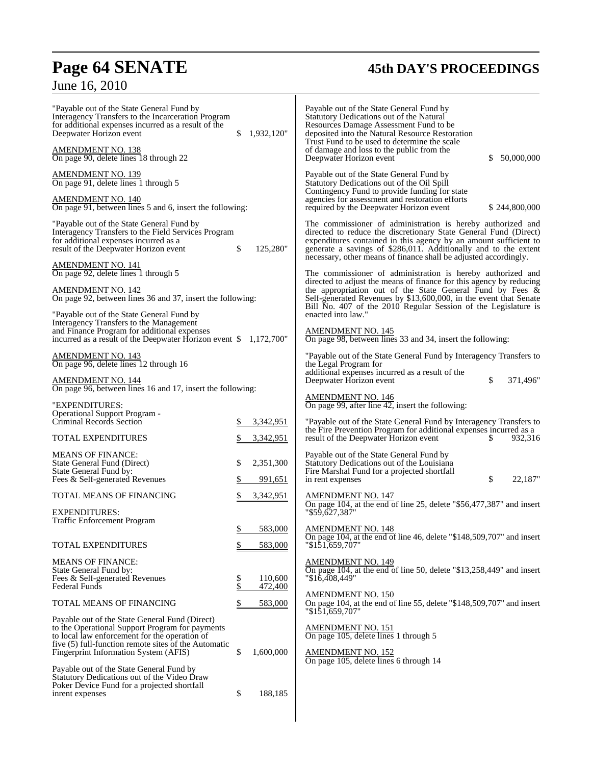"Payable out of the State General Fund by Interagency Transfers to the Incarceration Program for additional expenses incurred as a result of the Deepwater Horizon event $ 1,932,120"

AMENDMENT NO. 138
On page 90, delete lines 18 through 22

AMENDMENT NO. 139
On page 91, delete lines 1 through 5

AMENDMENT NO. 140
On page 91, between lines 5 and 6, insert the following:

"Payable out of the State General Fund by Interagency Transfers to the Field Services Program for additional expenses incurred as a result of the Deepwater Horizon event $ 125,280"

AMENDMENT NO. 141
On page 92, delete lines 1 through 5

AMENDMENT NO. 142
On page 92, between lines 36 and 37, insert the following:

"Payable out of the State General Fund by Interagency Transfers to the Management and Finance Program for additional expenses incurred as a result of the Deepwater Horizon event $ 1,172,700"

AMENDMENT NO. 143
On page 96, delete lines 12 through 16

AMENDMENT NO. 144
On page 96, between lines 16 and 17, insert the following:

| | |
|---|---|
| "EXPENDITURES: | |
| Operational Support Program - Criminal Records Section | $ 3,342,951 |
| TOTAL EXPENDITURES | $ 3,342,951 |
| MEANS OF FINANCE: | |
| State General Fund (Direct) | $ 2,351,300 |
| State General Fund by: | |
| Fees & Self-generated Revenues | $ 991,651 |
| TOTAL MEANS OF FINANCING | $ 3,342,951 |
| EXPENDITURES: | |
| Traffic Enforcement Program | $ 583,000 |
| TOTAL EXPENDITURES | $ 583,000 |
| MEANS OF FINANCE: | |
| State General Fund by: | |
| Fees & Self-generated Revenues | $ 110,600 |
| Federal Funds | $ 472,400 |
| TOTAL MEANS OF FINANCING | $ 583,000 |

Payable out of the State General Fund (Direct) to the Operational Support Program for payments to local law enforcement for the operation of five (5) full-function remote sites of the Automatic Fingerprint Information System (AFIS) $ 1,600,000

Payable out of the State General Fund by Statutory Dedications out of the Video Draw Poker Device Fund for a projected shortfall inrent expenses $ 188,185

Payable out of the State General Fund by Statutory Dedications out of the Natural Resources Damage Assessment Fund to be deposited into the Natural Resource Restoration Trust Fund to be used to determine the scale of damage and loss to the public from the Deepwater Horizon event $ 50,000,000

Payable out of the State General Fund by Statutory Dedications out of the Oil Spill Contingency Fund to provide funding for state agencies for assessment and restoration efforts required by the Deepwater Horizon event $ 244,800,000

The commissioner of administration is hereby authorized and directed to reduce the discretionary State General Fund (Direct) expenditures contained in this agency by an amount sufficient to generate a savings of $286,011. Additionally and to the extent necessary, other means of finance shall be adjusted accordingly.

The commissioner of administration is hereby authorized and directed to adjust the means of finance for this agency by reducing the appropriation out of the State General Fund by Fees & Self-generated Revenues by $13,600,000, in the event that Senate Bill No. 407 of the 2010 Regular Session of the Legislature is enacted into law."

AMENDMENT NO. 145
On page 98, between lines 33 and 34, insert the following:

"Payable out of the State General Fund by Interagency Transfers to the Legal Program for additional expenses incurred as a result of the Deepwater Horizon event $ 371,496"

AMENDMENT NO. 146
On page 99, after line 42, insert the following:

"Payable out of the State General Fund by Interagency Transfers to the Fire Prevention Program for additional expenses incurred as a result of the Deepwater Horizon event $ 932,316

Payable out of the State General Fund by Statutory Dedications out of the Louisiana Fire Marshal Fund for a projected shortfall in rent expenses $ 22,187"

AMENDMENT NO. 147
On page 104, at the end of line 25, delete "$56,477,387" and insert "$59,627,387"

AMENDMENT NO. 148
On page 104, at the end of line 46, delete "$148,509,707" and insert "$151,659,707"

AMENDMENT NO. 149
On page 104, at the end of line 50, delete "$13,258,449" and insert "$16,408,449"

AMENDMENT NO. 150
On page 104, at the end of line 55, delete "$148,509,707" and insert "$151,659,707"

AMENDMENT NO. 151
On page 105, delete lines 1 through 5

AMENDMENT NO. 152
On page 105, delete lines 6 through 14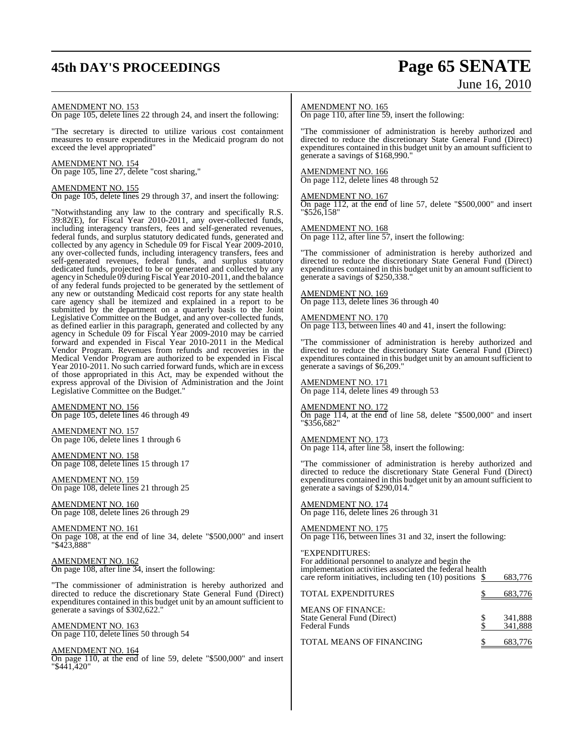AMENDMENT NO. 153
On page 105, delete lines 22 through 24, and insert the following:

"The secretary is directed to utilize various cost containment measures to ensure expenditures in the Medicaid program do not exceed the level appropriated"

AMENDMENT NO. 154
On page 105, line 27, delete "cost sharing,"

AMENDMENT NO. 155
On page 105, delete lines 29 through 37, and insert the following:

"Notwithstanding any law to the contrary and specifically R.S. 39:82(E), for Fiscal Year 2010-2011, any over-collected funds, including interagency transfers, fees and self-generated revenues, federal funds, and surplus statutory dedicated funds, generated and collected by any agency in Schedule 09 for Fiscal Year 2009-2010, any over-collected funds, including interagency transfers, fees and self-generated revenues, federal funds, and surplus statutory dedicated funds, projected to be or generated and collected by any agency in Schedule 09 during Fiscal Year 2010-2011, and the balance of any federal funds projected to be generated by the settlement of any new or outstanding Medicaid cost reports for any state health care agency shall be itemized and explained in a report to be submitted by the department on a quarterly basis to the Joint Legislative Committee on the Budget, and any over-collected funds, as defined earlier in this paragraph, generated and collected by any agency in Schedule 09 for Fiscal Year 2009-2010 may be carried forward and expended in Fiscal Year 2010-2011 in the Medical Vendor Program. Revenues from refunds and recoveries in the Medical Vendor Program are authorized to be expended in Fiscal Year 2010-2011. No such carried forward funds, which are in excess of those appropriated in this Act, may be expended without the express approval of the Division of Administration and the Joint Legislative Committee on the Budget."

AMENDMENT NO. 156
On page 105, delete lines 46 through 49

AMENDMENT NO. 157
On page 106, delete lines 1 through 6

AMENDMENT NO. 158
On page 108, delete lines 15 through 17

AMENDMENT NO. 159
On page 108, delete lines 21 through 25

AMENDMENT NO. 160
On page 108, delete lines 26 through 29

AMENDMENT NO. 161
On page 108, at the end of line 34, delete "$500,000" and insert "$423,888"

AMENDMENT NO. 162
On page 108, after line 34, insert the following:

"The commissioner of administration is hereby authorized and directed to reduce the discretionary State General Fund (Direct) expenditures contained in this budget unit by an amount sufficient to generate a savings of $302,622."

AMENDMENT NO. 163
On page 110, delete lines 50 through 54

AMENDMENT NO. 164
On page 110, at the end of line 59, delete "$500,000" and insert "$441,420"

AMENDMENT NO. 165
On page 110, after line 59, insert the following:

"The commissioner of administration is hereby authorized and directed to reduce the discretionary State General Fund (Direct) expenditures contained in this budget unit by an amount sufficient to generate a savings of $168,990."

AMENDMENT NO. 166
On page 112, delete lines 48 through 52

AMENDMENT NO. 167
On page 112, at the end of line 57, delete "$500,000" and insert "$526,158"

AMENDMENT NO. 168
On page 112, after line 57, insert the following:

"The commissioner of administration is hereby authorized and directed to reduce the discretionary State General Fund (Direct) expenditures contained in this budget unit by an amount sufficient to generate a savings of $250,338."

AMENDMENT NO. 169
On page 113, delete lines 36 through 40

AMENDMENT NO. 170
On page 113, between lines 40 and 41, insert the following:

"The commissioner of administration is hereby authorized and directed to reduce the discretionary State General Fund (Direct) expenditures contained in this budget unit by an amount sufficient to generate a savings of $6,209."

AMENDMENT NO. 171
On page 114, delete lines 49 through 53

AMENDMENT NO. 172
On page 114, at the end of line 58, delete "$500,000" and insert "$356,682"

AMENDMENT NO. 173
On page 114, after line 58, insert the following:

"The commissioner of administration is hereby authorized and directed to reduce the discretionary State General Fund (Direct) expenditures contained in this budget unit by an amount sufficient to generate a savings of $290,014."

AMENDMENT NO. 174
On page 116, delete lines 26 through 31

AMENDMENT NO. 175
On page 116, between lines 31 and 32, insert the following:

"EXPENDITURES:

| | |
|---|---|
| For additional personnel to analyze and begin the implementation activities associated the federal health care reform initiatives, including ten (10) positions | $ 683,776 |
| TOTAL EXPENDITURES | $ 683,776 |
| MEANS OF FINANCE: | |
| State General Fund (Direct) | $ 341,888 |
| Federal Funds | $ 341,888 |
| TOTAL MEANS OF FINANCING | $ 683,776 |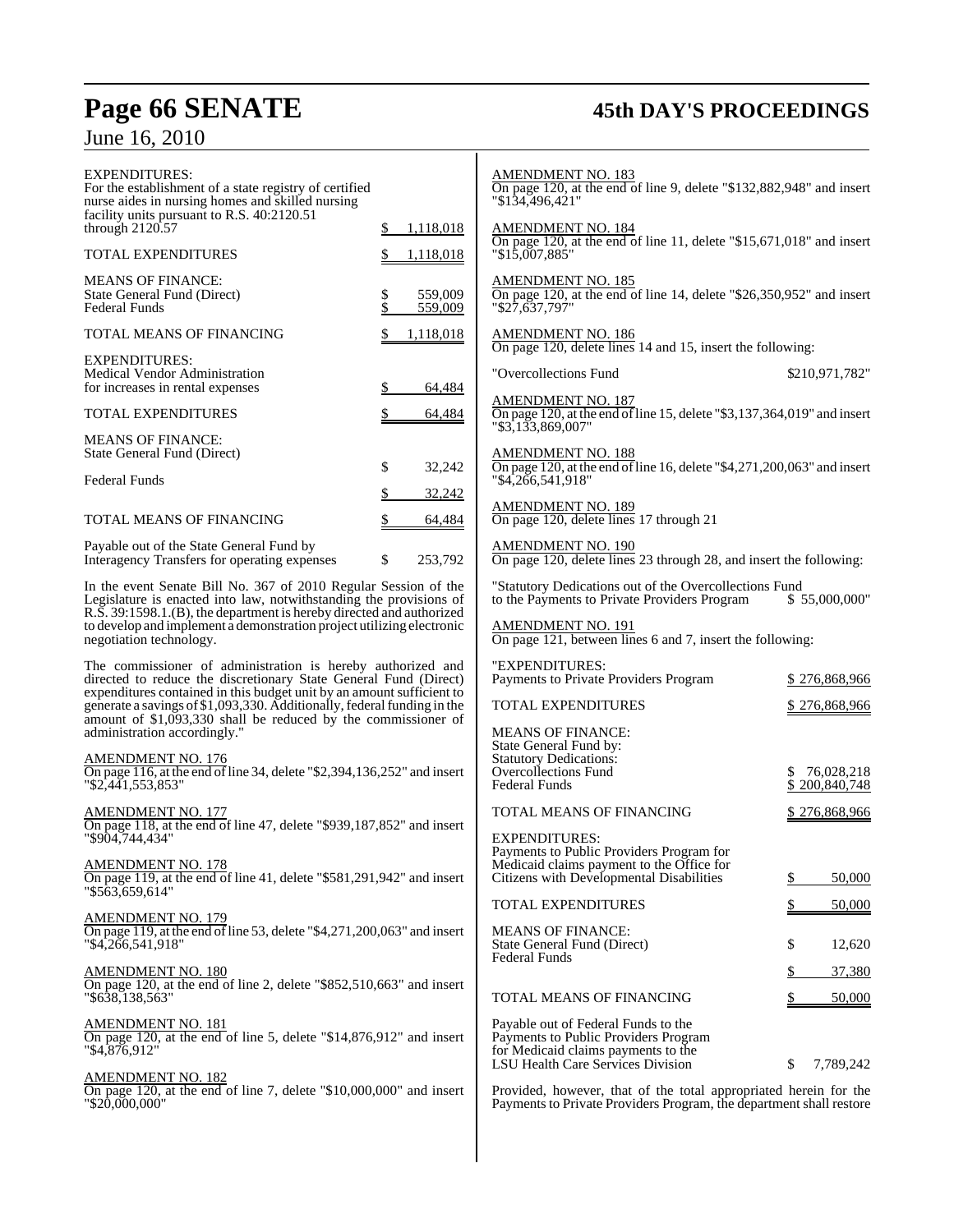EXPENDITURES:

| | |
|---|---|
| For the establishment of a state registry of certified nurse aides in nursing homes and skilled nursing facility units pursuant to R.S. 40:2120.51 through 2120.57 | $ 1,118,018 |
| TOTAL EXPENDITURES | $ 1,118,018 |

MEANS OF FINANCE:

| | |
|---|---|
| State General Fund (Direct) | $ 559,009 |
| Federal Funds | $ 559,009 |
| TOTAL MEANS OF FINANCING | $ 1,118,018 |

EXPENDITURES:

| | |
|---|---|
| Medical Vendor Administration for increases in rental expenses | $ 64,484 |
| TOTAL EXPENDITURES | $ 64,484 |

MEANS OF FINANCE:

| | |
|---|---|
| State General Fund (Direct) | $ 32,242 |
| Federal Funds | $ 32,242 |
| TOTAL MEANS OF FINANCING | $ 64,484 |
| Payable out of the State General Fund by Interagency Transfers for operating expenses | $ 253,792 |

In the event Senate Bill No. 367 of 2010 Regular Session of the Legislature is enacted into law, notwithstanding the provisions of R.S. 39:1598.1.(B), the department is hereby directed and authorized to develop and implement a demonstration project utilizing electronic negotiation technology.

The commissioner of administration is hereby authorized and directed to reduce the discretionary State General Fund (Direct) expenditures contained in this budget unit by an amount sufficient to generate a savings of $1,093,330. Additionally, federal funding in the amount of $1,093,330 shall be reduced by the commissioner of administration accordingly."

AMENDMENT NO. 176
On page 116, at the end of line 34, delete "$2,394,136,252" and insert "$2,441,553,853"

AMENDMENT NO. 177
On page 118, at the end of line 47, delete "$939,187,852" and insert "$904,744,434"

AMENDMENT NO. 178
On page 119, at the end of line 41, delete "$581,291,942" and insert "$563,659,614"

AMENDMENT NO. 179
On page 119, at the end of line 53, delete "$4,271,200,063" and insert "$4,266,541,918"

AMENDMENT NO. 180
On page 120, at the end of line 2, delete "$852,510,663" and insert "$638,138,563"

AMENDMENT NO. 181
On page 120, at the end of line 5, delete "$14,876,912" and insert "$4,876,912"

AMENDMENT NO. 182
On page 120, at the end of line 7, delete "$10,000,000" and insert "$20,000,000"

AMENDMENT NO. 183
On page 120, at the end of line 9, delete "$132,882,948" and insert "$134,496,421"

AMENDMENT NO. 184
On page 120, at the end of line 11, delete "$15,671,018" and insert "$15,007,885"

AMENDMENT NO. 185
On page 120, at the end of line 14, delete "$26,350,952" and insert "$27,637,797"

AMENDMENT NO. 186
On page 120, delete lines 14 and 15, insert the following:

| | |
|---|---|
| "Overcollections Fund | $210,971,782" |

AMENDMENT NO. 187
On page 120, at the end of line 15, delete "$3,137,364,019" and insert "$3,133,869,007"

AMENDMENT NO. 188
On page 120, at the end of line 16, delete "$4,271,200,063" and insert "$4,266,541,918"

AMENDMENT NO. 189
On page 120, delete lines 17 through 21

AMENDMENT NO. 190
On page 120, delete lines 23 through 28, and insert the following:

| | |
|---|---|
| "Statutory Dedications out of the Overcollections Fund to the Payments to Private Providers Program | $ 55,000,000" |

AMENDMENT NO. 191
On page 121, between lines 6 and 7, insert the following:

"EXPENDITURES:

| | |
|---|---|
| Payments to Private Providers Program | $ 276,868,966 |
| TOTAL EXPENDITURES | $ 276,868,966 |

MEANS OF FINANCE:

| | |
|---|---|
| State General Fund by: | |
| Statutory Dedications: | |
| Overcollections Fund | $ 76,028,218 |
| Federal Funds | $ 200,840,748 |
| TOTAL MEANS OF FINANCING | $ 276,868,966 |

EXPENDITURES:

| | |
|---|---|
| Payments to Public Providers Program for Medicaid claims payment to the Office for Citizens with Developmental Disabilities | $ 50,000 |
| TOTAL EXPENDITURES | $ 50,000 |

MEANS OF FINANCE:

| | |
|---|---|
| State General Fund (Direct) | $ 12,620 |
| Federal Funds | $ 37,380 |
| TOTAL MEANS OF FINANCING | $ 50,000 |
| Payable out of Federal Funds to the Payments to Public Providers Program for Medicaid claims payments to the LSU Health Care Services Division | $ 7,789,242 |

Provided, however, that of the total appropriated herein for the Payments to Private Providers Program, the department shall restore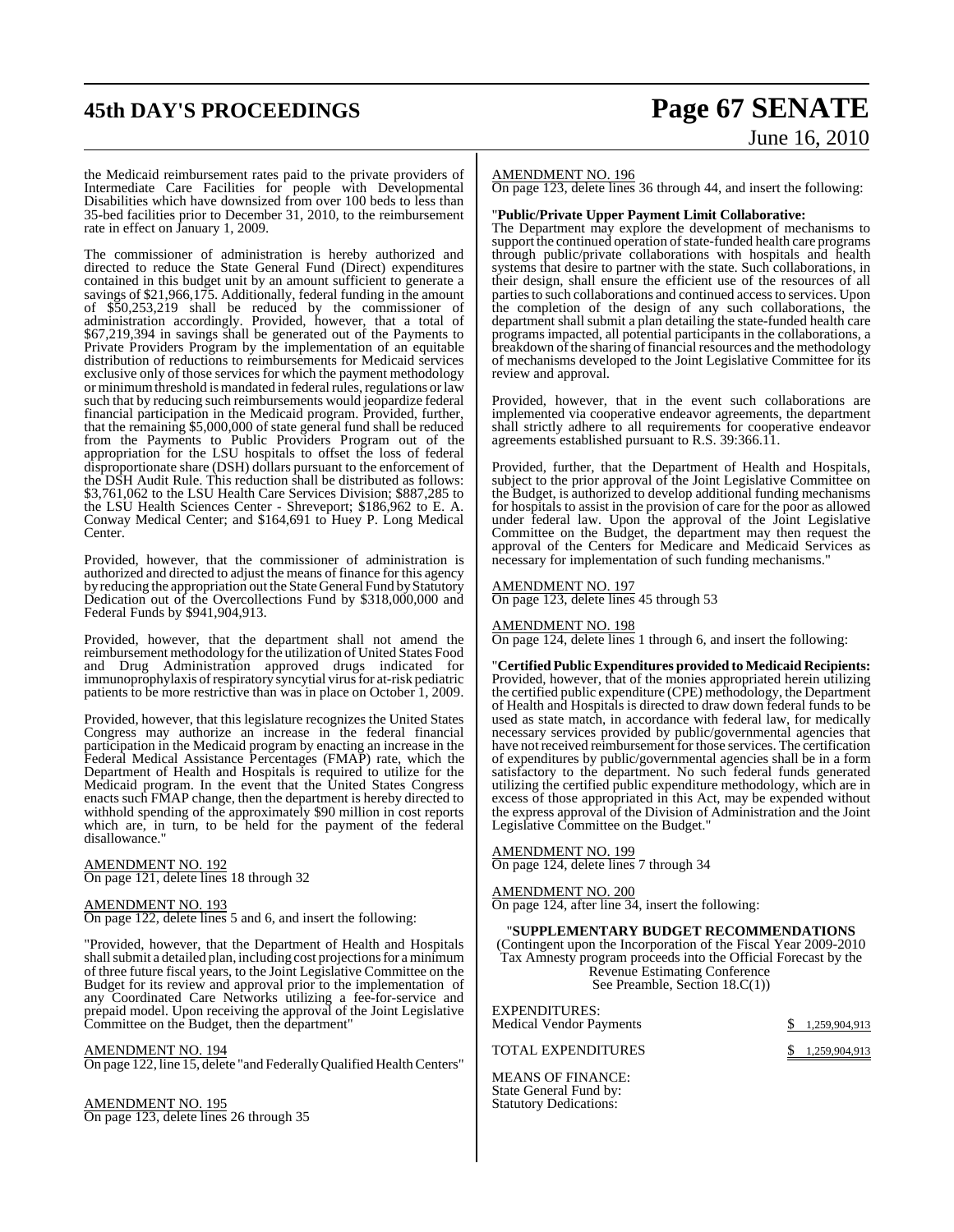the Medicaid reimbursement rates paid to the private providers of Intermediate Care Facilities for people with Developmental Disabilities which have downsized from over 100 beds to less than 35-bed facilities prior to December 31, 2010, to the reimbursement rate in effect on January 1, 2009.

The commissioner of administration is hereby authorized and directed to reduce the State General Fund (Direct) expenditures contained in this budget unit by an amount sufficient to generate a savings of $21,966,175. Additionally, federal funding in the amount of $50,253,219 shall be reduced by the commissioner of administration accordingly. Provided, however, that a total of $67,219,394 in savings shall be generated out of the Payments to Private Providers Program by the implementation of an equitable distribution of reductions to reimbursements for Medicaid services exclusive only of those services for which the payment methodology or minimum threshold is mandated in federal rules, regulations or law such that by reducing such reimbursements would jeopardize federal financial participation in the Medicaid program. Provided, further, that the remaining $5,000,000 of state general fund shall be reduced from the Payments to Public Providers Program out of the appropriation for the LSU hospitals to offset the loss of federal disproportionate share (DSH) dollars pursuant to the enforcement of the DSH Audit Rule. This reduction shall be distributed as follows: $3,761,062 to the LSU Health Care Services Division; $887,285 to the LSU Health Sciences Center - Shreveport; $186,962 to E. A. Conway Medical Center; and $164,691 to Huey P. Long Medical Center.

Provided, however, that the commissioner of administration is authorized and directed to adjust the means of finance for this agency by reducing the appropriation out the State General Fund by Statutory Dedication out of the Overcollections Fund by $318,000,000 and Federal Funds by $941,904,913.

Provided, however, that the department shall not amend the reimbursement methodology for the utilization of United States Food and Drug Administration approved drugs indicated for immunoprophylaxis of respiratory syncytial virus for at-risk pediatric patients to be more restrictive than was in place on October 1, 2009.

Provided, however, that this legislature recognizes the United States Congress may authorize an increase in the federal financial participation in the Medicaid program by enacting an increase in the Federal Medical Assistance Percentages (FMAP) rate, which the Department of Health and Hospitals is required to utilize for the Medicaid program. In the event that the United States Congress enacts such FMAP change, then the department is hereby directed to withhold spending of the approximately $90 million in cost reports which are, in turn, to be held for the payment of the federal disallowance."

AMENDMENT NO. 192
On page 121, delete lines 18 through 32

AMENDMENT NO. 193
On page 122, delete lines 5 and 6, and insert the following:

"Provided, however, that the Department of Health and Hospitals shall submit a detailed plan, including cost projections for a minimum of three future fiscal years, to the Joint Legislative Committee on the Budget for its review and approval prior to the implementation of any Coordinated Care Networks utilizing a fee-for-service and prepaid model. Upon receiving the approval of the Joint Legislative Committee on the Budget, then the department"

AMENDMENT NO. 194
On page 122, line 15, delete "and Federally Qualified Health Centers"

AMENDMENT NO. 195
On page 123, delete lines 26 through 35

AMENDMENT NO. 196
On page 123, delete lines 36 through 44, and insert the following:

"**Public/Private Upper Payment Limit Collaborative:**
The Department may explore the development of mechanisms to support the continued operation of state-funded health care programs through public/private collaborations with hospitals and health systems that desire to partner with the state. Such collaborations, in their design, shall ensure the efficient use of the resources of all parties to such collaborations and continued access to services. Upon the completion of the design of any such collaborations, the department shall submit a plan detailing the state-funded health care programs impacted, all potential participants in the collaborations, a breakdown of the sharing of financial resources and the methodology of mechanisms developed to the Joint Legislative Committee for its review and approval.

Provided, however, that in the event such collaborations are implemented via cooperative endeavor agreements, the department shall strictly adhere to all requirements for cooperative endeavor agreements established pursuant to R.S. 39:366.11.

Provided, further, that the Department of Health and Hospitals, subject to the prior approval of the Joint Legislative Committee on the Budget, is authorized to develop additional funding mechanisms for hospitals to assist in the provision of care for the poor as allowed under federal law. Upon the approval of the Joint Legislative Committee on the Budget, the department may then request the approval of the Centers for Medicare and Medicaid Services as necessary for implementation of such funding mechanisms."

AMENDMENT NO. 197
On page 123, delete lines 45 through 53

AMENDMENT NO. 198
On page 124, delete lines 1 through 6, and insert the following:

"**Certified Public Expenditures provided to Medicaid Recipients:**
Provided, however, that of the monies appropriated herein utilizing the certified public expenditure (CPE) methodology, the Department of Health and Hospitals is directed to draw down federal funds to be used as state match, in accordance with federal law, for medically necessary services provided by public/governmental agencies that have not received reimbursement for those services. The certification of expenditures by public/governmental agencies shall be in a form satisfactory to the department. No such federal funds generated utilizing the certified public expenditure methodology, which are in excess of those appropriated in this Act, may be expended without the express approval of the Division of Administration and the Joint Legislative Committee on the Budget."

AMENDMENT NO. 199
On page 124, delete lines 7 through 34

AMENDMENT NO. 200
On page 124, after line 34, insert the following:

"**SUPPLEMENTARY BUDGET RECOMMENDATIONS**
(Contingent upon the Incorporation of the Fiscal Year 2009-2010 Tax Amnesty program proceeds into the Official Forecast by the Revenue Estimating Conference
See Preamble, Section 18.C(1))

EXPENDITURES:
Medical Vendor Payments $ 1,259,904,913

TOTAL EXPENDITURES $ 1,259,904,913

MEANS OF FINANCE:
State General Fund by:
Statutory Dedications: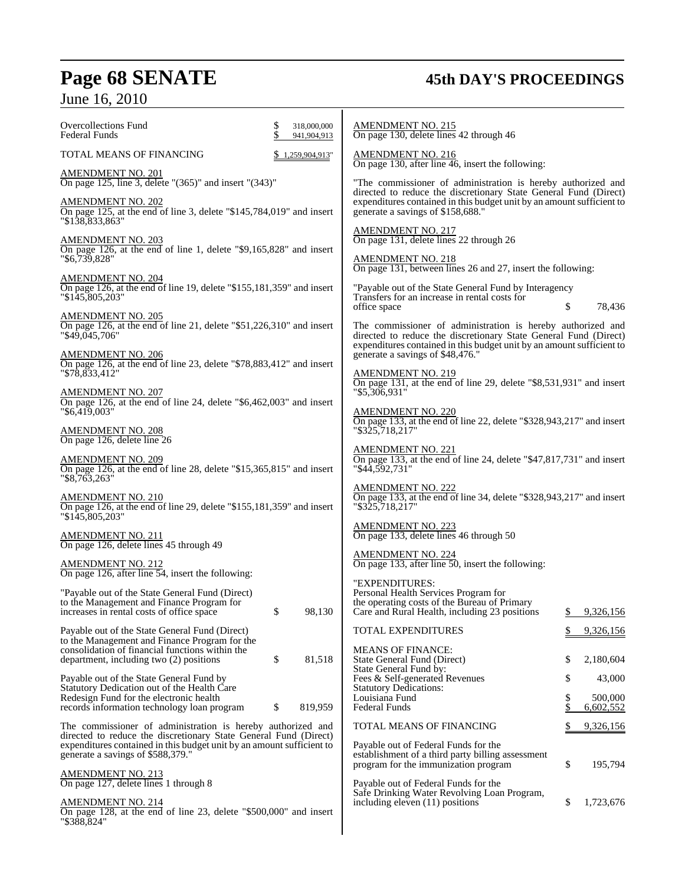| | |
|---|---|
| Overcollections Fund | $ 318,000,000 |
| Federal Funds | $ 941,904,913 |
| TOTAL MEANS OF FINANCING | $ 1,259,904,913" |

AMENDMENT NO. 201
On page 125, line 3, delete "(365)" and insert "(343)"

AMENDMENT NO. 202
On page 125, at the end of line 3, delete "$145,784,019" and insert "$138,833,863"

AMENDMENT NO. 203
On page 126, at the end of line 1, delete "$9,165,828" and insert "$6,739,828"

AMENDMENT NO. 204
On page 126, at the end of line 19, delete "$155,181,359" and insert "$145,805,203"

AMENDMENT NO. 205
On page 126, at the end of line 21, delete "$51,226,310" and insert "$49,045,706"

AMENDMENT NO. 206
On page 126, at the end of line 23, delete "$78,883,412" and insert "$78,833,412"

AMENDMENT NO. 207
On page 126, at the end of line 24, delete "$6,462,003" and insert "$6,419,003"

AMENDMENT NO. 208
On page 126, delete line 26

AMENDMENT NO. 209
On page 126, at the end of line 28, delete "$15,365,815" and insert "$8,763,263"

AMENDMENT NO. 210
On page 126, at the end of line 29, delete "$155,181,359" and insert "$145,805,203"

AMENDMENT NO. 211
On page 126, delete lines 45 through 49

AMENDMENT NO. 212
On page 126, after line 54, insert the following:

| | |
|---|---|
| "Payable out of the State General Fund (Direct) to the Management and Finance Program for increases in rental costs of office space | $ 98,130 |
| Payable out of the State General Fund (Direct) to the Management and Finance Program for the consolidation of financial functions within the department, including two (2) positions | $ 81,518 |
| Payable out of the State General Fund by Statutory Dedication out of the Health Care Redesign Fund for the electronic health records information technology loan program | $ 819,959 |

The commissioner of administration is hereby authorized and directed to reduce the discretionary State General Fund (Direct) expenditures contained in this budget unit by an amount sufficient to generate a savings of $588,379."

AMENDMENT NO. 213
On page 127, delete lines 1 through 8

AMENDMENT NO. 214
On page 128, at the end of line 23, delete "$500,000" and insert "$388,824"

AMENDMENT NO. 215
On page 130, delete lines 42 through 46

AMENDMENT NO. 216
On page 130, after line 46, insert the following:

"The commissioner of administration is hereby authorized and directed to reduce the discretionary State General Fund (Direct) expenditures contained in this budget unit by an amount sufficient to generate a savings of $158,688."

AMENDMENT NO. 217
On page 131, delete lines 22 through 26

AMENDMENT NO. 218
On page 131, between lines 26 and 27, insert the following:

| | |
|---|---|
| "Payable out of the State General Fund by Interagency Transfers for an increase in rental costs for office space | $ 78,436 |

The commissioner of administration is hereby authorized and directed to reduce the discretionary State General Fund (Direct) expenditures contained in this budget unit by an amount sufficient to generate a savings of $48,476."

AMENDMENT NO. 219
On page 131, at the end of line 29, delete "$8,531,931" and insert "$5,306,931"

AMENDMENT NO. 220
On page 133, at the end of line 22, delete "$328,943,217" and insert "$325,718,217"

AMENDMENT NO. 221
On page 133, at the end of line 24, delete "$47,817,731" and insert "$44,592,731"

AMENDMENT NO. 222
On page 133, at the end of line 34, delete "$328,943,217" and insert "$325,718,217"

AMENDMENT NO. 223
On page 133, delete lines 46 through 50

AMENDMENT NO. 224
On page 133, after line 50, insert the following:

| | |
|---|---|
| "EXPENDITURES: | |
| Personal Health Services Program for the operating costs of the Bureau of Primary Care and Rural Health, including 23 positions | $ 9,326,156 |
| TOTAL EXPENDITURES | $ 9,326,156 |
| MEANS OF FINANCE: | |
| State General Fund (Direct) | $ 2,180,604 |
| State General Fund by: | |
| Fees & Self-generated Revenues | $ 43,000 |
| Statutory Dedications: | |
| Louisiana Fund | $ 500,000 |
| Federal Funds | $ 6,602,552 |
| TOTAL MEANS OF FINANCING | $ 9,326,156 |
| Payable out of Federal Funds for the establishment of a third party billing assessment program for the immunization program | $ 195,794 |
| Payable out of Federal Funds for the Safe Drinking Water Revolving Loan Program, including eleven (11) positions | $ 1,723,676 |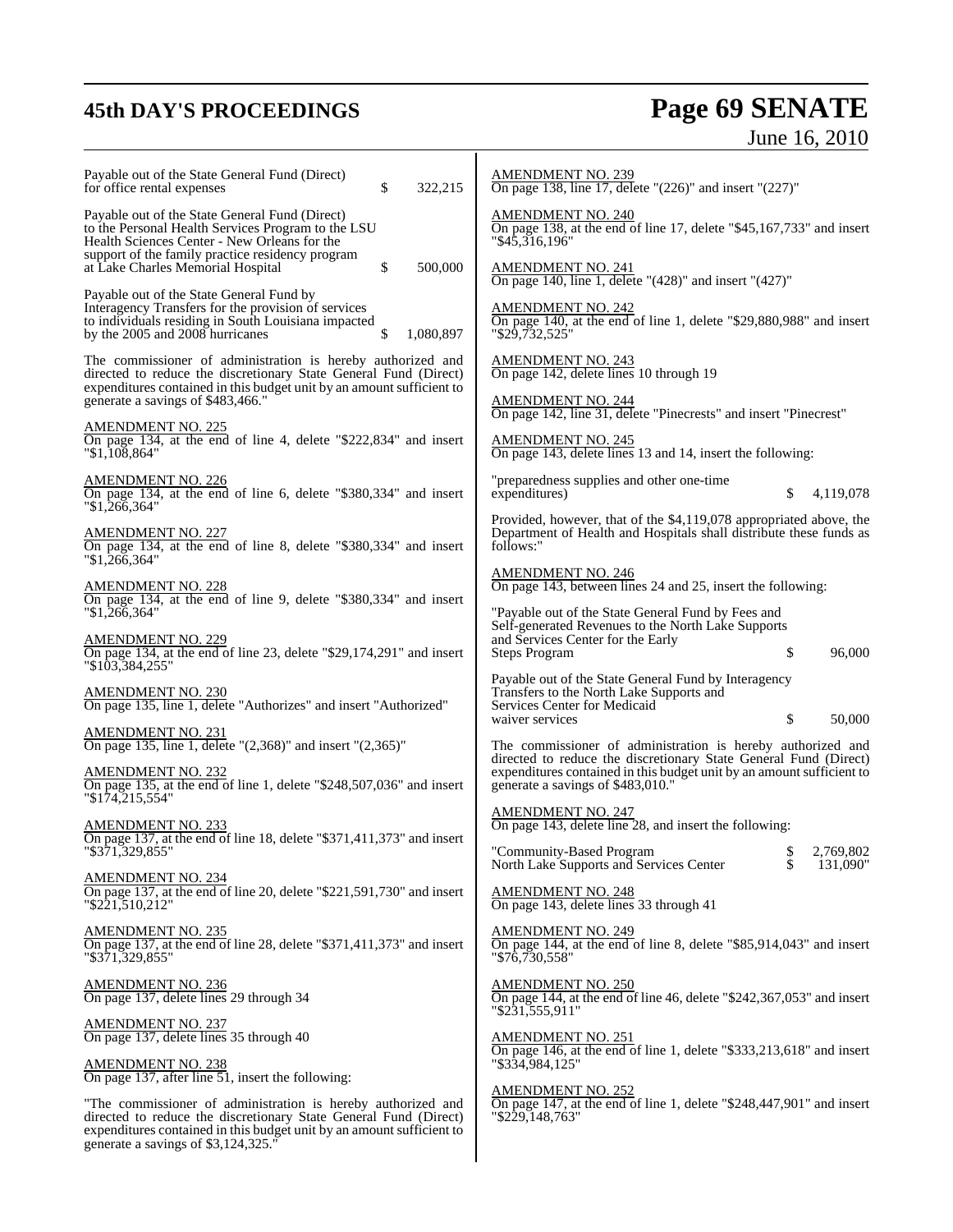Payable out of the State General Fund (Direct) for office rental expenses $ 322,215

Payable out of the State General Fund (Direct) to the Personal Health Services Program to the LSU Health Sciences Center - New Orleans for the support of the family practice residency program at Lake Charles Memorial Hospital $ 500,000

Payable out of the State General Fund by Interagency Transfers for the provision of services to individuals residing in South Louisiana impacted by the 2005 and 2008 hurricanes $ 1,080,897

The commissioner of administration is hereby authorized and directed to reduce the discretionary State General Fund (Direct) expenditures contained in this budget unit by an amount sufficient to generate a savings of $483,466."

AMENDMENT NO. 225
On page 134, at the end of line 4, delete "$222,834" and insert "$1,108,864"

AMENDMENT NO. 226
On page 134, at the end of line 6, delete "$380,334" and insert "$1,266,364"

AMENDMENT NO. 227
On page 134, at the end of line 8, delete "$380,334" and insert "$1,266,364"

AMENDMENT NO. 228
On page 134, at the end of line 9, delete "$380,334" and insert "$1,266,364"

AMENDMENT NO. 229
On page 134, at the end of line 23, delete "$29,174,291" and insert "$103,384,255"

AMENDMENT NO. 230
On page 135, line 1, delete "Authorizes" and insert "Authorized"

AMENDMENT NO. 231
On page 135, line 1, delete "(2,368)" and insert "(2,365)"

AMENDMENT NO. 232
On page 135, at the end of line 1, delete "$248,507,036" and insert "$174,215,554"

AMENDMENT NO. 233
On page 137, at the end of line 18, delete "$371,411,373" and insert "$371,329,855"

AMENDMENT NO. 234
On page 137, at the end of line 20, delete "$221,591,730" and insert "$221,510,212"

AMENDMENT NO. 235
On page 137, at the end of line 28, delete "$371,411,373" and insert "$371,329,855"

AMENDMENT NO. 236
On page 137, delete lines 29 through 34

AMENDMENT NO. 237
On page 137, delete lines 35 through 40

AMENDMENT NO. 238
On page 137, after line 51, insert the following:

"The commissioner of administration is hereby authorized and directed to reduce the discretionary State General Fund (Direct) expenditures contained in this budget unit by an amount sufficient to generate a savings of $3,124,325."

AMENDMENT NO. 239
On page 138, line 17, delete "(226)" and insert "(227)"

AMENDMENT NO. 240
On page 138, at the end of line 17, delete "$45,167,733" and insert "$45,316,196"

AMENDMENT NO. 241
On page 140, line 1, delete "(428)" and insert "(427)"

AMENDMENT NO. 242
On page 140, at the end of line 1, delete "$29,880,988" and insert "$29,732,525"

AMENDMENT NO. 243
On page 142, delete lines 10 through 19

AMENDMENT NO. 244
On page 142, line 31, delete "Pinecrests" and insert "Pinecrest"

AMENDMENT NO. 245
On page 143, delete lines 13 and 14, insert the following:

"preparedness supplies and other one-time expenditures) $ 4,119,078

Provided, however, that of the $4,119,078 appropriated above, the Department of Health and Hospitals shall distribute these funds as follows:"

AMENDMENT NO. 246
On page 143, between lines 24 and 25, insert the following:

"Payable out of the State General Fund by Fees and Self-generated Revenues to the North Lake Supports and Services Center for the Early Steps Program $ 96,000

Payable out of the State General Fund by Interagency Transfers to the North Lake Supports and Services Center for Medicaid waiver services $ 50,000

The commissioner of administration is hereby authorized and directed to reduce the discretionary State General Fund (Direct) expenditures contained in this budget unit by an amount sufficient to generate a savings of $483,010."

AMENDMENT NO. 247
On page 143, delete line 28, and insert the following:

"Community-Based Program $ 2,769,802
North Lake Supports and Services Center $ 131,090"

AMENDMENT NO. 248
On page 143, delete lines 33 through 41

AMENDMENT NO. 249
On page 144, at the end of line 8, delete "$85,914,043" and insert "$76,730,558"

AMENDMENT NO. 250
On page 144, at the end of line 46, delete "$242,367,053" and insert "$231,555,911"

AMENDMENT NO. 251
On page 146, at the end of line 1, delete "$333,213,618" and insert "$334,984,125"

AMENDMENT NO. 252
On page 147, at the end of line 1, delete "$248,447,901" and insert "$229,148,763"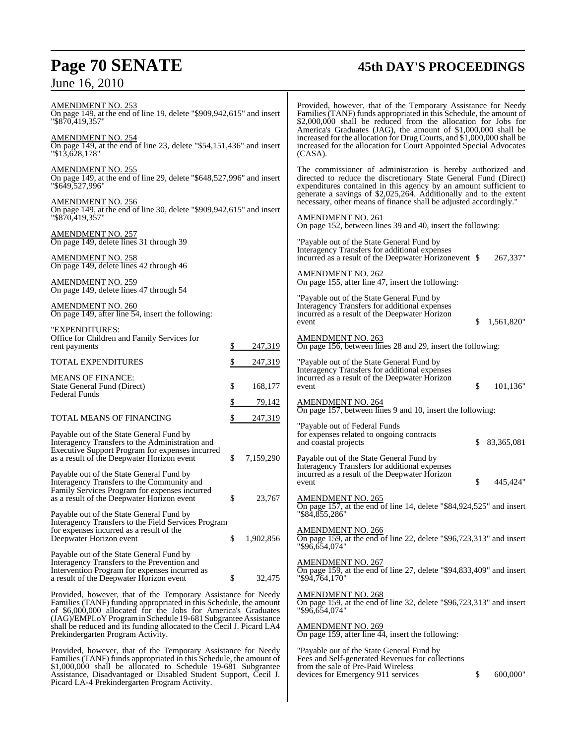AMENDMENT NO. 253
On page 149, at the end of line 19, delete "$909,942,615" and insert "$870,419,357"

AMENDMENT NO. 254
On page 149, at the end of line 23, delete "$54,151,436" and insert "$13,628,178"

AMENDMENT NO. 255
On page 149, at the end of line 29, delete "$648,527,996" and insert "$649,527,996"

AMENDMENT NO. 256
On page 149, at the end of line 30, delete "$909,942,615" and insert "$870,419,357"

AMENDMENT NO. 257
On page 149, delete lines 31 through 39

AMENDMENT NO. 258
On page 149, delete lines 42 through 46

AMENDMENT NO. 259
On page 149, delete lines 47 through 54

AMENDMENT NO. 260
On page 149, after line 54, insert the following:

| "EXPENDITURES: | |
|---|---|
| Office for Children and Family Services for rent payments | $ 247,319 |
| TOTAL EXPENDITURES | $ 247,319 |
| MEANS OF FINANCE: | |
| State General Fund (Direct) | $ 168,177 |
| Federal Funds | $ 79,142 |
| TOTAL MEANS OF FINANCING | $ 247,319 |
| Payable out of the State General Fund by Interagency Transfers to the Administration and Executive Support Program for expenses incurred as a result of the Deepwater Horizon event | $ 7,159,290 |
| Payable out of the State General Fund by Interagency Transfers to the Community and Family Services Program for expenses incurred as a result of the Deepwater Horizon event | $ 23,767 |
| Payable out of the State General Fund by Interagency Transfers to the Field Services Program for expenses incurred as a result of the Deepwater Horizon event | $ 1,902,856 |
| Payable out of the State General Fund by Interagency Transfers to the Prevention and Intervention Program for expenses incurred as a result of the Deepwater Horizon event | $ 32,475 |

Provided, however, that of the Temporary Assistance for Needy Families (TANF) funding appropriated in this Schedule, the amount of $6,000,000 allocated for the Jobs for America's Graduates (JAG)/EMPLoY Program in Schedule 19-681 Subgrantee Assistance shall be reduced and its funding allocated to the Cecil J. Picard LA4 Prekindergarten Program Activity.

Provided, however, that of the Temporary Assistance for Needy Families (TANF) funds appropriated in this Schedule, the amount of $1,000,000 shall be allocated to Schedule 19-681 Subgrantee Assistance, Disadvantaged or Disabled Student Support, Cecil J. Picard LA-4 Prekindergarten Program Activity.

Provided, however, that of the Temporary Assistance for Needy Families (TANF) funds appropriated in this Schedule, the amount of $2,000,000 shall be reduced from the allocation for Jobs for America's Graduates (JAG), the amount of $1,000,000 shall be increased for the allocation for Drug Courts, and $1,000,000 shall be increased for the allocation for Court Appointed Special Advocates (CASA).

The commissioner of administration is hereby authorized and directed to reduce the discretionary State General Fund (Direct) expenditures contained in this agency by an amount sufficient to generate a savings of $2,025,264. Additionally and to the extent necessary, other means of finance shall be adjusted accordingly."

AMENDMENT NO. 261
On page 152, between lines 39 and 40, insert the following:

"Payable out of the State General Fund by Interagency Transfers for additional expenses incurred as a result of the Deepwater Horizonevent $ 267,337"

AMENDMENT NO. 262
On page 155, after line 47, insert the following:

"Payable out of the State General Fund by Interagency Transfers for additional expenses incurred as a result of the Deepwater Horizon event $ 1,561,820"

AMENDMENT NO. 263
On page 156, between lines 28 and 29, insert the following:

"Payable out of the State General Fund by Interagency Transfers for additional expenses incurred as a result of the Deepwater Horizon event $ 101,136"

AMENDMENT NO. 264
On page 157, between lines 9 and 10, insert the following:

"Payable out of Federal Funds for expenses related to ongoing contracts and coastal projects $ 83,365,081

Payable out of the State General Fund by Interagency Transfers for additional expenses incurred as a result of the Deepwater Horizon event $ 445,424"

AMENDMENT NO. 265
On page 157, at the end of line 14, delete "$84,924,525" and insert "$84,855,286"

AMENDMENT NO. 266
On page 159, at the end of line 22, delete "$96,723,313" and insert "$96,654,074"

AMENDMENT NO. 267
On page 159, at the end of line 27, delete "$94,833,409" and insert "$94,764,170"

AMENDMENT NO. 268
On page 159, at the end of line 32, delete "$96,723,313" and insert "$96,654,074"

AMENDMENT NO. 269
On page 159, after line 44, insert the following:

"Payable out of the State General Fund by Fees and Self-generated Revenues for collections from the sale of Pre-Paid Wireless devices for Emergency 911 services $ 600,000"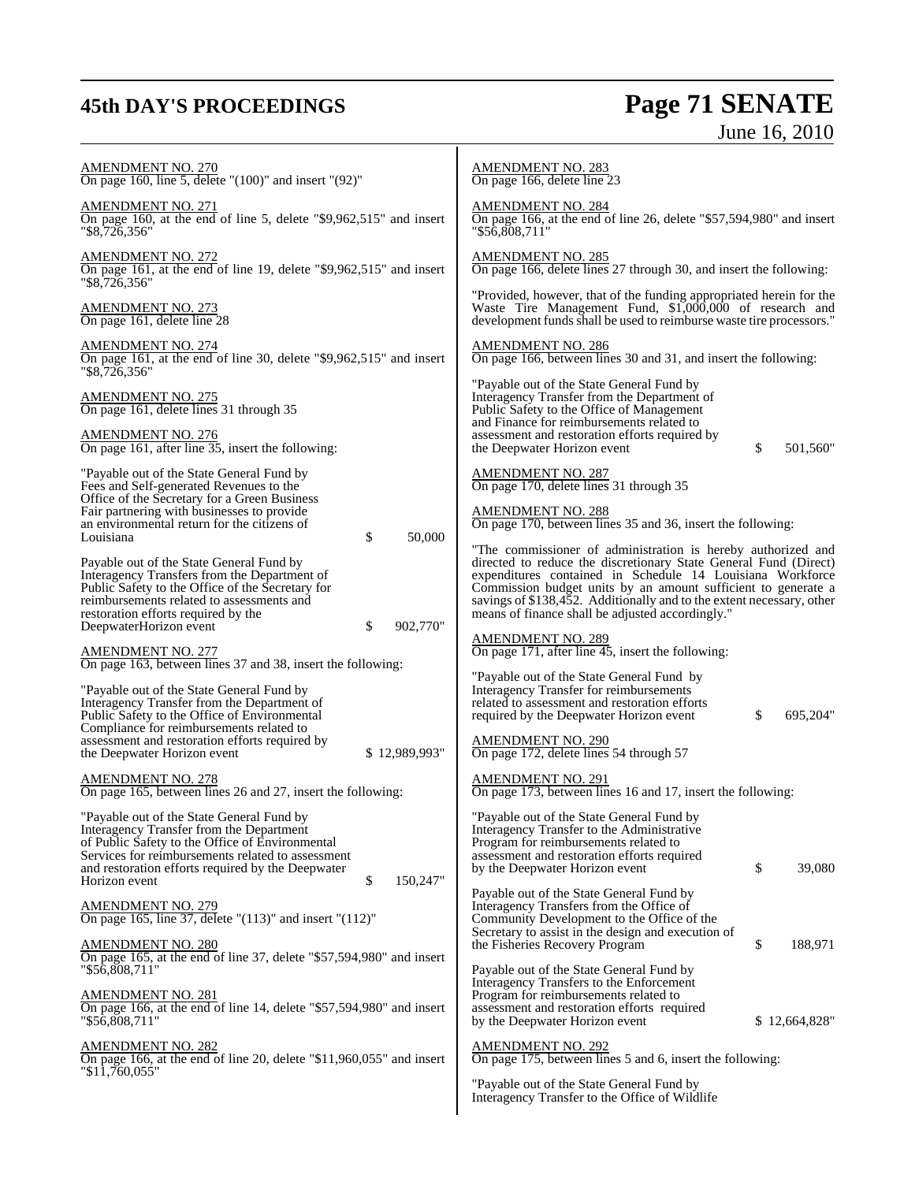AMENDMENT NO. 270
On page 160, line 5, delete "(100)" and insert "(92)"

AMENDMENT NO. 271
On page 160, at the end of line 5, delete "$9,962,515" and insert "$8,726,356"

AMENDMENT NO. 272
On page 161, at the end of line 19, delete "$9,962,515" and insert "$8,726,356"

AMENDMENT NO. 273
On page 161, delete line 28

AMENDMENT NO. 274
On page 161, at the end of line 30, delete "$9,962,515" and insert "$8,726,356"

AMENDMENT NO. 275
On page 161, delete lines 31 through 35

AMENDMENT NO. 276
On page 161, after line 35, insert the following:

"Payable out of the State General Fund by Fees and Self-generated Revenues to the Office of the Secretary for a Green Business Fair partnering with businesses to provide an environmental return for the citizens of Louisiana $ 50,000

Payable out of the State General Fund by Interagency Transfers from the Department of Public Safety to the Office of the Secretary for reimbursements related to assessments and restoration efforts required by the DeepwaterHorizon event $ 902,770"

AMENDMENT NO. 277
On page 163, between lines 37 and 38, insert the following:

"Payable out of the State General Fund by Interagency Transfer from the Department of Public Safety to the Office of Environmental Compliance for reimbursements related to assessment and restoration efforts required by the Deepwater Horizon event $ 12,989,993"

AMENDMENT NO. 278
On page 165, between lines 26 and 27, insert the following:

"Payable out of the State General Fund by Interagency Transfer from the Department of Public Safety to the Office of Environmental Services for reimbursements related to assessment and restoration efforts required by the Deepwater Horizon event $ 150,247"

AMENDMENT NO. 279
On page 165, line 37, delete "(113)" and insert "(112)"

AMENDMENT NO. 280
On page 165, at the end of line 37, delete "$57,594,980" and insert "$56,808,711"

AMENDMENT NO. 281
On page 166, at the end of line 14, delete "$57,594,980" and insert "$56,808,711"

AMENDMENT NO. 282
On page 166, at the end of line 20, delete "$11,960,055" and insert "$11,760,055"

AMENDMENT NO. 283
On page 166, delete line 23

AMENDMENT NO. 284
On page 166, at the end of line 26, delete "$57,594,980" and insert "$56,808,711"

AMENDMENT NO. 285
On page 166, delete lines 27 through 30, and insert the following:

"Provided, however, that of the funding appropriated herein for the Waste Tire Management Fund, $1,000,000 of research and development funds shall be used to reimburse waste tire processors."

AMENDMENT NO. 286
On page 166, between lines 30 and 31, and insert the following:

"Payable out of the State General Fund by Interagency Transfer from the Department of Public Safety to the Office of Management and Finance for reimbursements related to assessment and restoration efforts required by the Deepwater Horizon event $ 501,560"

AMENDMENT NO. 287
On page 170, delete lines 31 through 35

AMENDMENT NO. 288
On page 170, between lines 35 and 36, insert the following:

"The commissioner of administration is hereby authorized and directed to reduce the discretionary State General Fund (Direct) expenditures contained in Schedule 14 Louisiana Workforce Commission budget units by an amount sufficient to generate a savings of $138,452. Additionally and to the extent necessary, other means of finance shall be adjusted accordingly."

AMENDMENT NO. 289
On page 171, after line 45, insert the following:

"Payable out of the State General Fund by Interagency Transfer for reimbursements related to assessment and restoration efforts required by the Deepwater Horizon event $ 695,204"

AMENDMENT NO. 290
On page 172, delete lines 54 through 57

AMENDMENT NO. 291
On page 173, between lines 16 and 17, insert the following:

"Payable out of the State General Fund by Interagency Transfer to the Administrative Program for reimbursements related to assessment and restoration efforts required by the Deepwater Horizon event $ 39,080

Payable out of the State General Fund by Interagency Transfers from the Office of Community Development to the Office of the Secretary to assist in the design and execution of the Fisheries Recovery Program $ 188,971

Payable out of the State General Fund by Interagency Transfers to the Enforcement Program for reimbursements related to assessment and restoration efforts required by the Deepwater Horizon event $ 12,664,828"

AMENDMENT NO. 292
On page 175, between lines 5 and 6, insert the following:

"Payable out of the State General Fund by Interagency Transfer to the Office of Wildlife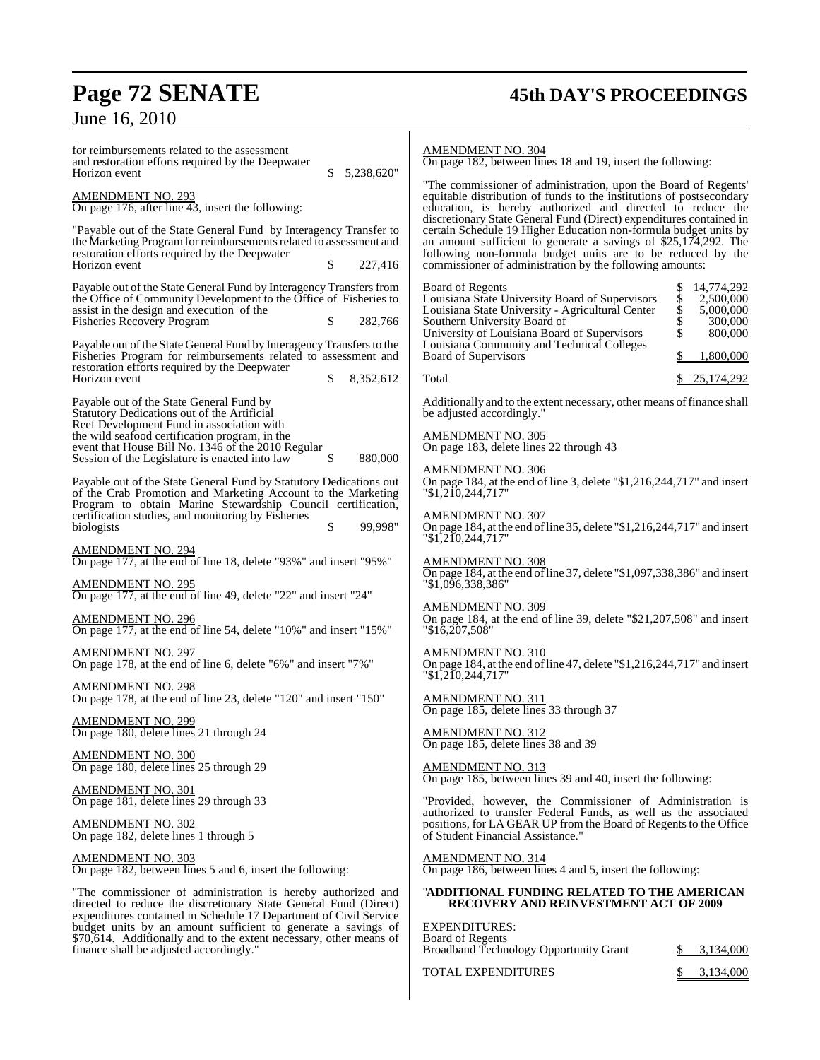for reimbursements related to the assessment and restoration efforts required by the Deepwater Horizon event $ 5,238,620"

AMENDMENT NO. 293
On page 176, after line 43, insert the following:

"Payable out of the State General Fund by Interagency Transfer to the Marketing Program for reimbursements related to assessment and restoration efforts required by the Deepwater Horizon event $ 227,416

Payable out of the State General Fund by Interagency Transfers from the Office of Community Development to the Office of Fisheries to assist in the design and execution of the Fisheries Recovery Program $ 282,766

Payable out of the State General Fund by Interagency Transfers to the Fisheries Program for reimbursements related to assessment and restoration efforts required by the Deepwater Horizon event $ 8,352,612

Payable out of the State General Fund by Statutory Dedications out of the Artificial Reef Development Fund in association with the wild seafood certification program, in the event that House Bill No. 1346 of the 2010 Regular Session of the Legislature is enacted into law $ 880,000

Payable out of the State General Fund by Statutory Dedications out of the Crab Promotion and Marketing Account to the Marketing Program to obtain Marine Stewardship Council certification, certification studies, and monitoring by Fisheries biologists $ 99,998"

AMENDMENT NO. 294
On page 177, at the end of line 18, delete "93%" and insert "95%"

AMENDMENT NO. 295
On page 177, at the end of line 49, delete "22" and insert "24"

AMENDMENT NO. 296
On page 177, at the end of line 54, delete "10%" and insert "15%"

AMENDMENT NO. 297
On page 178, at the end of line 6, delete "6%" and insert "7%"

AMENDMENT NO. 298
On page 178, at the end of line 23, delete "120" and insert "150"

AMENDMENT NO. 299
On page 180, delete lines 21 through 24

AMENDMENT NO. 300
On page 180, delete lines 25 through 29

AMENDMENT NO. 301
On page 181, delete lines 29 through 33

AMENDMENT NO. 302
On page 182, delete lines 1 through 5

AMENDMENT NO. 303
On page 182, between lines 5 and 6, insert the following:

"The commissioner of administration is hereby authorized and directed to reduce the discretionary State General Fund (Direct) expenditures contained in Schedule 17 Department of Civil Service budget units by an amount sufficient to generate a savings of $70,614. Additionally and to the extent necessary, other means of finance shall be adjusted accordingly."

AMENDMENT NO. 304
On page 182, between lines 18 and 19, insert the following:

"The commissioner of administration, upon the Board of Regents' equitable distribution of funds to the institutions of postsecondary education, is hereby authorized and directed to reduce the discretionary State General Fund (Direct) expenditures contained in certain Schedule 19 Higher Education non-formula budget units by an amount sufficient to generate a savings of $25,174,292. The following non-formula budget units are to be reduced by the commissioner of administration by the following amounts:

| | |
|---|---|
| Board of Regents | $ 14,774,292 |
| Louisiana State University Board of Supervisors | $ 2,500,000 |
| Louisiana State University - Agricultural Center | $ 5,000,000 |
| Southern University Board of | $ 300,000 |
| University of Louisiana Board of Supervisors | $ 800,000 |
| Louisiana Community and Technical Colleges Board of Supervisors | $ 1,800,000 |
| Total | $ 25,174,292 |

Additionally and to the extent necessary, other means of finance shall be adjusted accordingly."

AMENDMENT NO. 305
On page 183, delete lines 22 through 43

AMENDMENT NO. 306
On page 184, at the end of line 3, delete "$1,216,244,717" and insert "$1,210,244,717"

AMENDMENT NO. 307
On page 184, at the end of line 35, delete "$1,216,244,717" and insert "$1,210,244,717"

AMENDMENT NO. 308
On page 184, at the end of line 37, delete "$1,097,338,386" and insert "$1,096,338,386"

AMENDMENT NO. 309
On page 184, at the end of line 39, delete "$21,207,508" and insert "$16,207,508"

AMENDMENT NO. 310
On page 184, at the end of line 47, delete "$1,216,244,717" and insert "$1,210,244,717"

AMENDMENT NO. 311
On page 185, delete lines 33 through 37

AMENDMENT NO. 312
On page 185, delete lines 38 and 39

AMENDMENT NO. 313
On page 185, between lines 39 and 40, insert the following:

"Provided, however, the Commissioner of Administration is authorized to transfer Federal Funds, as well as the associated positions, for LA GEAR UP from the Board of Regents to the Office of Student Financial Assistance."

AMENDMENT NO. 314
On page 186, between lines 4 and 5, insert the following:

"**ADDITIONAL FUNDING RELATED TO THE AMERICAN RECOVERY AND REINVESTMENT ACT OF 2009**

EXPENDITURES:
Board of Regents
Broadband Technology Opportunity Grant $ 3,134,000

TOTAL EXPENDITURES $ 3,134,000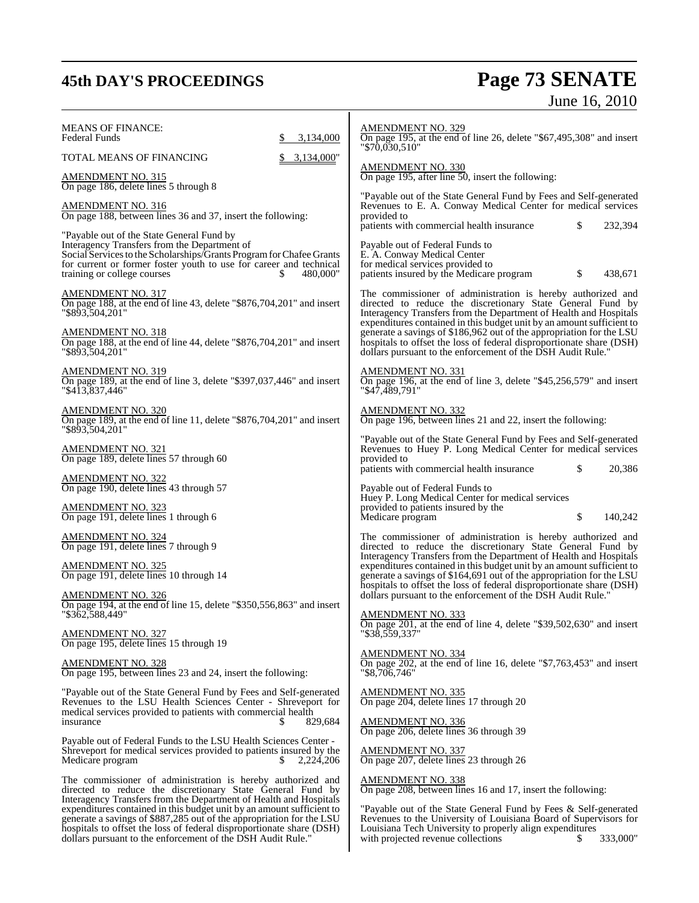MEANS OF FINANCE:
Federal Funds $ 3,134,000

TOTAL MEANS OF FINANCING $ 3,134,000"

AMENDMENT NO. 315
On page 186, delete lines 5 through 8

AMENDMENT NO. 316
On page 188, between lines 36 and 37, insert the following:

"Payable out of the State General Fund by Interagency Transfers from the Department of Social Services to the Scholarships/Grants Program for Chafee Grants for current or former foster youth to use for career and technical training or college courses $ 480,000"

AMENDMENT NO. 317
On page 188, at the end of line 43, delete "$876,704,201" and insert "$893,504,201"

AMENDMENT NO. 318
On page 188, at the end of line 44, delete "$876,704,201" and insert "$893,504,201"

AMENDMENT NO. 319
On page 189, at the end of line 3, delete "$397,037,446" and insert "$413,837,446"

AMENDMENT NO. 320
On page 189, at the end of line 11, delete "$876,704,201" and insert "$893,504,201"

AMENDMENT NO. 321
On page 189, delete lines 57 through 60

AMENDMENT NO. 322
On page 190, delete lines 43 through 57

AMENDMENT NO. 323
On page 191, delete lines 1 through 6

AMENDMENT NO. 324
On page 191, delete lines 7 through 9

AMENDMENT NO. 325
On page 191, delete lines 10 through 14

AMENDMENT NO. 326
On page 194, at the end of line 15, delete "$350,556,863" and insert "$362,588,449"

AMENDMENT NO. 327
On page 195, delete lines 15 through 19

AMENDMENT NO. 328
On page 195, between lines 23 and 24, insert the following:

"Payable out of the State General Fund by Fees and Self-generated Revenues to the LSU Health Sciences Center - Shreveport for medical services provided to patients with commercial health insurance $ 829,684

Payable out of Federal Funds to the LSU Health Sciences Center - Shreveport for medical services provided to patients insured by the Medicare program $ 2,224,206

The commissioner of administration is hereby authorized and directed to reduce the discretionary State General Fund by Interagency Transfers from the Department of Health and Hospitals expenditures contained in this budget unit by an amount sufficient to generate a savings of $887,285 out of the appropriation for the LSU hospitals to offset the loss of federal disproportionate share (DSH) dollars pursuant to the enforcement of the DSH Audit Rule."

AMENDMENT NO. 329
On page 195, at the end of line 26, delete "$67,495,308" and insert "$70,030,510"

AMENDMENT NO. 330
On page 195, after line 50, insert the following:

"Payable out of the State General Fund by Fees and Self-generated Revenues to E. A. Conway Medical Center for medical services provided to patients with commercial health insurance $ 232,394

Payable out of Federal Funds to E. A. Conway Medical Center for medical services provided to patients insured by the Medicare program $ 438,671

The commissioner of administration is hereby authorized and directed to reduce the discretionary State General Fund by Interagency Transfers from the Department of Health and Hospitals expenditures contained in this budget unit by an amount sufficient to generate a savings of $186,962 out of the appropriation for the LSU hospitals to offset the loss of federal disproportionate share (DSH) dollars pursuant to the enforcement of the DSH Audit Rule."

AMENDMENT NO. 331
On page 196, at the end of line 3, delete "$45,256,579" and insert "$47,489,791"

AMENDMENT NO. 332
On page 196, between lines 21 and 22, insert the following:

"Payable out of the State General Fund by Fees and Self-generated Revenues to Huey P. Long Medical Center for medical services provided to patients with commercial health insurance $ 20,386

Payable out of Federal Funds to Huey P. Long Medical Center for medical services provided to patients insured by the Medicare program $ 140,242

The commissioner of administration is hereby authorized and directed to reduce the discretionary State General Fund by Interagency Transfers from the Department of Health and Hospitals expenditures contained in this budget unit by an amount sufficient to generate a savings of $164,691 out of the appropriation for the LSU hospitals to offset the loss of federal disproportionate share (DSH) dollars pursuant to the enforcement of the DSH Audit Rule."

AMENDMENT NO. 333
On page 201, at the end of line 4, delete "$39,502,630" and insert "$38,559,337"

AMENDMENT NO. 334
On page 202, at the end of line 16, delete "$7,763,453" and insert "$8,706,746"

AMENDMENT NO. 335
On page 204, delete lines 17 through 20

AMENDMENT NO. 336
On page 206, delete lines 36 through 39

AMENDMENT NO. 337
On page 207, delete lines 23 through 26

AMENDMENT NO. 338
On page 208, between lines 16 and 17, insert the following:

"Payable out of the State General Fund by Fees & Self-generated Revenues to the University of Louisiana Board of Supervisors for Louisiana Tech University to properly align expenditures with projected revenue collections $ 333,000"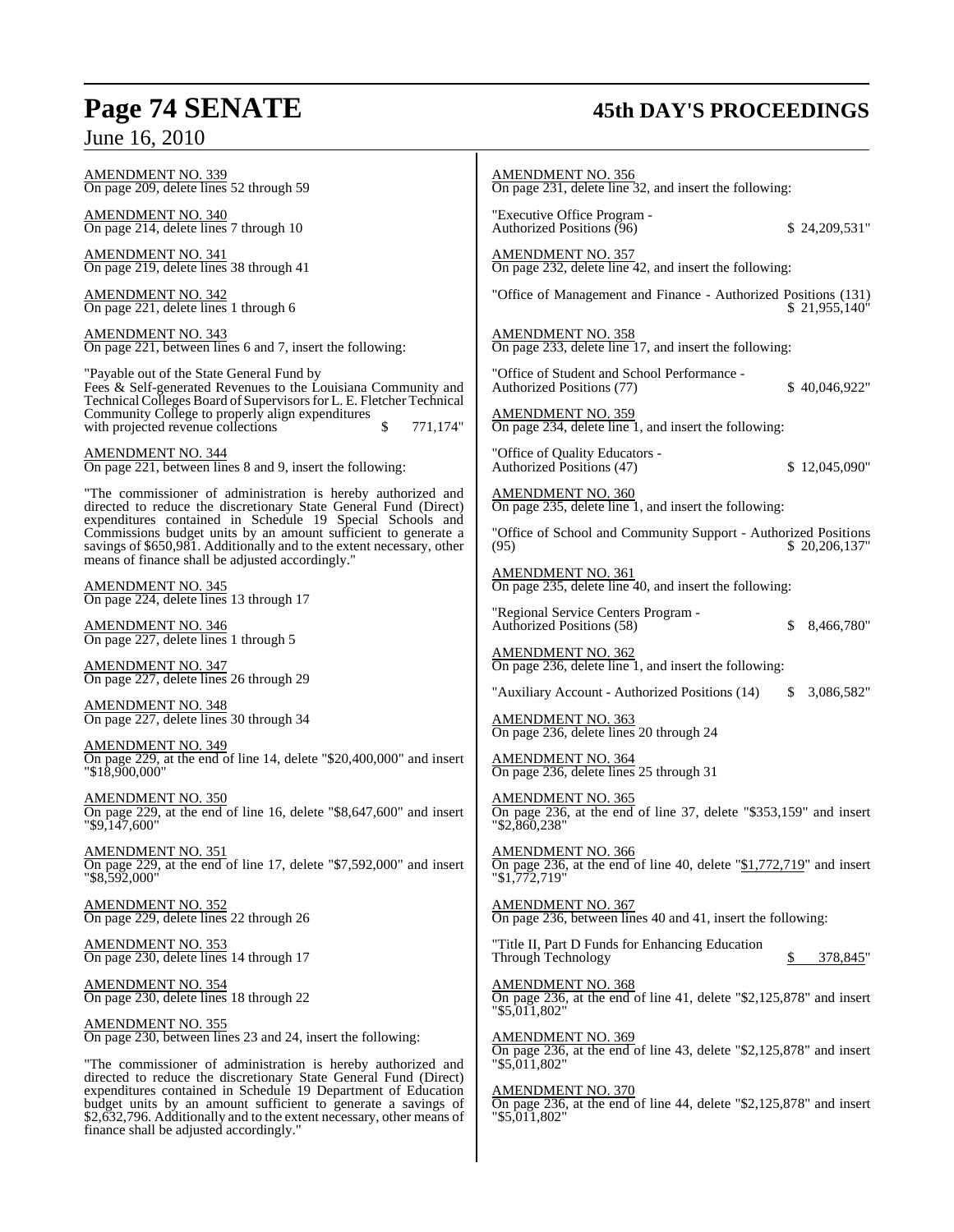AMENDMENT NO. 339
On page 209, delete lines 52 through 59

AMENDMENT NO. 340
On page 214, delete lines 7 through 10

AMENDMENT NO. 341
On page 219, delete lines 38 through 41

AMENDMENT NO. 342
On page 221, delete lines 1 through 6

AMENDMENT NO. 343
On page 221, between lines 6 and 7, insert the following:

"Payable out of the State General Fund by
Fees & Self-generated Revenues to the Louisiana Community and Technical Colleges Board of Supervisors for L. E. Fletcher Technical Community College to properly align expenditures
with projected revenue collections $ 771,174"

AMENDMENT NO. 344
On page 221, between lines 8 and 9, insert the following:

"The commissioner of administration is hereby authorized and directed to reduce the discretionary State General Fund (Direct) expenditures contained in Schedule 19 Special Schools and Commissions budget units by an amount sufficient to generate a savings of $650,981. Additionally and to the extent necessary, other means of finance shall be adjusted accordingly."

AMENDMENT NO. 345
On page 224, delete lines 13 through 17

AMENDMENT NO. 346
On page 227, delete lines 1 through 5

AMENDMENT NO. 347
On page 227, delete lines 26 through 29

AMENDMENT NO. 348
On page 227, delete lines 30 through 34

AMENDMENT NO. 349
On page 229, at the end of line 14, delete "$20,400,000" and insert "$18,900,000"

AMENDMENT NO. 350
On page 229, at the end of line 16, delete "$8,647,600" and insert "$9,147,600"

AMENDMENT NO. 351
On page 229, at the end of line 17, delete "$7,592,000" and insert "$8,592,000"

AMENDMENT NO. 352
On page 229, delete lines 22 through 26

AMENDMENT NO. 353
On page 230, delete lines 14 through 17

AMENDMENT NO. 354
On page 230, delete lines 18 through 22

AMENDMENT NO. 355
On page 230, between lines 23 and 24, insert the following:

"The commissioner of administration is hereby authorized and directed to reduce the discretionary State General Fund (Direct) expenditures contained in Schedule 19 Department of Education budget units by an amount sufficient to generate a savings of $2,632,796. Additionally and to the extent necessary, other means of finance shall be adjusted accordingly."

AMENDMENT NO. 356
On page 231, delete line 32, and insert the following:

"Executive Office Program -
Authorized Positions (96) $ 24,209,531"

AMENDMENT NO. 357
On page 232, delete line 42, and insert the following:

"Office of Management and Finance - Authorized Positions (131) $ 21,955,140"

AMENDMENT NO. 358
On page 233, delete line 17, and insert the following:

"Office of Student and School Performance -
Authorized Positions (77) $ 40,046,922"

AMENDMENT NO. 359
On page 234, delete line 1, and insert the following:

"Office of Quality Educators -
Authorized Positions (47) $ 12,045,090"

AMENDMENT NO. 360
On page 235, delete line 1, and insert the following:

"Office of School and Community Support - Authorized Positions (95) $ 20,206,137"

AMENDMENT NO. 361
On page 235, delete line 40, and insert the following:

"Regional Service Centers Program -
Authorized Positions (58) $ 8,466,780"

AMENDMENT NO. 362
On page 236, delete line 1, and insert the following:

"Auxiliary Account - Authorized Positions (14) $ 3,086,582"

AMENDMENT NO. 363
On page 236, delete lines 20 through 24

AMENDMENT NO. 364
On page 236, delete lines 25 through 31

AMENDMENT NO. 365
On page 236, at the end of line 37, delete "$353,159" and insert "$2,860,238"

AMENDMENT NO. 366
On page 236, at the end of line 40, delete "$1,772,719" and insert "$1,772,719"

AMENDMENT NO. 367
On page 236, between lines 40 and 41, insert the following:

"Title II, Part D Funds for Enhancing Education
Through Technology $ 378,845"

AMENDMENT NO. 368
On page 236, at the end of line 41, delete "$2,125,878" and insert "$5,011,802"

AMENDMENT NO. 369
On page 236, at the end of line 43, delete "$2,125,878" and insert "$5,011,802"

AMENDMENT NO. 370
On page 236, at the end of line 44, delete "$2,125,878" and insert "$5,011,802"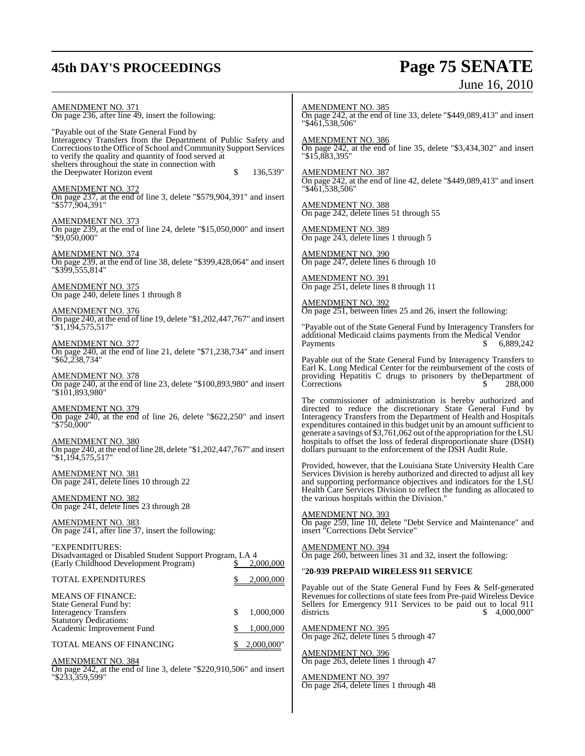AMENDMENT NO. 371
On page 236, after line 49, insert the following:

"Payable out of the State General Fund by Interagency Transfers from the Department of Public Safety and Corrections to the Office of School and Community Support Services to verify the quality and quantity of food served at shelters throughout the state in connection with the Deepwater Horizon event $ 136,539"

AMENDMENT NO. 372
On page 237, at the end of line 3, delete "$579,904,391" and insert "$577,904,391"

AMENDMENT NO. 373
On page 239, at the end of line 24, delete "$15,050,000" and insert "$9,050,000"

AMENDMENT NO. 374
On page 239, at the end of line 38, delete "$399,428,064" and insert "$399,555,814"

AMENDMENT NO. 375
On page 240, delete lines 1 through 8

AMENDMENT NO. 376
On page 240, at the end of line 19, delete "$1,202,447,767" and insert "$1,194,575,517"

AMENDMENT NO. 377
On page 240, at the end of line 21, delete "$71,238,734" and insert "$62,238,734"

AMENDMENT NO. 378
On page 240, at the end of line 23, delete "$100,893,980" and insert "$101,893,980"

AMENDMENT NO. 379
On page 240, at the end of line 26, delete "$622,250" and insert "$750,000"

AMENDMENT NO. 380
On page 240, at the end of line 28, delete "$1,202,447,767" and insert "$1,194,575,517"

AMENDMENT NO. 381
On page 241, delete lines 10 through 22

AMENDMENT NO. 382
On page 241, delete lines 23 through 28

AMENDMENT NO. 383
On page 241, after line 37, insert the following:

"EXPENDITURES:

| | |
|---|---|
| Disadvantaged or Disabled Student Support Program, LA 4 (Early Childhood Development Program) | $ 2,000,000 |
| TOTAL EXPENDITURES | $ 2,000,000 |
| MEANS OF FINANCE: | |
| State General Fund by: | |
| Interagency Transfers | $ 1,000,000 |
| Statutory Dedications: | |
| Academic Improvement Fund | $ 1,000,000 |
| TOTAL MEANS OF FINANCING | $ 2,000,000" |

AMENDMENT NO. 384
On page 242, at the end of line 3, delete "$220,910,506" and insert "$233,359,599"

AMENDMENT NO. 385
On page 242, at the end of line 33, delete "$449,089,413" and insert "$461,538,506"

AMENDMENT NO. 386
On page 242, at the end of line 35, delete "$3,434,302" and insert "$15,883,395"

AMENDMENT NO. 387
On page 242, at the end of line 42, delete "$449,089,413" and insert "$461,538,506"

AMENDMENT NO. 388
On page 242, delete lines 51 through 55

AMENDMENT NO. 389
On page 243, delete lines 1 through 5

AMENDMENT NO. 390
On page 247, delete lines 6 through 10

AMENDMENT NO. 391
On page 251, delete lines 8 through 11

AMENDMENT NO. 392
On page 251, between lines 25 and 26, insert the following:

"Payable out of the State General Fund by Interagency Transfers for additional Medicaid claims payments from the Medical Vendor Payments $ 6,889,242

Payable out of the State General Fund by Interagency Transfers to Earl K. Long Medical Center for the reimbursement of the costs of providing Hepatitis C drugs to prisoners by theDepartment of Corrections $ 288,000

The commissioner of administration is hereby authorized and directed to reduce the discretionary State General Fund by Interagency Transfers from the Department of Health and Hospitals expenditures contained in this budget unit by an amount sufficient to generate a savings of $3,761,062 out of the appropriation for the LSU hospitals to offset the loss of federal disproportionate share (DSH) dollars pursuant to the enforcement of the DSH Audit Rule.

Provided, however, that the Louisiana State University Health Care Services Division is hereby authorized and directed to adjust all key and supporting performance objectives and indicators for the LSU Health Care Services Division to reflect the funding as allocated to the various hospitals within the Division."

AMENDMENT NO. 393
On page 259, line 10, delete "Debt Service and Maintenance" and insert "Corrections Debt Service"

AMENDMENT NO. 394
On page 260, between lines 31 and 32, insert the following:

"**20-939 PREPAID WIRELESS 911 SERVICE**

Payable out of the State General Fund by Fees & Self-generated Revenues for collections of state fees from Pre-paid Wireless Device Sellers for Emergency 911 Services to be paid out to local 911 districts $ 4,000,000"

AMENDMENT NO. 395
On page 262, delete lines 5 through 47

AMENDMENT NO. 396
On page 263, delete lines 1 through 47

AMENDMENT NO. 397
On page 264, delete lines 1 through 48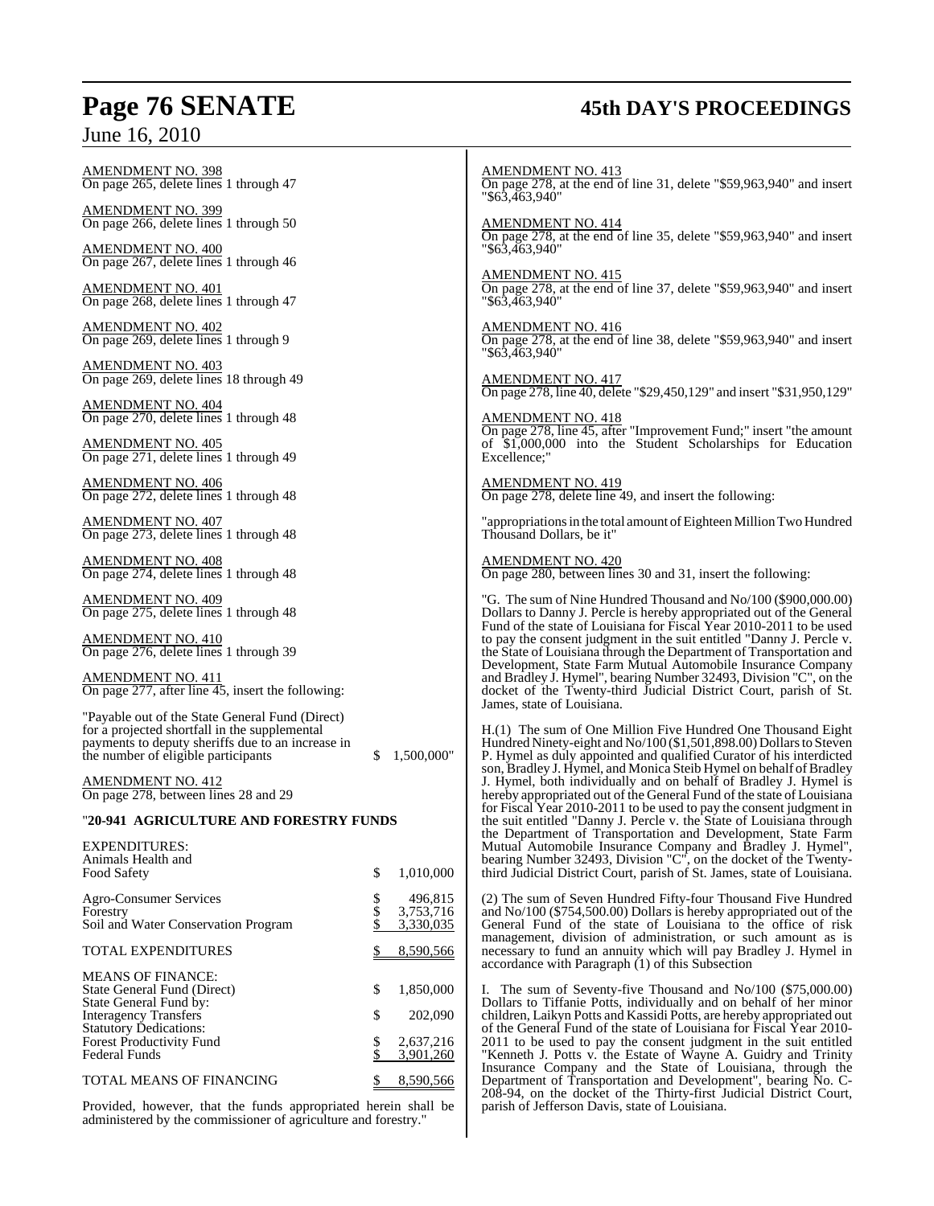AMENDMENT NO. 398
On page 265, delete lines 1 through 47

AMENDMENT NO. 399
On page 266, delete lines 1 through 50

AMENDMENT NO. 400
On page 267, delete lines 1 through 46

AMENDMENT NO. 401
On page 268, delete lines 1 through 47

AMENDMENT NO. 402
On page 269, delete lines 1 through 9

AMENDMENT NO. 403
On page 269, delete lines 18 through 49

AMENDMENT NO. 404
On page 270, delete lines 1 through 48

AMENDMENT NO. 405
On page 271, delete lines 1 through 49

AMENDMENT NO. 406
On page 272, delete lines 1 through 48

AMENDMENT NO. 407
On page 273, delete lines 1 through 48

AMENDMENT NO. 408
On page 274, delete lines 1 through 48

AMENDMENT NO. 409
On page 275, delete lines 1 through 48

AMENDMENT NO. 410
On page 276, delete lines 1 through 39

AMENDMENT NO. 411
On page 277, after line 45, insert the following:

"Payable out of the State General Fund (Direct) for a projected shortfall in the supplemental payments to deputy sheriffs due to an increase in the number of eligible participants $ 1,500,000"

AMENDMENT NO. 412
On page 278, between lines 28 and 29

"**20-941 AGRICULTURE AND FORESTRY FUNDS**

| | | |
|---|---|---|
| EXPENDITURES: | | |
| Animals Health and Food Safety | $ | 1,010,000 |
| Agro-Consumer Services | $ | 496,815 |
| Forestry | $ | 3,753,716 |
| Soil and Water Conservation Program | $ | 3,330,035 |
| TOTAL EXPENDITURES | $ | 8,590,566 |
| MEANS OF FINANCE: | | |
| State General Fund (Direct) | $ | 1,850,000 |
| State General Fund by: | | |
| Interagency Transfers | $ | 202,090 |
| Statutory Dedications: | | |
| Forest Productivity Fund | $ | 2,637,216 |
| Federal Funds | $ | 3,901,260 |
| TOTAL MEANS OF FINANCING | $ | 8,590,566 |

Provided, however, that the funds appropriated herein shall be administered by the commissioner of agriculture and forestry."

AMENDMENT NO. 413
On page 278, at the end of line 31, delete "$59,963,940" and insert "$63,463,940"

AMENDMENT NO. 414
On page 278, at the end of line 35, delete "$59,963,940" and insert "$63,463,940"

AMENDMENT NO. 415
On page 278, at the end of line 37, delete "$59,963,940" and insert "$63,463,940"

AMENDMENT NO. 416
On page 278, at the end of line 38, delete "$59,963,940" and insert "$63,463,940"

AMENDMENT NO. 417
On page 278, line 40, delete "$29,450,129" and insert "$31,950,129"

AMENDMENT NO. 418
On page 278, line 45, after "Improvement Fund;" insert "the amount of $1,000,000 into the Student Scholarships for Education Excellence;"

AMENDMENT NO. 419
On page 278, delete line 49, and insert the following:

"appropriations in the total amount of Eighteen Million Two Hundred Thousand Dollars, be it"

AMENDMENT NO. 420
On page 280, between lines 30 and 31, insert the following:

"G. The sum of Nine Hundred Thousand and No/100 ($900,000.00) Dollars to Danny J. Percle is hereby appropriated out of the General Fund of the state of Louisiana for Fiscal Year 2010-2011 to be used to pay the consent judgment in the suit entitled "Danny J. Percle v. the State of Louisiana through the Department of Transportation and Development, State Farm Mutual Automobile Insurance Company and Bradley J. Hymel", bearing Number 32493, Division "C", on the docket of the Twenty-third Judicial District Court, parish of St. James, state of Louisiana.

H.(1) The sum of One Million Five Hundred One Thousand Eight Hundred Ninety-eight and No/100 ($1,501,898.00) Dollars to Steven P. Hymel as duly appointed and qualified Curator of his interdicted son, Bradley J. Hymel, and Monica Steib Hymel on behalf of Bradley J. Hymel, both individually and on behalf of Bradley J. Hymel is hereby appropriated out of the General Fund of the state of Louisiana for Fiscal Year 2010-2011 to be used to pay the consent judgment in the suit entitled "Danny J. Percle v. the State of Louisiana through the Department of Transportation and Development, State Farm Mutual Automobile Insurance Company and Bradley J. Hymel", bearing Number 32493, Division "C", on the docket of the Twenty-third Judicial District Court, parish of St. James, state of Louisiana.

(2) The sum of Seven Hundred Fifty-four Thousand Five Hundred and No/100 ($754,500.00) Dollars is hereby appropriated out of the General Fund of the state of Louisiana to the office of risk management, division of administration, or such amount as is necessary to fund an annuity which will pay Bradley J. Hymel in accordance with Paragraph (1) of this Subsection

I. The sum of Seventy-five Thousand and No/100 ($75,000.00) Dollars to Tiffanie Potts, individually and on behalf of her minor children, Laikyn Potts and Kassidi Potts, are hereby appropriated out of the General Fund of the state of Louisiana for Fiscal Year 2010-2011 to be used to pay the consent judgment in the suit entitled "Kenneth J. Potts v. the Estate of Wayne A. Guidry and Trinity Insurance Company and the State of Louisiana, through the Department of Transportation and Development", bearing No. C-208-94, on the docket of the Thirty-first Judicial District Court, parish of Jefferson Davis, state of Louisiana.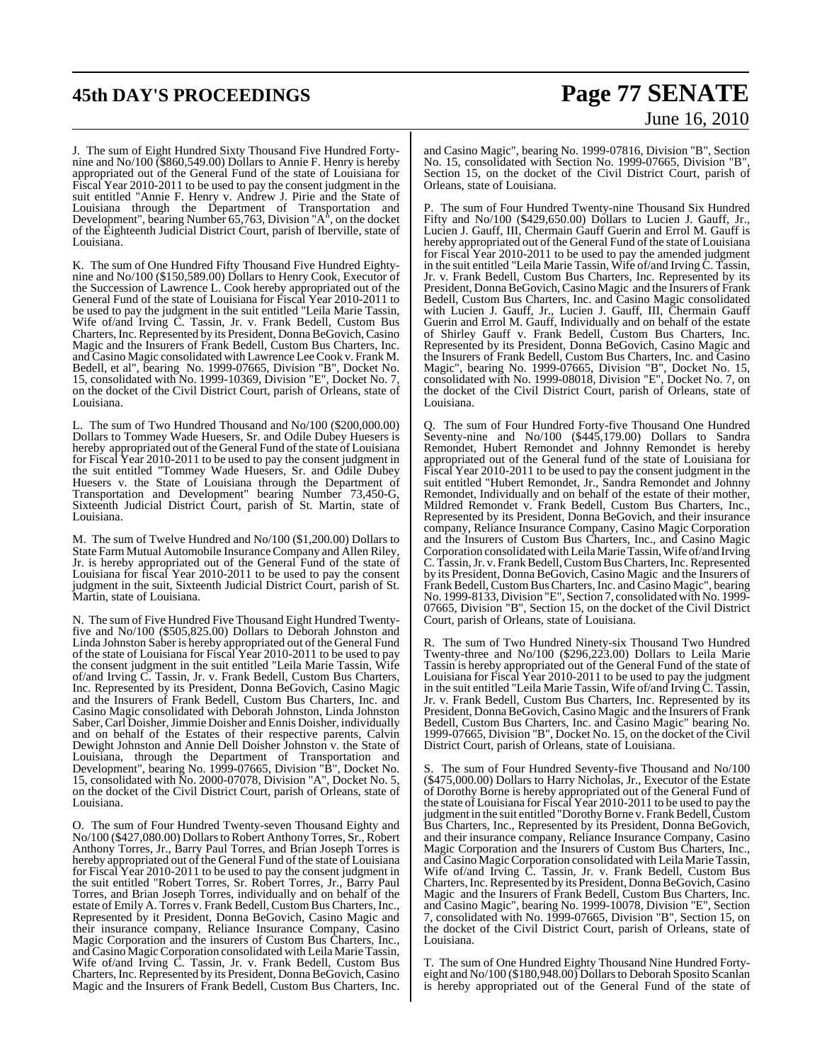J. The sum of Eight Hundred Sixty Thousand Five Hundred Forty-nine and No/100 ($860,549.00) Dollars to Annie F. Henry is hereby appropriated out of the General Fund of the state of Louisiana for Fiscal Year 2010-2011 to be used to pay the consent judgment in the suit entitled "Annie F. Henry v. Andrew J. Pirie and the State of Louisiana through the Department of Transportation and Development", bearing Number 65,763, Division "A", on the docket of the Eighteenth Judicial District Court, parish of Iberville, state of Louisiana.

K. The sum of One Hundred Fifty Thousand Five Hundred Eighty-nine and No/100 ($150,589.00) Dollars to Henry Cook, Executor of the Succession of Lawrence L. Cook hereby appropriated out of the General Fund of the state of Louisiana for Fiscal Year 2010-2011 to be used to pay the judgment in the suit entitled "Leila Marie Tassin, Wife of/and Irving C. Tassin, Jr. v. Frank Bedell, Custom Bus Charters, Inc. Represented by its President, Donna BeGovich, Casino Magic and the Insurers of Frank Bedell, Custom Bus Charters, Inc. and Casino Magic consolidated with Lawrence Lee Cook v. Frank M. Bedell, et al", bearing No. 1999-07665, Division "B", Docket No. 15, consolidated with No. 1999-10369, Division "E", Docket No. 7, on the docket of the Civil District Court, parish of Orleans, state of Louisiana.

L. The sum of Two Hundred Thousand and No/100 ($200,000.00) Dollars to Tommey Wade Huesers, Sr. and Odile Dubey Huesers is hereby appropriated out of the General Fund of the state of Louisiana for Fiscal Year 2010-2011 to be used to pay the consent judgment in the suit entitled "Tommey Wade Huesers, Sr. and Odile Dubey Huesers v. the State of Louisiana through the Department of Transportation and Development" bearing Number 73,450-G, Sixteenth Judicial District Court, parish of St. Martin, state of Louisiana.

M. The sum of Twelve Hundred and No/100 ($1,200.00) Dollars to State Farm Mutual Automobile Insurance Company and Allen Riley, Jr. is hereby appropriated out of the General Fund of the state of Louisiana for fiscal Year 2010-2011 to be used to pay the consent judgment in the suit, Sixteenth Judicial District Court, parish of St. Martin, state of Louisiana.

N. The sum of Five Hundred Five Thousand Eight Hundred Twenty-five and No/100 ($505,825.00) Dollars to Deborah Johnston and Linda Johnston Saber is hereby appropriated out of the General Fund of the state of Louisiana for Fiscal Year 2010-2011 to be used to pay the consent judgment in the suit entitled "Leila Marie Tassin, Wife of/and Irving C. Tassin, Jr. v. Frank Bedell, Custom Bus Charters, Inc. Represented by its President, Donna BeGovich, Casino Magic and the Insurers of Frank Bedell, Custom Bus Charters, Inc. and Casino Magic consolidated with Deborah Johnston, Linda Johnston Saber, Carl Doisher, Jimmie Doisher and Ennis Doisher, individually and on behalf of the Estates of their respective parents, Calvin Dewight Johnston and Annie Dell Doisher Johnston v. the State of Louisiana, through the Department of Transportation and Development", bearing No. 1999-07665, Division "B", Docket No. 15, consolidated with No. 2000-07078, Division "A", Docket No. 5, on the docket of the Civil District Court, parish of Orleans, state of Louisiana.

O. The sum of Four Hundred Twenty-seven Thousand Eighty and No/100 ($427,080.00) Dollars to Robert Anthony Torres, Sr., Robert Anthony Torres, Jr., Barry Paul Torres, and Brian Joseph Torres is hereby appropriated out of the General Fund of the state of Louisiana for Fiscal Year 2010-2011 to be used to pay the consent judgment in the suit entitled "Robert Torres, Sr. Robert Torres, Jr., Barry Paul Torres, and Brian Joseph Torres, individually and on behalf of the estate of Emily A. Torres v. Frank Bedell, Custom Bus Charters, Inc., Represented by it President, Donna BeGovich, Casino Magic and their insurance company, Reliance Insurance Company, Casino Magic Corporation and the insurers of Custom Bus Charters, Inc., and Casino Magic Corporation consolidated with Leila Marie Tassin, Wife of/and Irving C. Tassin, Jr. v. Frank Bedell, Custom Bus Charters, Inc. Represented by its President, Donna BeGovich, Casino Magic and the Insurers of Frank Bedell, Custom Bus Charters, Inc. and Casino Magic", bearing No. 1999-07816, Division "B", Section No. 15, consolidated with Section No. 1999-07665, Division "B", Section 15, on the docket of the Civil District Court, parish of Orleans, state of Louisiana.

P. The sum of Four Hundred Twenty-nine Thousand Six Hundred Fifty and No/100 ($429,650.00) Dollars to Lucien J. Gauff, Jr., Lucien J. Gauff, III, Chermain Gauff Guerin and Errol M. Gauff is hereby appropriated out of the General Fund of the state of Louisiana for Fiscal Year 2010-2011 to be used to pay the amended judgment in the suit entitled "Leila Marie Tassin, Wife of/and Irving C. Tassin, Jr. v. Frank Bedell, Custom Bus Charters, Inc. Represented by its President, Donna BeGovich, Casino Magic and the Insurers of Frank Bedell, Custom Bus Charters, Inc. and Casino Magic consolidated with Lucien J. Gauff, Jr., Lucien J. Gauff, III, Chermain Gauff Guerin and Errol M. Gauff, Individually and on behalf of the estate of Shirley Gauff v. Frank Bedell, Custom Bus Charters, Inc. Represented by its President, Donna BeGovich, Casino Magic and the Insurers of Frank Bedell, Custom Bus Charters, Inc. and Casino Magic", bearing No. 1999-07665, Division "B", Docket No. 15, consolidated with No. 1999-08018, Division "E", Docket No. 7, on the docket of the Civil District Court, parish of Orleans, state of Louisiana.

Q. The sum of Four Hundred Forty-five Thousand One Hundred Seventy-nine and No/100 ($445,179.00) Dollars to Sandra Remondet, Hubert Remondet and Johnny Remondet is hereby appropriated out of the General fund of the state of Louisiana for Fiscal Year 2010-2011 to be used to pay the consent judgment in the suit entitled "Hubert Remondet, Jr., Sandra Remondet and Johnny Remondet, Individually and on behalf of the estate of their mother, Mildred Remondet v. Frank Bedell, Custom Bus Charters, Inc., Represented by its President, Donna BeGovich, and their insurance company, Reliance Insurance Company, Casino Magic Corporation and the Insurers of Custom Bus Charters, Inc., and Casino Magic Corporation consolidated with Leila Marie Tassin, Wife of/and Irving C. Tassin, Jr. v. Frank Bedell, Custom Bus Charters, Inc. Represented by its President, Donna BeGovich, Casino Magic and the Insurers of Frank Bedell, Custom Bus Charters, Inc. and Casino Magic", bearing No. 1999-8133, Division "E", Section 7, consolidated with No. 1999-07665, Division "B", Section 15, on the docket of the Civil District Court, parish of Orleans, state of Louisiana.

R. The sum of Two Hundred Ninety-six Thousand Two Hundred Twenty-three and No/100 ($296,223.00) Dollars to Leila Marie Tassin is hereby appropriated out of the General Fund of the state of Louisiana for Fiscal Year 2010-2011 to be used to pay the judgment in the suit entitled "Leila Marie Tassin, Wife of/and Irving C. Tassin, Jr. v. Frank Bedell, Custom Bus Charters, Inc. Represented by its President, Donna BeGovich, Casino Magic and the Insurers of Frank Bedell, Custom Bus Charters, Inc. and Casino Magic" bearing No. 1999-07665, Division "B", Docket No. 15, on the docket of the Civil District Court, parish of Orleans, state of Louisiana.

S. The sum of Four Hundred Seventy-five Thousand and No/100 ($475,000.00) Dollars to Harry Nicholas, Jr., Executor of the Estate of Dorothy Borne is hereby appropriated out of the General Fund of the state of Louisiana for Fiscal Year 2010-2011 to be used to pay the judgment in the suit entitled "Dorothy Borne v. Frank Bedell, Custom Bus Charters, Inc., Represented by its President, Donna BeGovich, and their insurance company, Reliance Insurance Company, Casino Magic Corporation and the Insurers of Custom Bus Charters, Inc., and Casino Magic Corporation consolidated with Leila Marie Tassin, Wife of/and Irving C. Tassin, Jr. v. Frank Bedell, Custom Bus Charters, Inc. Represented by its President, Donna BeGovich, Casino Magic and the Insurers of Frank Bedell, Custom Bus Charters, Inc. and Casino Magic", bearing No. 1999-10078, Division "E", Section 7, consolidated with No. 1999-07665, Division "B", Section 15, on the docket of the Civil District Court, parish of Orleans, state of Louisiana.

T. The sum of One Hundred Eighty Thousand Nine Hundred Forty-eight and No/100 ($180,948.00) Dollars to Deborah Sposito Scanlan is hereby appropriated out of the General Fund of the state of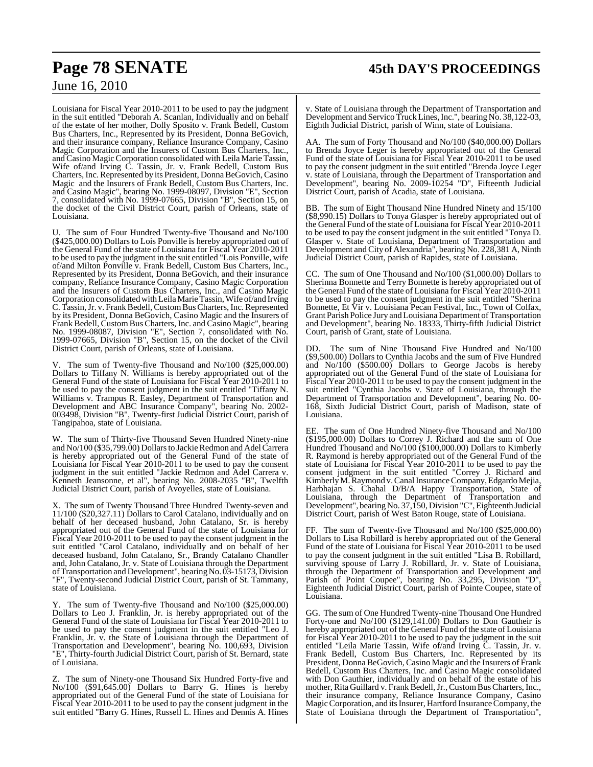Louisiana for Fiscal Year 2010-2011 to be used to pay the judgment in the suit entitled "Deborah A. Scanlan, Individually and on behalf of the estate of her mother, Dolly Sposito v. Frank Bedell, Custom Bus Charters, Inc., Represented by its President, Donna BeGovich, and their insurance company, Reliance Insurance Company, Casino Magic Corporation and the Insurers of Custom Bus Charters, Inc., and Casino Magic Corporation consolidated with Leila Marie Tassin, Wife of/and Irving C. Tassin, Jr. v. Frank Bedell, Custom Bus Charters, Inc. Represented by its President, Donna BeGovich, Casino Magic and the Insurers of Frank Bedell, Custom Bus Charters, Inc. and Casino Magic", bearing No. 1999-08097, Division "E", Section 7, consolidated with No. 1999-07665, Division "B", Section 15, on the docket of the Civil District Court, parish of Orleans, state of Louisiana.

U. The sum of Four Hundred Twenty-five Thousand and No/100 ($425,000.00) Dollars to Lois Ponville is hereby appropriated out of the General Fund of the state of Louisiana for Fiscal Year 2010-2011 to be used to pay the judgment in the suit entitled "Lois Ponville, wife of/and Milton Ponville v. Frank Bedell, Custom Bus Charters, Inc., Represented by its President, Donna BeGovich, and their insurance company, Reliance Insurance Company, Casino Magic Corporation and the Insurers of Custom Bus Charters, Inc., and Casino Magic Corporation consolidated with Leila Marie Tassin, Wife of/and Irving C. Tassin, Jr. v. Frank Bedell, Custom Bus Charters, Inc. Represented by its President, Donna BeGovich, Casino Magic and the Insurers of Frank Bedell, Custom Bus Charters, Inc. and Casino Magic", bearing No. 1999-08087, Division "E", Section 7, consolidated with No. 1999-07665, Division "B", Section 15, on the docket of the Civil District Court, parish of Orleans, state of Louisiana.

V. The sum of Twenty-five Thousand and No/100 ($25,000.00) Dollars to Tiffany N. Williams is hereby appropriated out of the General Fund of the state of Louisiana for Fiscal Year 2010-2011 to be used to pay the consent judgment in the suit entitled "Tiffany N. Williams v. Trampus R. Easley, Department of Transportation and Development and ABC Insurance Company", bearing No. 2002-003498, Division "B", Twenty-first Judicial District Court, parish of Tangipahoa, state of Louisiana.

W. The sum of Thirty-five Thousand Seven Hundred Ninety-nine and No/100 ($35,799.00) Dollars to Jackie Redmon and Adel Carrera is hereby appropriated out of the General Fund of the state of Louisiana for Fiscal Year 2010-2011 to be used to pay the consent judgment in the suit entitled "Jackie Redmon and Adel Carrera v. Kenneth Jeansonne, et al", bearing No. 2008-2035 "B", Twelfth Judicial District Court, parish of Avoyelles, state of Louisiana.

X. The sum of Twenty Thousand Three Hundred Twenty-seven and 11/100 ($20,327.11) Dollars to Carol Catalano, individually and on behalf of her deceased husband, John Catalano, Sr. is hereby appropriated out of the General Fund of the state of Louisiana for Fiscal Year 2010-2011 to be used to pay the consent judgment in the suit entitled "Carol Catalano, individually and on behalf of her deceased husband, John Catalano, Sr., Brandy Catalano Chandler and, John Catalano, Jr. v. State of Louisiana through the Department of Transportation and Development", bearing No. 03-15173, Division "F", Twenty-second Judicial District Court, parish of St. Tammany, state of Louisiana.

Y. The sum of Twenty-five Thousand and No/100 ($25,000.00) Dollars to Leo J. Franklin, Jr. is hereby appropriated out of the General Fund of the state of Louisiana for Fiscal Year 2010-2011 to be used to pay the consent judgment in the suit entitled "Leo J. Franklin, Jr. v. the State of Louisiana through the Department of Transportation and Development", bearing No. 100,693, Division "E", Thirty-fourth Judicial District Court, parish of St. Bernard, state of Louisiana.

Z. The sum of Ninety-one Thousand Six Hundred Forty-five and No/100 ($91,645.00) Dollars to Barry G. Hines is hereby appropriated out of the General Fund of the state of Louisiana for Fiscal Year 2010-2011 to be used to pay the consent judgment in the suit entitled "Barry G. Hines, Russell L. Hines and Dennis A. Hines v. State of Louisiana through the Department of Transportation and Development and Servico Truck Lines, Inc.", bearing No. 38,122-03, Eighth Judicial District, parish of Winn, state of Louisiana.

AA. The sum of Forty Thousand and No/100 ($40,000.00) Dollars to Brenda Joyce Leger is hereby appropriated out of the General Fund of the state of Louisiana for Fiscal Year 2010-2011 to be used to pay the consent judgment in the suit entitled "Brenda Joyce Leger v. state of Louisiana, through the Department of Transportation and Development", bearing No. 2009-10254 "D", Fifteenth Judicial District Court, parish of Acadia, state of Louisiana.

BB. The sum of Eight Thousand Nine Hundred Ninety and 15/100 ($8,990.15) Dollars to Tonya Glasper is hereby appropriated out of the General Fund of the state of Louisiana for Fiscal Year 2010-2011 to be used to pay the consent judgment in the suit entitled "Tonya D. Glasper v. State of Louisiana, Department of Transportation and Development and City of Alexandria", bearing No. 228,381 A, Ninth Judicial District Court, parish of Rapides, state of Louisiana.

CC. The sum of One Thousand and No/100 ($1,000.00) Dollars to Sherinna Bonnette and Terry Bonnette is hereby appropriated out of the General Fund of the state of Louisiana for Fiscal Year 2010-2011 to be used to pay the consent judgment in the suit entitled "Sherina Bonnette, Et Vir v. Louisiana Pecan Festival, Inc., Town of Colfax, Grant Parish Police Jury and Louisiana Department of Transportation and Development", bearing No. 18333, Thirty-fifth Judicial District Court, parish of Grant, state of Louisiana.

DD. The sum of Nine Thousand Five Hundred and No/100 ($9,500.00) Dollars to Cynthia Jacobs and the sum of Five Hundred and No/100 ($500.00) Dollars to George Jacobs is hereby appropriated out of the General Fund of the state of Louisiana for Fiscal Year 2010-2011 to be used to pay the consent judgment in the suit entitled "Cynthia Jacobs v. State of Louisiana, through the Department of Transportation and Development", bearing No. 00-168, Sixth Judicial District Court, parish of Madison, state of Louisiana.

EE. The sum of One Hundred Ninety-five Thousand and No/100 ($195,000.00) Dollars to Correy J. Richard and the sum of One Hundred Thousand and No/100 ($100,000.00) Dollars to Kimberly R. Raymond is hereby appropriated out of the General Fund of the state of Louisiana for Fiscal Year 2010-2011 to be used to pay the consent judgment in the suit entitled "Correy J. Richard and Kimberly M. Raymond v. Canal Insurance Company, Edgardo Mejia, Harbhajan S. Chahal D/B/A Happy Transportation, State of Louisiana, through the Department of Transportation and Development", bearing No. 37,150, Division "C", Eighteenth Judicial District Court, parish of West Baton Rouge, state of Louisiana.

FF. The sum of Twenty-five Thousand and No/100 ($25,000.00) Dollars to Lisa Robillard is hereby appropriated out of the General Fund of the state of Louisiana for Fiscal Year 2010-2011 to be used to pay the consent judgment in the suit entitled "Lisa B. Robillard, surviving spouse of Larry J. Robillard, Jr. v. State of Louisiana, through the Department of Transportation and Development and Parish of Point Coupee", bearing No. 33,295, Division "D", Eighteenth Judicial District Court, parish of Pointe Coupee, state of Louisiana.

GG. The sum of One Hundred Twenty-nine Thousand One Hundred Forty-one and No/100 ($129,141.00) Dollars to Don Gautheir is hereby appropriated out of the General Fund of the state of Louisiana for Fiscal Year 2010-2011 to be used to pay the judgment in the suit entitled "Leila Marie Tassin, Wife of/and Irving C. Tassin, Jr. v. Frank Bedell, Custom Bus Charters, Inc. Represented by its President, Donna BeGovich, Casino Magic and the Insurers of Frank Bedell, Custom Bus Charters, Inc. and Casino Magic consolidated with Don Gauthier, individually and on behalf of the estate of his mother, Rita Guillard v. Frank Bedell, Jr., Custom Bus Charters, Inc., their insurance company, Reliance Insurance Company, Casino Magic Corporation, and its Insurer, Hartford Insurance Company, the State of Louisiana through the Department of Transportation",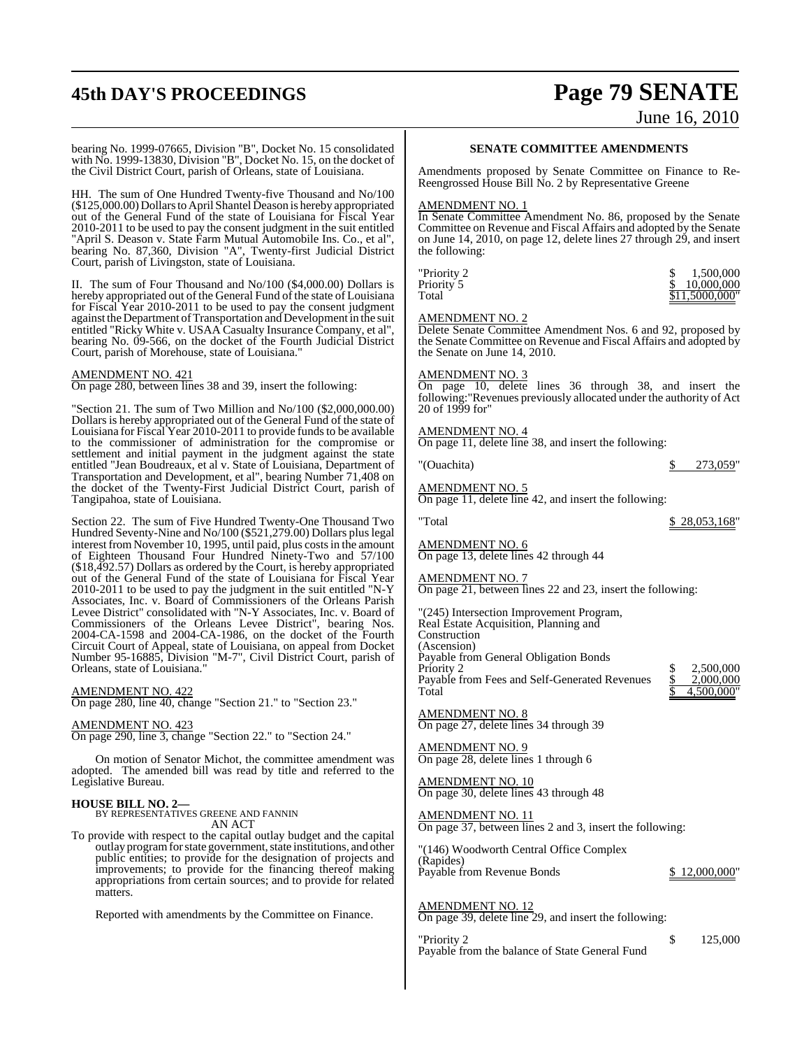bearing No. 1999-07665, Division "B", Docket No. 15 consolidated with No. 1999-13830, Division "B", Docket No. 15, on the docket of the Civil District Court, parish of Orleans, state of Louisiana.

HH. The sum of One Hundred Twenty-five Thousand and No/100 ($125,000.00) Dollars to April Shantel Deason is hereby appropriated out of the General Fund of the state of Louisiana for Fiscal Year 2010-2011 to be used to pay the consent judgment in the suit entitled "April S. Deason v. State Farm Mutual Automobile Ins. Co., et al", bearing No. 87,360, Division "A", Twenty-first Judicial District Court, parish of Livingston, state of Louisiana.

II. The sum of Four Thousand and No/100 ($4,000.00) Dollars is hereby appropriated out of the General Fund of the state of Louisiana for Fiscal Year 2010-2011 to be used to pay the consent judgment against the Department of Transportation and Development in the suit entitled "Ricky White v. USAA Casualty Insurance Company, et al", bearing No. 09-566, on the docket of the Fourth Judicial District Court, parish of Morehouse, state of Louisiana."

AMENDMENT NO. 421
On page 280, between lines 38 and 39, insert the following:

"Section 21. The sum of Two Million and No/100 ($2,000,000.00) Dollars is hereby appropriated out of the General Fund of the state of Louisiana for Fiscal Year 2010-2011 to provide funds to be available to the commissioner of administration for the compromise or settlement and initial payment in the judgment against the state entitled "Jean Boudreaux, et al v. State of Louisiana, Department of Transportation and Development, et al", bearing Number 71,408 on the docket of the Twenty-First Judicial District Court, parish of Tangipahoa, state of Louisiana.

Section 22. The sum of Five Hundred Twenty-One Thousand Two Hundred Seventy-Nine and No/100 ($521,279.00) Dollars plus legal interest from November 10, 1995, until paid, plus costs in the amount of Eighteen Thousand Four Hundred Ninety-Two and 57/100 ($18,492.57) Dollars as ordered by the Court, is hereby appropriated out of the General Fund of the state of Louisiana for Fiscal Year 2010-2011 to be used to pay the judgment in the suit entitled "N-Y Associates, Inc. v. Board of Commissioners of the Orleans Parish Levee District" consolidated with "N-Y Associates, Inc. v. Board of Commissioners of the Orleans Levee District", bearing Nos. 2004-CA-1598 and 2004-CA-1986, on the docket of the Fourth Circuit Court of Appeal, state of Louisiana, on appeal from Docket Number 95-16885, Division "M-7", Civil District Court, parish of Orleans, state of Louisiana."

AMENDMENT NO. 422
On page 280, line 40, change "Section 21." to "Section 23."

AMENDMENT NO. 423
On page 290, line 3, change "Section 22." to "Section 24."

On motion of Senator Michot, the committee amendment was adopted. The amended bill was read by title and referred to the Legislative Bureau.

**HOUSE BILL NO. 2—**
BY REPRESENTATIVES GREENE AND FANNIN
AN ACT

To provide with respect to the capital outlay budget and the capital outlay program for state government, state institutions, and other public entities; to provide for the designation of projects and improvements; to provide for the financing thereof making appropriations from certain sources; and to provide for related matters.

Reported with amendments by the Committee on Finance.

**SENATE COMMITTEE AMENDMENTS**

Amendments proposed by Senate Committee on Finance to Re-Reengrossed House Bill No. 2 by Representative Greene

AMENDMENT NO. 1
In Senate Committee Amendment No. 86, proposed by the Senate Committee on Revenue and Fiscal Affairs and adopted by the Senate on June 14, 2010, on page 12, delete lines 27 through 29, and insert the following:

"Priority 2 $ 1,500,000
Priority 5 $ 10,000,000
Total $11,5000,000"

AMENDMENT NO. 2
Delete Senate Committee Amendment Nos. 6 and 92, proposed by the Senate Committee on Revenue and Fiscal Affairs and adopted by the Senate on June 14, 2010.

AMENDMENT NO. 3
On page 10, delete lines 36 through 38, and insert the following:"Revenues previously allocated under the authority of Act 20 of 1999 for"

AMENDMENT NO. 4
On page 11, delete line 38, and insert the following:

"(Ouachita) $ 273,059"

AMENDMENT NO. 5
On page 11, delete line 42, and insert the following:

"Total $ 28,053,168"

AMENDMENT NO. 6
On page 13, delete lines 42 through 44

AMENDMENT NO. 7
On page 21, between lines 22 and 23, insert the following:

"(245) Intersection Improvement Program,
Real Estate Acquisition, Planning and Construction
(Ascension)
Payable from General Obligation Bonds
Priority 2 $ 2,500,000
Payable from Fees and Self-Generated Revenues $ 2,000,000
Total $ 4,500,000"

AMENDMENT NO. 8
On page 27, delete lines 34 through 39

AMENDMENT NO. 9
On page 28, delete lines 1 through 6

AMENDMENT NO. 10
On page 30, delete lines 43 through 48

AMENDMENT NO. 11
On page 37, between lines 2 and 3, insert the following:

"(146) Woodworth Central Office Complex
(Rapides)
Payable from Revenue Bonds $ 12,000,000"

AMENDMENT NO. 12
On page 39, delete line 29, and insert the following:

"Priority 2 $ 125,000
Payable from the balance of State General Fund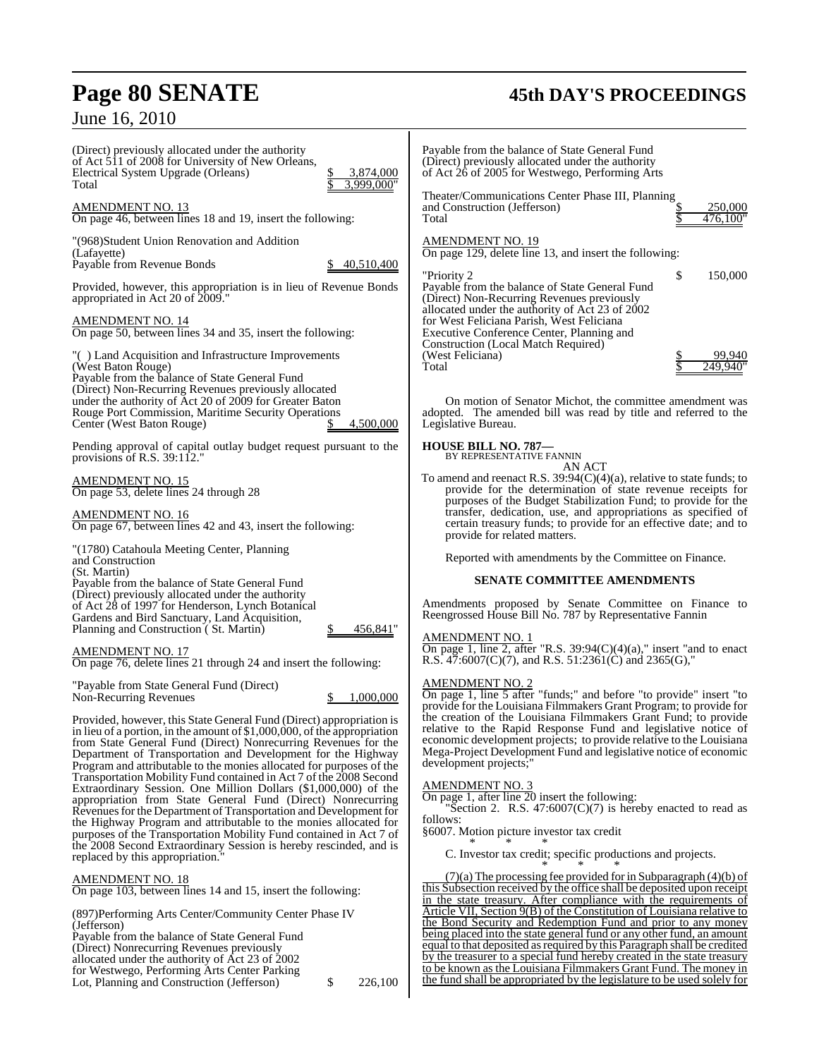(Direct) previously allocated under the authority of Act 511 of 2008 for University of New Orleans, Electrical System Upgrade (Orleans) $ 3,874,000
Total $ 3,999,000"

AMENDMENT NO. 13
On page 46, between lines 18 and 19, insert the following:

"(968)Student Union Renovation and Addition (Lafayette)
Payable from Revenue Bonds $ 40,510,400

Provided, however, this appropriation is in lieu of Revenue Bonds appropriated in Act 20 of 2009."

AMENDMENT NO. 14
On page 50, between lines 34 and 35, insert the following:

"( ) Land Acquisition and Infrastructure Improvements (West Baton Rouge)
Payable from the balance of State General Fund (Direct) Non-Recurring Revenues previously allocated under the authority of Act 20 of 2009 for Greater Baton Rouge Port Commission, Maritime Security Operations Center (West Baton Rouge) $ 4,500,000

Pending approval of capital outlay budget request pursuant to the provisions of R.S. 39:112."

AMENDMENT NO. 15
On page 53, delete lines 24 through 28

AMENDMENT NO. 16
On page 67, between lines 42 and 43, insert the following:

"(1780) Catahoula Meeting Center, Planning and Construction (St. Martin)
Payable from the balance of State General Fund (Direct) previously allocated under the authority of Act 28 of 1997 for Henderson, Lynch Botanical Gardens and Bird Sanctuary, Land Acquisition, Planning and Construction ( St. Martin) $ 456,841"

AMENDMENT NO. 17
On page 76, delete lines 21 through 24 and insert the following:

"Payable from State General Fund (Direct) Non-Recurring Revenues $ 1,000,000

Provided, however, this State General Fund (Direct) appropriation is in lieu of a portion, in the amount of $1,000,000, of the appropriation from State General Fund (Direct) Nonrecurring Revenues for the Department of Transportation and Development for the Highway Program and attributable to the monies allocated for purposes of the Transportation Mobility Fund contained in Act 7 of the 2008 Second Extraordinary Session. One Million Dollars ($1,000,000) of the appropriation from State General Fund (Direct) Nonrecurring Revenues for the Department of Transportation and Development for the Highway Program and attributable to the monies allocated for purposes of the Transportation Mobility Fund contained in Act 7 of the 2008 Second Extraordinary Session is hereby rescinded, and is replaced by this appropriation."

AMENDMENT NO. 18
On page 103, between lines 14 and 15, insert the following:

(897)Performing Arts Center/Community Center Phase IV (Jefferson)
Payable from the balance of State General Fund (Direct) Nonrecurring Revenues previously allocated under the authority of Act 23 of 2002 for Westwego, Performing Arts Center Parking Lot, Planning and Construction (Jefferson) $ 226,100
Payable from the balance of State General Fund (Direct) previously allocated under the authority of Act 26 of 2005 for Westwego, Performing Arts Theater/Communications Center Phase III, Planning and Construction (Jefferson) $ 250,000
Total $ 476,100"

AMENDMENT NO. 19
On page 129, delete line 13, and insert the following:

"Priority 2 $ 150,000
Payable from the balance of State General Fund (Direct) Non-Recurring Revenues previously allocated under the authority of Act 23 of 2002 for West Feliciana Parish, West Feliciana Executive Conference Center, Planning and Construction (Local Match Required) (West Feliciana) $ 99,940
Total $ 249,940"

On motion of Senator Michot, the committee amendment was adopted. The amended bill was read by title and referred to the Legislative Bureau.

**HOUSE BILL NO. 787—**
BY REPRESENTATIVE FANNIN
AN ACT
To amend and reenact R.S. 39:94(C)(4)(a), relative to state funds; to provide for the determination of state revenue receipts for purposes of the Budget Stabilization Fund; to provide for the transfer, dedication, use, and appropriations as specified of certain treasury funds; to provide for an effective date; and to provide for related matters.

Reported with amendments by the Committee on Finance.

**SENATE COMMITTEE AMENDMENTS**

Amendments proposed by Senate Committee on Finance to Reengrossed House Bill No. 787 by Representative Fannin

AMENDMENT NO. 1
On page 1, line 2, after "R.S. 39:94(C)(4)(a)," insert "and to enact R.S. 47:6007(C)(7), and R.S. 51:2361(C) and 2365(G),"

AMENDMENT NO. 2
On page 1, line 5 after "funds;" and before "to provide" insert "to provide for the Louisiana Filmmakers Grant Program; to provide for the creation of the Louisiana Filmmakers Grant Fund; to provide relative to the Rapid Response Fund and legislative notice of economic development projects; to provide relative to the Louisiana Mega-Project Development Fund and legislative notice of economic development projects;"

AMENDMENT NO. 3
On page 1, after line 20 insert the following:
"Section 2. R.S. 47:6007(C)(7) is hereby enacted to read as follows:
§6007. Motion picture investor tax credit
\* \* \*
C. Investor tax credit; specific productions and projects.
\* \* \*
(7)(a) The processing fee provided for in Subparagraph (4)(b) of this Subsection received by the office shall be deposited upon receipt in the state treasury. After compliance with the requirements of Article VII, Section 9(B) of the Constitution of Louisiana relative to the Bond Security and Redemption Fund and prior to any money being placed into the state general fund or any other fund, an amount equal to that deposited as required by this Paragraph shall be credited by the treasurer to a special fund hereby created in the state treasury to be known as the Louisiana Filmmakers Grant Fund. The money in the fund shall be appropriated by the legislature to be used solely for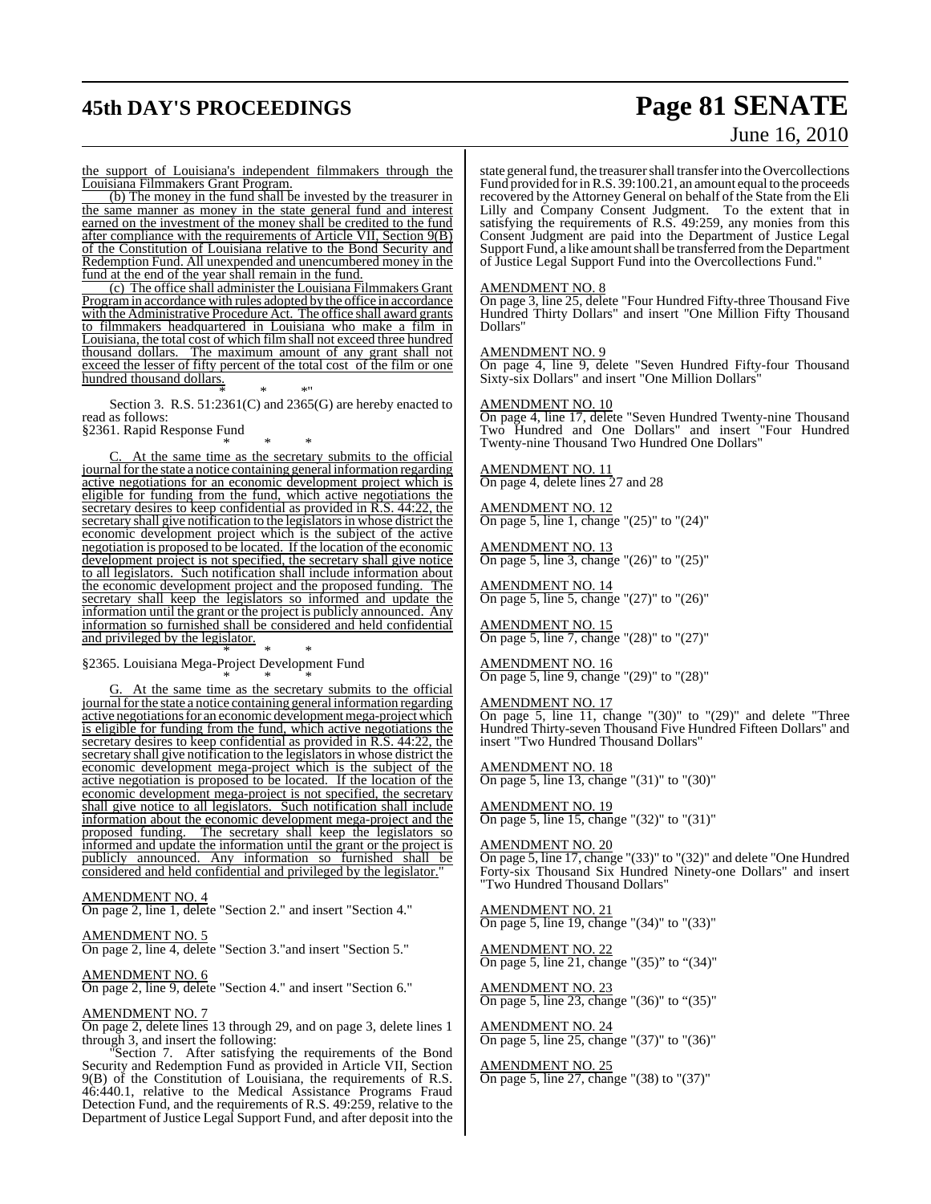the support of Louisiana's independent filmmakers through the Louisiana Filmmakers Grant Program.

(b) The money in the fund shall be invested by the treasurer in the same manner as money in the state general fund and interest earned on the investment of the money shall be credited to the fund after compliance with the requirements of Article VII, Section 9(B) of the Constitution of Louisiana relative to the Bond Security and Redemption Fund. All unexpended and unencumbered money in the fund at the end of the year shall remain in the fund.

(c) The office shall administer the Louisiana Filmmakers Grant Program in accordance with rules adopted by the office in accordance with the Administrative Procedure Act. The office shall award grants to filmmakers headquartered in Louisiana who make a film in Louisiana, the total cost of which film shall not exceed three hundred thousand dollars. The maximum amount of any grant shall not exceed the lesser of fifty percent of the total cost of the film or one hundred thousand dollars.

\* \* \*"

Section 3. R.S. 51:2361(C) and 2365(G) are hereby enacted to read as follows:

§2361. Rapid Response Fund

\* \* \*

C. At the same time as the secretary submits to the official journal for the state a notice containing general information regarding active negotiations for an economic development project which is eligible for funding from the fund, which active negotiations the secretary desires to keep confidential as provided in R.S. 44:22, the secretary shall give notification to the legislators in whose district the economic development project which is the subject of the active negotiation is proposed to be located. If the location of the economic development project is not specified, the secretary shall give notice to all legislators. Such notification shall include information about the economic development project and the proposed funding. The secretary shall keep the legislators so informed and update the information until the grant or the project is publicly announced. Any information so furnished shall be considered and held confidential and privileged by the legislator.

\* \* \*

§2365. Louisiana Mega-Project Development Fund

\* \* \*

G. At the same time as the secretary submits to the official journal for the state a notice containing general information regarding active negotiations for an economic development mega-project which is eligible for funding from the fund, which active negotiations the secretary desires to keep confidential as provided in R.S. 44:22, the secretary shall give notification to the legislators in whose district the economic development mega-project which is the subject of the active negotiation is proposed to be located. If the location of the economic development mega-project is not specified, the secretary shall give notice to all legislators. Such notification shall include information about the economic development mega-project and the proposed funding. The secretary shall keep the legislators so informed and update the information until the grant or the project is publicly announced. Any information so furnished shall be considered and held confidential and privileged by the legislator."

AMENDMENT NO. 4
On page 2, line 1, delete "Section 2." and insert "Section 4."

AMENDMENT NO. 5
On page 2, line 4, delete "Section 3."and insert "Section 5."

AMENDMENT NO. 6
On page 2, line 9, delete "Section 4." and insert "Section 6."

AMENDMENT NO. 7
On page 2, delete lines 13 through 29, and on page 3, delete lines 1 through 3, and insert the following:

"Section 7. After satisfying the requirements of the Bond Security and Redemption Fund as provided in Article VII, Section 9(B) of the Constitution of Louisiana, the requirements of R.S. 46:440.1, relative to the Medical Assistance Programs Fraud Detection Fund, and the requirements of R.S. 49:259, relative to the Department of Justice Legal Support Fund, and after deposit into the state general fund, the treasurer shall transfer into the Overcollections Fund provided for in R.S. 39:100.21, an amount equal to the proceeds recovered by the Attorney General on behalf of the State from the Eli Lilly and Company Consent Judgment. To the extent that in satisfying the requirements of R.S. 49:259, any monies from this Consent Judgment are paid into the Department of Justice Legal Support Fund, a like amount shall be transferred from the Department of Justice Legal Support Fund into the Overcollections Fund."

AMENDMENT NO. 8
On page 3, line 25, delete "Four Hundred Fifty-three Thousand Five Hundred Thirty Dollars" and insert "One Million Fifty Thousand Dollars"

AMENDMENT NO. 9
On page 4, line 9, delete "Seven Hundred Fifty-four Thousand Sixty-six Dollars" and insert "One Million Dollars"

AMENDMENT NO. 10
On page 4, line 17, delete "Seven Hundred Twenty-nine Thousand Two Hundred and One Dollars" and insert "Four Hundred Twenty-nine Thousand Two Hundred One Dollars"

AMENDMENT NO. 11
On page 4, delete lines 27 and 28

AMENDMENT NO. 12
On page 5, line 1, change "(25)" to "(24)"

AMENDMENT NO. 13
On page 5, line 3, change "(26)" to "(25)"

AMENDMENT NO. 14
On page 5, line 5, change "(27)" to "(26)"

AMENDMENT NO. 15
On page 5, line 7, change "(28)" to "(27)"

AMENDMENT NO. 16
On page 5, line 9, change "(29)" to "(28)"

AMENDMENT NO. 17
On page 5, line 11, change "(30)" to "(29)" and delete "Three Hundred Thirty-seven Thousand Five Hundred Fifteen Dollars" and insert "Two Hundred Thousand Dollars"

AMENDMENT NO. 18
On page 5, line 13, change "(31)" to "(30)"

AMENDMENT NO. 19
On page 5, line 15, change "(32)" to "(31)"

AMENDMENT NO. 20
On page 5, line 17, change "(33)" to "(32)" and delete "One Hundred Forty-six Thousand Six Hundred Ninety-one Dollars" and insert "Two Hundred Thousand Dollars"

AMENDMENT NO. 21
On page 5, line 19, change "(34)" to "(33)"

AMENDMENT NO. 22
On page 5, line 21, change "(35)" to "(34)"

AMENDMENT NO. 23
On page 5, line 23, change "(36)" to "(35)"

AMENDMENT NO. 24
On page 5, line 25, change "(37)" to "(36)"

AMENDMENT NO. 25
On page 5, line 27, change "(38) to "(37)"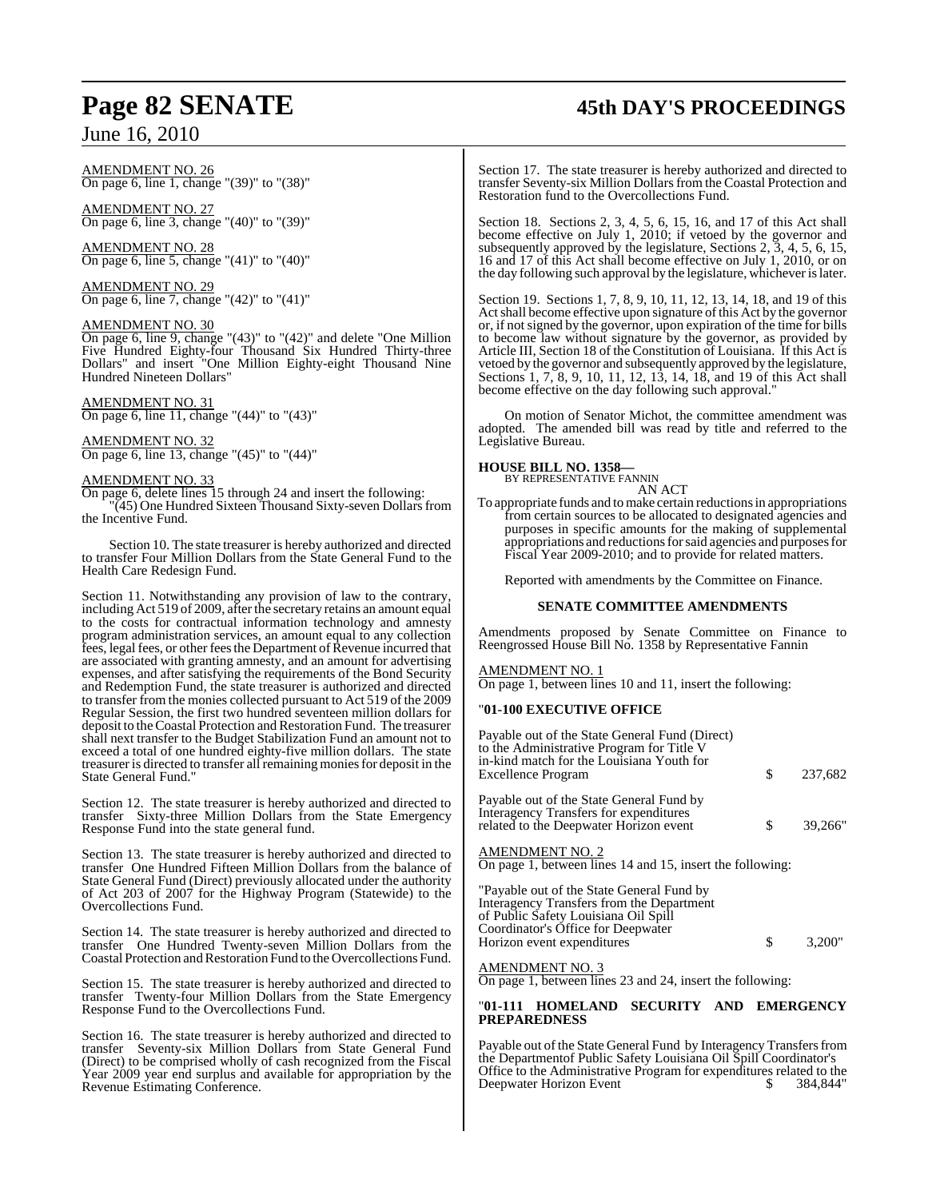AMENDMENT NO. 26
On page 6, line 1, change "(39)" to "(38)"

AMENDMENT NO. 27
On page 6, line 3, change "(40)" to "(39)"

AMENDMENT NO. 28
On page 6, line 5, change "(41)" to "(40)"

AMENDMENT NO. 29
On page 6, line 7, change "(42)" to "(41)"

AMENDMENT NO. 30
On page 6, line 9, change "(43)" to "(42)" and delete "One Million Five Hundred Eighty-four Thousand Six Hundred Thirty-three Dollars" and insert "One Million Eighty-eight Thousand Nine Hundred Nineteen Dollars"

AMENDMENT NO. 31
On page 6, line 11, change "(44)" to "(43)"

AMENDMENT NO. 32
On page 6, line 13, change "(45)" to "(44)"

AMENDMENT NO. 33
On page 6, delete lines 15 through 24 and insert the following:

"(45) One Hundred Sixteen Thousand Sixty-seven Dollars from the Incentive Fund.

Section 10. The state treasurer is hereby authorized and directed to transfer Four Million Dollars from the State General Fund to the Health Care Redesign Fund.

Section 11. Notwithstanding any provision of law to the contrary, including Act 519 of 2009, after the secretary retains an amount equal to the costs for contractual information technology and amnesty program administration services, an amount equal to any collection fees, legal fees, or other fees the Department of Revenue incurred that are associated with granting amnesty, and an amount for advertising expenses, and after satisfying the requirements of the Bond Security and Redemption Fund, the state treasurer is authorized and directed to transfer from the monies collected pursuant to Act 519 of the 2009 Regular Session, the first two hundred seventeen million dollars for deposit to the Coastal Protection and Restoration Fund. The treasurer shall next transfer to the Budget Stabilization Fund an amount not to exceed a total of one hundred eighty-five million dollars. The state treasurer is directed to transfer all remaining monies for deposit in the State General Fund."

Section 12. The state treasurer is hereby authorized and directed to transfer Sixty-three Million Dollars from the State Emergency Response Fund into the state general fund.

Section 13. The state treasurer is hereby authorized and directed to transfer One Hundred Fifteen Million Dollars from the balance of State General Fund (Direct) previously allocated under the authority of Act 203 of 2007 for the Highway Program (Statewide) to the Overcollections Fund.

Section 14. The state treasurer is hereby authorized and directed to transfer One Hundred Twenty-seven Million Dollars from the Coastal Protection and Restoration Fund to the Overcollections Fund.

Section 15. The state treasurer is hereby authorized and directed to transfer Twenty-four Million Dollars from the State Emergency Response Fund to the Overcollections Fund.

Section 16. The state treasurer is hereby authorized and directed to transfer Seventy-six Million Dollars from State General Fund (Direct) to be comprised wholly of cash recognized from the Fiscal Year 2009 year end surplus and available for appropriation by the Revenue Estimating Conference.

Section 17. The state treasurer is hereby authorized and directed to transfer Seventy-six Million Dollars from the Coastal Protection and Restoration fund to the Overcollections Fund.

Section 18. Sections 2, 3, 4, 5, 6, 15, 16, and 17 of this Act shall become effective on July 1, 2010; if vetoed by the governor and subsequently approved by the legislature, Sections 2, 3, 4, 5, 6, 15, 16 and 17 of this Act shall become effective on July 1, 2010, or on the day following such approval by the legislature, whichever is later.

Section 19. Sections 1, 7, 8, 9, 10, 11, 12, 13, 14, 18, and 19 of this Act shall become effective upon signature of this Act by the governor or, if not signed by the governor, upon expiration of the time for bills to become law without signature by the governor, as provided by Article III, Section 18 of the Constitution of Louisiana. If this Act is vetoed by the governor and subsequently approved by the legislature, Sections 1, 7, 8, 9, 10, 11, 12, 13, 14, 18, and 19 of this Act shall become effective on the day following such approval."

On motion of Senator Michot, the committee amendment was adopted. The amended bill was read by title and referred to the Legislative Bureau.

**HOUSE BILL NO. 1358—**
BY REPRESENTATIVE FANNIN

AN ACT

To appropriate funds and to make certain reductions in appropriations from certain sources to be allocated to designated agencies and purposes in specific amounts for the making of supplemental appropriations and reductions for said agencies and purposes for Fiscal Year 2009-2010; and to provide for related matters.

Reported with amendments by the Committee on Finance.

**SENATE COMMITTEE AMENDMENTS**

Amendments proposed by Senate Committee on Finance to Reengrossed House Bill No. 1358 by Representative Fannin

AMENDMENT NO. 1
On page 1, between lines 10 and 11, insert the following:

"**01-100 EXECUTIVE OFFICE**

Payable out of the State General Fund (Direct) to the Administrative Program for Title V in-kind match for the Louisiana Youth for Excellence Program $ 237,682

Payable out of the State General Fund by Interagency Transfers for expenditures related to the Deepwater Horizon event $ 39,266"

AMENDMENT NO. 2
On page 1, between lines 14 and 15, insert the following:

"Payable out of the State General Fund by Interagency Transfers from the Department of Public Safety Louisiana Oil Spill Coordinator's Office for Deepwater Horizon event expenditures $ 3,200"

AMENDMENT NO. 3
On page 1, between lines 23 and 24, insert the following:

"**01-111 HOMELAND SECURITY AND EMERGENCY PREPAREDNESS**

Payable out of the State General Fund by Interagency Transfers from the Departmentof Public Safety Louisiana Oil Spill Coordinator's Office to the Administrative Program for expenditures related to the Deepwater Horizon Event $ 384,844"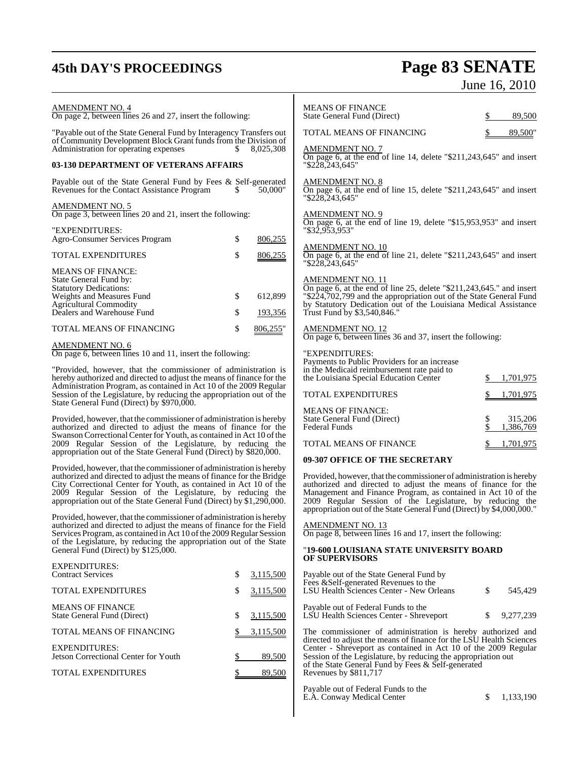AMENDMENT NO. 4
On page 2, between lines 26 and 27, insert the following:

"Payable out of the State General Fund by Interagency Transfers out of Community Development Block Grant funds from the Division of Administration for operating expenses $ 8,025,308

**03-130 DEPARTMENT OF VETERANS AFFAIRS**

Payable out of the State General Fund by Fees & Self-generated Revenues for the Contact Assistance Program $ 50,000"

AMENDMENT NO. 5
On page 3, between lines 20 and 21, insert the following:

| | | |
|---|---|---|
| "EXPENDITURES: | | |
| Agro-Consumer Services Program | $ | 806,255 |
| TOTAL EXPENDITURES | $ | 806,255 |
| MEANS OF FINANCE: | | |
| State General Fund by: | | |
| Statutory Dedications: | | |
| Weights and Measures Fund | $ | 612,899 |
| Agricultural Commodity Dealers and Warehouse Fund | $ | 193,356 |
| TOTAL MEANS OF FINANCING | $ | 806,255" |

AMENDMENT NO. 6
On page 6, between lines 10 and 11, insert the following:

"Provided, however, that the commissioner of administration is hereby authorized and directed to adjust the means of finance for the Administration Program, as contained in Act 10 of the 2009 Regular Session of the Legislature, by reducing the appropriation out of the State General Fund (Direct) by $970,000.

Provided, however, that the commissioner of administration is hereby authorized and directed to adjust the means of finance for the Swanson Correctional Center for Youth, as contained in Act 10 of the 2009 Regular Session of the Legislature, by reducing the appropriation out of the State General Fund (Direct) by $820,000.

Provided, however, that the commissioner of administration is hereby authorized and directed to adjust the means of finance for the Bridge City Correctional Center for Youth, as contained in Act 10 of the 2009 Regular Session of the Legislature, by reducing the appropriation out of the State General Fund (Direct) by $1,290,000.

Provided, however, that the commissioner of administration is hereby authorized and directed to adjust the means of finance for the Field Services Program, as contained in Act 10 of the 2009 Regular Session of the Legislature, by reducing the appropriation out of the State General Fund (Direct) by $125,000.

| | | |
|---|---|---|
| EXPENDITURES: | | |
| Contract Services | $ | 3,115,500 |
| TOTAL EXPENDITURES | $ | 3,115,500 |
| MEANS OF FINANCE | | |
| State General Fund (Direct) | $ | 3,115,500 |
| TOTAL MEANS OF FINANCING | $ | 3,115,500 |
| EXPENDITURES: | | |
| Jetson Correctional Center for Youth | $ | 89,500 |
| TOTAL EXPENDITURES | $ | 89,500 |
| MEANS OF FINANCE | | |
| State General Fund (Direct) | $ | 89,500 |
| TOTAL MEANS OF FINANCING | $ | 89,500" |

AMENDMENT NO. 7
On page 6, at the end of line 14, delete "$211,243,645" and insert "$228,243,645"

AMENDMENT NO. 8
On page 6, at the end of line 15, delete "$211,243,645" and insert "$228,243,645"

AMENDMENT NO. 9
On page 6, at the end of line 19, delete "$15,953,953" and insert "$32,953,953"

AMENDMENT NO. 10
On page 6, at the end of line 21, delete "$211,243,645" and insert "$228,243,645"

AMENDMENT NO. 11
On page 6, at the end of line 25, delete "$211,243,645." and insert "$224,702,799 and the appropriation out of the State General Fund by Statutory Dedication out of the Louisiana Medical Assistance Trust Fund by $3,540,846."

AMENDMENT NO. 12
On page 6, between lines 36 and 37, insert the following:

| | | |
|---|---|---|
| "EXPENDITURES: | | |
| Payments to Public Providers for an increase in the Medicaid reimbursement rate paid to the Louisiana Special Education Center | $ | 1,701,975 |
| TOTAL EXPENDITURES | $ | 1,701,975 |
| MEANS OF FINANCE: | | |
| State General Fund (Direct) | $ | 315,206 |
| Federal Funds | $ | 1,386,769 |
| TOTAL MEANS OF FINANCE | $ | 1,701,975 |

**09-307 OFFICE OF THE SECRETARY**

Provided, however, that the commissioner of administration is hereby authorized and directed to adjust the means of finance for the Management and Finance Program, as contained in Act 10 of the 2009 Regular Session of the Legislature, by reducing the appropriation out of the State General Fund (Direct) by $4,000,000."

AMENDMENT NO. 13
On page 8, between lines 16 and 17, insert the following:

"**19-600 LOUISIANA STATE UNIVERSITY BOARD OF SUPERVISORS**

Payable out of the State General Fund by Fees &Self-generated Revenues to the LSU Health Sciences Center - New Orleans $ 545,429

Payable out of Federal Funds to the LSU Health Sciences Center - Shreveport $ 9,277,239

The commissioner of administration is hereby authorized and directed to adjust the means of finance for the LSU Health Sciences Center - Shreveport as contained in Act 10 of the 2009 Regular Session of the Legislature, by reducing the appropriation out of the State General Fund by Fees & Self-generated Revenues by $811,717

Payable out of Federal Funds to the E.A. Conway Medical Center $ 1,133,190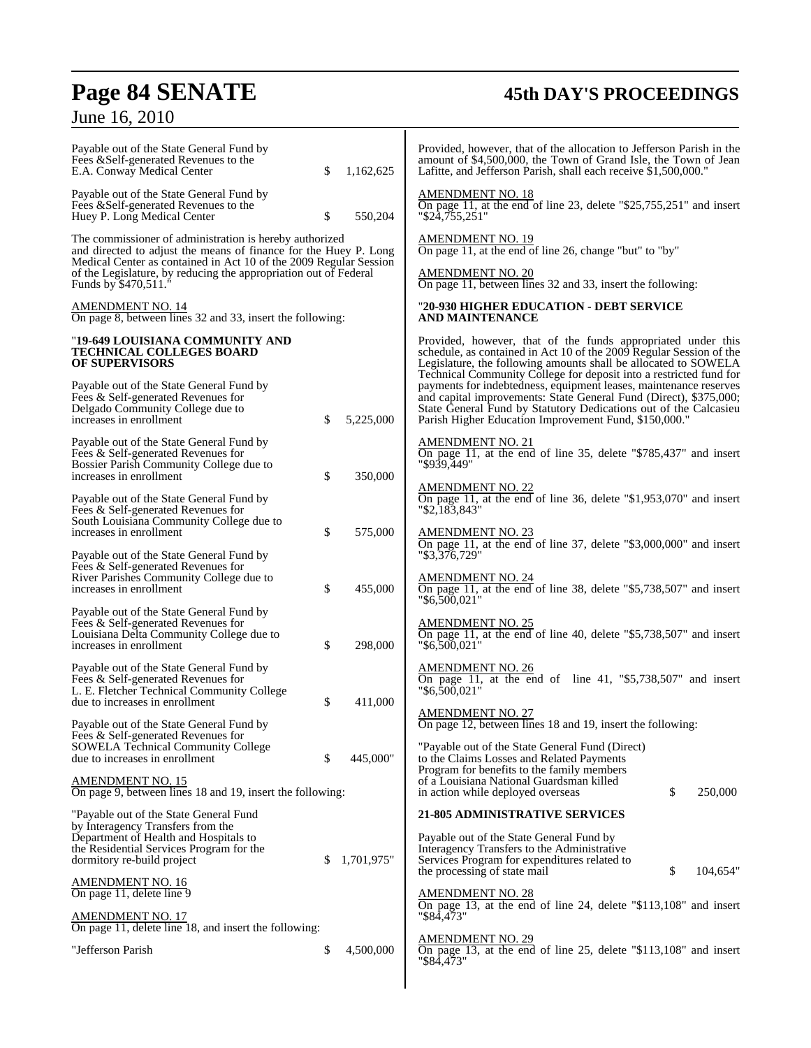Payable out of the State General Fund by Fees &Self-generated Revenues to the E.A. Conway Medical Center $ 1,162,625

Payable out of the State General Fund by Fees &Self-generated Revenues to the Huey P. Long Medical Center $ 550,204

The commissioner of administration is hereby authorized and directed to adjust the means of finance for the Huey P. Long Medical Center as contained in Act 10 of the 2009 Regular Session of the Legislature, by reducing the appropriation out of Federal Funds by $470,511."

AMENDMENT NO. 14
On page 8, between lines 32 and 33, insert the following:

"**19-649 LOUISIANA COMMUNITY AND TECHNICAL COLLEGES BOARD OF SUPERVISORS**

Payable out of the State General Fund by Fees & Self-generated Revenues for Delgado Community College due to increases in enrollment $ 5,225,000

Payable out of the State General Fund by Fees & Self-generated Revenues for Bossier Parish Community College due to increases in enrollment $ 350,000

Payable out of the State General Fund by Fees & Self-generated Revenues for South Louisiana Community College due to increases in enrollment $ 575,000

Payable out of the State General Fund by Fees & Self-generated Revenues for River Parishes Community College due to increases in enrollment $ 455,000

Payable out of the State General Fund by Fees & Self-generated Revenues for Louisiana Delta Community College due to increases in enrollment $ 298,000

Payable out of the State General Fund by Fees & Self-generated Revenues for L. E. Fletcher Technical Community College due to increases in enrollment $ 411,000

Payable out of the State General Fund by Fees & Self-generated Revenues for SOWELA Technical Community College due to increases in enrollment $ 445,000"

AMENDMENT NO. 15
On page 9, between lines 18 and 19, insert the following:

"Payable out of the State General Fund by Interagency Transfers from the Department of Health and Hospitals to the Residential Services Program for the dormitory re-build project $ 1,701,975"

AMENDMENT NO. 16
On page 11, delete line 9

AMENDMENT NO. 17
On page 11, delete line 18, and insert the following:

"Jefferson Parish $ 4,500,000

Provided, however, that of the allocation to Jefferson Parish in the amount of $4,500,000, the Town of Grand Isle, the Town of Jean Lafitte, and Jefferson Parish, shall each receive $1,500,000."

AMENDMENT NO. 18
On page 11, at the end of line 23, delete "$25,755,251" and insert "$24,755,251"

AMENDMENT NO. 19
On page 11, at the end of line 26, change "but" to "by"

AMENDMENT NO. 20
On page 11, between lines 32 and 33, insert the following:

"**20-930 HIGHER EDUCATION - DEBT SERVICE AND MAINTENANCE**

Provided, however, that of the funds appropriated under this schedule, as contained in Act 10 of the 2009 Regular Session of the Legislature, the following amounts shall be allocated to SOWELA Technical Community College for deposit into a restricted fund for payments for indebtedness, equipment leases, maintenance reserves and capital improvements: State General Fund (Direct), $375,000; State General Fund by Statutory Dedications out of the Calcasieu Parish Higher Education Improvement Fund, $150,000."

AMENDMENT NO. 21
On page 11, at the end of line 35, delete "$785,437" and insert "$939,449"

AMENDMENT NO. 22
On page 11, at the end of line 36, delete "$1,953,070" and insert "$2,183,843"

AMENDMENT NO. 23
On page 11, at the end of line 37, delete "$3,000,000" and insert "$3,376,729"

AMENDMENT NO. 24
On page 11, at the end of line 38, delete "$5,738,507" and insert "$6,500,021"

AMENDMENT NO. 25
On page 11, at the end of line 40, delete "$5,738,507" and insert "$6,500,021"

AMENDMENT NO. 26
On page 11, at the end of line 41, "$5,738,507" and insert "$6,500,021"

AMENDMENT NO. 27
On page 12, between lines 18 and 19, insert the following:

"Payable out of the State General Fund (Direct) to the Claims Losses and Related Payments Program for benefits to the family members of a Louisiana National Guardsman killed in action while deployed overseas $ 250,000

**21-805 ADMINISTRATIVE SERVICES**

Payable out of the State General Fund by Interagency Transfers to the Administrative Services Program for expenditures related to the processing of state mail $ 104,654"

AMENDMENT NO. 28
On page 13, at the end of line 24, delete "$113,108" and insert "$84,473"

AMENDMENT NO. 29
On page 13, at the end of line 25, delete "$113,108" and insert "$84,473"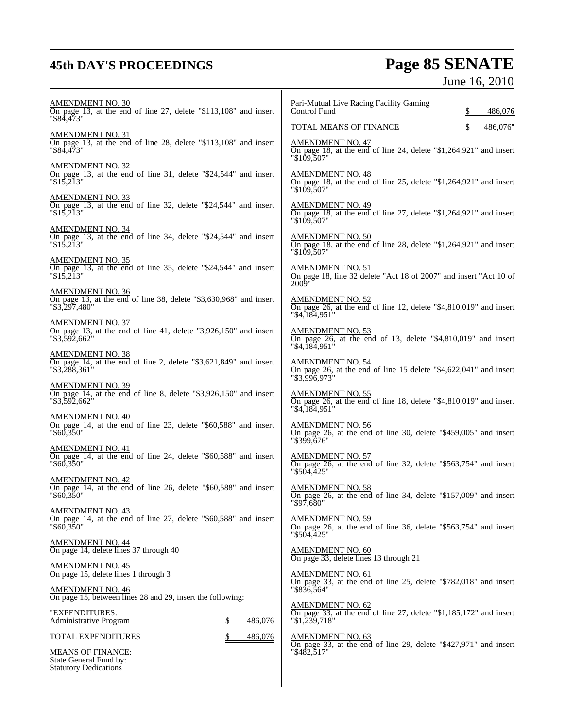AMENDMENT NO. 30
On page 13, at the end of line 27, delete "$113,108" and insert "$84,473"

AMENDMENT NO. 31
On page 13, at the end of line 28, delete "$113,108" and insert "$84,473"

AMENDMENT NO. 32
On page 13, at the end of line 31, delete "$24,544" and insert "$15,213"

AMENDMENT NO. 33
On page 13, at the end of line 32, delete "$24,544" and insert "$15,213"

AMENDMENT NO. 34
On page 13, at the end of line 34, delete "$24,544" and insert "$15,213"

AMENDMENT NO. 35
On page 13, at the end of line 35, delete "$24,544" and insert "$15,213"

AMENDMENT NO. 36
On page 13, at the end of line 38, delete "$3,630,968" and insert "$3,297,480"

AMENDMENT NO. 37
On page 13, at the end of line 41, delete "3,926,150" and insert "$3,592,662"

AMENDMENT NO. 38
On page 14, at the end of line 2, delete "$3,621,849" and insert "$3,288,361"

AMENDMENT NO. 39
On page 14, at the end of line 8, delete "$3,926,150" and insert "$3,592,662"

AMENDMENT NO. 40
On page 14, at the end of line 23, delete "$60,588" and insert "$60,350"

AMENDMENT NO. 41
On page 14, at the end of line 24, delete "$60,588" and insert "$60,350"

AMENDMENT NO. 42
On page 14, at the end of line 26, delete "$60,588" and insert "$60,350"

AMENDMENT NO. 43
On page 14, at the end of line 27, delete "$60,588" and insert "$60,350"

AMENDMENT NO. 44
On page 14, delete lines 37 through 40

AMENDMENT NO. 45
On page 15, delete lines 1 through 3

AMENDMENT NO. 46
On page 15, between lines 28 and 29, insert the following:

"EXPENDITURES:
Administrative Program $ 486,076

TOTAL EXPENDITURES $ 486,076

MEANS OF FINANCE:
State General Fund by:
Statutory Dedications
Pari-Mutual Live Racing Facility Gaming Control Fund $ 486,076

TOTAL MEANS OF FINANCE $ 486,076"

AMENDMENT NO. 47
On page 18, at the end of line 24, delete "$1,264,921" and insert "$109,507"

AMENDMENT NO. 48
On page 18, at the end of line 25, delete "$1,264,921" and insert "$109,507"

AMENDMENT NO. 49
On page 18, at the end of line 27, delete "$1,264,921" and insert "$109,507"

AMENDMENT NO. 50
On page 18, at the end of line 28, delete "$1,264,921" and insert "$109,507"

AMENDMENT NO. 51
On page 18, line 32 delete "Act 18 of 2007" and insert "Act 10 of 2009"

AMENDMENT NO. 52
On page 26, at the end of line 12, delete "$4,810,019" and insert "$4,184,951"

AMENDMENT NO. 53
On page 26, at the end of 13, delete "$4,810,019" and insert "$4,184,951"

AMENDMENT NO. 54
On page 26, at the end of line 15 delete "$4,622,041" and insert "$3,996,973"

AMENDMENT NO. 55
On page 26, at the end of line 18, delete "$4,810,019" and insert "$4,184,951"

AMENDMENT NO. 56
On page 26, at the end of line 30, delete "$459,005" and insert "$399,676"

AMENDMENT NO. 57
On page 26, at the end of line 32, delete "$563,754" and insert "$504,425"

AMENDMENT NO. 58
On page 26, at the end of line 34, delete "$157,009" and insert "$97,680"

AMENDMENT NO. 59
On page 26, at the end of line 36, delete "$563,754" and insert "$504,425"

AMENDMENT NO. 60
On page 33, delete lines 13 through 21

AMENDMENT NO. 61
On page 33, at the end of line 25, delete "$782,018" and insert "$836,564"

AMENDMENT NO. 62
On page 33, at the end of line 27, delete "$1,185,172" and insert "$1,239,718"

AMENDMENT NO. 63
On page 33, at the end of line 29, delete "$427,971" and insert "$482,517"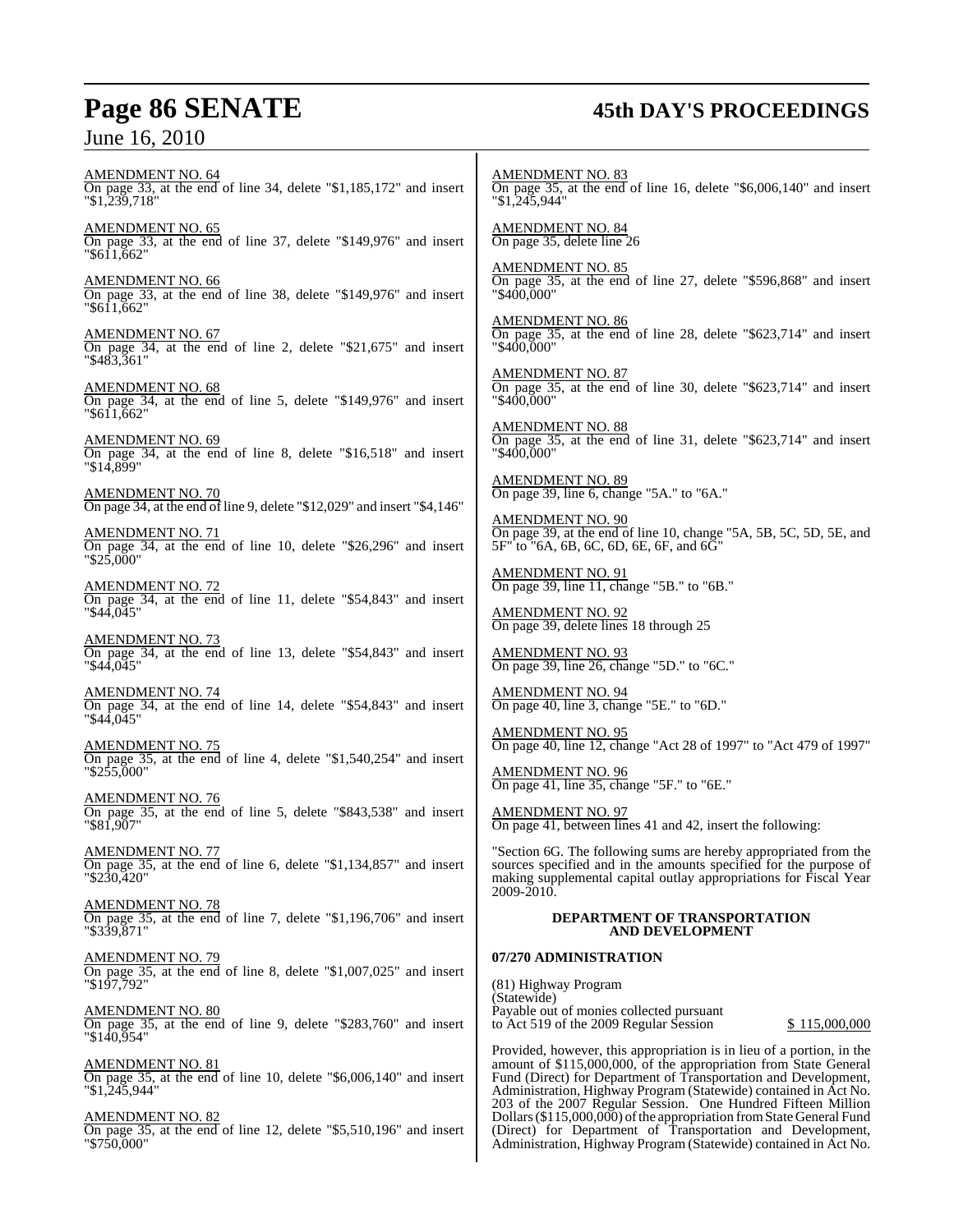AMENDMENT NO. 64
On page 33, at the end of line 34, delete "$1,185,172" and insert "$1,239,718"

AMENDMENT NO. 65
On page 33, at the end of line 37, delete "$149,976" and insert "$611,662"

AMENDMENT NO. 66
On page 33, at the end of line 38, delete "$149,976" and insert "$611,662"

AMENDMENT NO. 67
On page 34, at the end of line 2, delete "$21,675" and insert "$483,361"

AMENDMENT NO. 68
On page 34, at the end of line 5, delete "$149,976" and insert "$611,662"

AMENDMENT NO. 69
On page 34, at the end of line 8, delete "$16,518" and insert "$14,899"

AMENDMENT NO. 70
On page 34, at the end of line 9, delete "$12,029" and insert "$4,146"

AMENDMENT NO. 71
On page 34, at the end of line 10, delete "$26,296" and insert "$25,000"

AMENDMENT NO. 72
On page 34, at the end of line 11, delete "$54,843" and insert "$44,045"

AMENDMENT NO. 73
On page 34, at the end of line 13, delete "$54,843" and insert "$44,045"

AMENDMENT NO. 74
On page 34, at the end of line 14, delete "$54,843" and insert "$44,045"

AMENDMENT NO. 75
On page 35, at the end of line 4, delete "$1,540,254" and insert "$255,000"

AMENDMENT NO. 76
On page 35, at the end of line 5, delete "$843,538" and insert "$81,907"

AMENDMENT NO. 77
On page 35, at the end of line 6, delete "$1,134,857" and insert "$230,420"

AMENDMENT NO. 78
On page 35, at the end of line 7, delete "$1,196,706" and insert "$339,871"

AMENDMENT NO. 79
On page 35, at the end of line 8, delete "$1,007,025" and insert "$197,792"

AMENDMENT NO. 80
On page 35, at the end of line 9, delete "$283,760" and insert "$140,954"

AMENDMENT NO. 81
On page 35, at the end of line 10, delete "$6,006,140" and insert "$1,245,944"

AMENDMENT NO. 82
On page 35, at the end of line 12, delete "$5,510,196" and insert "$750,000"

AMENDMENT NO. 83
On page 35, at the end of line 16, delete "$6,006,140" and insert "$1,245,944"

AMENDMENT NO. 84
On page 35, delete line 26

AMENDMENT NO. 85
On page 35, at the end of line 27, delete "$596,868" and insert "$400,000"

AMENDMENT NO. 86
On page 35, at the end of line 28, delete "$623,714" and insert "$400,000"

AMENDMENT NO. 87
On page 35, at the end of line 30, delete "$623,714" and insert "$400,000"

AMENDMENT NO. 88
On page 35, at the end of line 31, delete "$623,714" and insert "$400,000"

AMENDMENT NO. 89
On page 39, line 6, change "5A." to "6A."

AMENDMENT NO. 90
On page 39, at the end of line 10, change "5A, 5B, 5C, 5D, 5E, and 5F" to "6A, 6B, 6C, 6D, 6E, 6F, and 6G"

AMENDMENT NO. 91
On page 39, line 11, change "5B." to "6B."

AMENDMENT NO. 92
On page 39, delete lines 18 through 25

AMENDMENT NO. 93
On page 39, line 26, change "5D." to "6C."

AMENDMENT NO. 94
On page 40, line 3, change "5E." to "6D."

AMENDMENT NO. 95
On page 40, line 12, change "Act 28 of 1997" to "Act 479 of 1997"

AMENDMENT NO. 96
On page 41, line 35, change "5F." to "6E."

AMENDMENT NO. 97
On page 41, between lines 41 and 42, insert the following:

"Section 6G. The following sums are hereby appropriated from the sources specified and in the amounts specified for the purpose of making supplemental capital outlay appropriations for Fiscal Year 2009-2010.

**DEPARTMENT OF TRANSPORTATION AND DEVELOPMENT**

**07/270 ADMINISTRATION**

(81) Highway Program
(Statewide)
Payable out of monies collected pursuant to Act 519 of the 2009 Regular Session $ 115,000,000

Provided, however, this appropriation is in lieu of a portion, in the amount of $115,000,000, of the appropriation from State General Fund (Direct) for Department of Transportation and Development, Administration, Highway Program (Statewide) contained in Act No. 203 of the 2007 Regular Session. One Hundred Fifteen Million Dollars ($115,000,000) of the appropriation from State General Fund (Direct) for Department of Transportation and Development, Administration, Highway Program (Statewide) contained in Act No.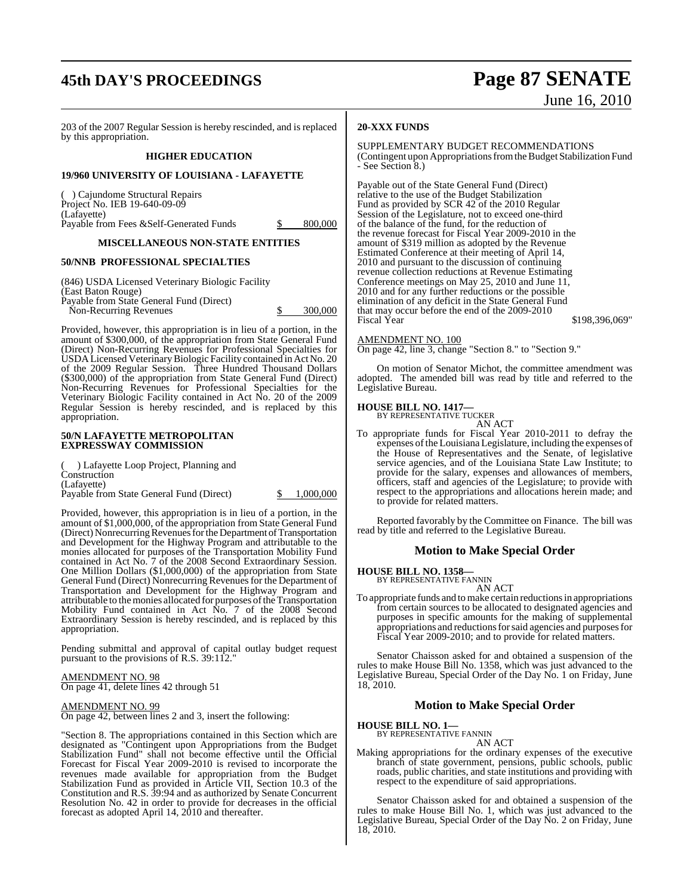203 of the 2007 Regular Session is hereby rescinded, and is replaced by this appropriation.

**HIGHER EDUCATION**

**19/960 UNIVERSITY OF LOUISIANA - LAFAYETTE**

( ) Cajundome Structural Repairs
Project No. IEB 19-640-09-09
(Lafayette)
Payable from Fees &Self-Generated Funds $ 800,000

**MISCELLANEOUS NON-STATE ENTITIES**

**50/NNB PROFESSIONAL SPECIALTIES**

(846) USDA Licensed Veterinary Biologic Facility
(East Baton Rouge)
Payable from State General Fund (Direct)
Non-Recurring Revenues $ 300,000

Provided, however, this appropriation is in lieu of a portion, in the amount of $300,000, of the appropriation from State General Fund (Direct) Non-Recurring Revenues for Professional Specialties for USDA Licensed Veterinary Biologic Facility contained in Act No. 20 of the 2009 Regular Session. Three Hundred Thousand Dollars ($300,000) of the appropriation from State General Fund (Direct) Non-Recurring Revenues for Professional Specialties for the Veterinary Biologic Facility contained in Act No. 20 of the 2009 Regular Session is hereby rescinded, and is replaced by this appropriation.

**50/N LAFAYETTE METROPOLITAN EXPRESSWAY COMMISSION**

( ) Lafayette Loop Project, Planning and Construction
(Lafayette)
Payable from State General Fund (Direct) $ 1,000,000

Provided, however, this appropriation is in lieu of a portion, in the amount of $1,000,000, of the appropriation from State General Fund (Direct) Nonrecurring Revenues for the Department of Transportation and Development for the Highway Program and attributable to the monies allocated for purposes of the Transportation Mobility Fund contained in Act No. 7 of the 2008 Second Extraordinary Session. One Million Dollars ($1,000,000) of the appropriation from State General Fund (Direct) Nonrecurring Revenues for the Department of Transportation and Development for the Highway Program and attributable to the monies allocated for purposes of the Transportation Mobility Fund contained in Act No. 7 of the 2008 Second Extraordinary Session is hereby rescinded, and is replaced by this appropriation.

Pending submittal and approval of capital outlay budget request pursuant to the provisions of R.S. 39:112."

AMENDMENT NO. 98
On page 41, delete lines 42 through 51

AMENDMENT NO. 99
On page 42, between lines 2 and 3, insert the following:

"Section 8. The appropriations contained in this Section which are designated as "Contingent upon Appropriations from the Budget Stabilization Fund" shall not become effective until the Official Forecast for Fiscal Year 2009-2010 is revised to incorporate the revenues made available for appropriation from the Budget Stabilization Fund as provided in Article VII, Section 10.3 of the Constitution and R.S. 39:94 and as authorized by Senate Concurrent Resolution No. 42 in order to provide for decreases in the official forecast as adopted April 14, 2010 and thereafter.

**20-XXX FUNDS**

SUPPLEMENTARY BUDGET RECOMMENDATIONS
(Contingent upon Appropriations from the Budget Stabilization Fund - See Section 8.)

Payable out of the State General Fund (Direct) relative to the use of the Budget Stabilization Fund as provided by SCR 42 of the 2010 Regular Session of the Legislature, not to exceed one-third of the balance of the fund, for the reduction of the revenue forecast for Fiscal Year 2009-2010 in the amount of $319 million as adopted by the Revenue Estimated Conference at their meeting of April 14, 2010 and pursuant to the discussion of continuing revenue collection reductions at Revenue Estimating Conference meetings on May 25, 2010 and June 11, 2010 and for any further reductions or the possible elimination of any deficit in the State General Fund that may occur before the end of the 2009-2010 Fiscal Year $198,396,069"

AMENDMENT NO. 100
On page 42, line 3, change "Section 8." to "Section 9."

On motion of Senator Michot, the committee amendment was adopted. The amended bill was read by title and referred to the Legislative Bureau.

**HOUSE BILL NO. 1417—**
BY REPRESENTATIVE TUCKER

AN ACT

To appropriate funds for Fiscal Year 2010-2011 to defray the expenses of the Louisiana Legislature, including the expenses of the House of Representatives and the Senate, of legislative service agencies, and of the Louisiana State Law Institute; to provide for the salary, expenses and allowances of members, officers, staff and agencies of the Legislature; to provide with respect to the appropriations and allocations herein made; and to provide for related matters.

Reported favorably by the Committee on Finance. The bill was read by title and referred to the Legislative Bureau.

## Motion to Make Special Order

**HOUSE BILL NO. 1358—**
BY REPRESENTATIVE FANNIN

AN ACT

To appropriate funds and to make certain reductions in appropriations from certain sources to be allocated to designated agencies and purposes in specific amounts for the making of supplemental appropriations and reductions for said agencies and purposes for Fiscal Year 2009-2010; and to provide for related matters.

Senator Chaisson asked for and obtained a suspension of the rules to make House Bill No. 1358, which was just advanced to the Legislative Bureau, Special Order of the Day No. 1 on Friday, June 18, 2010.

## Motion to Make Special Order

**HOUSE BILL NO. 1—**
BY REPRESENTATIVE FANNIN

AN ACT

Making appropriations for the ordinary expenses of the executive branch of state government, pensions, public schools, public roads, public charities, and state institutions and providing with respect to the expenditure of said appropriations.

Senator Chaisson asked for and obtained a suspension of the rules to make House Bill No. 1, which was just advanced to the Legislative Bureau, Special Order of the Day No. 2 on Friday, June 18, 2010.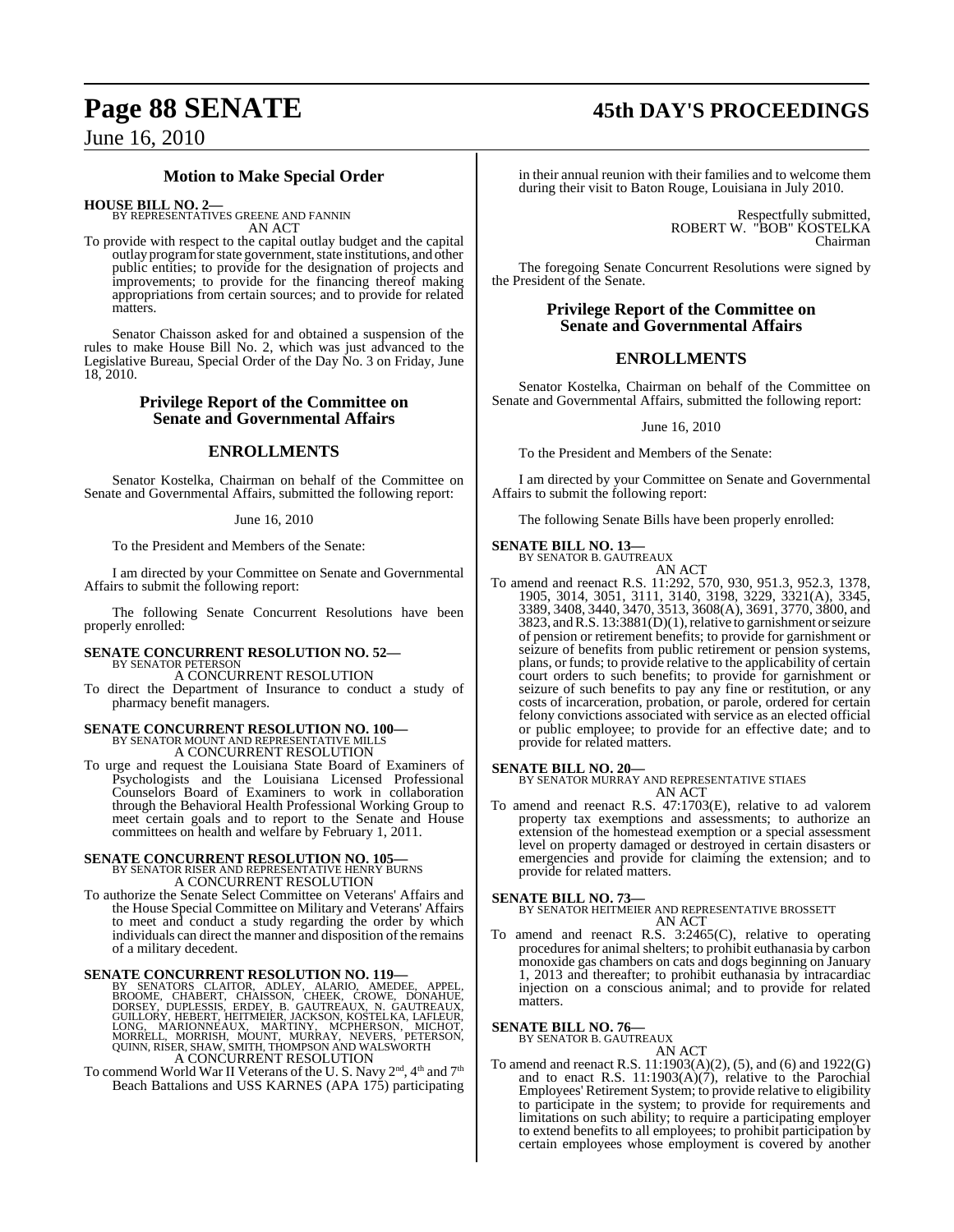### Motion to Make Special Order

**HOUSE BILL NO. 2—**
BY REPRESENTATIVES GREENE AND FANNIN
AN ACT

To provide with respect to the capital outlay budget and the capital outlay program for state government, state institutions, and other public entities; to provide for the designation of projects and improvements; to provide for the financing thereof making appropriations from certain sources; and to provide for related matters.

Senator Chaisson asked for and obtained a suspension of the rules to make House Bill No. 2, which was just advanced to the Legislative Bureau, Special Order of the Day No. 3 on Friday, June 18, 2010.

### Privilege Report of the Committee on Senate and Governmental Affairs

## ENROLLMENTS

Senator Kostelka, Chairman on behalf of the Committee on Senate and Governmental Affairs, submitted the following report:

June 16, 2010

To the President and Members of the Senate:

I am directed by your Committee on Senate and Governmental Affairs to submit the following report:

The following Senate Concurrent Resolutions have been properly enrolled:

**SENATE CONCURRENT RESOLUTION NO. 52—**
BY SENATOR PETERSON
A CONCURRENT RESOLUTION

To direct the Department of Insurance to conduct a study of pharmacy benefit managers.

**SENATE CONCURRENT RESOLUTION NO. 100—**
BY SENATOR MOUNT AND REPRESENTATIVE MILLS
A CONCURRENT RESOLUTION

To urge and request the Louisiana State Board of Examiners of Psychologists and the Louisiana Licensed Professional Counselors Board of Examiners to work in collaboration through the Behavioral Health Professional Working Group to meet certain goals and to report to the Senate and House committees on health and welfare by February 1, 2011.

**SENATE CONCURRENT RESOLUTION NO. 105—**
BY SENATOR RISER AND REPRESENTATIVE HENRY BURNS
A CONCURRENT RESOLUTION

To authorize the Senate Select Committee on Veterans' Affairs and the House Special Committee on Military and Veterans' Affairs to meet and conduct a study regarding the order by which individuals can direct the manner and disposition of the remains of a military decedent.

**SENATE CONCURRENT RESOLUTION NO. 119—**
BY SENATORS CLAITOR, ADLEY, ALARIO, AMEDEE, APPEL, BROOME, CHABERT, CHAISSON, CHEEK, CROWE, DONAHUE, DORSEY, DUPLESSIS, ERDEY, B. GAUTREAUX, N. GAUTREAUX, GUILLORY, HEBERT, HEITMEIER, JACKSON, KOSTELKA, LAFLEUR, LONG, MARIONNEAUX, MARTINY, MCPHERSON, MICHOT, MORRELL, MORRISH, MOUNT, MURRAY, NEVERS, PETERSON, QUINN, RISER, SHAW, SMITH, THOMPSON AND WALSWORTH
A CONCURRENT RESOLUTION

To commend World War II Veterans of the U. S. Navy 2nd, 4th and 7th Beach Battalions and USS KARNES (APA 175) participating in their annual reunion with their families and to welcome them during their visit to Baton Rouge, Louisiana in July 2010.

Respectfully submitted,
ROBERT W. "BOB" KOSTELKA
Chairman

The foregoing Senate Concurrent Resolutions were signed by the President of the Senate.

### Privilege Report of the Committee on Senate and Governmental Affairs

## ENROLLMENTS

Senator Kostelka, Chairman on behalf of the Committee on Senate and Governmental Affairs, submitted the following report:

June 16, 2010

To the President and Members of the Senate:

I am directed by your Committee on Senate and Governmental Affairs to submit the following report:

The following Senate Bills have been properly enrolled:

**SENATE BILL NO. 13—**
BY SENATOR B. GAUTREAUX
AN ACT

To amend and reenact R.S. 11:292, 570, 930, 951.3, 952.3, 1378, 1905, 3014, 3051, 3111, 3140, 3198, 3229, 3321(A), 3345, 3389, 3408, 3440, 3470, 3513, 3608(A), 3691, 3770, 3800, and 3823, and R.S. 13:3881(D)(1), relative to garnishment or seizure of pension or retirement benefits; to provide for garnishment or seizure of benefits from public retirement or pension systems, plans, or funds; to provide relative to the applicability of certain court orders to such benefits; to provide for garnishment or seizure of such benefits to pay any fine or restitution, or any costs of incarceration, probation, or parole, ordered for certain felony convictions associated with service as an elected official or public employee; to provide for an effective date; and to provide for related matters.

**SENATE BILL NO. 20—**
BY SENATOR MURRAY AND REPRESENTATIVE STIAES
AN ACT

To amend and reenact R.S. 47:1703(E), relative to ad valorem property tax exemptions and assessments; to authorize an extension of the homestead exemption or a special assessment level on property damaged or destroyed in certain disasters or emergencies and provide for claiming the extension; and to provide for related matters.

**SENATE BILL NO. 73—**
BY SENATOR HEITMEIER AND REPRESENTATIVE BROSSETT
AN ACT

To amend and reenact R.S. 3:2465(C), relative to operating procedures for animal shelters; to prohibit euthanasia by carbon monoxide gas chambers on cats and dogs beginning on January 1, 2013 and thereafter; to prohibit euthanasia by intracardiac injection on a conscious animal; and to provide for related matters.

**SENATE BILL NO. 76—**
BY SENATOR B. GAUTREAUX
AN ACT

To amend and reenact R.S. 11:1903(A)(2), (5), and (6) and 1922(G) and to enact R.S. 11:1903(A)(7), relative to the Parochial Employees' Retirement System; to provide relative to eligibility to participate in the system; to provide for requirements and limitations on such ability; to require a participating employer to extend benefits to all employees; to prohibit participation by certain employees whose employment is covered by another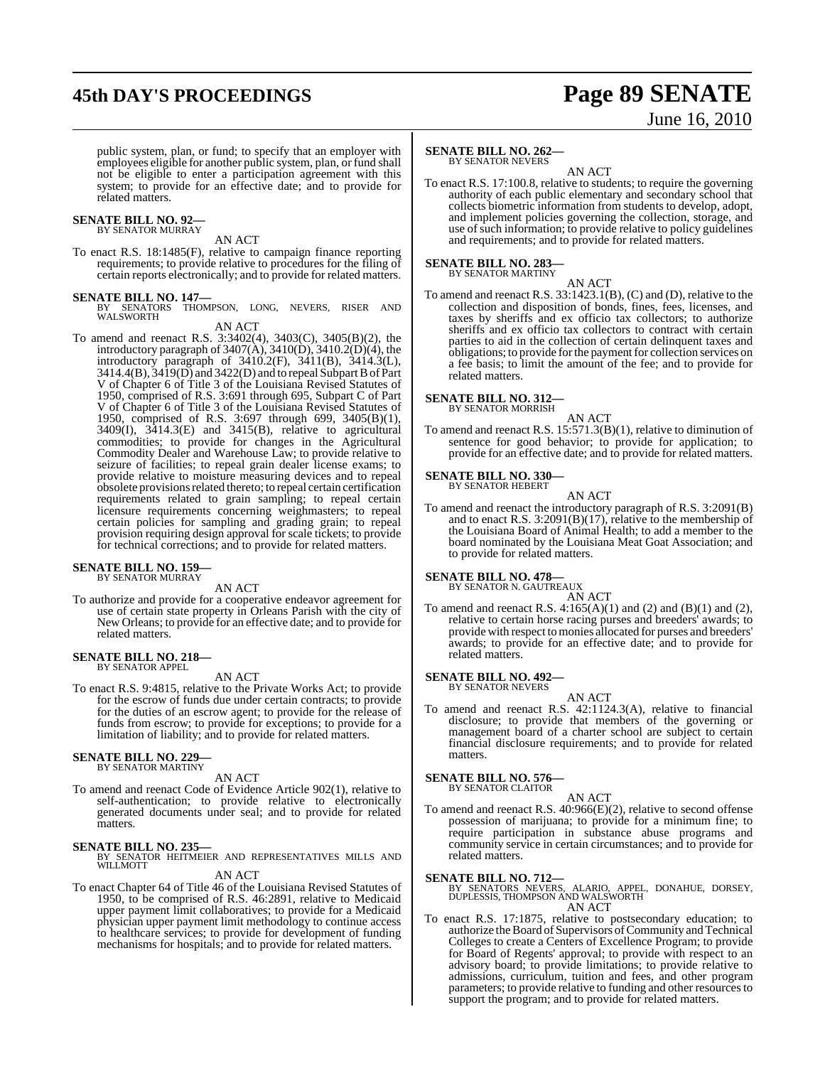public system, plan, or fund; to specify that an employer with employees eligible for another public system, plan, or fund shall not be eligible to enter a participation agreement with this system; to provide for an effective date; and to provide for related matters.

**SENATE BILL NO. 92—**
BY SENATOR MURRAY

AN ACT

To enact R.S. 18:1485(F), relative to campaign finance reporting requirements; to provide relative to procedures for the filing of certain reports electronically; and to provide for related matters.

**SENATE BILL NO. 147—**
BY SENATORS THOMPSON, LONG, NEVERS, RISER AND WALSWORTH

AN ACT

To amend and reenact R.S. 3:3402(4), 3403(C), 3405(B)(2), the introductory paragraph of 3407(A), 3410(D), 3410.2(D)(4), the introductory paragraph of 3410.2(F), 3411(B), 3414.3(L), 3414.4(B), 3419(D) and 3422(D) and to repeal Subpart B of Part V of Chapter 6 of Title 3 of the Louisiana Revised Statutes of 1950, comprised of R.S. 3:691 through 695, Subpart C of Part V of Chapter 6 of Title 3 of the Louisiana Revised Statutes of 1950, comprised of R.S. 3:697 through 699, 3405(B)(1), 3409(I), 3414.3(E) and 3415(B), relative to agricultural commodities; to provide for changes in the Agricultural Commodity Dealer and Warehouse Law; to provide relative to seizure of facilities; to repeal grain dealer license exams; to provide relative to moisture measuring devices and to repeal obsolete provisions related thereto; to repeal certain certification requirements related to grain sampling; to repeal certain licensure requirements concerning weighmasters; to repeal certain policies for sampling and grading grain; to repeal provision requiring design approval for scale tickets; to provide for technical corrections; and to provide for related matters.

**SENATE BILL NO. 159—**
BY SENATOR MURRAY

AN ACT

To authorize and provide for a cooperative endeavor agreement for use of certain state property in Orleans Parish with the city of New Orleans; to provide for an effective date; and to provide for related matters.

**SENATE BILL NO. 218—**
BY SENATOR APPEL

AN ACT

To enact R.S. 9:4815, relative to the Private Works Act; to provide for the escrow of funds due under certain contracts; to provide for the duties of an escrow agent; to provide for the release of funds from escrow; to provide for exceptions; to provide for a limitation of liability; and to provide for related matters.

**SENATE BILL NO. 229—**
BY SENATOR MARTINY

AN ACT

To amend and reenact Code of Evidence Article 902(1), relative to self-authentication; to provide relative to electronically generated documents under seal; and to provide for related matters.

**SENATE BILL NO. 235—**
BY SENATOR HEITMEIER AND REPRESENTATIVES MILLS AND WILLMOTT

AN ACT

To enact Chapter 64 of Title 46 of the Louisiana Revised Statutes of 1950, to be comprised of R.S. 46:2891, relative to Medicaid upper payment limit collaboratives; to provide for a Medicaid physician upper payment limit methodology to continue access to healthcare services; to provide for development of funding mechanisms for hospitals; and to provide for related matters.

**SENATE BILL NO. 262—**
BY SENATOR NEVERS

AN ACT

To enact R.S. 17:100.8, relative to students; to require the governing authority of each public elementary and secondary school that collects biometric information from students to develop, adopt, and implement policies governing the collection, storage, and use of such information; to provide relative to policy guidelines and requirements; and to provide for related matters.

**SENATE BILL NO. 283—**
BY SENATOR MARTINY

AN ACT

To amend and reenact R.S. 33:1423.1(B), (C) and (D), relative to the collection and disposition of bonds, fines, fees, licenses, and taxes by sheriffs and ex officio tax collectors; to authorize sheriffs and ex officio tax collectors to contract with certain parties to aid in the collection of certain delinquent taxes and obligations; to provide for the payment for collection services on a fee basis; to limit the amount of the fee; and to provide for related matters.

**SENATE BILL NO. 312—**
BY SENATOR MORRISH

AN ACT

To amend and reenact R.S. 15:571.3(B)(1), relative to diminution of sentence for good behavior; to provide for application; to provide for an effective date; and to provide for related matters.

**SENATE BILL NO. 330—**
BY SENATOR HEBERT

AN ACT

To amend and reenact the introductory paragraph of R.S. 3:2091(B) and to enact R.S. 3:2091(B)(17), relative to the membership of the Louisiana Board of Animal Health; to add a member to the board nominated by the Louisiana Meat Goat Association; and to provide for related matters.

**SENATE BILL NO. 478—**
BY SENATOR N. GAUTREAUX

AN ACT

To amend and reenact R.S. 4:165(A)(1) and (2) and (B)(1) and (2), relative to certain horse racing purses and breeders' awards; to provide with respect to monies allocated for purses and breeders' awards; to provide for an effective date; and to provide for related matters.

**SENATE BILL NO. 492—**
BY SENATOR NEVERS

AN ACT

To amend and reenact R.S. 42:1124.3(A), relative to financial disclosure; to provide that members of the governing or management board of a charter school are subject to certain financial disclosure requirements; and to provide for related matters.

**SENATE BILL NO. 576—**
BY SENATOR CLAITOR

AN ACT

To amend and reenact R.S. 40:966(E)(2), relative to second offense possession of marijuana; to provide for a minimum fine; to require participation in substance abuse programs and community service in certain circumstances; and to provide for related matters.

**SENATE BILL NO. 712—**
BY SENATORS NEVERS, ALARIO, APPEL, DONAHUE, DORSEY, DUPLESSIS, THOMPSON AND WALSWORTH

AN ACT

To enact R.S. 17:1875, relative to postsecondary education; to authorize the Board of Supervisors of Community and Technical Colleges to create a Centers of Excellence Program; to provide for Board of Regents' approval; to provide with respect to an advisory board; to provide limitations; to provide relative to admissions, curriculum, tuition and fees, and other program parameters; to provide relative to funding and other resources to support the program; and to provide for related matters.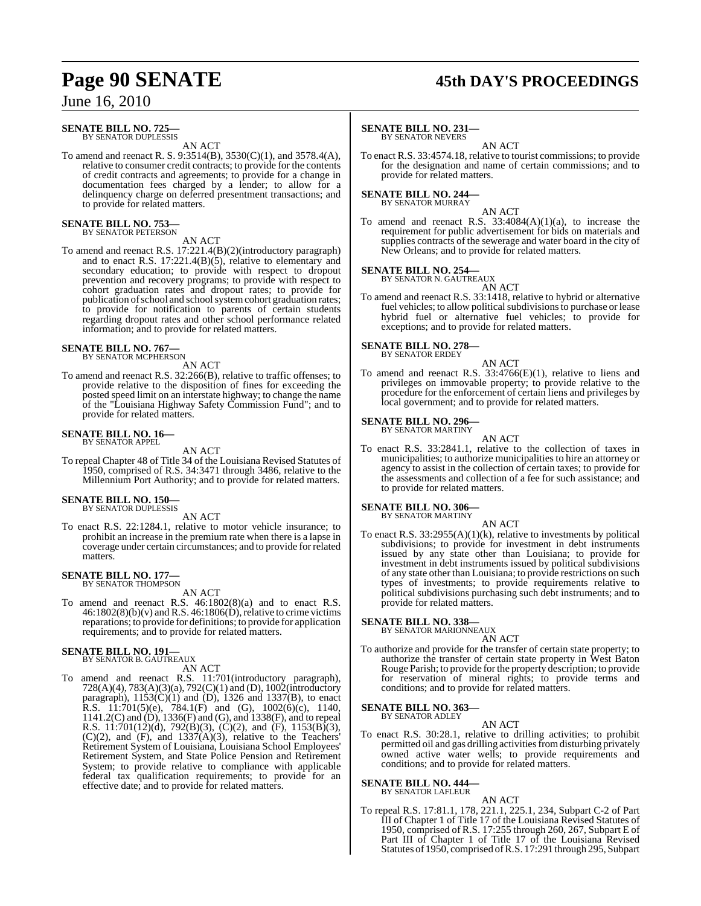**SENATE BILL NO. 725—**
BY SENATOR DUPLESSIS

AN ACT

To amend and reenact R. S. 9:3514(B), 3530(C)(1), and 3578.4(A), relative to consumer credit contracts; to provide for the contents of credit contracts and agreements; to provide for a change in documentation fees charged by a lender; to allow for a delinquency charge on deferred presentment transactions; and to provide for related matters.

**SENATE BILL NO. 753—**
BY SENATOR PETERSON

AN ACT

To amend and reenact R.S. 17:221.4(B)(2)(introductory paragraph) and to enact R.S. 17:221.4(B)(5), relative to elementary and secondary education; to provide with respect to dropout prevention and recovery programs; to provide with respect to cohort graduation rates and dropout rates; to provide for publication of school and school system cohort graduation rates; to provide for notification to parents of certain students regarding dropout rates and other school performance related information; and to provide for related matters.

**SENATE BILL NO. 767—**
BY SENATOR MCPHERSON

AN ACT

To amend and reenact R.S. 32:266(B), relative to traffic offenses; to provide relative to the disposition of fines for exceeding the posted speed limit on an interstate highway; to change the name of the "Louisiana Highway Safety Commission Fund"; and to provide for related matters.

**SENATE BILL NO. 16—**
BY SENATOR APPEL

AN ACT

To repeal Chapter 48 of Title 34 of the Louisiana Revised Statutes of 1950, comprised of R.S. 34:3471 through 3486, relative to the Millennium Port Authority; and to provide for related matters.

**SENATE BILL NO. 150—**
BY SENATOR DUPLESSIS

AN ACT

To enact R.S. 22:1284.1, relative to motor vehicle insurance; to prohibit an increase in the premium rate when there is a lapse in coverage under certain circumstances; and to provide for related matters.

**SENATE BILL NO. 177—**
BY SENATOR THOMPSON

AN ACT

To amend and reenact R.S. 46:1802(8)(a) and to enact R.S. 46:1802(8)(b)(v) and R.S. 46:1806(D), relative to crime victims reparations; to provide for definitions; to provide for application requirements; and to provide for related matters.

**SENATE BILL NO. 191—**
BY SENATOR B. GAUTREAUX

AN ACT

To amend and reenact R.S. 11:701(introductory paragraph), 728(A)(4), 783(A)(3)(a), 792(C)(1) and (D), 1002(introductory paragraph), 1153(C)(1) and (D), 1326 and 1337(B), to enact R.S. 11:701(5)(e), 784.1(F) and (G), 1002(6)(c), 1140, 1141.2(C) and (D), 1336(F) and (G), and 1338(F), and to repeal R.S. 11:701(12)(d), 792(B)(3), (C)(2), and (F), 1153(B)(3), (C)(2), and (F), and 1337(A)(3), relative to the Teachers' Retirement System of Louisiana, Louisiana School Employees' Retirement System, and State Police Pension and Retirement System; to provide relative to compliance with applicable federal tax qualification requirements; to provide for an effective date; and to provide for related matters.

**SENATE BILL NO. 231—**
BY SENATOR NEVERS

AN ACT

To enact R.S. 33:4574.18, relative to tourist commissions; to provide for the designation and name of certain commissions; and to provide for related matters.

**SENATE BILL NO. 244—**
BY SENATOR MURRAY

AN ACT

To amend and reenact R.S. 33:4084(A)(1)(a), to increase the requirement for public advertisement for bids on materials and supplies contracts of the sewerage and water board in the city of New Orleans; and to provide for related matters.

**SENATE BILL NO. 254—**
BY SENATOR N. GAUTREAUX

AN ACT

To amend and reenact R.S. 33:1418, relative to hybrid or alternative fuel vehicles; to allow political subdivisions to purchase or lease hybrid fuel or alternative fuel vehicles; to provide for exceptions; and to provide for related matters.

**SENATE BILL NO. 278—**
BY SENATOR ERDEY

AN ACT

To amend and reenact R.S. 33:4766(E)(1), relative to liens and privileges on immovable property; to provide relative to the procedure for the enforcement of certain liens and privileges by local government; and to provide for related matters.

**SENATE BILL NO. 296—**
BY SENATOR MARTINY

AN ACT

To enact R.S. 33:2841.1, relative to the collection of taxes in municipalities; to authorize municipalities to hire an attorney or agency to assist in the collection of certain taxes; to provide for the assessments and collection of a fee for such assistance; and to provide for related matters.

**SENATE BILL NO. 306—**
BY SENATOR MARTINY

AN ACT

To enact R.S. 33:2955(A)(1)(k), relative to investments by political subdivisions; to provide for investment in debt instruments issued by any state other than Louisiana; to provide for investment in debt instruments issued by political subdivisions of any state other than Louisiana; to provide restrictions on such types of investments; to provide requirements relative to political subdivisions purchasing such debt instruments; and to provide for related matters.

**SENATE BILL NO. 338—**
BY SENATOR MARIONNEAUX

AN ACT

To authorize and provide for the transfer of certain state property; to authorize the transfer of certain state property in West Baton Rouge Parish; to provide for the property description; to provide for reservation of mineral rights; to provide terms and conditions; and to provide for related matters.

**SENATE BILL NO. 363—**
BY SENATOR ADLEY

AN ACT

To enact R.S. 30:28.1, relative to drilling activities; to prohibit permitted oil and gas drilling activities from disturbing privately owned active water wells; to provide requirements and conditions; and to provide for related matters.

**SENATE BILL NO. 444—**
BY SENATOR LAFLEUR

AN ACT

To repeal R.S. 17:81.1, 178, 221.1, 225.1, 234, Subpart C-2 of Part III of Chapter 1 of Title 17 of the Louisiana Revised Statutes of 1950, comprised of R.S. 17:255 through 260, 267, Subpart E of Part III of Chapter 1 of Title 17 of the Louisiana Revised Statutes of 1950, comprised of R.S. 17:291 through 295, Subpart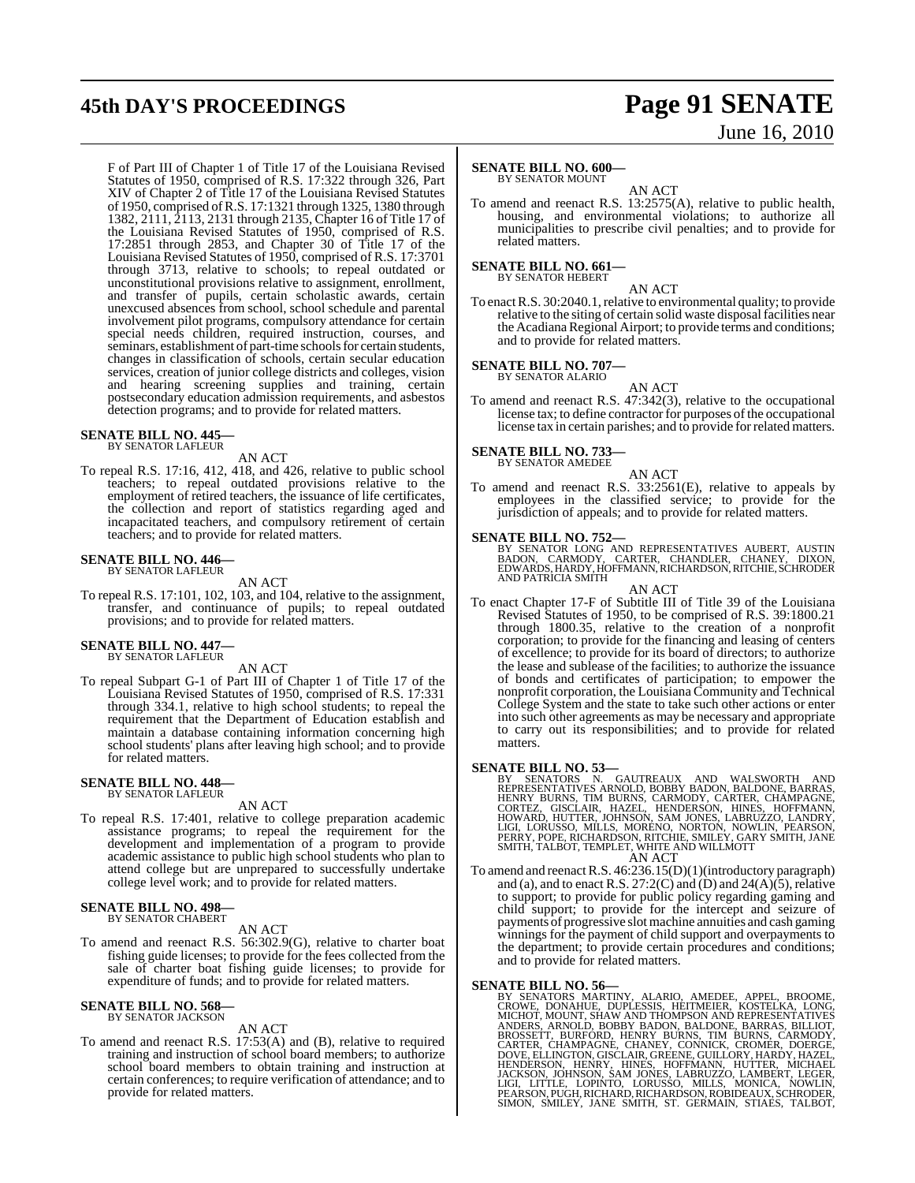F of Part III of Chapter 1 of Title 17 of the Louisiana Revised Statutes of 1950, comprised of R.S. 17:322 through 326, Part XIV of Chapter 2 of Title 17 of the Louisiana Revised Statutes of 1950, comprised of R.S. 17:1321 through 1325, 1380 through 1382, 2111, 2113, 2131 through 2135, Chapter 16 of Title 17 of the Louisiana Revised Statutes of 1950, comprised of R.S. 17:2851 through 2853, and Chapter 30 of Title 17 of the Louisiana Revised Statutes of 1950, comprised of R.S. 17:3701 through 3713, relative to schools; to repeal outdated or unconstitutional provisions relative to assignment, enrollment, and transfer of pupils, certain scholastic awards, certain unexcused absences from school, school schedule and parental involvement pilot programs, compulsory attendance for certain special needs children, required instruction, courses, and seminars, establishment of part-time schools for certain students, changes in classification of schools, certain secular education services, creation of junior college districts and colleges, vision and hearing screening supplies and training, certain postsecondary education admission requirements, and asbestos detection programs; and to provide for related matters.

**SENATE BILL NO. 445—**
BY SENATOR LAFLEUR

AN ACT

To repeal R.S. 17:16, 412, 418, and 426, relative to public school teachers; to repeal outdated provisions relative to the employment of retired teachers, the issuance of life certificates, the collection and report of statistics regarding aged and incapacitated teachers, and compulsory retirement of certain teachers; and to provide for related matters.

**SENATE BILL NO. 446—**
BY SENATOR LAFLEUR

AN ACT

To repeal R.S. 17:101, 102, 103, and 104, relative to the assignment, transfer, and continuance of pupils; to repeal outdated provisions; and to provide for related matters.

**SENATE BILL NO. 447—**
BY SENATOR LAFLEUR

AN ACT

To repeal Subpart G-1 of Part III of Chapter 1 of Title 17 of the Louisiana Revised Statutes of 1950, comprised of R.S. 17:331 through 334.1, relative to high school students; to repeal the requirement that the Department of Education establish and maintain a database containing information concerning high school students' plans after leaving high school; and to provide for related matters.

**SENATE BILL NO. 448—**
BY SENATOR LAFLEUR

AN ACT

To repeal R.S. 17:401, relative to college preparation academic assistance programs; to repeal the requirement for the development and implementation of a program to provide academic assistance to public high school students who plan to attend college but are unprepared to successfully undertake college level work; and to provide for related matters.

**SENATE BILL NO. 498—**
BY SENATOR CHABERT

AN ACT

To amend and reenact R.S. 56:302.9(G), relative to charter boat fishing guide licenses; to provide for the fees collected from the sale of charter boat fishing guide licenses; to provide for expenditure of funds; and to provide for related matters.

**SENATE BILL NO. 568—**
BY SENATOR JACKSON

AN ACT

To amend and reenact R.S. 17:53(A) and (B), relative to required training and instruction of school board members; to authorize school board members to obtain training and instruction at certain conferences; to require verification of attendance; and to provide for related matters.

**SENATE BILL NO. 600—**
BY SENATOR MOUNT

AN ACT

To amend and reenact R.S. 13:2575(A), relative to public health, housing, and environmental violations; to authorize all municipalities to prescribe civil penalties; and to provide for related matters.

**SENATE BILL NO. 661—**
BY SENATOR HEBERT

AN ACT

To enact R.S. 30:2040.1, relative to environmental quality; to provide relative to the siting of certain solid waste disposal facilities near the Acadiana Regional Airport; to provide terms and conditions; and to provide for related matters.

**SENATE BILL NO. 707—**
BY SENATOR ALARIO

AN ACT

To amend and reenact R.S. 47:342(3), relative to the occupational license tax; to define contractor for purposes of the occupational license tax in certain parishes; and to provide for related matters.

**SENATE BILL NO. 733—**
BY SENATOR AMEDEE

AN ACT

To amend and reenact R.S. 33:2561(E), relative to appeals by employees in the classified service; to provide for the jurisdiction of appeals; and to provide for related matters.

**SENATE BILL NO. 752—**
BY SENATOR LONG AND REPRESENTATIVES AUBERT, AUSTIN BADON, CARMODY, CARTER, CHANDLER, CHANEY, DIXON, EDWARDS, HARDY, HOFFMANN, RICHARDSON, RITCHIE, SCHRODER AND PATRICIA SMITH

AN ACT

To enact Chapter 17-F of Subtitle III of Title 39 of the Louisiana Revised Statutes of 1950, to be comprised of R.S. 39:1800.21 through 1800.35, relative to the creation of a nonprofit corporation; to provide for the financing and leasing of centers of excellence; to provide for its board of directors; to authorize the lease and sublease of the facilities; to authorize the issuance of bonds and certificates of participation; to empower the nonprofit corporation, the Louisiana Community and Technical College System and the state to take such other actions or enter into such other agreements as may be necessary and appropriate to carry out its responsibilities; and to provide for related matters.

**SENATE BILL NO. 53—**
BY SENATORS N. GAUTREAUX AND WALSWORTH AND REPRESENTATIVES ARNOLD, BOBBY BADON, BALDONE, BARRAS, HENRY BURNS, TIM BURNS, CARMODY, CARTER, CHAMPAGNE, CORTEZ, GISCLAIR, HAZEL, HENDERSON, HINES, HOFFMANN, HOWARD, HUTTER, JOHNSON, SAM JONES, LABRUZZO, LANDRY, LIGI, LORUSSO, MILLS, MORENO, NORTON, NOWLIN, PEARSON, PERRY, POPE, RICHARDSON, RITCHIE, SMILEY, GARY SMITH, JANE SMITH, TALBOT, TEMPLET, WHITE AND WILLMOTT

AN ACT

To amend and reenact R.S. 46:236.15(D)(1)(introductory paragraph) and (a), and to enact R.S. 27:2(C) and (D) and 24(A)(5), relative to support; to provide for public policy regarding gaming and child support; to provide for the intercept and seizure of payments of progressive slot machine annuities and cash gaming winnings for the payment of child support and overpayments to the department; to provide certain procedures and conditions; and to provide for related matters.

**SENATE BILL NO. 56—**
BY SENATORS MARTINY, ALARIO, AMEDEE, APPEL, BROOME, CROWE, DONAHUE, DUPLESSIS, HEITMEIER, KOSTELKA, LONG, MICHOT, MOUNT, SHAW AND THOMPSON AND REPRESENTATIVES ANDERS, ARNOLD, BOBBY BADON, BALDONE, BARRAS, BILLIOT, BROSSETT, BURFORD, HENRY BURNS, TIM BURNS, CARMODY, CARTER, CHAMPAGNE, CHANEY, CONNICK, CROMER, DOERGE, DOVE, ELLINGTON, GISCLAIR, GREENE, GUILLORY, HARDY, HAZEL, HENDERSON, HENRY, HINES, HOFFMANN, HUTTER, MICHAEL JACKSON, JOHNSON, SAM JONES, LABRUZZO, LAMBERT, LEGER, LIGI, LITTLE, LOPINTO, LORUSSO, MILLS, MONICA, NOWLIN, PEARSON, PUGH, RICHARD, RICHARDSON, ROBIDEAUX, SCHRODER, SIMON, SMILEY, JANE SMITH, ST. GERMAIN, STIAES, TALBOT,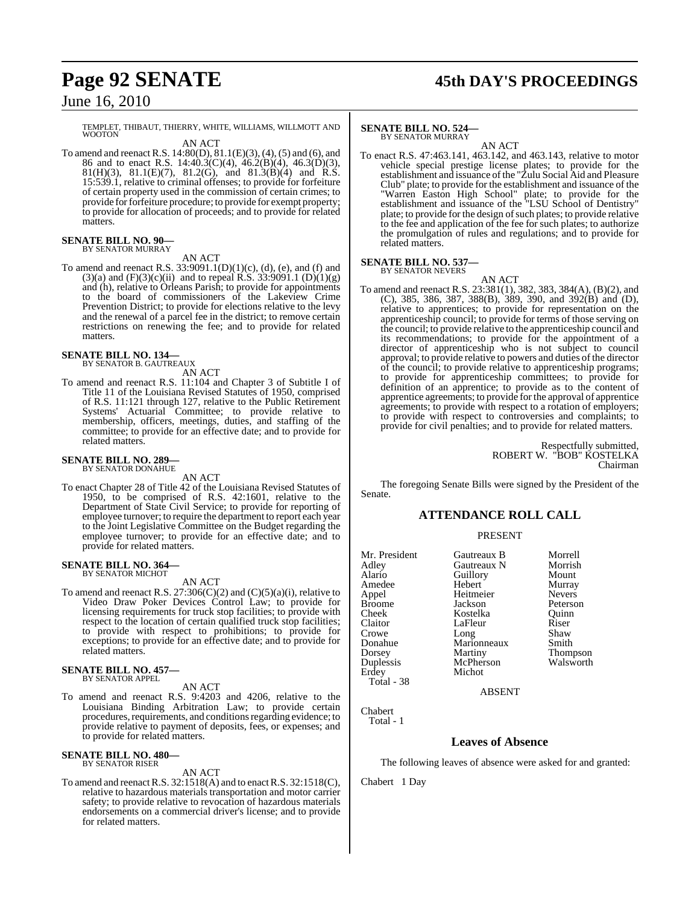TEMPLET, THIBAUT, THIERRY, WHITE, WILLIAMS, WILLMOTT AND WOOTON

AN ACT

To amend and reenact R.S. 14:80(D), 81.1(E)(3), (4), (5) and (6), and 86 and to enact R.S. 14:40.3(C)(4), 46.2(B)(4), 46.3(D)(3), 81(H)(3), 81.1(E)(7), 81.2(G), and 81.3(B)(4) and R.S. 15:539.1, relative to criminal offenses; to provide for forfeiture of certain property used in the commission of certain crimes; to provide for forfeiture procedure; to provide for exempt property; to provide for allocation of proceeds; and to provide for related matters.

**SENATE BILL NO. 90—**
BY SENATOR MURRAY

AN ACT

To amend and reenact R.S. 33:9091.1(D)(1)(c), (d), (e), and (f) and (3)(a) and (F)(3)(c)(ii) and to repeal R.S. 33:9091.1 (D)(1)(g) and (h), relative to Orleans Parish; to provide for appointments to the board of commissioners of the Lakeview Crime Prevention District; to provide for elections relative to the levy and the renewal of a parcel fee in the district; to remove certain restrictions on renewing the fee; and to provide for related matters.

**SENATE BILL NO. 134—**
BY SENATOR B. GAUTREAUX

AN ACT

To amend and reenact R.S. 11:104 and Chapter 3 of Subtitle I of Title 11 of the Louisiana Revised Statutes of 1950, comprised of R.S. 11:121 through 127, relative to the Public Retirement Systems' Actuarial Committee; to provide relative to membership, officers, meetings, duties, and staffing of the committee; to provide for an effective date; and to provide for related matters.

**SENATE BILL NO. 289—**
BY SENATOR DONAHUE

AN ACT

To enact Chapter 28 of Title 42 of the Louisiana Revised Statutes of 1950, to be comprised of R.S. 42:1601, relative to the Department of State Civil Service; to provide for reporting of employee turnover; to require the department to report each year to the Joint Legislative Committee on the Budget regarding the employee turnover; to provide for an effective date; and to provide for related matters.

**SENATE BILL NO. 364—**
BY SENATOR MICHOT

AN ACT

To amend and reenact R.S. 27:306(C)(2) and (C)(5)(a)(i), relative to Video Draw Poker Devices Control Law; to provide for licensing requirements for truck stop facilities; to provide with respect to the location of certain qualified truck stop facilities; to provide with respect to prohibitions; to provide for exceptions; to provide for an effective date; and to provide for related matters.

**SENATE BILL NO. 457—**
BY SENATOR APPEL

AN ACT

To amend and reenact R.S. 9:4203 and 4206, relative to the Louisiana Binding Arbitration Law; to provide certain procedures, requirements, and conditions regarding evidence; to provide relative to payment of deposits, fees, or expenses; and to provide for related matters.

**SENATE BILL NO. 480—**
BY SENATOR RISER

AN ACT

To amend and reenact R.S. 32:1518(A) and to enact R.S. 32:1518(C), relative to hazardous materials transportation and motor carrier safety; to provide relative to revocation of hazardous materials endorsements on a commercial driver's license; and to provide for related matters.

**SENATE BILL NO. 524—**
BY SENATOR MURRAY

AN ACT

To enact R.S. 47:463.141, 463.142, and 463.143, relative to motor vehicle special prestige license plates; to provide for the establishment and issuance of the "Zulu Social Aid and Pleasure Club" plate; to provide for the establishment and issuance of the "Warren Easton High School" plate; to provide for the establishment and issuance of the "LSU School of Dentistry" plate; to provide for the design of such plates; to provide relative to the fee and application of the fee for such plates; to authorize the promulgation of rules and regulations; and to provide for related matters.

**SENATE BILL NO. 537—**
BY SENATOR NEVERS

AN ACT

To amend and reenact R.S. 23:381(1), 382, 383, 384(A), (B)(2), and (C), 385, 386, 387, 388(B), 389, 390, and 392(B) and (D), relative to apprentices; to provide for representation on the apprenticeship council; to provide for terms of those serving on the council; to provide relative to the apprenticeship council and its recommendations; to provide for the appointment of a director of apprenticeship who is not subject to council approval; to provide relative to powers and duties of the director of the council; to provide relative to apprenticeship programs; to provide for apprenticeship committees; to provide for definition of an apprentice; to provide as to the content of apprentice agreements; to provide for the approval of apprentice agreements; to provide with respect to a rotation of employers; to provide with respect to controversies and complaints; to provide for civil penalties; and to provide for related matters.

Respectfully submitted,
ROBERT W. "BOB" KOSTELKA
Chairman

The foregoing Senate Bills were signed by the President of the Senate.

## ATTENDANCE ROLL CALL

PRESENT

| | | |
|---|---|---|
| Mr. President | Gautreaux B | Morrell |
| Adley | Gautreaux N | Morrish |
| Alario | Guillory | Mount |
| Amedee | Hebert | Murray |
| Appel | Heitmeier | Nevers |
| Broome | Jackson | Peterson |
| Cheek | Kostelka | Quinn |
| Claitor | LaFleur | Riser |
| Crowe | Long | Shaw |
| Donahue | Marionneaux | Smith |
| Dorsey | Martiny | Thompson |
| Duplessis | McPherson | Walsworth |
| Erdey | Michot | |

Total - 38

ABSENT

Chabert
Total - 1

### Leaves of Absence

The following leaves of absence were asked for and granted:

Chabert 1 Day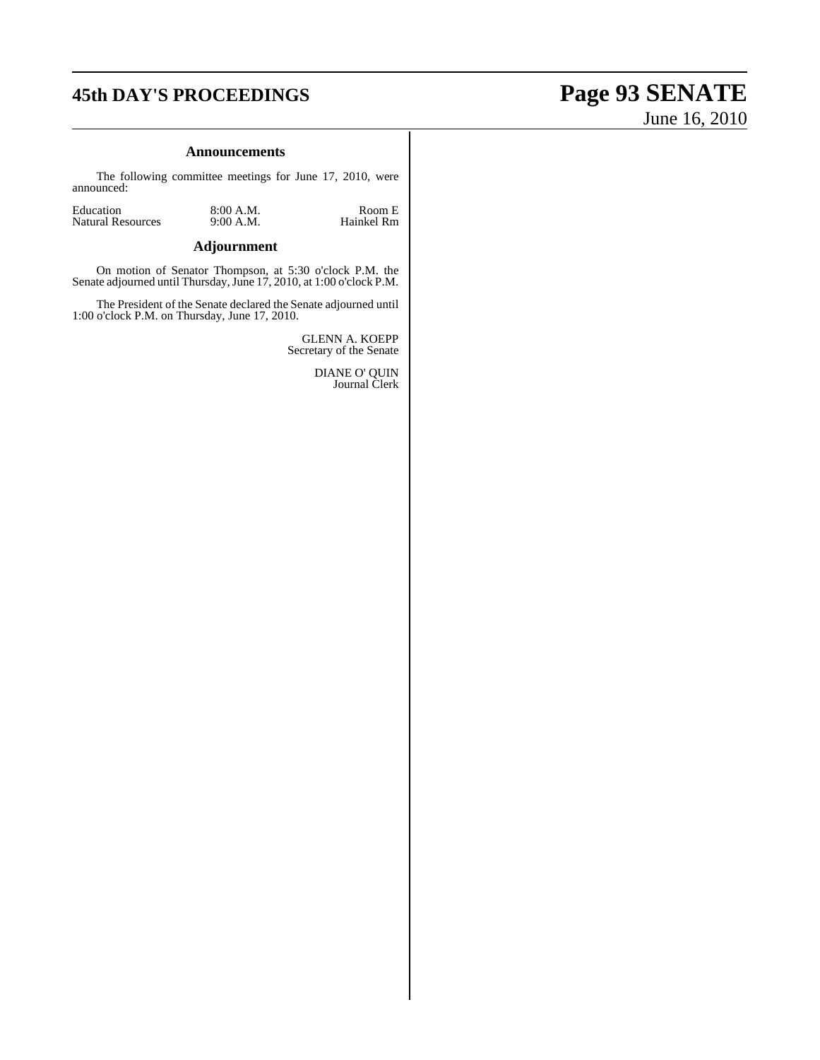### Announcements

The following committee meetings for June 17, 2010, were announced:

| | | |
|---|---|---|
| Education | 8:00 A.M. | Room E |
| Natural Resources | 9:00 A.M. | Hainkel Rm |

### Adjournment

On motion of Senator Thompson, at 5:30 o'clock P.M. the Senate adjourned until Thursday, June 17, 2010, at 1:00 o'clock P.M.

The President of the Senate declared the Senate adjourned until 1:00 o'clock P.M. on Thursday, June 17, 2010.

GLENN A. KOEPP
Secretary of the Senate

DIANE O' QUIN
Journal Clerk